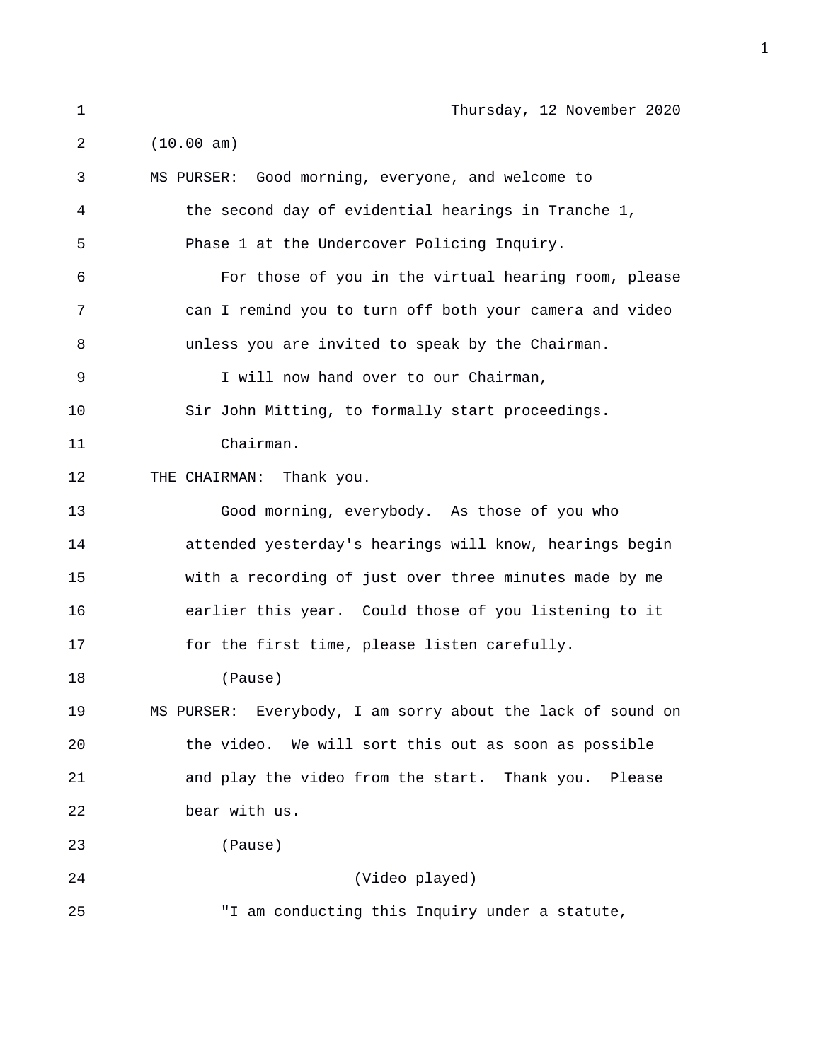Thursday, 12 November 2020

(10.00 am)

MS PURSER: Good morning, everyone, and welcome to the second day of evidential hearings in Tranche 1, Phase 1 at the Undercover Policing Inquiry.

For those of you in the virtual hearing room, please can I remind you to turn off both your camera and video unless you are invited to speak by the Chairman.

I will now hand over to our Chairman, Sir John Mitting, to formally start proceedings.

Chairman.

THE CHAIRMAN: Thank you.

Good morning, everybody. As those of you who attended yesterday's hearings will know, hearings begin with a recording of just over three minutes made by me earlier this year. Could those of you listening to it for the first time, please listen carefully.

(Pause)

MS PURSER: Everybody, I am sorry about the lack of sound on the video. We will sort this out as soon as possible and play the video from the start. Thank you. Please bear with us.

(Pause)

(Video played)

"I am conducting this Inquiry under a statute,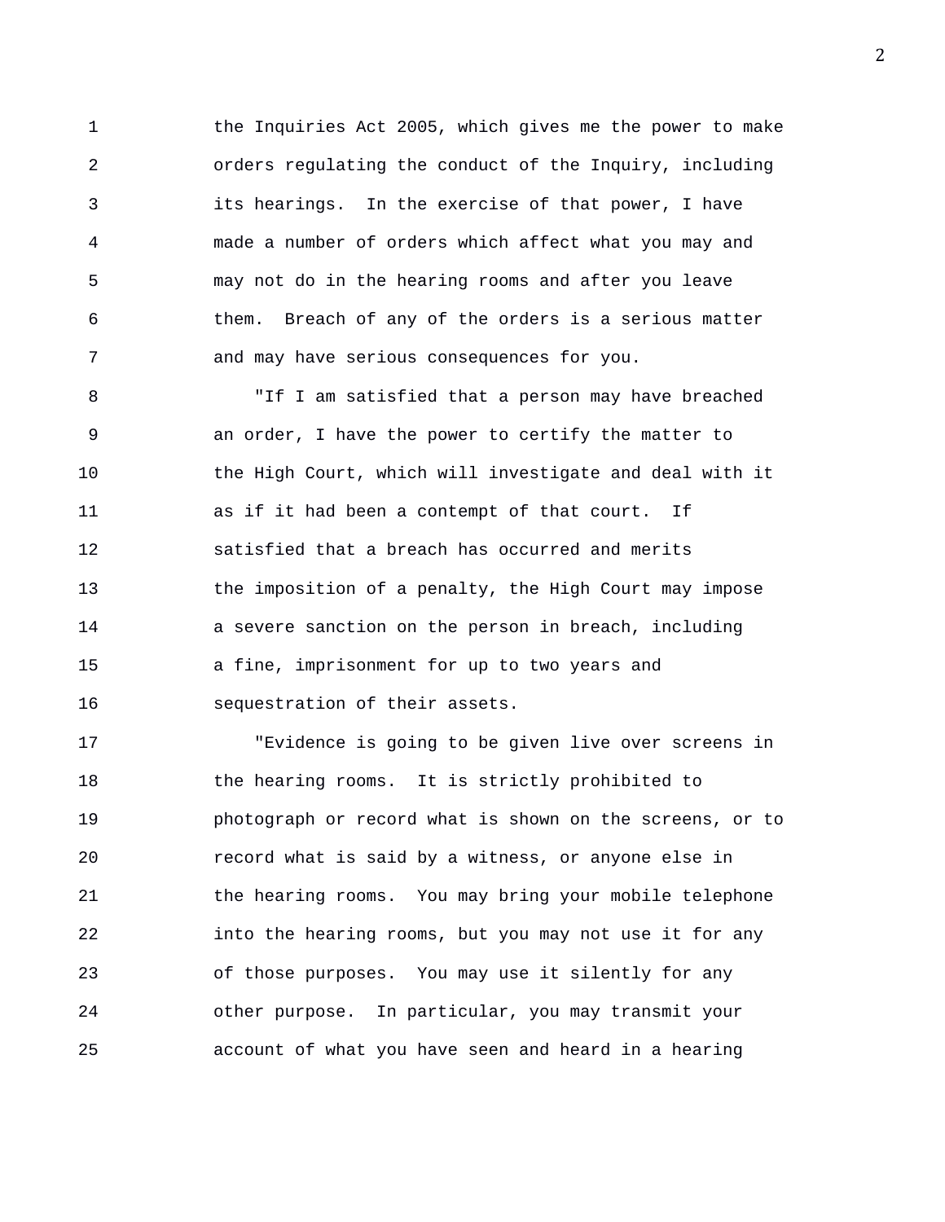the Inquiries Act 2005, which gives me the power to make orders regulating the conduct of the Inquiry, including its hearings. In the exercise of that power, I have made a number of orders which affect what you may and may not do in the hearing rooms and after you leave them. Breach of any of the orders is a serious matter and may have serious consequences for you.

"If I am satisfied that a person may have breached an order, I have the power to certify the matter to the High Court, which will investigate and deal with it as if it had been a contempt of that court. If satisfied that a breach has occurred and merits the imposition of a penalty, the High Court may impose a severe sanction on the person in breach, including a fine, imprisonment for up to two years and sequestration of their assets.

"Evidence is going to be given live over screens in the hearing rooms. It is strictly prohibited to photograph or record what is shown on the screens, or to record what is said by a witness, or anyone else in the hearing rooms. You may bring your mobile telephone into the hearing rooms, but you may not use it for any of those purposes. You may use it silently for any other purpose. In particular, you may transmit your account of what you have seen and heard in a hearing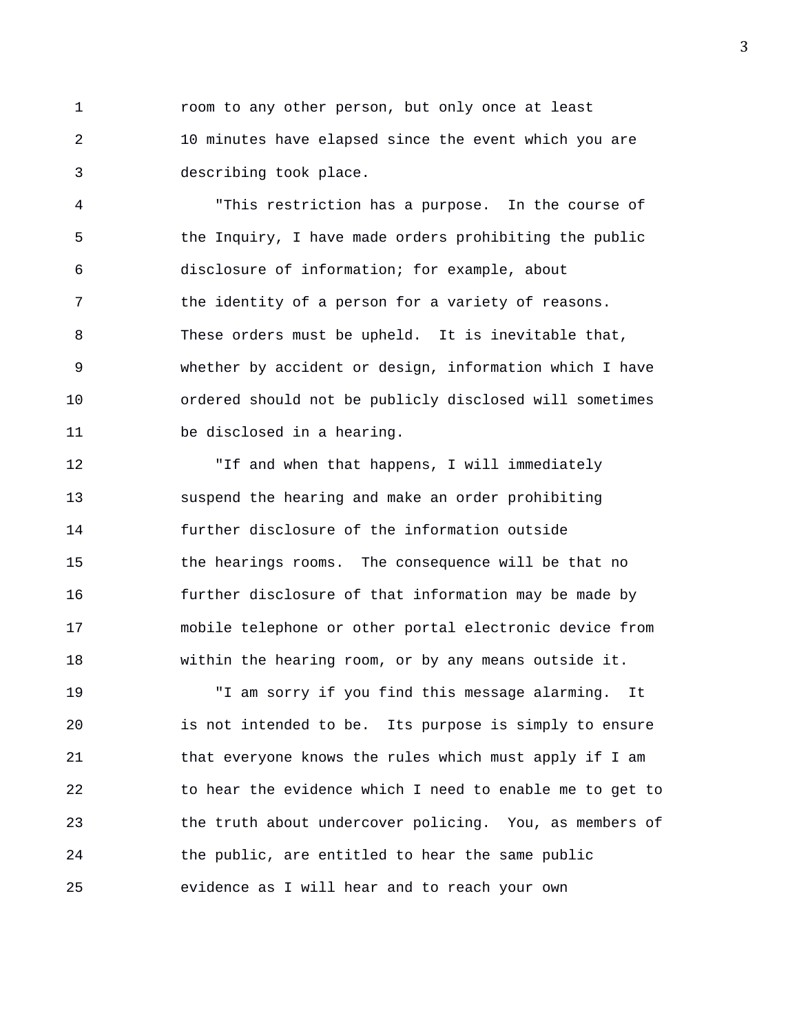room to any other person, but only once at least 10 minutes have elapsed since the event which you are describing took place.

"This restriction has a purpose. In the course of the Inquiry, I have made orders prohibiting the public disclosure of information; for example, about the identity of a person for a variety of reasons. These orders must be upheld. It is inevitable that, whether by accident or design, information which I have ordered should not be publicly disclosed will sometimes be disclosed in a hearing.

"If and when that happens, I will immediately suspend the hearing and make an order prohibiting further disclosure of the information outside the hearings rooms. The consequence will be that no further disclosure of that information may be made by mobile telephone or other portal electronic device from within the hearing room, or by any means outside it.

"I am sorry if you find this message alarming. It is not intended to be. Its purpose is simply to ensure that everyone knows the rules which must apply if I am to hear the evidence which I need to enable me to get to the truth about undercover policing. You, as members of the public, are entitled to hear the same public evidence as I will hear and to reach your own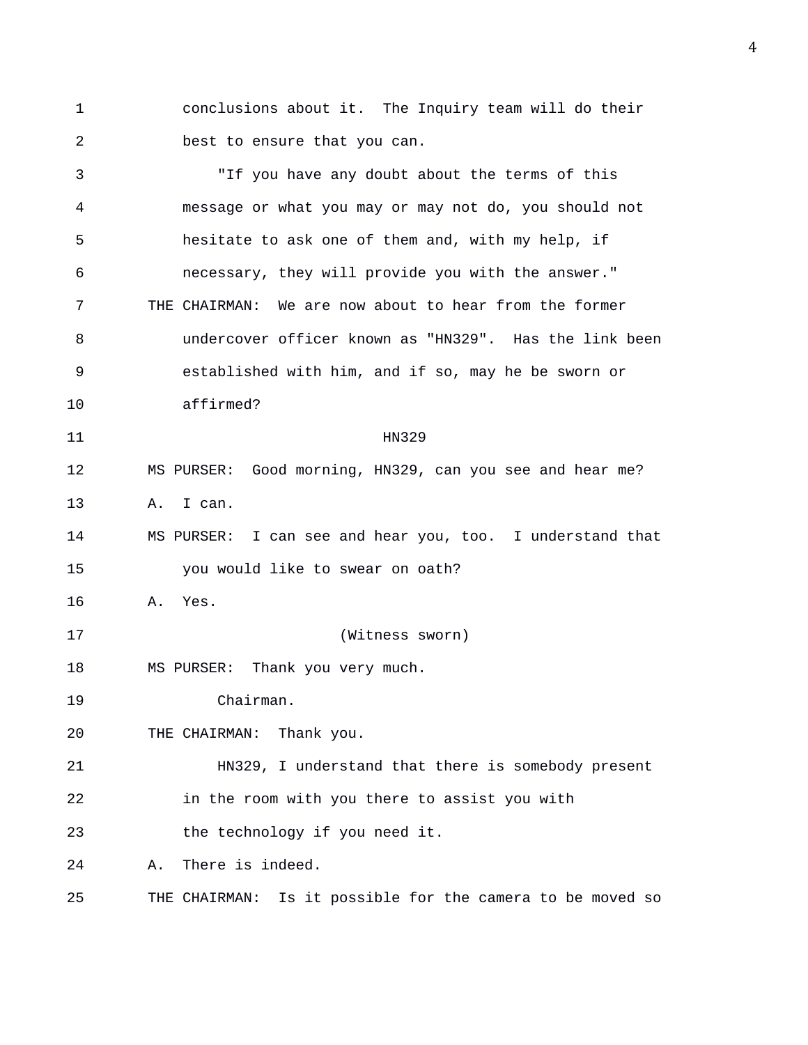conclusions about it. The Inquiry team will do their best to ensure that you can.

"If you have any doubt about the terms of this message or what you may or may not do, you should not hesitate to ask one of them and, with my help, if necessary, they will provide you with the answer."

THE CHAIRMAN: We are now about to hear from the former undercover officer known as "HN329". Has the link been established with him, and if so, may he be sworn or affirmed?

HN329

MS PURSER: Good morning, HN329, can you see and hear me?

A. I can.

MS PURSER: I can see and hear you, too. I understand that you would like to swear on oath?

A. Yes.

(Witness sworn)

MS PURSER: Thank you very much.

Chairman.

THE CHAIRMAN: Thank you.

HN329, I understand that there is somebody present in the room with you there to assist you with the technology if you need it.

A. There is indeed.

THE CHAIRMAN: Is it possible for the camera to be moved so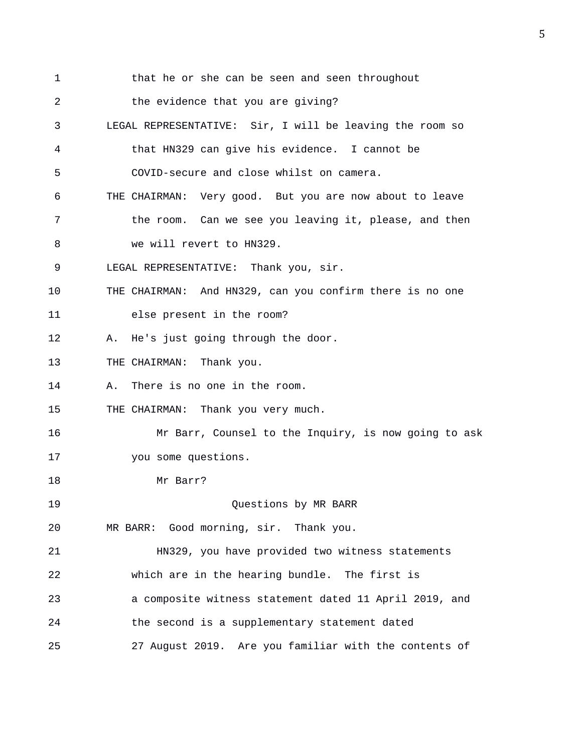1 that he or she can be seen and seen throughout
2 the evidence that you are giving?
3 LEGAL REPRESENTATIVE: Sir, I will be leaving the room so
4 that HN329 can give his evidence. I cannot be
5 COVID-secure and close whilst on camera.
6 THE CHAIRMAN: Very good. But you are now about to leave
7 the room. Can we see you leaving it, please, and then
8 we will revert to HN329.
9 LEGAL REPRESENTATIVE: Thank you, sir.
10 THE CHAIRMAN: And HN329, can you confirm there is no one
11 else present in the room?
12 A. He's just going through the door.
13 THE CHAIRMAN: Thank you.
14 A. There is no one in the room.
15 THE CHAIRMAN: Thank you very much.
16 Mr Barr, Counsel to the Inquiry, is now going to ask
17 you some questions.
18 Mr Barr?
19 Questions by MR BARR
20 MR BARR: Good morning, sir. Thank you.
21 HN329, you have provided two witness statements
22 which are in the hearing bundle. The first is
23 a composite witness statement dated 11 April 2019, and
24 the second is a supplementary statement dated
25 27 August 2019. Are you familiar with the contents of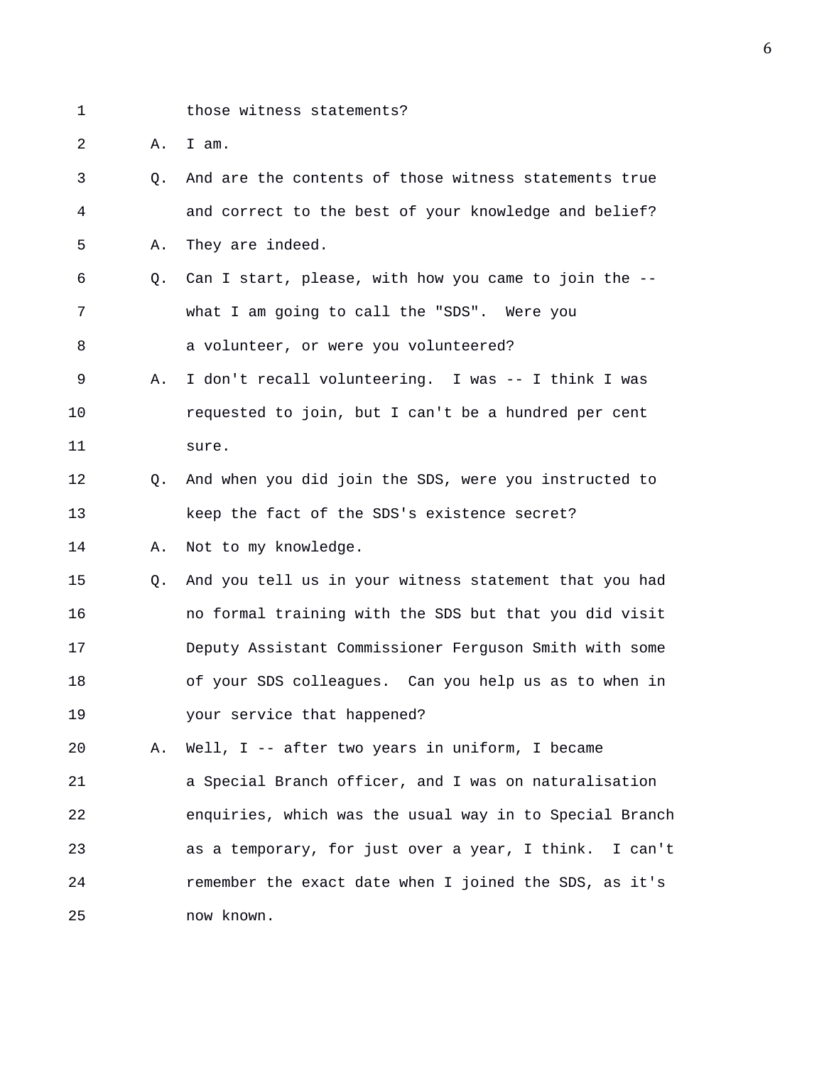1 those witness statements?

2 A. I am.

3 Q. And are the contents of those witness statements true

4 and correct to the best of your knowledge and belief?

5 A. They are indeed.

6 Q. Can I start, please, with how you came to join the --

7 what I am going to call the "SDS". Were you

8 a volunteer, or were you volunteered?

9 A. I don't recall volunteering. I was -- I think I was

10 requested to join, but I can't be a hundred per cent

11 sure.

12 Q. And when you did join the SDS, were you instructed to

13 keep the fact of the SDS's existence secret?

14 A. Not to my knowledge.

15 Q. And you tell us in your witness statement that you had

16 no formal training with the SDS but that you did visit

17 Deputy Assistant Commissioner Ferguson Smith with some

18 of your SDS colleagues. Can you help us as to when in

19 your service that happened?

20 A. Well, I -- after two years in uniform, I became

21 a Special Branch officer, and I was on naturalisation

22 enquiries, which was the usual way in to Special Branch

23 as a temporary, for just over a year, I think. I can't

24 remember the exact date when I joined the SDS, as it's

25 now known.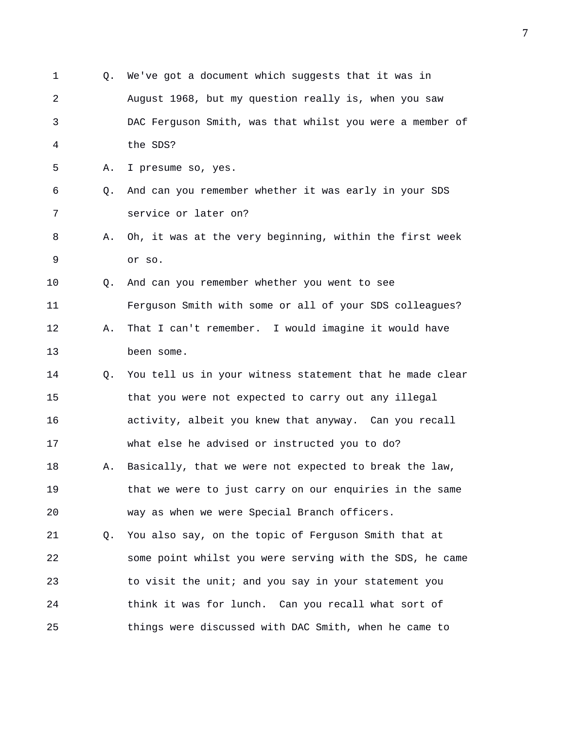1 Q. We've got a document which suggests that it was in
2 August 1968, but my question really is, when you saw
3 DAC Ferguson Smith, was that whilst you were a member of
4 the SDS?
5 A. I presume so, yes.
6 Q. And can you remember whether it was early in your SDS
7 service or later on?
8 A. Oh, it was at the very beginning, within the first week
9 or so.
10 Q. And can you remember whether you went to see
11 Ferguson Smith with some or all of your SDS colleagues?
12 A. That I can't remember. I would imagine it would have
13 been some.
14 Q. You tell us in your witness statement that he made clear
15 that you were not expected to carry out any illegal
16 activity, albeit you knew that anyway. Can you recall
17 what else he advised or instructed you to do?
18 A. Basically, that we were not expected to break the law,
19 that we were to just carry on our enquiries in the same
20 way as when we were Special Branch officers.
21 Q. You also say, on the topic of Ferguson Smith that at
22 some point whilst you were serving with the SDS, he came
23 to visit the unit; and you say in your statement you
24 think it was for lunch. Can you recall what sort of
25 things were discussed with DAC Smith, when he came to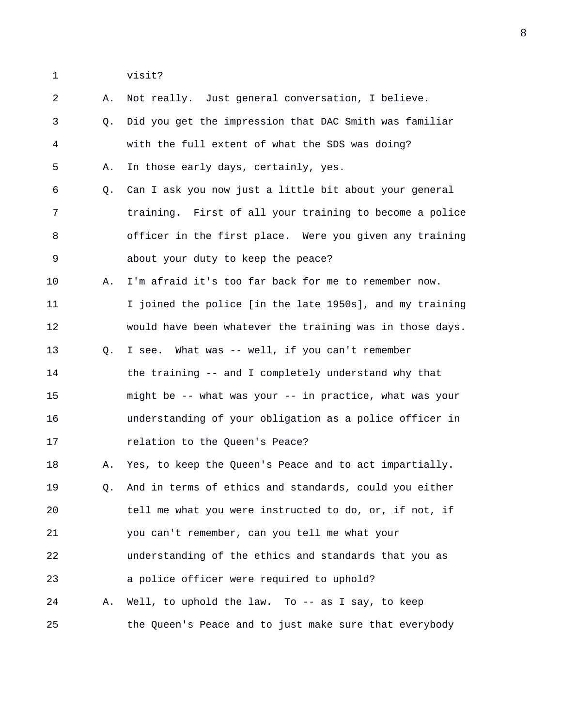visit?

A. Not really. Just general conversation, I believe.

Q. Did you get the impression that DAC Smith was familiar with the full extent of what the SDS was doing?

A. In those early days, certainly, yes.

Q. Can I ask you now just a little bit about your general training. First of all your training to become a police officer in the first place. Were you given any training about your duty to keep the peace?

A. I'm afraid it's too far back for me to remember now. I joined the police [in the late 1950s], and my training would have been whatever the training was in those days.

Q. I see. What was -- well, if you can't remember the training -- and I completely understand why that might be -- what was your -- in practice, what was your understanding of your obligation as a police officer in relation to the Queen's Peace?

A. Yes, to keep the Queen's Peace and to act impartially.

Q. And in terms of ethics and standards, could you either tell me what you were instructed to do, or, if not, if you can't remember, can you tell me what your understanding of the ethics and standards that you as a police officer were required to uphold?

A. Well, to uphold the law. To -- as I say, to keep the Queen's Peace and to just make sure that everybody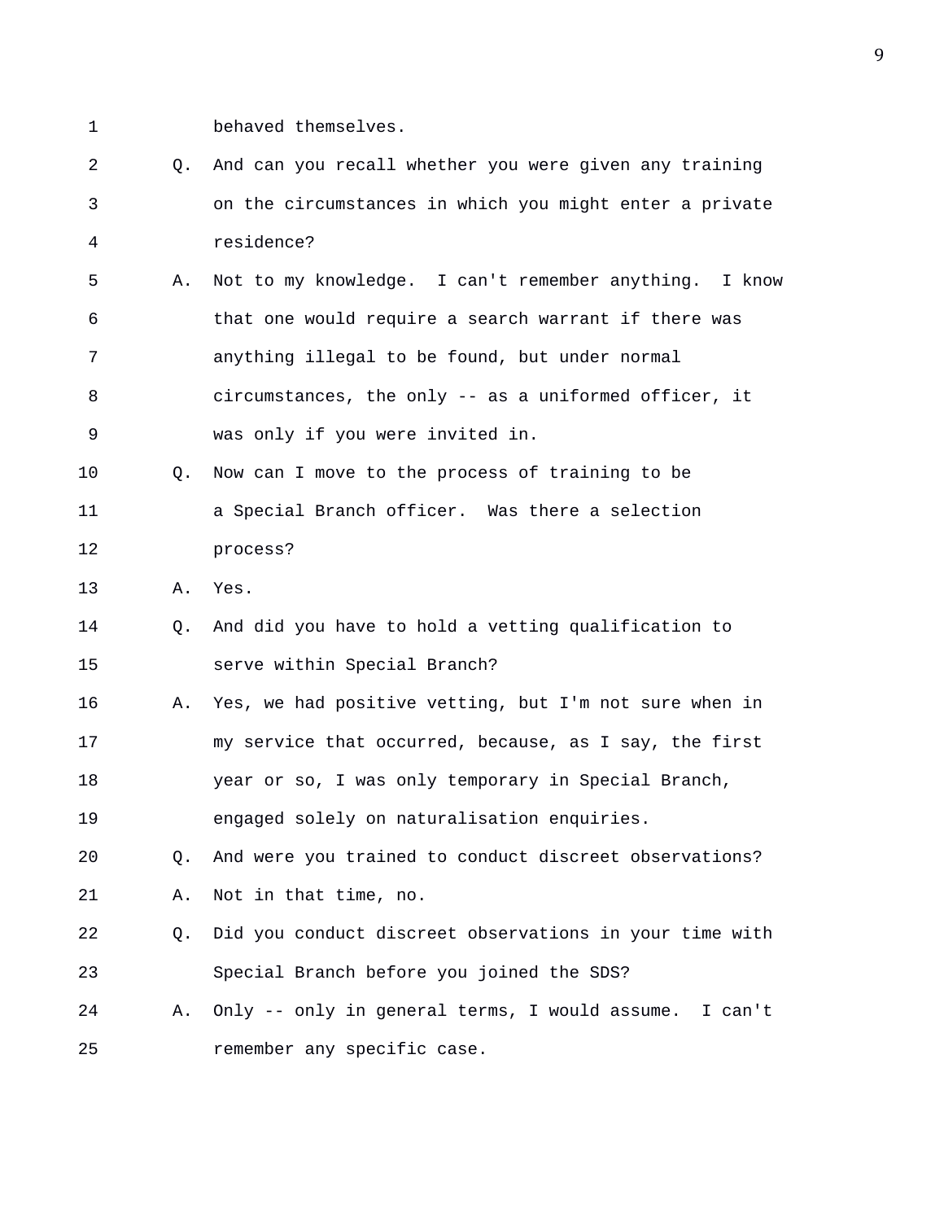1 behaved themselves.

2 Q. And can you recall whether you were given any training

3 on the circumstances in which you might enter a private

4 residence?

5 A. Not to my knowledge. I can't remember anything. I know

6 that one would require a search warrant if there was

7 anything illegal to be found, but under normal

8 circumstances, the only -- as a uniformed officer, it

9 was only if you were invited in.

10 Q. Now can I move to the process of training to be

11 a Special Branch officer. Was there a selection

12 process?

13 A. Yes.

14 Q. And did you have to hold a vetting qualification to

15 serve within Special Branch?

16 A. Yes, we had positive vetting, but I'm not sure when in

17 my service that occurred, because, as I say, the first

18 year or so, I was only temporary in Special Branch,

19 engaged solely on naturalisation enquiries.

20 Q. And were you trained to conduct discreet observations?

21 A. Not in that time, no.

22 Q. Did you conduct discreet observations in your time with

23 Special Branch before you joined the SDS?

24 A. Only -- only in general terms, I would assume. I can't

25 remember any specific case.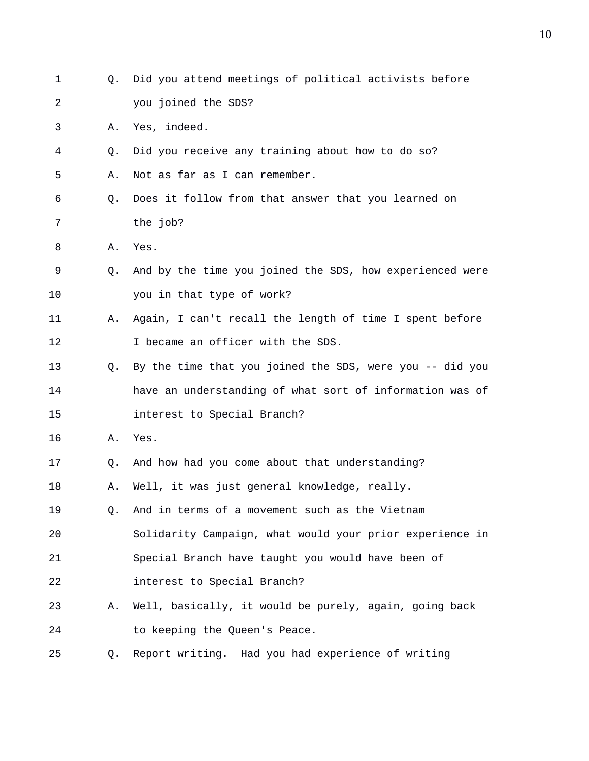Q. Did you attend meetings of political activists before you joined the SDS?

A. Yes, indeed.

Q. Did you receive any training about how to do so?

A. Not as far as I can remember.

Q. Does it follow from that answer that you learned on the job?

A. Yes.

Q. And by the time you joined the SDS, how experienced were you in that type of work?

A. Again, I can't recall the length of time I spent before I became an officer with the SDS.

Q. By the time that you joined the SDS, were you -- did you have an understanding of what sort of information was of interest to Special Branch?

A. Yes.

Q. And how had you come about that understanding?

A. Well, it was just general knowledge, really.

Q. And in terms of a movement such as the Vietnam Solidarity Campaign, what would your prior experience in Special Branch have taught you would have been of interest to Special Branch?

A. Well, basically, it would be purely, again, going back to keeping the Queen's Peace.

Q. Report writing. Had you had experience of writing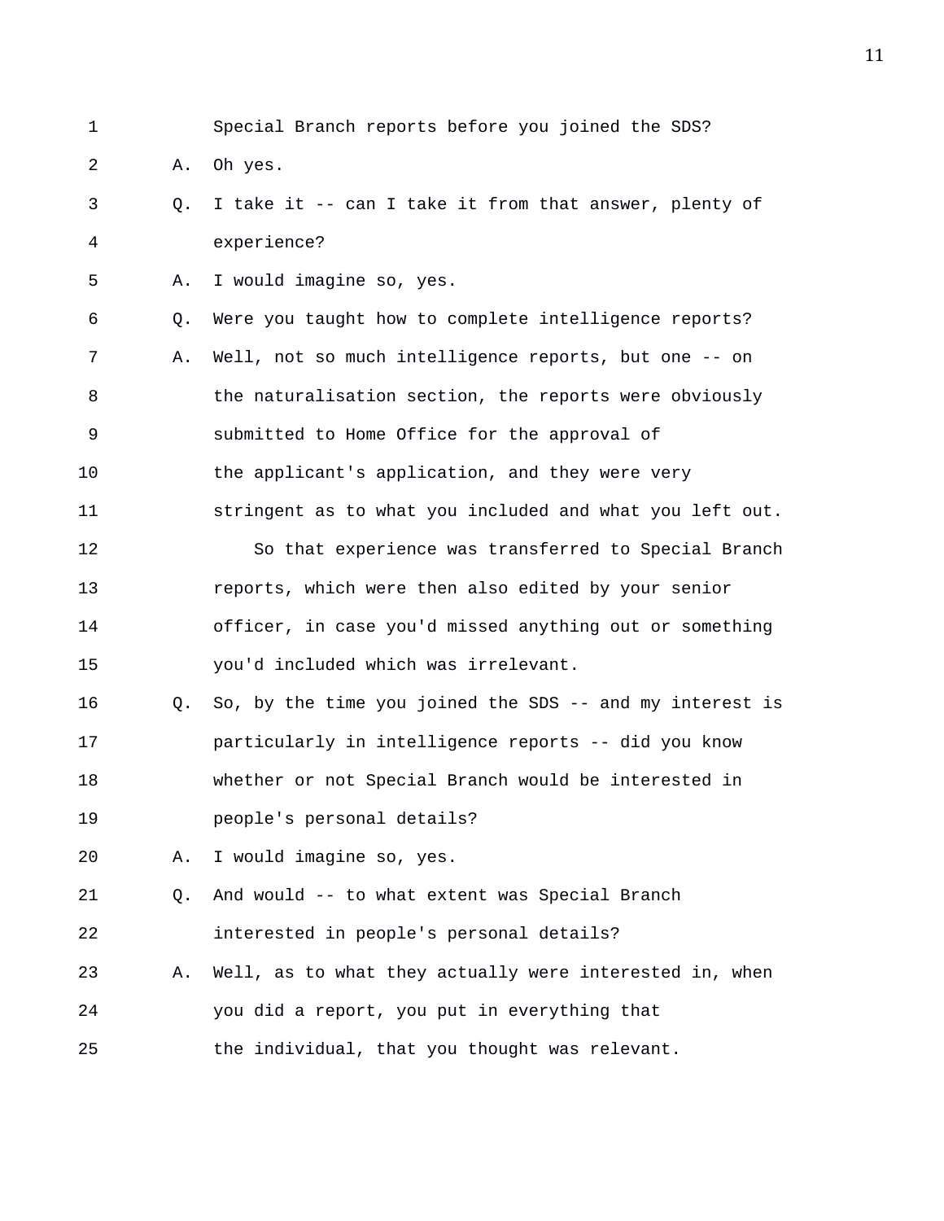Special Branch reports before you joined the SDS?

A. Oh yes.

Q. I take it -- can I take it from that answer, plenty of experience?

A. I would imagine so, yes.

Q. Were you taught how to complete intelligence reports?

A. Well, not so much intelligence reports, but one -- on the naturalisation section, the reports were obviously submitted to Home Office for the approval of the applicant's application, and they were very stringent as to what you included and what you left out.

So that experience was transferred to Special Branch reports, which were then also edited by your senior officer, in case you'd missed anything out or something you'd included which was irrelevant.

Q. So, by the time you joined the SDS -- and my interest is particularly in intelligence reports -- did you know whether or not Special Branch would be interested in people's personal details?

A. I would imagine so, yes.

Q. And would -- to what extent was Special Branch interested in people's personal details?

A. Well, as to what they actually were interested in, when you did a report, you put in everything that the individual, that you thought was relevant.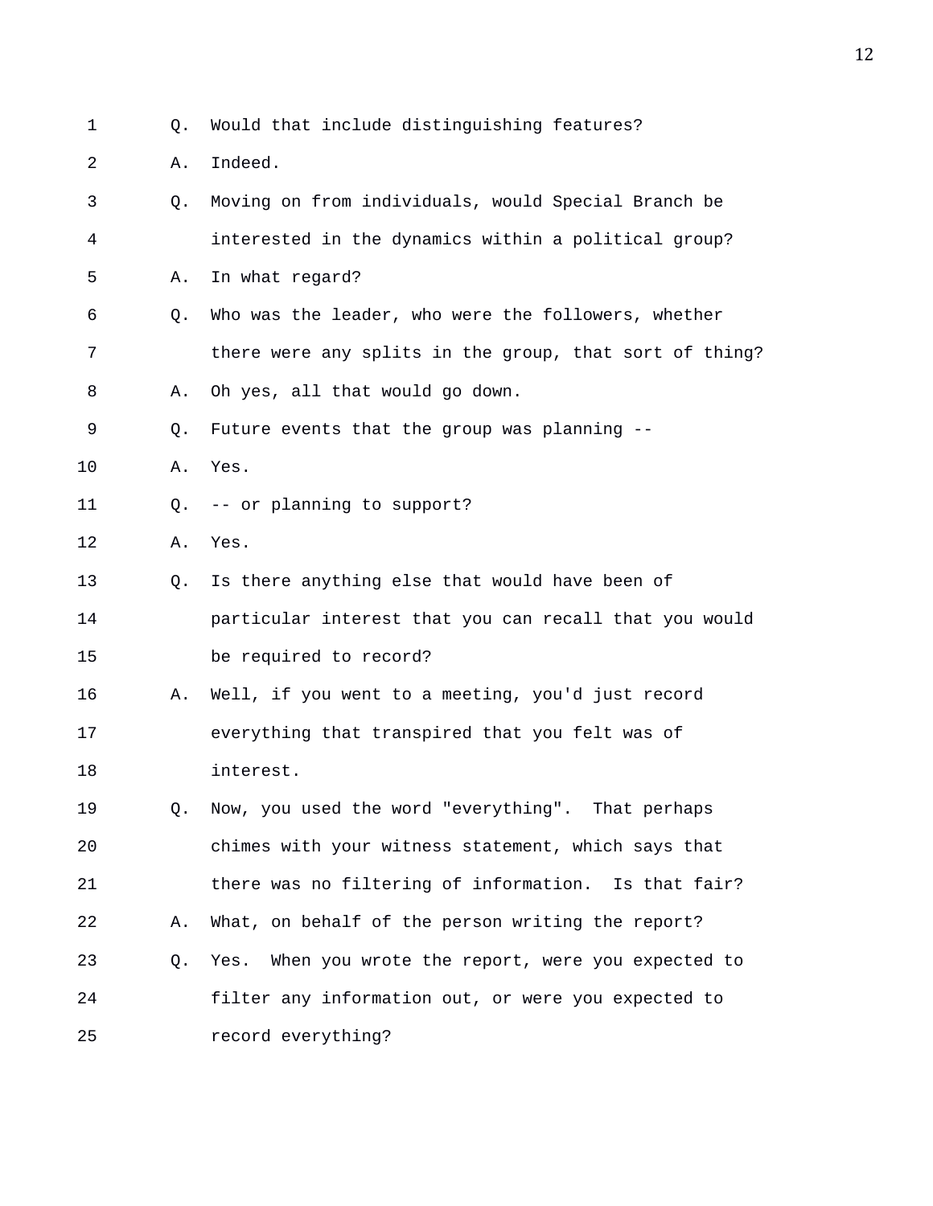1 Q. Would that include distinguishing features?

2 A. Indeed.

3 Q. Moving on from individuals, would Special Branch be

4 interested in the dynamics within a political group?

5 A. In what regard?

6 Q. Who was the leader, who were the followers, whether

7 there were any splits in the group, that sort of thing?

8 A. Oh yes, all that would go down.

9 Q. Future events that the group was planning --

10 A. Yes.

11 Q. -- or planning to support?

12 A. Yes.

13 Q. Is there anything else that would have been of

14 particular interest that you can recall that you would

15 be required to record?

16 A. Well, if you went to a meeting, you'd just record

17 everything that transpired that you felt was of

18 interest.

19 Q. Now, you used the word "everything". That perhaps

20 chimes with your witness statement, which says that

21 there was no filtering of information. Is that fair?

22 A. What, on behalf of the person writing the report?

23 Q. Yes. When you wrote the report, were you expected to

24 filter any information out, or were you expected to

25 record everything?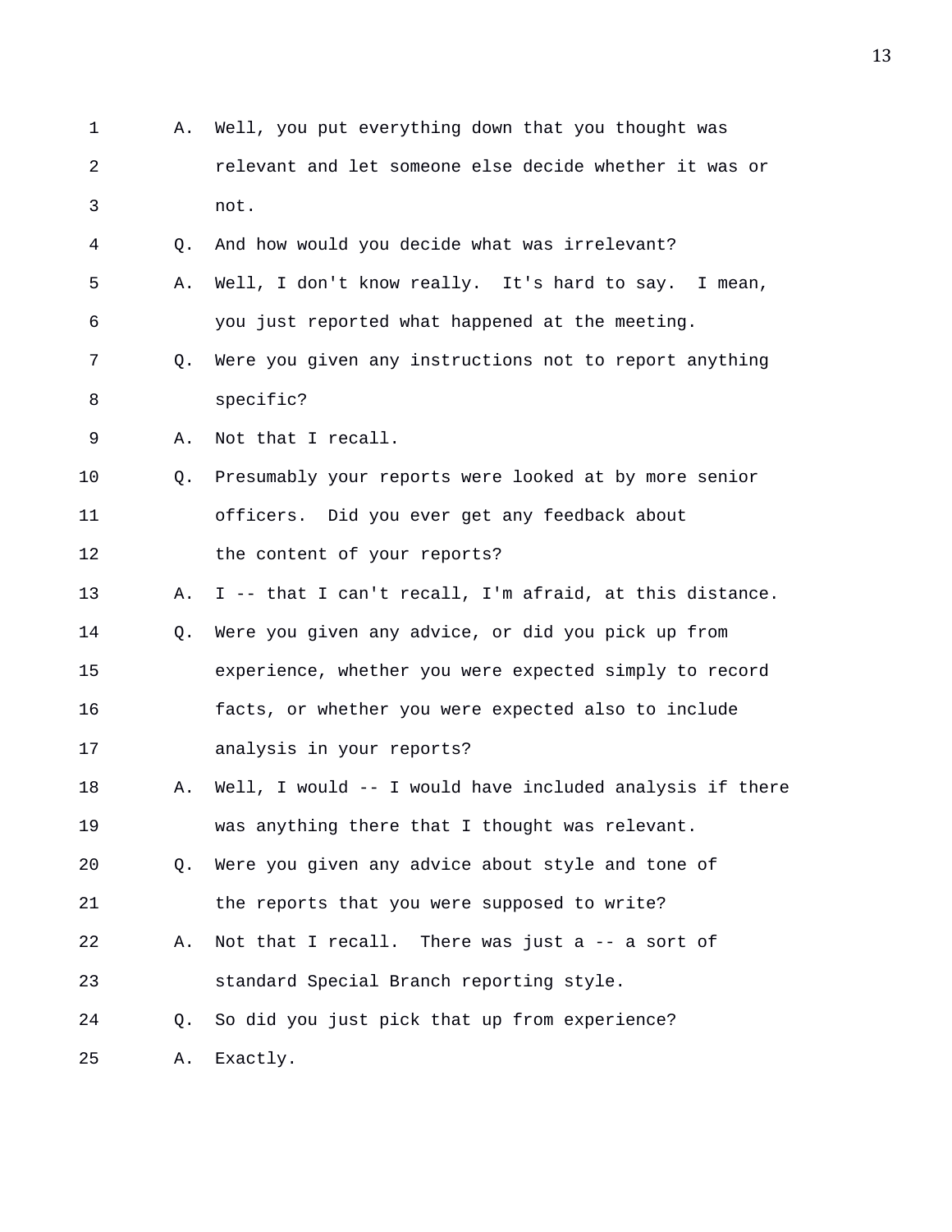A. Well, you put everything down that you thought was relevant and let someone else decide whether it was or not.

Q. And how would you decide what was irrelevant?

A. Well, I don't know really. It's hard to say. I mean, you just reported what happened at the meeting.

Q. Were you given any instructions not to report anything specific?

A. Not that I recall.

Q. Presumably your reports were looked at by more senior officers. Did you ever get any feedback about the content of your reports?

A. I -- that I can't recall, I'm afraid, at this distance.

Q. Were you given any advice, or did you pick up from experience, whether you were expected simply to record facts, or whether you were expected also to include analysis in your reports?

A. Well, I would -- I would have included analysis if there was anything there that I thought was relevant.

Q. Were you given any advice about style and tone of the reports that you were supposed to write?

A. Not that I recall. There was just a -- a sort of standard Special Branch reporting style.

Q. So did you just pick that up from experience?

A. Exactly.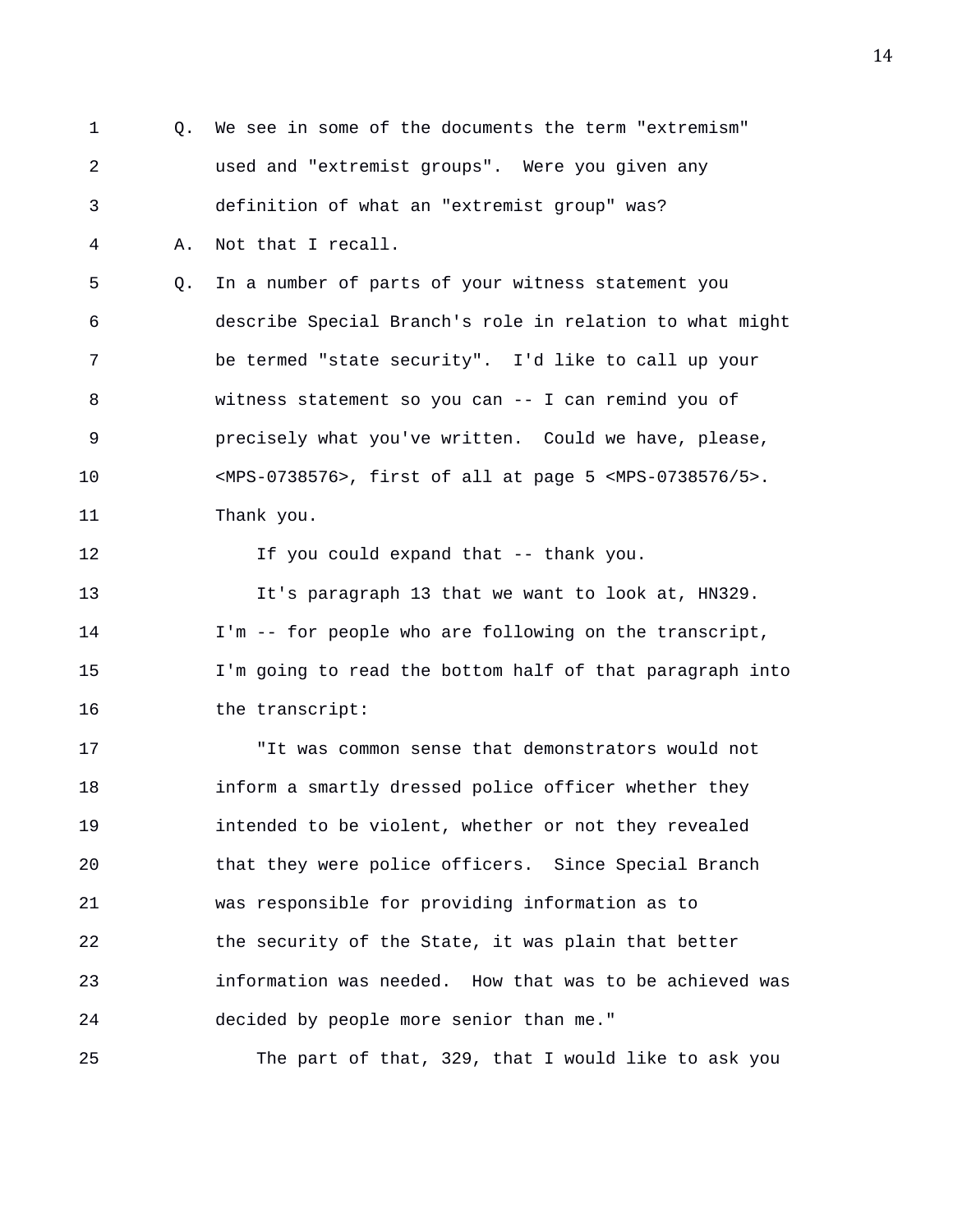Q. We see in some of the documents the term "extremism" used and "extremist groups". Were you given any definition of what an "extremist group" was?

A. Not that I recall.

Q. In a number of parts of your witness statement you describe Special Branch's role in relation to what might be termed "state security". I'd like to call up your witness statement so you can -- I can remind you of precisely what you've written. Could we have, please, <MPS-0738576>, first of all at page 5 <MPS-0738576/5>. Thank you.

If you could expand that -- thank you.

It's paragraph 13 that we want to look at, HN329. I'm -- for people who are following on the transcript, I'm going to read the bottom half of that paragraph into the transcript:

"It was common sense that demonstrators would not inform a smartly dressed police officer whether they intended to be violent, whether or not they revealed that they were police officers. Since Special Branch was responsible for providing information as to the security of the State, it was plain that better information was needed. How that was to be achieved was decided by people more senior than me."

The part of that, 329, that I would like to ask you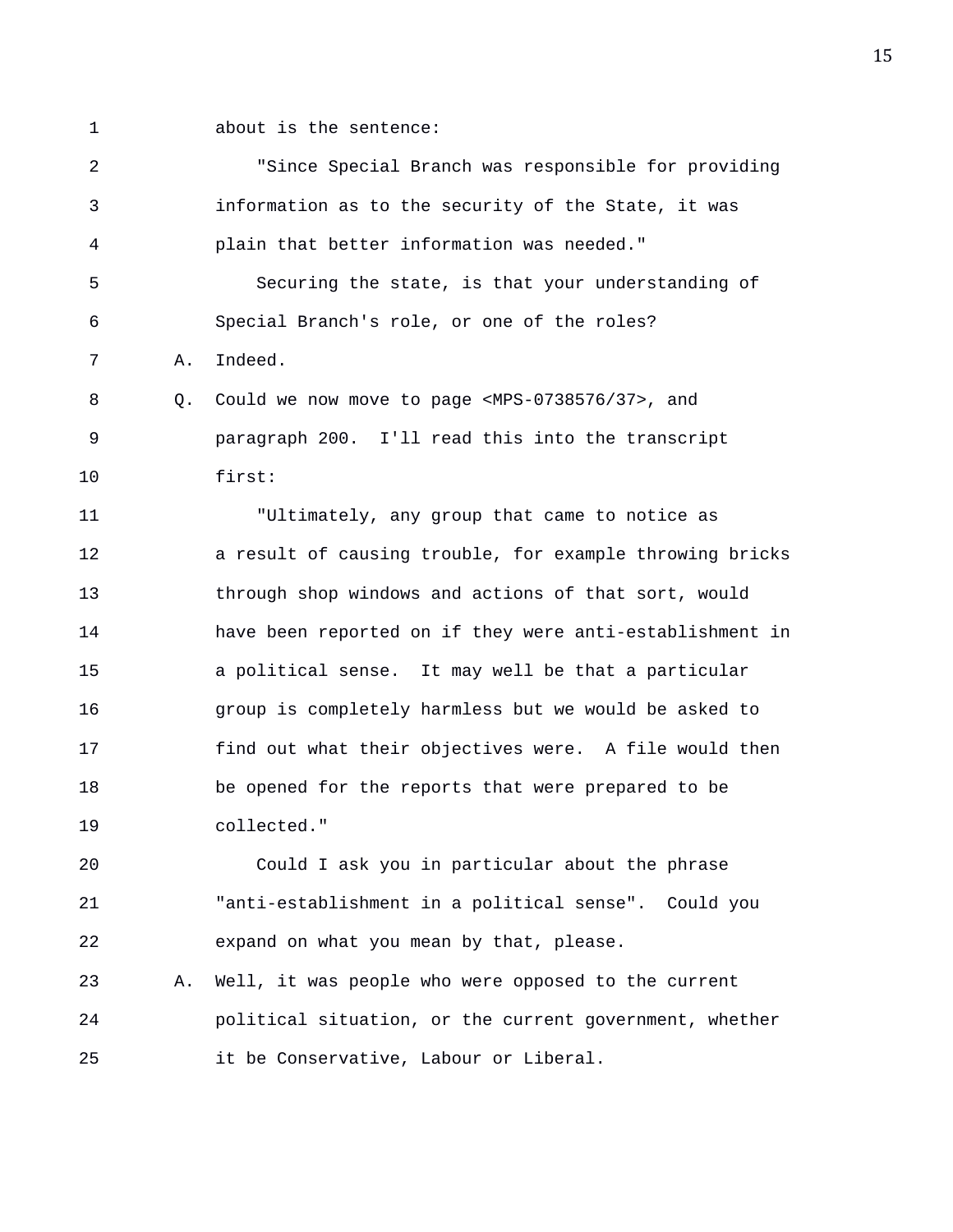about is the sentence:

"Since Special Branch was responsible for providing information as to the security of the State, it was plain that better information was needed."

Securing the state, is that your understanding of Special Branch's role, or one of the roles?

A. Indeed.

Q. Could we now move to page <MPS-0738576/37>, and paragraph 200. I'll read this into the transcript first:

"Ultimately, any group that came to notice as a result of causing trouble, for example throwing bricks through shop windows and actions of that sort, would have been reported on if they were anti-establishment in a political sense. It may well be that a particular group is completely harmless but we would be asked to find out what their objectives were. A file would then be opened for the reports that were prepared to be collected."

Could I ask you in particular about the phrase "anti-establishment in a political sense". Could you expand on what you mean by that, please.

A. Well, it was people who were opposed to the current political situation, or the current government, whether it be Conservative, Labour or Liberal.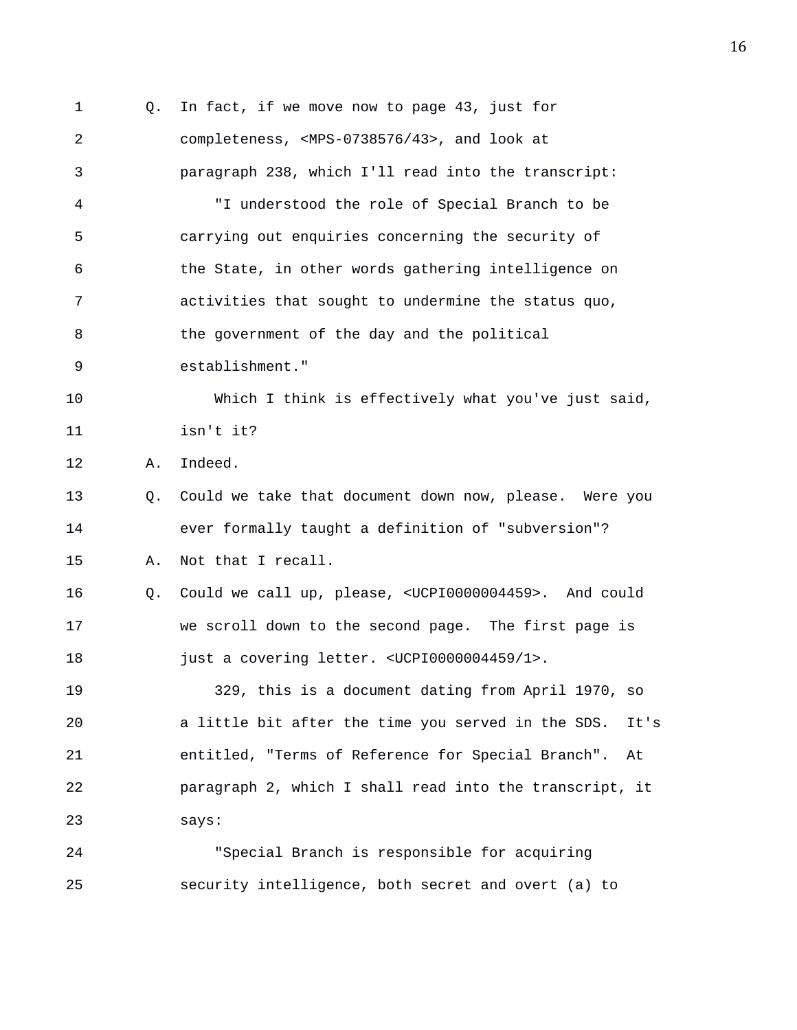Q. In fact, if we move now to page 43, just for completeness, <MPS-0738576/43>, and look at paragraph 238, which I'll read into the transcript:

"I understood the role of Special Branch to be carrying out enquiries concerning the security of the State, in other words gathering intelligence on activities that sought to undermine the status quo, the government of the day and the political establishment."

Which I think is effectively what you've just said, isn't it?

A. Indeed.

Q. Could we take that document down now, please. Were you ever formally taught a definition of "subversion"?

A. Not that I recall.

Q. Could we call up, please, <UCPI0000004459>. And could we scroll down to the second page. The first page is just a covering letter. <UCPI0000004459/1>.

329, this is a document dating from April 1970, so a little bit after the time you served in the SDS. It's entitled, "Terms of Reference for Special Branch". At paragraph 2, which I shall read into the transcript, it says:

"Special Branch is responsible for acquiring security intelligence, both secret and overt (a) to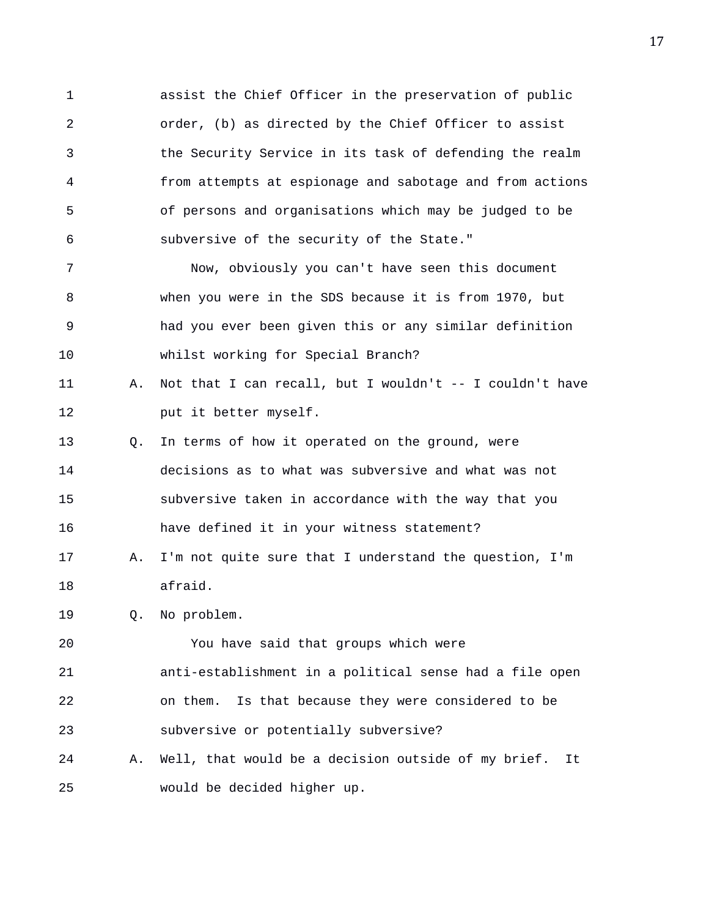assist the Chief Officer in the preservation of public order, (b) as directed by the Chief Officer to assist the Security Service in its task of defending the realm from attempts at espionage and sabotage and from actions of persons and organisations which may be judged to be subversive of the security of the State."

Now, obviously you can't have seen this document when you were in the SDS because it is from 1970, but had you ever been given this or any similar definition whilst working for Special Branch?

A. Not that I can recall, but I wouldn't -- I couldn't have put it better myself.

Q. In terms of how it operated on the ground, were decisions as to what was subversive and what was not subversive taken in accordance with the way that you have defined it in your witness statement?

A. I'm not quite sure that I understand the question, I'm afraid.

Q. No problem.

You have said that groups which were anti-establishment in a political sense had a file open on them. Is that because they were considered to be subversive or potentially subversive?

A. Well, that would be a decision outside of my brief. It would be decided higher up.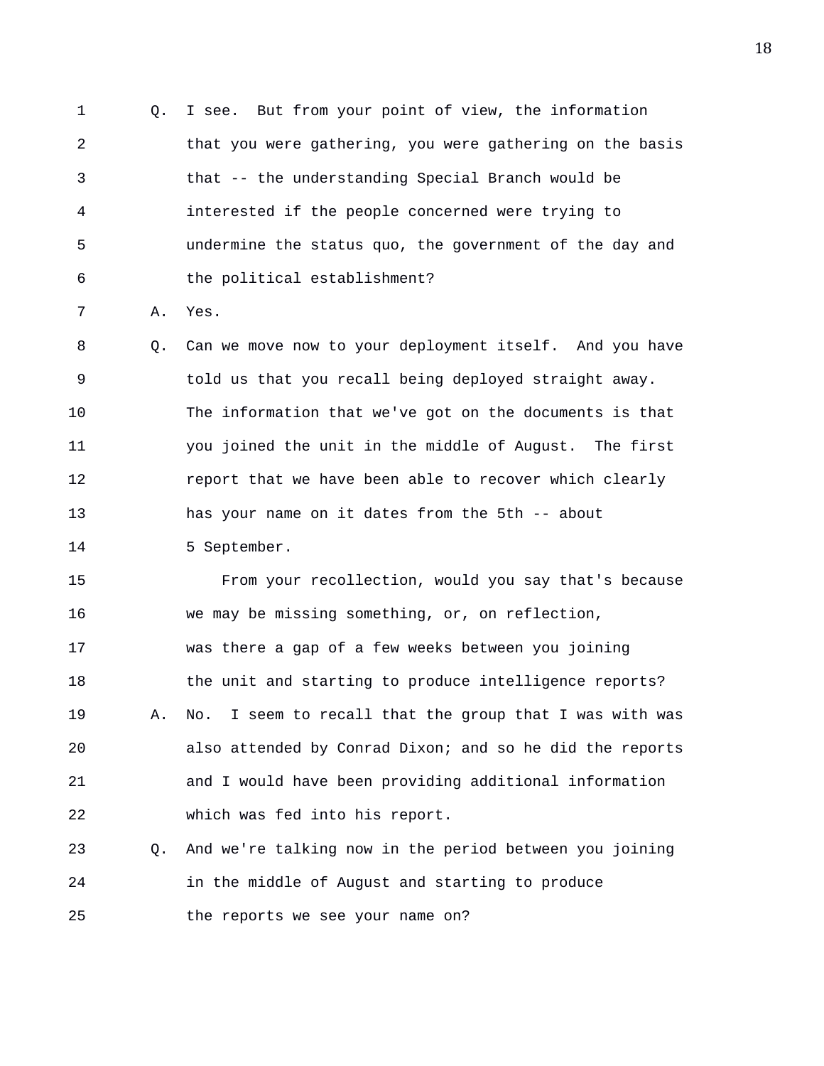Q. I see. But from your point of view, the information that you were gathering, you were gathering on the basis that -- the understanding Special Branch would be interested if the people concerned were trying to undermine the status quo, the government of the day and the political establishment?

A. Yes.

Q. Can we move now to your deployment itself. And you have told us that you recall being deployed straight away. The information that we've got on the documents is that you joined the unit in the middle of August. The first report that we have been able to recover which clearly has your name on it dates from the 5th -- about 5 September.

From your recollection, would you say that's because we may be missing something, or, on reflection, was there a gap of a few weeks between you joining the unit and starting to produce intelligence reports?

A. No. I seem to recall that the group that I was with was also attended by Conrad Dixon; and so he did the reports and I would have been providing additional information which was fed into his report.

Q. And we're talking now in the period between you joining in the middle of August and starting to produce the reports we see your name on?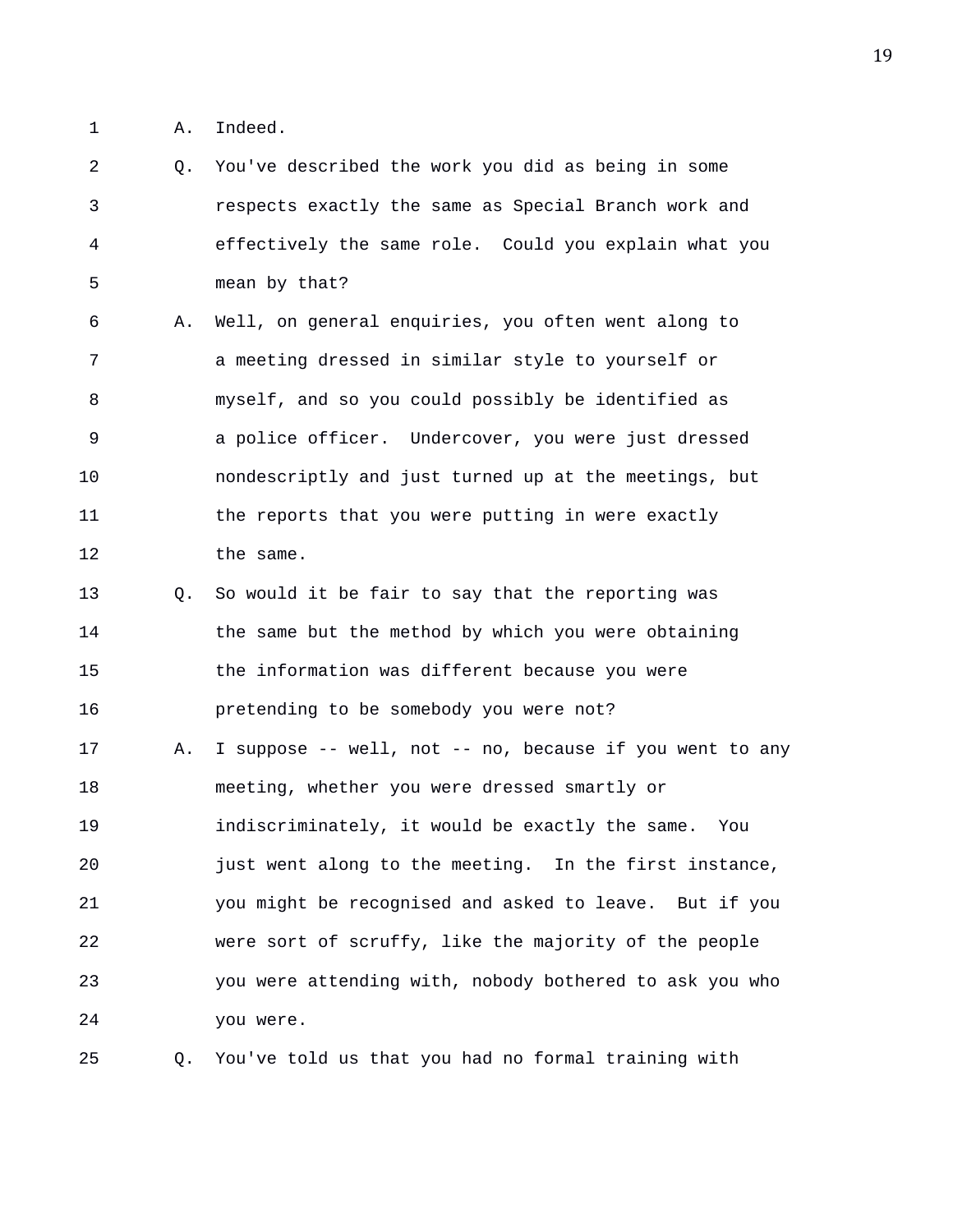1 A. Indeed.

2 Q. You've described the work you did as being in some
3 respects exactly the same as Special Branch work and
4 effectively the same role. Could you explain what you
5 mean by that?

6 A. Well, on general enquiries, you often went along to
7 a meeting dressed in similar style to yourself or
8 myself, and so you could possibly be identified as
9 a police officer. Undercover, you were just dressed
10 nondescriptly and just turned up at the meetings, but
11 the reports that you were putting in were exactly
12 the same.

13 Q. So would it be fair to say that the reporting was
14 the same but the method by which you were obtaining
15 the information was different because you were
16 pretending to be somebody you were not?

17 A. I suppose -- well, not -- no, because if you went to any
18 meeting, whether you were dressed smartly or
19 indiscriminately, it would be exactly the same. You
20 just went along to the meeting. In the first instance,
21 you might be recognised and asked to leave. But if you
22 were sort of scruffy, like the majority of the people
23 you were attending with, nobody bothered to ask you who
24 you were.

25 Q. You've told us that you had no formal training with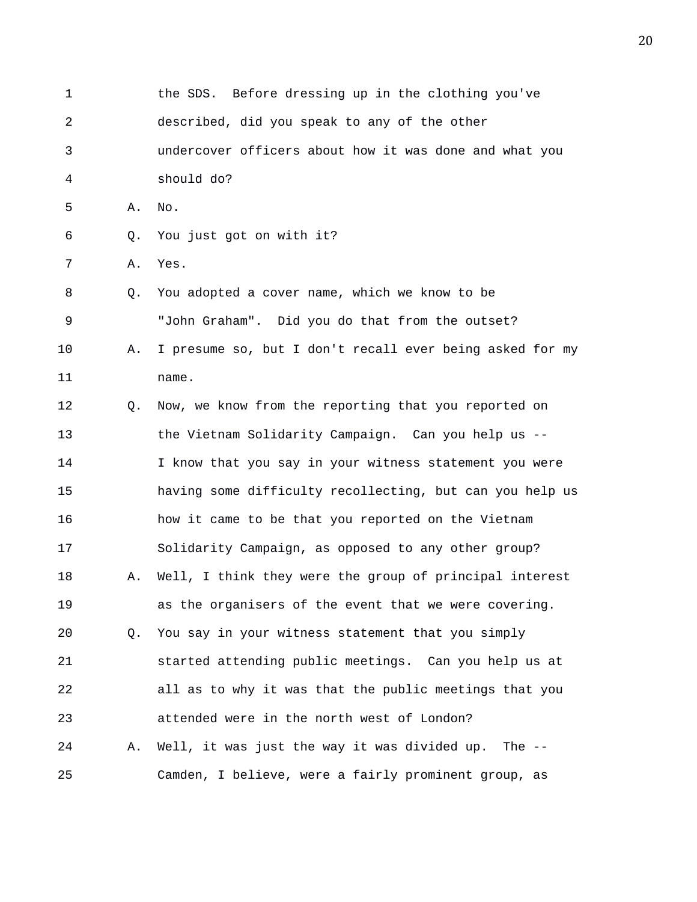1 the SDS. Before dressing up in the clothing you've
2 described, did you speak to any of the other
3 undercover officers about how it was done and what you
4 should do?

5 A. No.

6 Q. You just got on with it?

7 A. Yes.

8 Q. You adopted a cover name, which we know to be
9 "John Graham". Did you do that from the outset?

10 A. I presume so, but I don't recall ever being asked for my
11 name.

12 Q. Now, we know from the reporting that you reported on
13 the Vietnam Solidarity Campaign. Can you help us --
14 I know that you say in your witness statement you were
15 having some difficulty recollecting, but can you help us
16 how it came to be that you reported on the Vietnam
17 Solidarity Campaign, as opposed to any other group?

18 A. Well, I think they were the group of principal interest
19 as the organisers of the event that we were covering.

20 Q. You say in your witness statement that you simply
21 started attending public meetings. Can you help us at
22 all as to why it was that the public meetings that you
23 attended were in the north west of London?

24 A. Well, it was just the way it was divided up. The --
25 Camden, I believe, were a fairly prominent group, as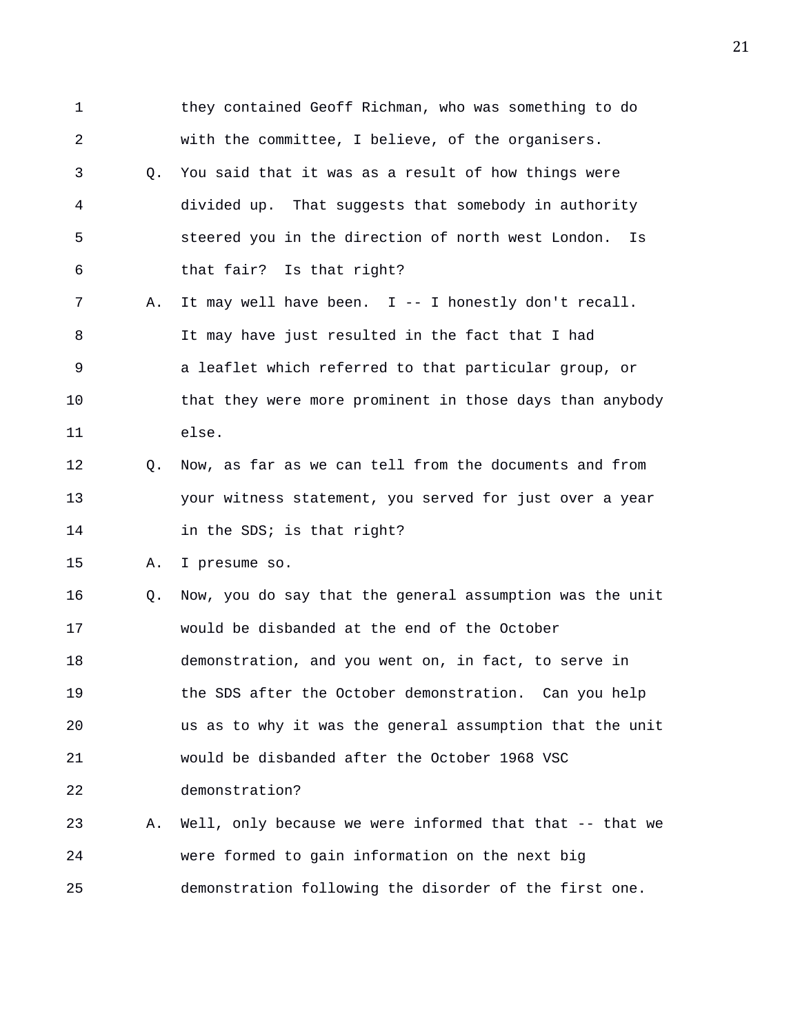1 they contained Geoff Richman, who was something to do
2 with the committee, I believe, of the organisers.
3 Q. You said that it was as a result of how things were
4 divided up. That suggests that somebody in authority
5 steered you in the direction of north west London. Is
6 that fair? Is that right?
7 A. It may well have been. I -- I honestly don't recall.
8 It may have just resulted in the fact that I had
9 a leaflet which referred to that particular group, or
10 that they were more prominent in those days than anybody
11 else.
12 Q. Now, as far as we can tell from the documents and from
13 your witness statement, you served for just over a year
14 in the SDS; is that right?
15 A. I presume so.
16 Q. Now, you do say that the general assumption was the unit
17 would be disbanded at the end of the October
18 demonstration, and you went on, in fact, to serve in
19 the SDS after the October demonstration. Can you help
20 us as to why it was the general assumption that the unit
21 would be disbanded after the October 1968 VSC
22 demonstration?
23 A. Well, only because we were informed that that -- that we
24 were formed to gain information on the next big
25 demonstration following the disorder of the first one.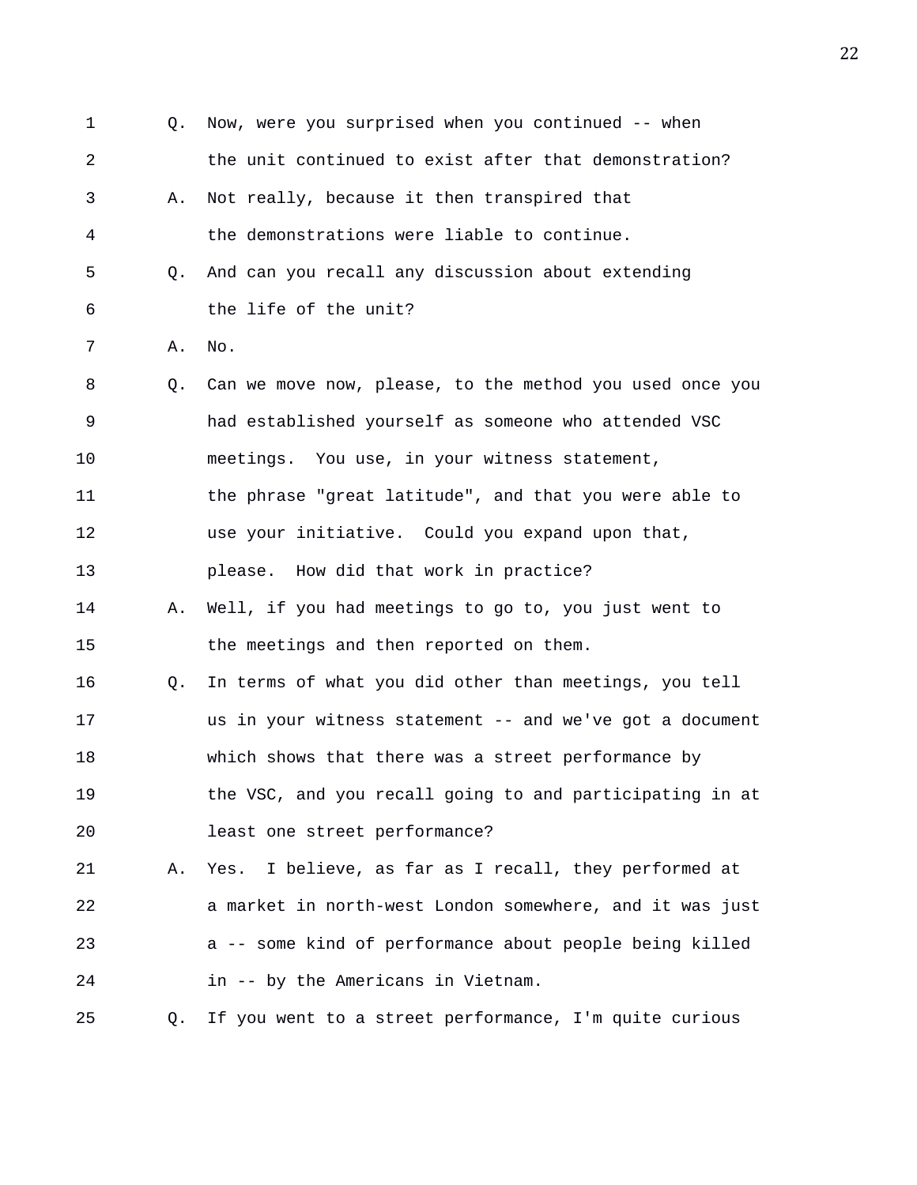Q. Now, were you surprised when you continued -- when the unit continued to exist after that demonstration?

A. Not really, because it then transpired that the demonstrations were liable to continue.

Q. And can you recall any discussion about extending the life of the unit?

A. No.

Q. Can we move now, please, to the method you used once you had established yourself as someone who attended VSC meetings. You use, in your witness statement, the phrase "great latitude", and that you were able to use your initiative. Could you expand upon that, please. How did that work in practice?

A. Well, if you had meetings to go to, you just went to the meetings and then reported on them.

Q. In terms of what you did other than meetings, you tell us in your witness statement -- and we've got a document which shows that there was a street performance by the VSC, and you recall going to and participating in at least one street performance?

A. Yes. I believe, as far as I recall, they performed at a market in north-west London somewhere, and it was just a -- some kind of performance about people being killed in -- by the Americans in Vietnam.

Q. If you went to a street performance, I'm quite curious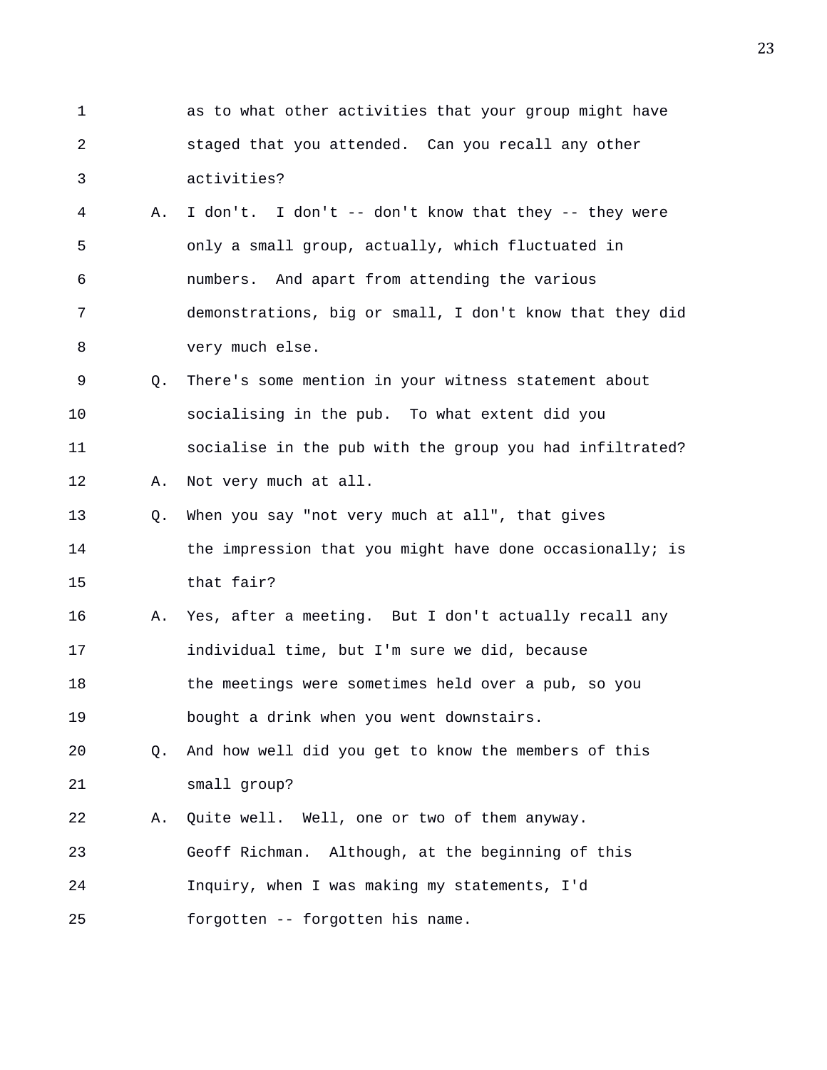as to what other activities that your group might have staged that you attended. Can you recall any other activities?

A. I don't. I don't -- don't know that they -- they were only a small group, actually, which fluctuated in numbers. And apart from attending the various demonstrations, big or small, I don't know that they did very much else.

Q. There's some mention in your witness statement about socialising in the pub. To what extent did you socialise in the pub with the group you had infiltrated?

A. Not very much at all.

Q. When you say "not very much at all", that gives the impression that you might have done occasionally; is that fair?

A. Yes, after a meeting. But I don't actually recall any individual time, but I'm sure we did, because the meetings were sometimes held over a pub, so you bought a drink when you went downstairs.

Q. And how well did you get to know the members of this small group?

A. Quite well. Well, one or two of them anyway. Geoff Richman. Although, at the beginning of this Inquiry, when I was making my statements, I'd forgotten -- forgotten his name.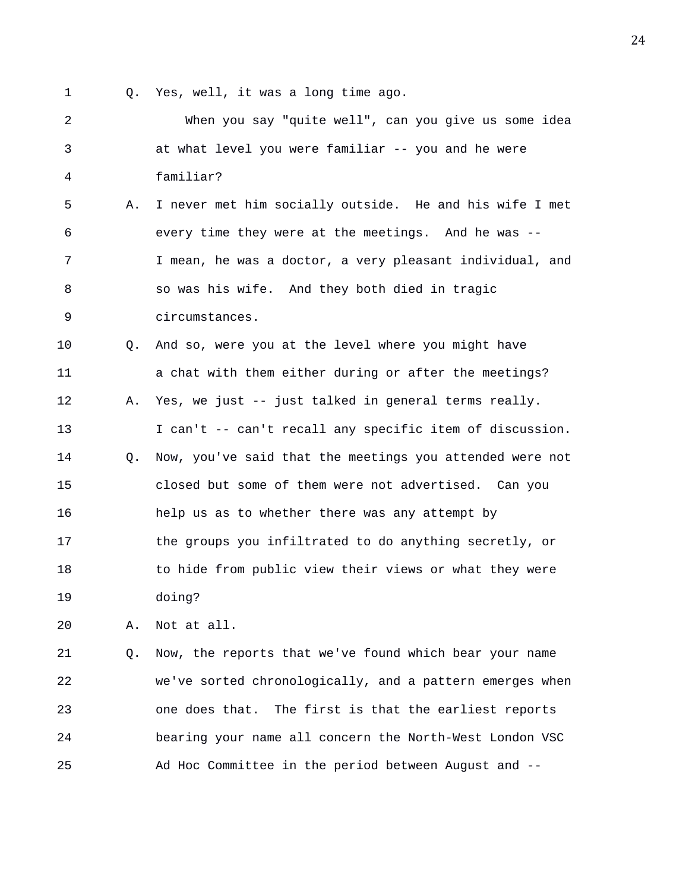1 Q. Yes, well, it was a long time ago.

2 When you say "quite well", can you give us some idea

3 at what level you were familiar -- you and he were

4 familiar?

5 A. I never met him socially outside. He and his wife I met

6 every time they were at the meetings. And he was --

7 I mean, he was a doctor, a very pleasant individual, and

8 so was his wife. And they both died in tragic

9 circumstances.

10 Q. And so, were you at the level where you might have

11 a chat with them either during or after the meetings?

12 A. Yes, we just -- just talked in general terms really.

13 I can't -- can't recall any specific item of discussion.

14 Q. Now, you've said that the meetings you attended were not

15 closed but some of them were not advertised. Can you

16 help us as to whether there was any attempt by

17 the groups you infiltrated to do anything secretly, or

18 to hide from public view their views or what they were

19 doing?

20 A. Not at all.

21 Q. Now, the reports that we've found which bear your name

22 we've sorted chronologically, and a pattern emerges when

23 one does that. The first is that the earliest reports

24 bearing your name all concern the North-West London VSC

25 Ad Hoc Committee in the period between August and --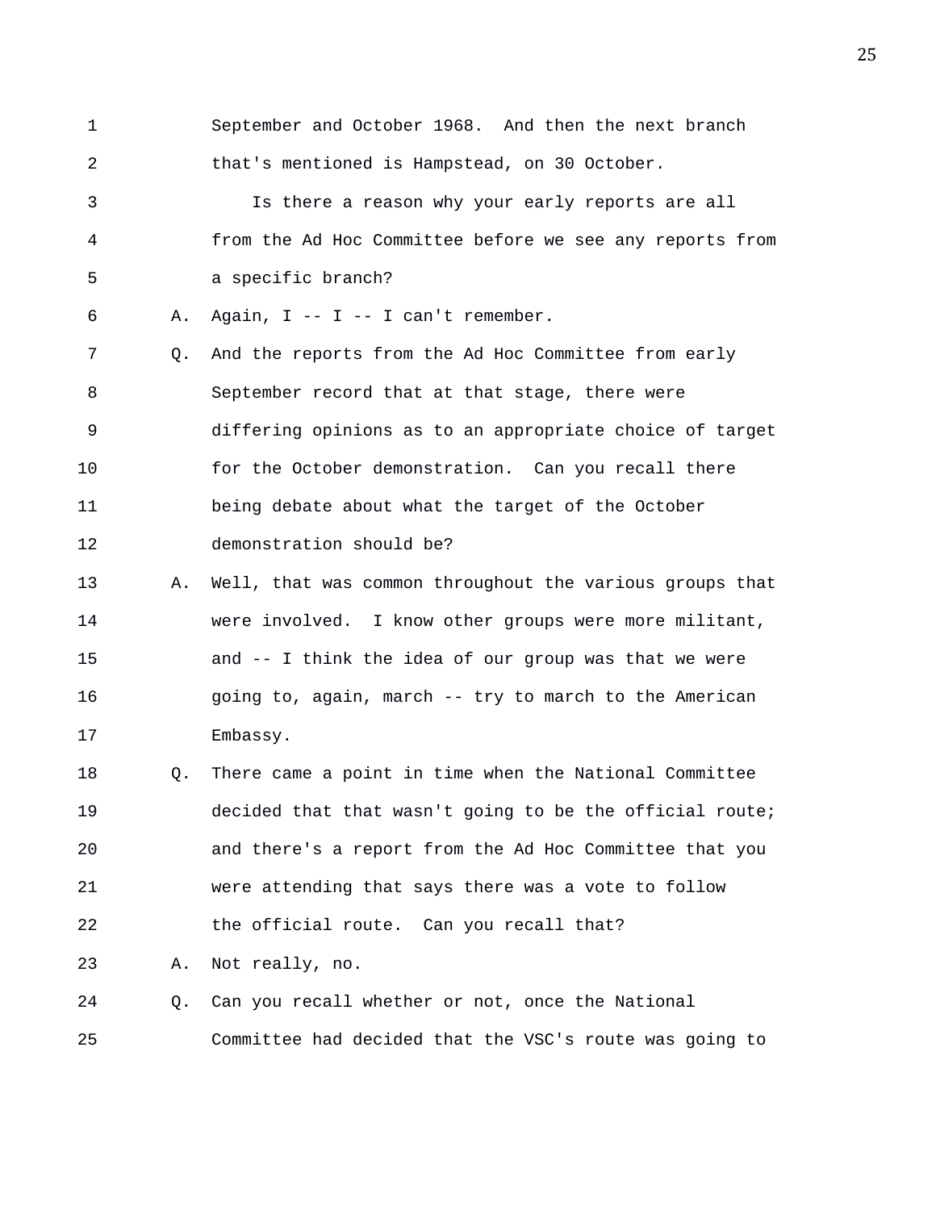September and October 1968. And then the next branch that's mentioned is Hampstead, on 30 October.

Is there a reason why your early reports are all from the Ad Hoc Committee before we see any reports from a specific branch?

A. Again, I -- I -- I can't remember.

Q. And the reports from the Ad Hoc Committee from early September record that at that stage, there were differing opinions as to an appropriate choice of target for the October demonstration. Can you recall there being debate about what the target of the October demonstration should be?

A. Well, that was common throughout the various groups that were involved. I know other groups were more militant, and -- I think the idea of our group was that we were going to, again, march -- try to march to the American Embassy.

Q. There came a point in time when the National Committee decided that that wasn't going to be the official route; and there's a report from the Ad Hoc Committee that you were attending that says there was a vote to follow the official route. Can you recall that?

A. Not really, no.

Q. Can you recall whether or not, once the National Committee had decided that the VSC's route was going to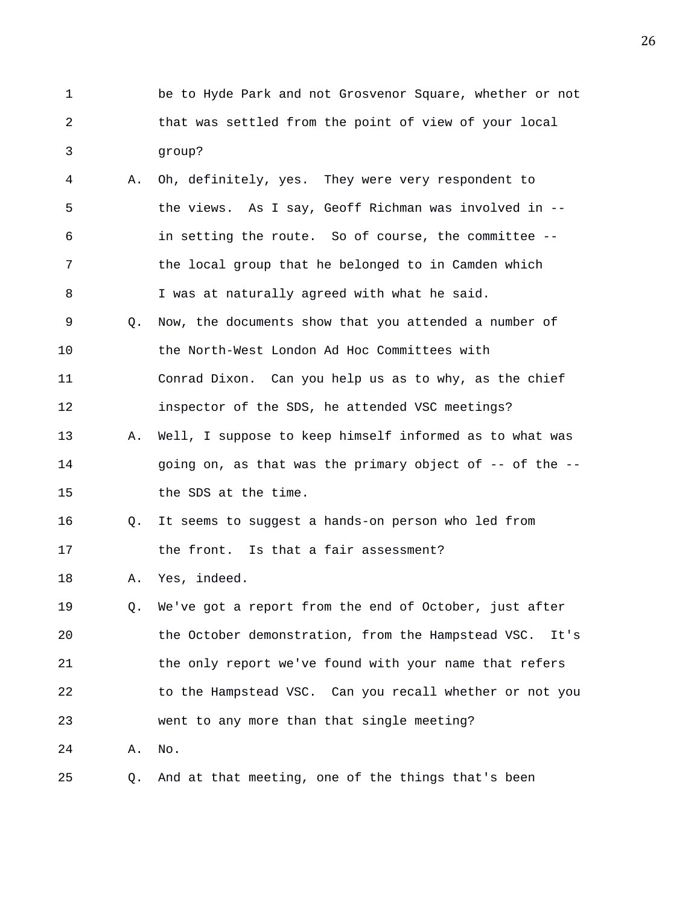1 be to Hyde Park and not Grosvenor Square, whether or not
2 that was settled from the point of view of your local
3 group?
4 A. Oh, definitely, yes. They were very respondent to
5 the views. As I say, Geoff Richman was involved in --
6 in setting the route. So of course, the committee --
7 the local group that he belonged to in Camden which
8 I was at naturally agreed with what he said.
9 Q. Now, the documents show that you attended a number of
10 the North-West London Ad Hoc Committees with
11 Conrad Dixon. Can you help us as to why, as the chief
12 inspector of the SDS, he attended VSC meetings?
13 A. Well, I suppose to keep himself informed as to what was
14 going on, as that was the primary object of -- of the --
15 the SDS at the time.
16 Q. It seems to suggest a hands-on person who led from
17 the front. Is that a fair assessment?
18 A. Yes, indeed.
19 Q. We've got a report from the end of October, just after
20 the October demonstration, from the Hampstead VSC. It's
21 the only report we've found with your name that refers
22 to the Hampstead VSC. Can you recall whether or not you
23 went to any more than that single meeting?
24 A. No.
25 Q. And at that meeting, one of the things that's been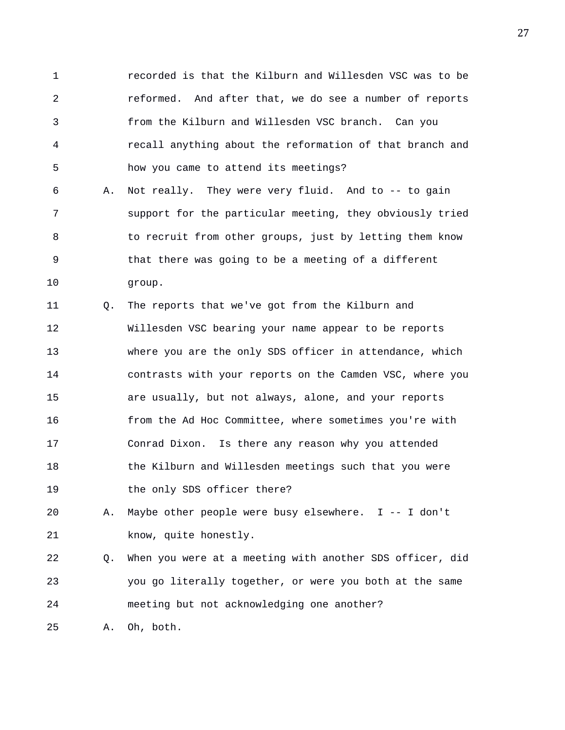1 recorded is that the Kilburn and Willesden VSC was to be
2 reformed. And after that, we do see a number of reports
3 from the Kilburn and Willesden VSC branch. Can you
4 recall anything about the reformation of that branch and
5 how you came to attend its meetings?

6 A. Not really. They were very fluid. And to -- to gain
7 support for the particular meeting, they obviously tried
8 to recruit from other groups, just by letting them know
9 that there was going to be a meeting of a different
10 group.

11 Q. The reports that we've got from the Kilburn and
12 Willesden VSC bearing your name appear to be reports
13 where you are the only SDS officer in attendance, which
14 contrasts with your reports on the Camden VSC, where you
15 are usually, but not always, alone, and your reports
16 from the Ad Hoc Committee, where sometimes you're with
17 Conrad Dixon. Is there any reason why you attended
18 the Kilburn and Willesden meetings such that you were
19 the only SDS officer there?

20 A. Maybe other people were busy elsewhere. I -- I don't
21 know, quite honestly.

22 Q. When you were at a meeting with another SDS officer, did
23 you go literally together, or were you both at the same
24 meeting but not acknowledging one another?

25 A. Oh, both.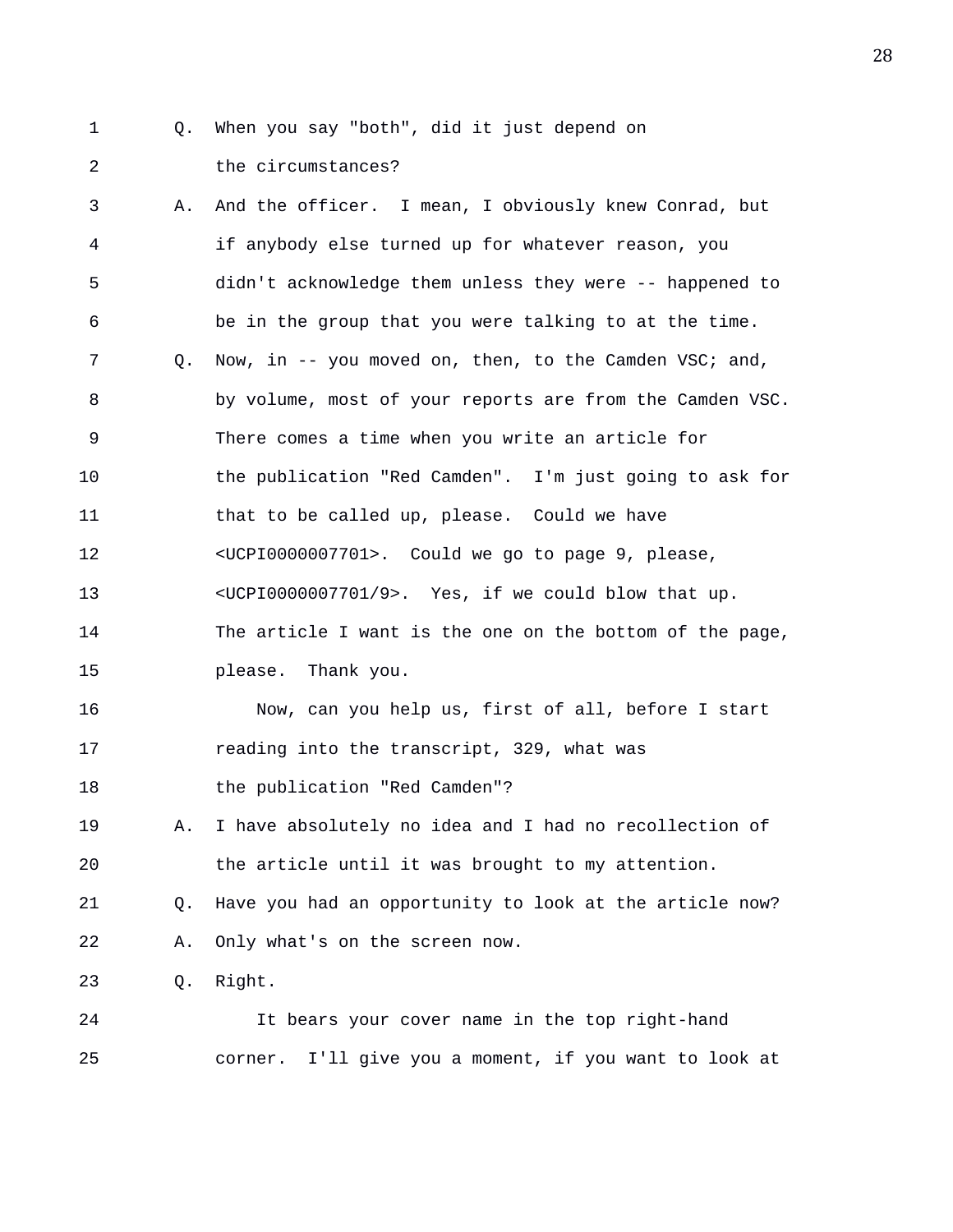1 Q. When you say "both", did it just depend on
2 the circumstances?
3 A. And the officer. I mean, I obviously knew Conrad, but
4 if anybody else turned up for whatever reason, you
5 didn't acknowledge them unless they were -- happened to
6 be in the group that you were talking to at the time.
7 Q. Now, in -- you moved on, then, to the Camden VSC; and,
8 by volume, most of your reports are from the Camden VSC.
9 There comes a time when you write an article for
10 the publication "Red Camden". I'm just going to ask for
11 that to be called up, please. Could we have
12 <UCPI0000007701>. Could we go to page 9, please,
13 <UCPI0000007701/9>. Yes, if we could blow that up.
14 The article I want is the one on the bottom of the page,
15 please. Thank you.
16 Now, can you help us, first of all, before I start
17 reading into the transcript, 329, what was
18 the publication "Red Camden"?
19 A. I have absolutely no idea and I had no recollection of
20 the article until it was brought to my attention.
21 Q. Have you had an opportunity to look at the article now?
22 A. Only what's on the screen now.
23 Q. Right.
24 It bears your cover name in the top right-hand
25 corner. I'll give you a moment, if you want to look at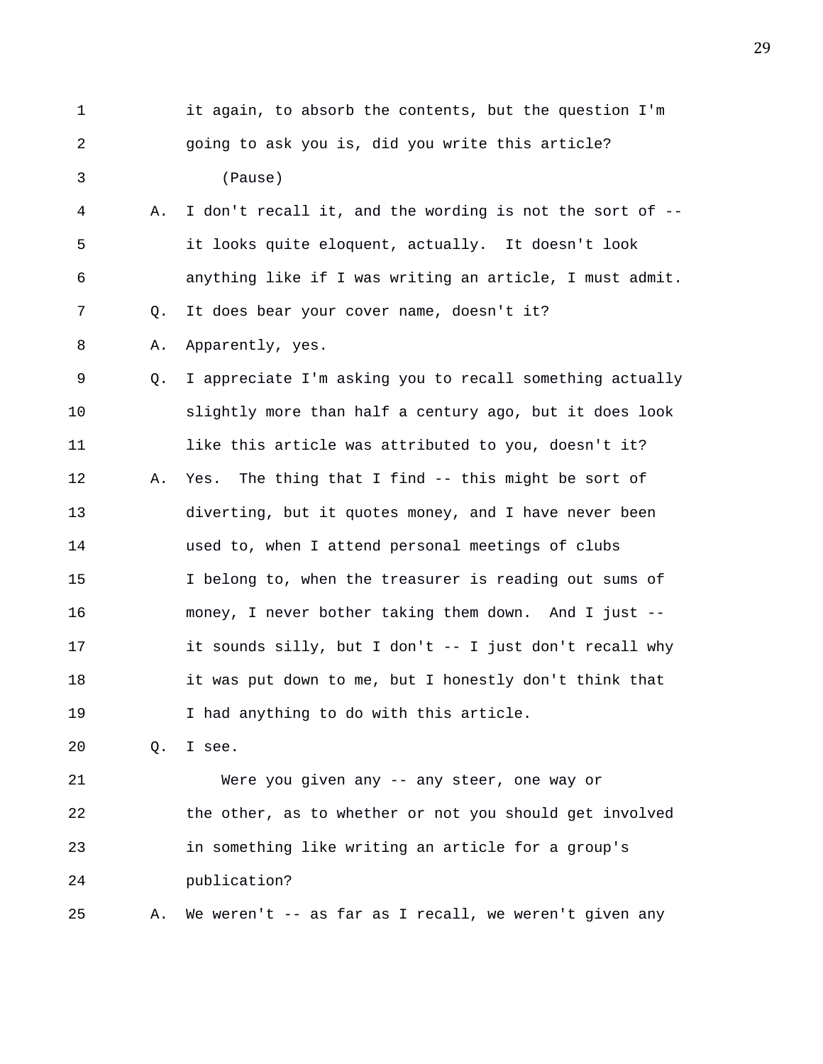1 it again, to absorb the contents, but the question I'm
2 going to ask you is, did you write this article?
3 (Pause)
4 A. I don't recall it, and the wording is not the sort of --
5 it looks quite eloquent, actually. It doesn't look
6 anything like if I was writing an article, I must admit.
7 Q. It does bear your cover name, doesn't it?
8 A. Apparently, yes.
9 Q. I appreciate I'm asking you to recall something actually
10 slightly more than half a century ago, but it does look
11 like this article was attributed to you, doesn't it?
12 A. Yes. The thing that I find -- this might be sort of
13 diverting, but it quotes money, and I have never been
14 used to, when I attend personal meetings of clubs
15 I belong to, when the treasurer is reading out sums of
16 money, I never bother taking them down. And I just --
17 it sounds silly, but I don't -- I just don't recall why
18 it was put down to me, but I honestly don't think that
19 I had anything to do with this article.
20 Q. I see.
21 Were you given any -- any steer, one way or
22 the other, as to whether or not you should get involved
23 in something like writing an article for a group's
24 publication?
25 A. We weren't -- as far as I recall, we weren't given any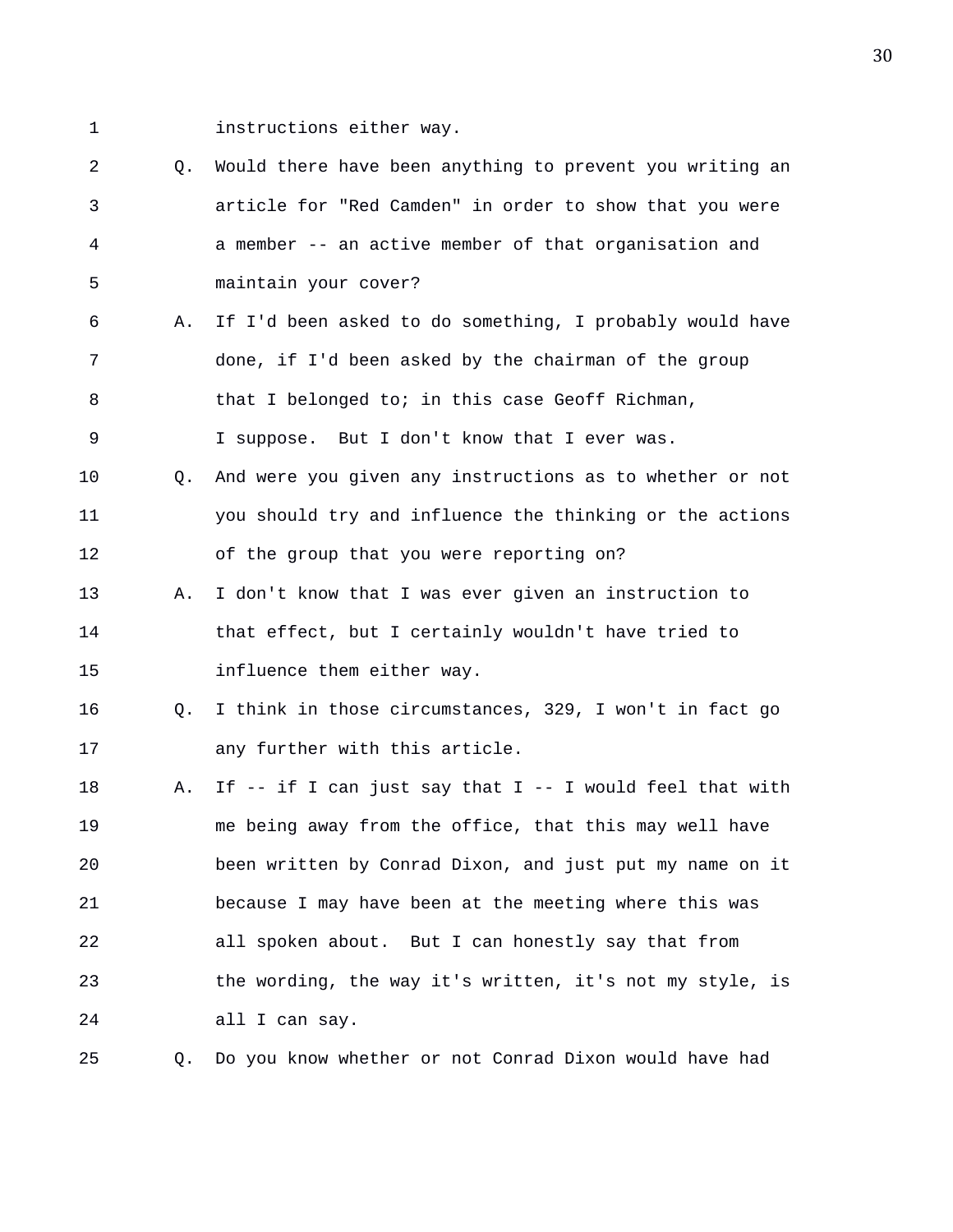instructions either way.

Q. Would there have been anything to prevent you writing an article for "Red Camden" in order to show that you were a member -- an active member of that organisation and maintain your cover?

A. If I'd been asked to do something, I probably would have done, if I'd been asked by the chairman of the group that I belonged to; in this case Geoff Richman, I suppose. But I don't know that I ever was.

Q. And were you given any instructions as to whether or not you should try and influence the thinking or the actions of the group that you were reporting on?

A. I don't know that I was ever given an instruction to that effect, but I certainly wouldn't have tried to influence them either way.

Q. I think in those circumstances, 329, I won't in fact go any further with this article.

A. If -- if I can just say that I -- I would feel that with me being away from the office, that this may well have been written by Conrad Dixon, and just put my name on it because I may have been at the meeting where this was all spoken about. But I can honestly say that from the wording, the way it's written, it's not my style, is all I can say.

Q. Do you know whether or not Conrad Dixon would have had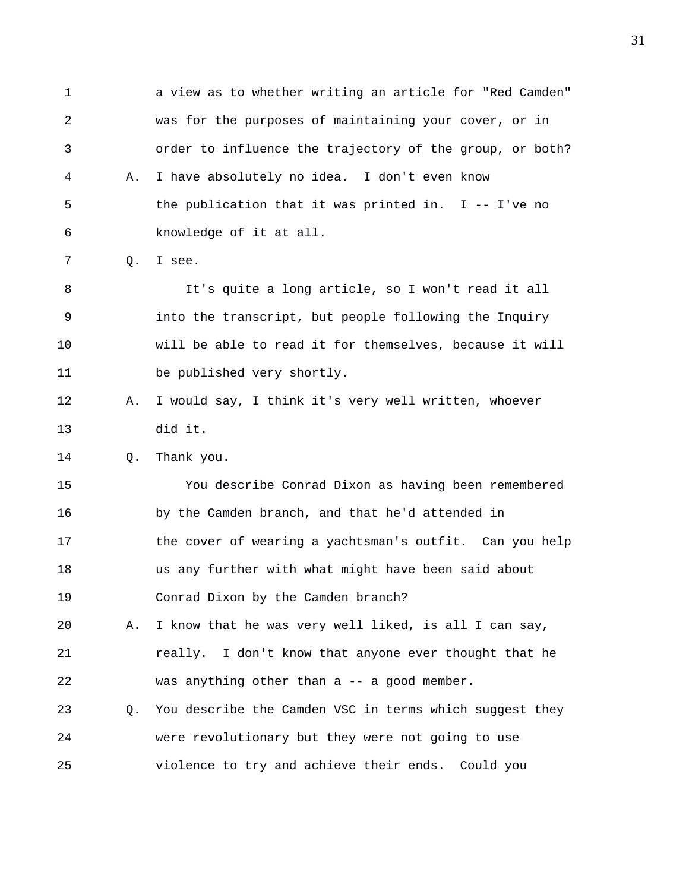a view as to whether writing an article for "Red Camden" was for the purposes of maintaining your cover, or in order to influence the trajectory of the group, or both?

A. I have absolutely no idea. I don't even know the publication that it was printed in. I -- I've no knowledge of it at all.

Q. I see.

It's quite a long article, so I won't read it all into the transcript, but people following the Inquiry will be able to read it for themselves, because it will be published very shortly.

A. I would say, I think it's very well written, whoever did it.

Q. Thank you.

You describe Conrad Dixon as having been remembered by the Camden branch, and that he'd attended in the cover of wearing a yachtsman's outfit. Can you help us any further with what might have been said about Conrad Dixon by the Camden branch?

A. I know that he was very well liked, is all I can say, really. I don't know that anyone ever thought that he was anything other than a -- a good member.

Q. You describe the Camden VSC in terms which suggest they were revolutionary but they were not going to use violence to try and achieve their ends. Could you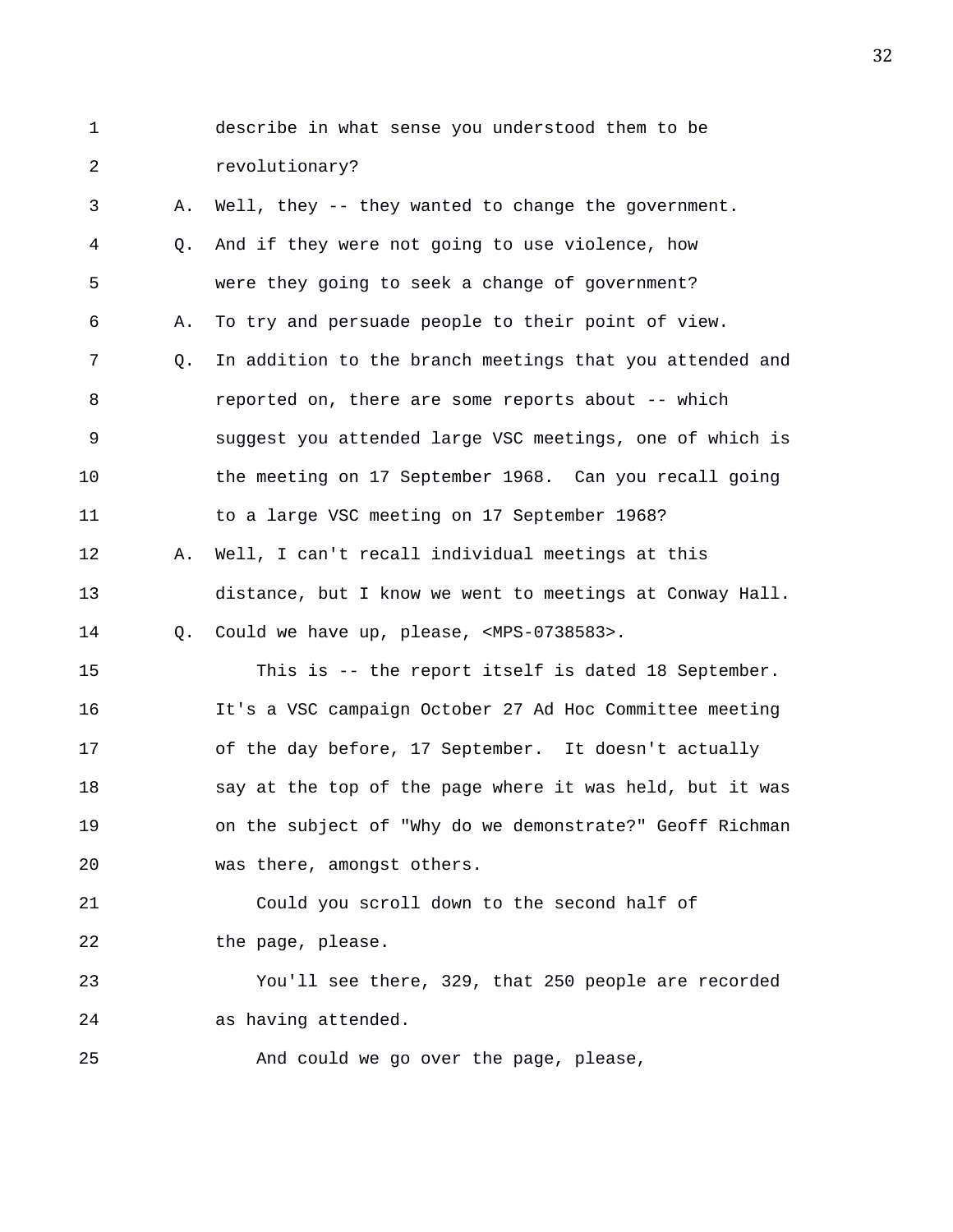1 describe in what sense you understood them to be
2 revolutionary?
3 A. Well, they -- they wanted to change the government.
4 Q. And if they were not going to use violence, how
5 were they going to seek a change of government?
6 A. To try and persuade people to their point of view.
7 Q. In addition to the branch meetings that you attended and
8 reported on, there are some reports about -- which
9 suggest you attended large VSC meetings, one of which is
10 the meeting on 17 September 1968. Can you recall going
11 to a large VSC meeting on 17 September 1968?
12 A. Well, I can't recall individual meetings at this
13 distance, but I know we went to meetings at Conway Hall.
14 Q. Could we have up, please, <MPS-0738583>.
15 This is -- the report itself is dated 18 September.
16 It's a VSC campaign October 27 Ad Hoc Committee meeting
17 of the day before, 17 September. It doesn't actually
18 say at the top of the page where it was held, but it was
19 on the subject of "Why do we demonstrate?" Geoff Richman
20 was there, amongst others.
21 Could you scroll down to the second half of
22 the page, please.
23 You'll see there, 329, that 250 people are recorded
24 as having attended.
25 And could we go over the page, please,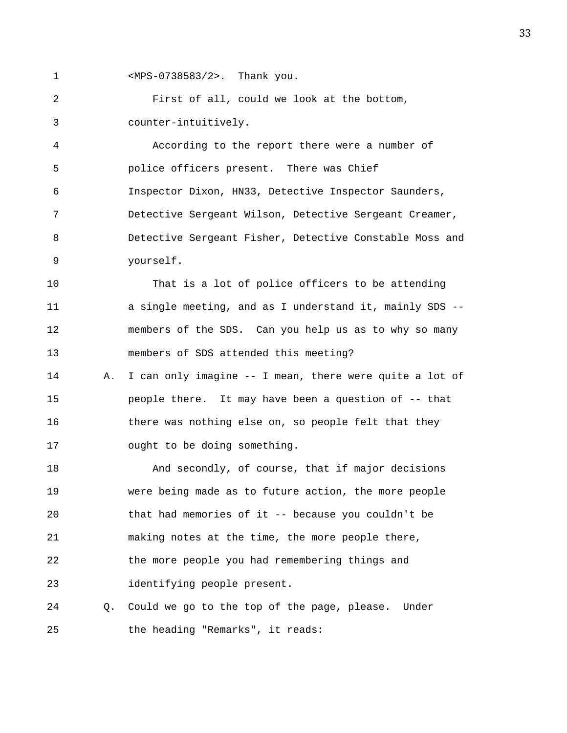<MPS-0738583/2>. Thank you.

First of all, could we look at the bottom, counter-intuitively.

According to the report there were a number of police officers present. There was Chief Inspector Dixon, HN33, Detective Inspector Saunders, Detective Sergeant Wilson, Detective Sergeant Creamer, Detective Sergeant Fisher, Detective Constable Moss and yourself.

That is a lot of police officers to be attending a single meeting, and as I understand it, mainly SDS -- members of the SDS. Can you help us as to why so many members of SDS attended this meeting?

A. I can only imagine -- I mean, there were quite a lot of people there. It may have been a question of -- that there was nothing else on, so people felt that they ought to be doing something.

And secondly, of course, that if major decisions were being made as to future action, the more people that had memories of it -- because you couldn't be making notes at the time, the more people there, the more people you had remembering things and identifying people present.

Q. Could we go to the top of the page, please. Under the heading "Remarks", it reads: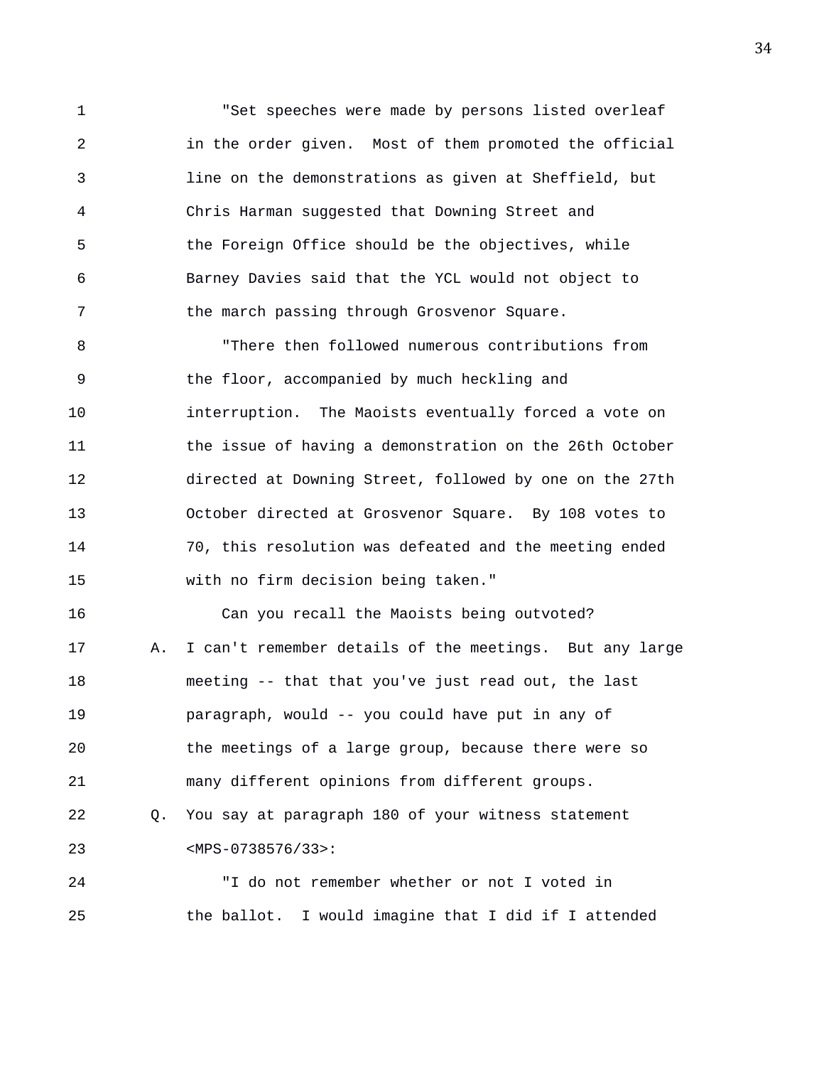"Set speeches were made by persons listed overleaf in the order given. Most of them promoted the official line on the demonstrations as given at Sheffield, but Chris Harman suggested that Downing Street and the Foreign Office should be the objectives, while Barney Davies said that the YCL would not object to the march passing through Grosvenor Square.

"There then followed numerous contributions from the floor, accompanied by much heckling and interruption. The Maoists eventually forced a vote on the issue of having a demonstration on the 26th October directed at Downing Street, followed by one on the 27th October directed at Grosvenor Square. By 108 votes to 70, this resolution was defeated and the meeting ended with no firm decision being taken."

Can you recall the Maoists being outvoted?

A. I can't remember details of the meetings. But any large meeting -- that that you've just read out, the last paragraph, would -- you could have put in any of the meetings of a large group, because there were so many different opinions from different groups.

Q. You say at paragraph 180 of your witness statement <MPS-0738576/33>:

"I do not remember whether or not I voted in the ballot. I would imagine that I did if I attended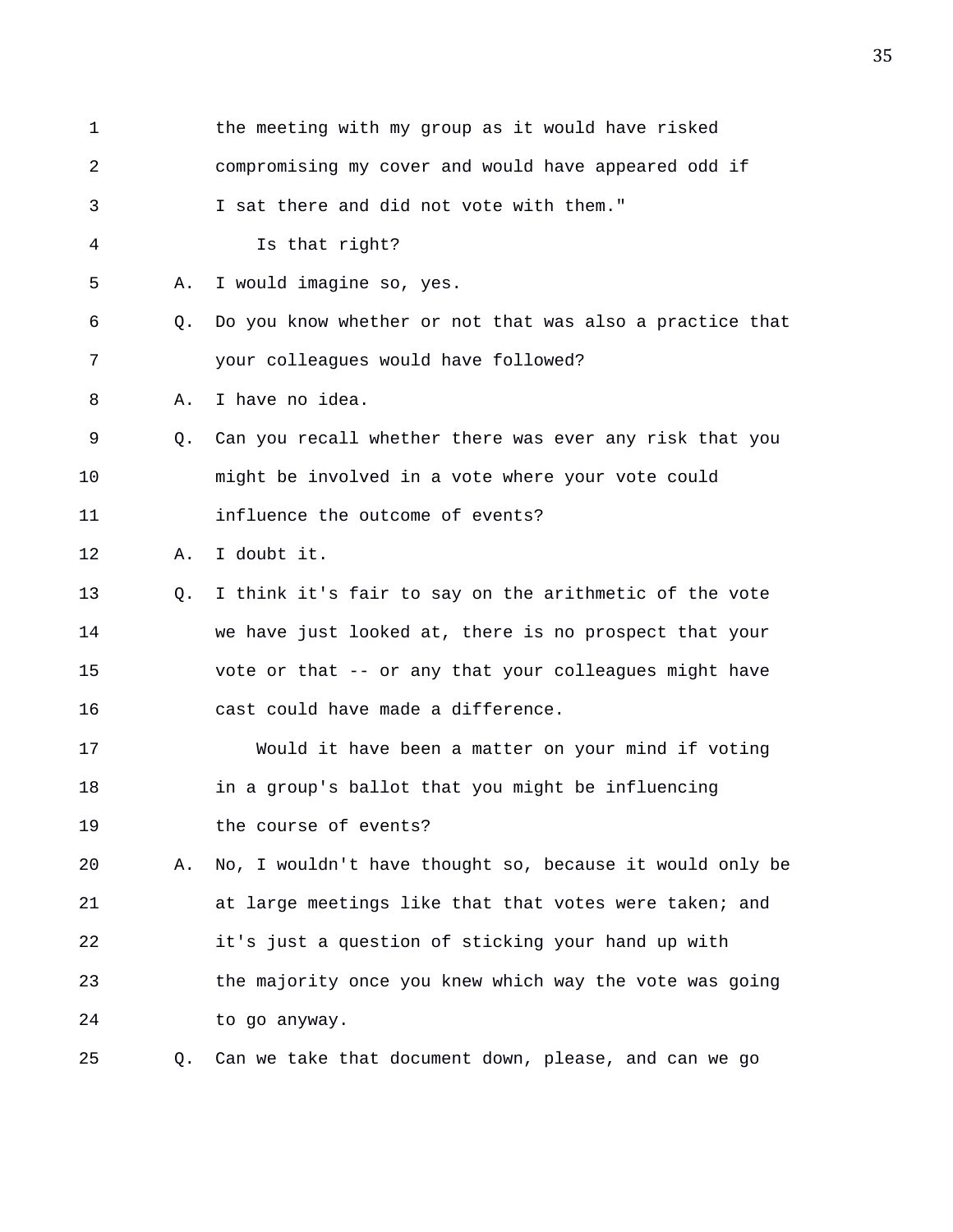the meeting with my group as it would have risked compromising my cover and would have appeared odd if I sat there and did not vote with them."

Is that right?

A. I would imagine so, yes.

Q. Do you know whether or not that was also a practice that your colleagues would have followed?

A. I have no idea.

Q. Can you recall whether there was ever any risk that you might be involved in a vote where your vote could influence the outcome of events?

A. I doubt it.

Q. I think it's fair to say on the arithmetic of the vote we have just looked at, there is no prospect that your vote or that -- or any that your colleagues might have cast could have made a difference.

Would it have been a matter on your mind if voting in a group's ballot that you might be influencing the course of events?

A. No, I wouldn't have thought so, because it would only be at large meetings like that that votes were taken; and it's just a question of sticking your hand up with the majority once you knew which way the vote was going to go anyway.

Q. Can we take that document down, please, and can we go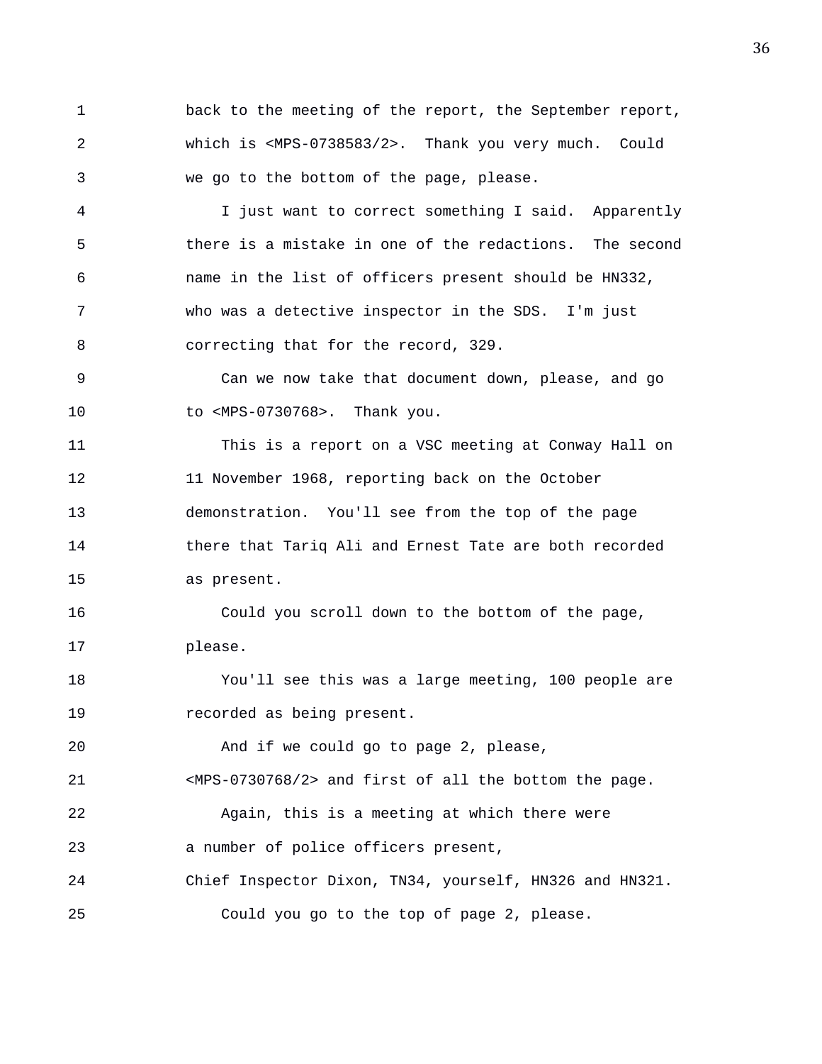back to the meeting of the report, the September report, which is <MPS-0738583/2>. Thank you very much. Could we go to the bottom of the page, please.

I just want to correct something I said. Apparently there is a mistake in one of the redactions. The second name in the list of officers present should be HN332, who was a detective inspector in the SDS. I'm just correcting that for the record, 329.

Can we now take that document down, please, and go to <MPS-0730768>. Thank you.

This is a report on a VSC meeting at Conway Hall on 11 November 1968, reporting back on the October demonstration. You'll see from the top of the page there that Tariq Ali and Ernest Tate are both recorded as present.

Could you scroll down to the bottom of the page, please.

You'll see this was a large meeting, 100 people are recorded as being present.

And if we could go to page 2, please, <MPS-0730768/2> and first of all the bottom the page.

Again, this is a meeting at which there were a number of police officers present, Chief Inspector Dixon, TN34, yourself, HN326 and HN321.

Could you go to the top of page 2, please.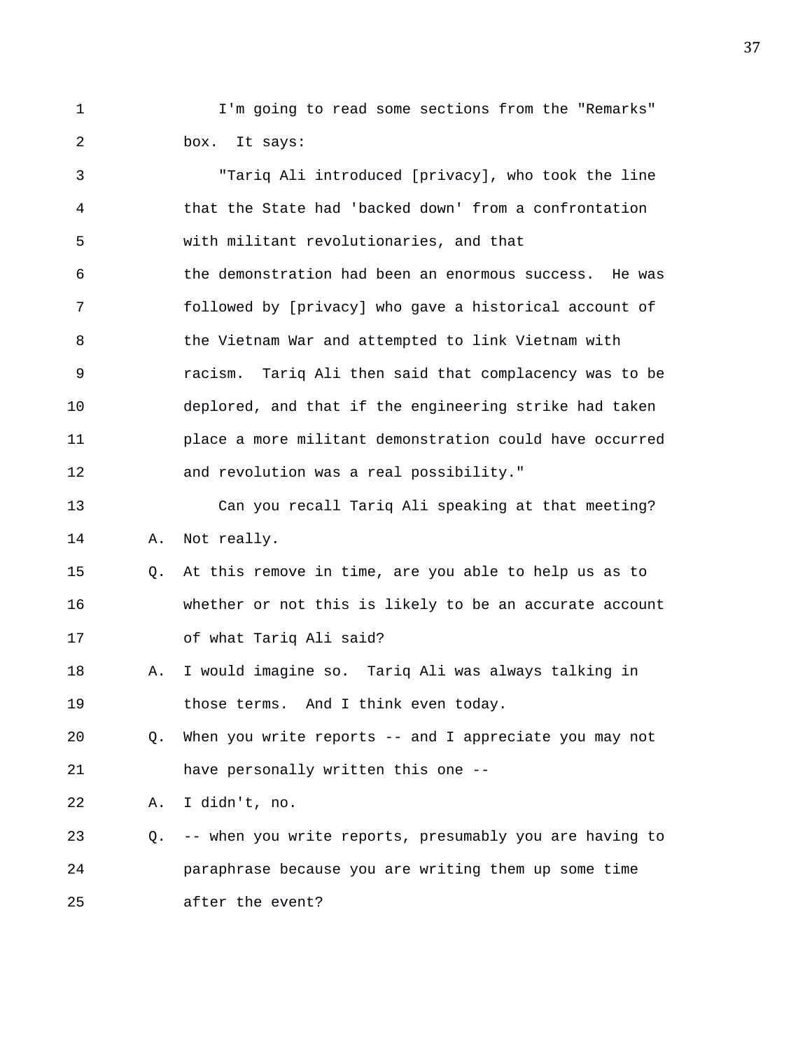I'm going to read some sections from the "Remarks" box. It says:

"Tariq Ali introduced [privacy], who took the line that the State had 'backed down' from a confrontation with militant revolutionaries, and that the demonstration had been an enormous success. He was followed by [privacy] who gave a historical account of the Vietnam War and attempted to link Vietnam with racism. Tariq Ali then said that complacency was to be deplored, and that if the engineering strike had taken place a more militant demonstration could have occurred and revolution was a real possibility."

Can you recall Tariq Ali speaking at that meeting?

A. Not really.

Q. At this remove in time, are you able to help us as to whether or not this is likely to be an accurate account of what Tariq Ali said?

A. I would imagine so. Tariq Ali was always talking in those terms. And I think even today.

Q. When you write reports -- and I appreciate you may not have personally written this one --

A. I didn't, no.

Q. -- when you write reports, presumably you are having to paraphrase because you are writing them up some time after the event?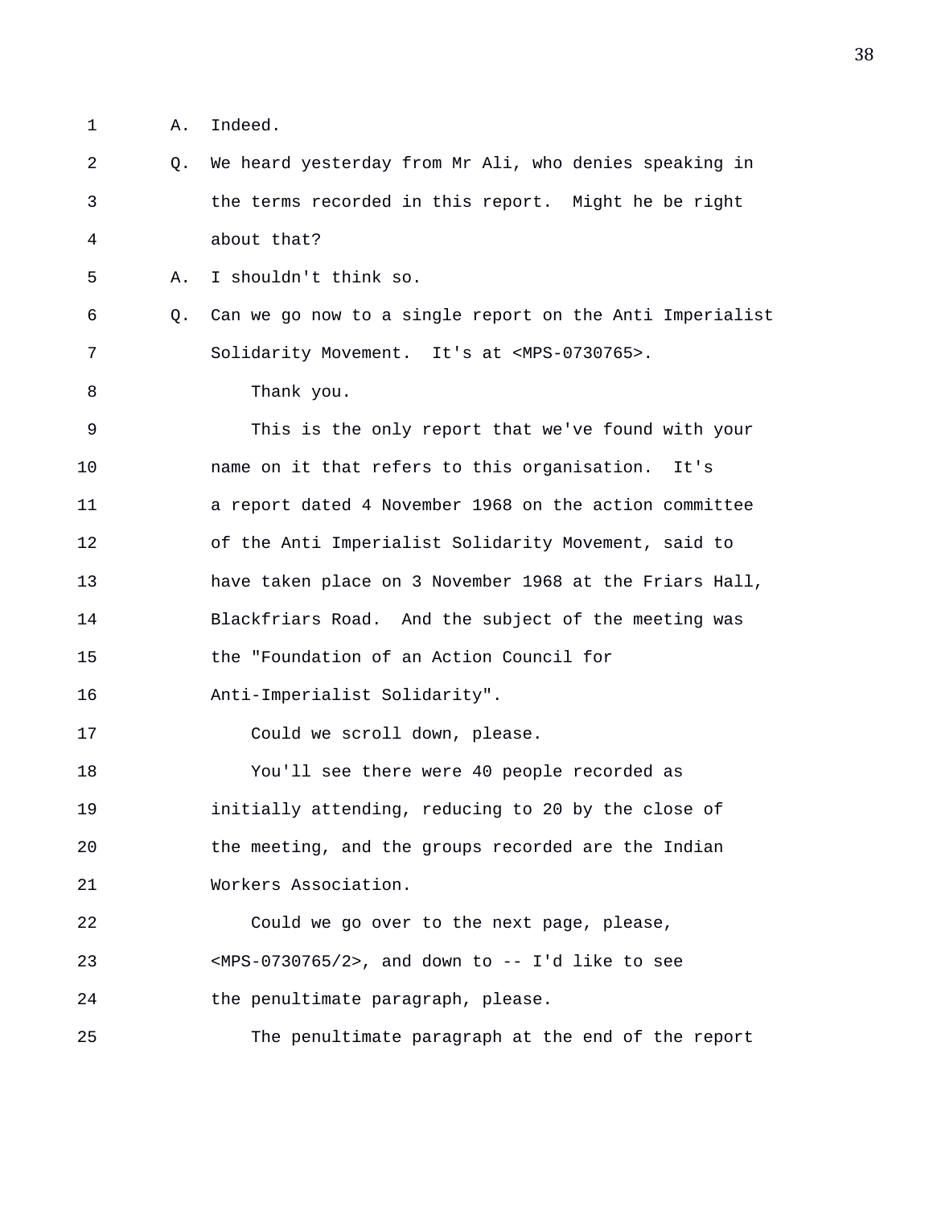A. Indeed.

Q. We heard yesterday from Mr Ali, who denies speaking in the terms recorded in this report. Might he be right about that?

A. I shouldn't think so.

Q. Can we go now to a single report on the Anti Imperialist Solidarity Movement. It's at <MPS-0730765>.

Thank you.

This is the only report that we've found with your name on it that refers to this organisation. It's a report dated 4 November 1968 on the action committee of the Anti Imperialist Solidarity Movement, said to have taken place on 3 November 1968 at the Friars Hall, Blackfriars Road. And the subject of the meeting was the "Foundation of an Action Council for Anti-Imperialist Solidarity".

Could we scroll down, please.

You'll see there were 40 people recorded as initially attending, reducing to 20 by the close of the meeting, and the groups recorded are the Indian Workers Association.

Could we go over to the next page, please, <MPS-0730765/2>, and down to -- I'd like to see the penultimate paragraph, please.

The penultimate paragraph at the end of the report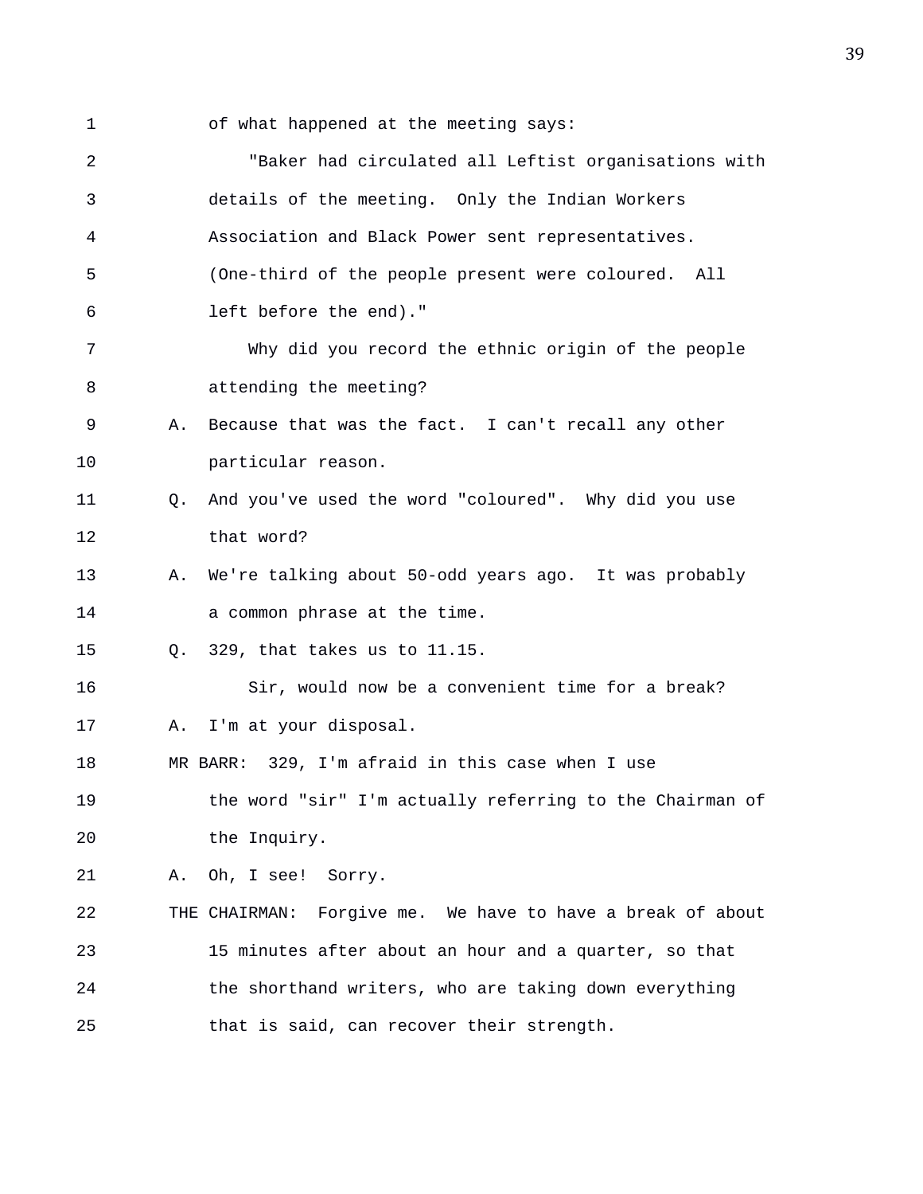of what happened at the meeting says:

"Baker had circulated all Leftist organisations with details of the meeting. Only the Indian Workers Association and Black Power sent representatives. (One-third of the people present were coloured. All left before the end)."

Why did you record the ethnic origin of the people attending the meeting?

A. Because that was the fact. I can't recall any other particular reason.

Q. And you've used the word "coloured". Why did you use that word?

A. We're talking about 50-odd years ago. It was probably a common phrase at the time.

Q. 329, that takes us to 11.15.

Sir, would now be a convenient time for a break?

A. I'm at your disposal.

MR BARR: 329, I'm afraid in this case when I use the word "sir" I'm actually referring to the Chairman of the Inquiry.

A. Oh, I see! Sorry.

THE CHAIRMAN: Forgive me. We have to have a break of about 15 minutes after about an hour and a quarter, so that the shorthand writers, who are taking down everything that is said, can recover their strength.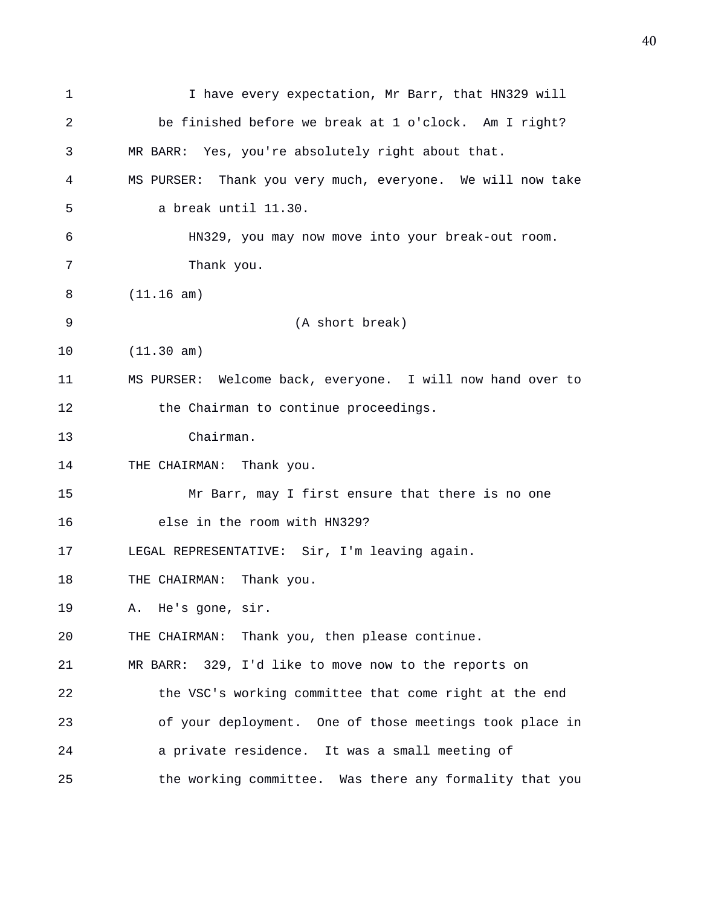I have every expectation, Mr Barr, that HN329 will be finished before we break at 1 o'clock. Am I right?

MR BARR: Yes, you're absolutely right about that.

MS PURSER: Thank you very much, everyone. We will now take a break until 11.30.

HN329, you may now move into your break-out room.

Thank you.

(11.16 am)

(A short break)

(11.30 am)

MS PURSER: Welcome back, everyone. I will now hand over to the Chairman to continue proceedings.

Chairman.

THE CHAIRMAN: Thank you.

Mr Barr, may I first ensure that there is no one else in the room with HN329?

LEGAL REPRESENTATIVE: Sir, I'm leaving again.

THE CHAIRMAN: Thank you.

A. He's gone, sir.

THE CHAIRMAN: Thank you, then please continue.

MR BARR: 329, I'd like to move now to the reports on the VSC's working committee that come right at the end of your deployment. One of those meetings took place in a private residence. It was a small meeting of the working committee. Was there any formality that you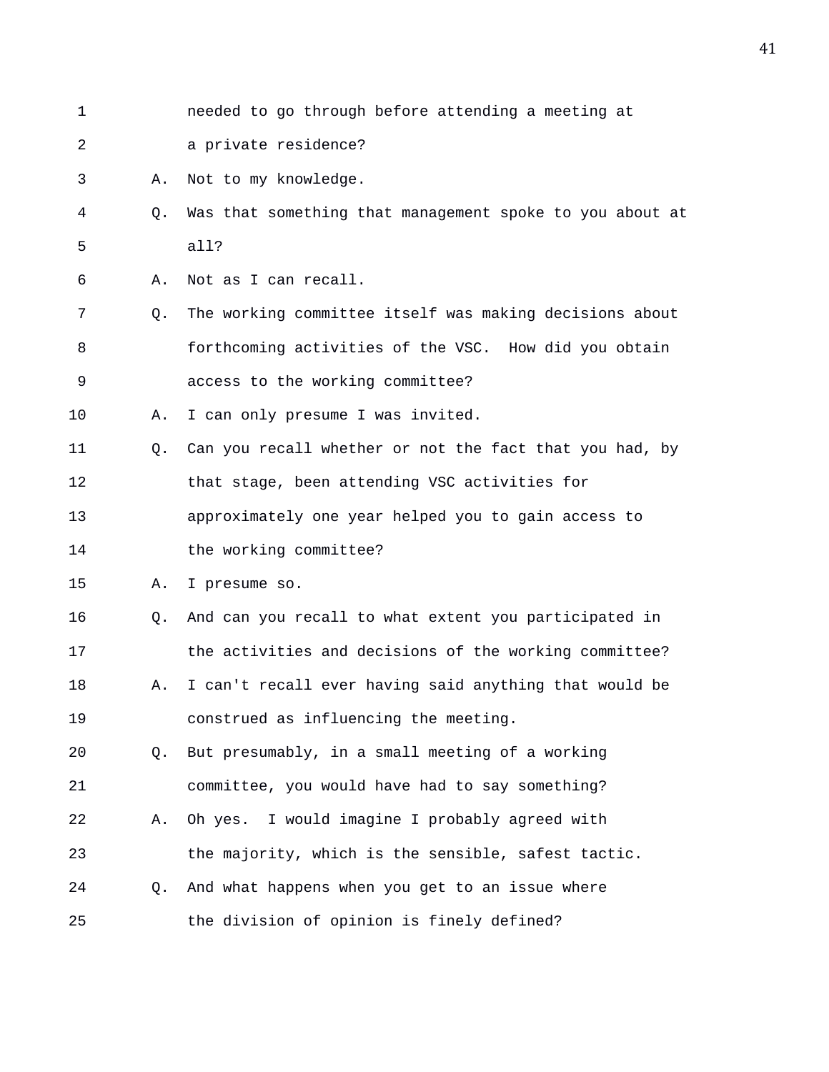needed to go through before attending a meeting at a private residence?

A. Not to my knowledge.

Q. Was that something that management spoke to you about at all?

A. Not as I can recall.

Q. The working committee itself was making decisions about forthcoming activities of the VSC. How did you obtain access to the working committee?

A. I can only presume I was invited.

Q. Can you recall whether or not the fact that you had, by that stage, been attending VSC activities for approximately one year helped you to gain access to the working committee?

A. I presume so.

Q. And can you recall to what extent you participated in the activities and decisions of the working committee?

A. I can't recall ever having said anything that would be construed as influencing the meeting.

Q. But presumably, in a small meeting of a working committee, you would have had to say something?

A. Oh yes. I would imagine I probably agreed with the majority, which is the sensible, safest tactic.

Q. And what happens when you get to an issue where the division of opinion is finely defined?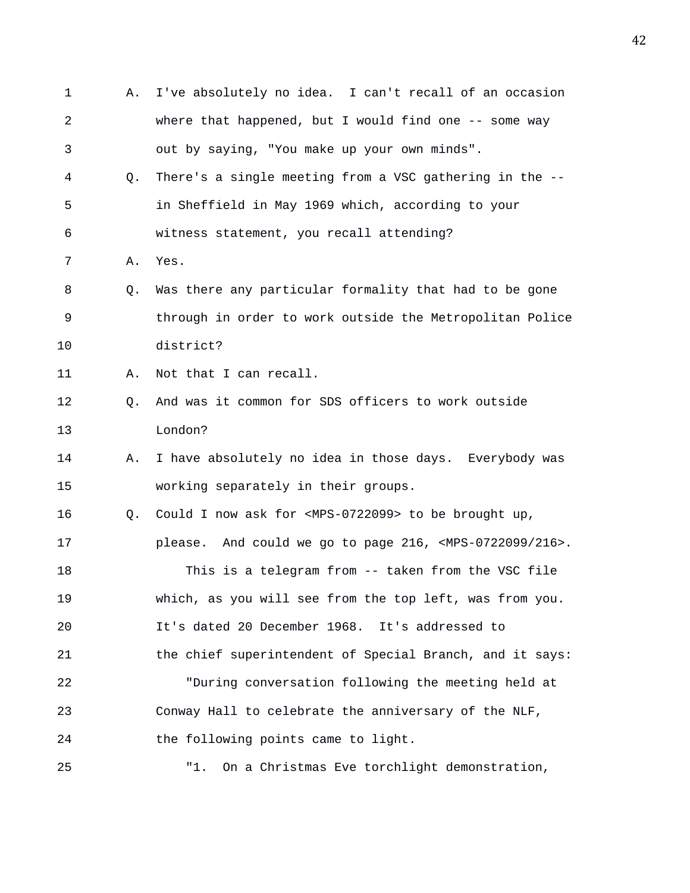1 A. I've absolutely no idea. I can't recall of an occasion
2 where that happened, but I would find one -- some way
3 out by saying, "You make up your own minds".
4 Q. There's a single meeting from a VSC gathering in the --
5 in Sheffield in May 1969 which, according to your
6 witness statement, you recall attending?
7 A. Yes.
8 Q. Was there any particular formality that had to be gone
9 through in order to work outside the Metropolitan Police
10 district?
11 A. Not that I can recall.
12 Q. And was it common for SDS officers to work outside
13 London?
14 A. I have absolutely no idea in those days. Everybody was
15 working separately in their groups.
16 Q. Could I now ask for <MPS-0722099> to be brought up,
17 please. And could we go to page 216, <MPS-0722099/216>.
18 This is a telegram from -- taken from the VSC file
19 which, as you will see from the top left, was from you.
20 It's dated 20 December 1968. It's addressed to
21 the chief superintendent of Special Branch, and it says:
22 "During conversation following the meeting held at
23 Conway Hall to celebrate the anniversary of the NLF,
24 the following points came to light.
25 "1. On a Christmas Eve torchlight demonstration,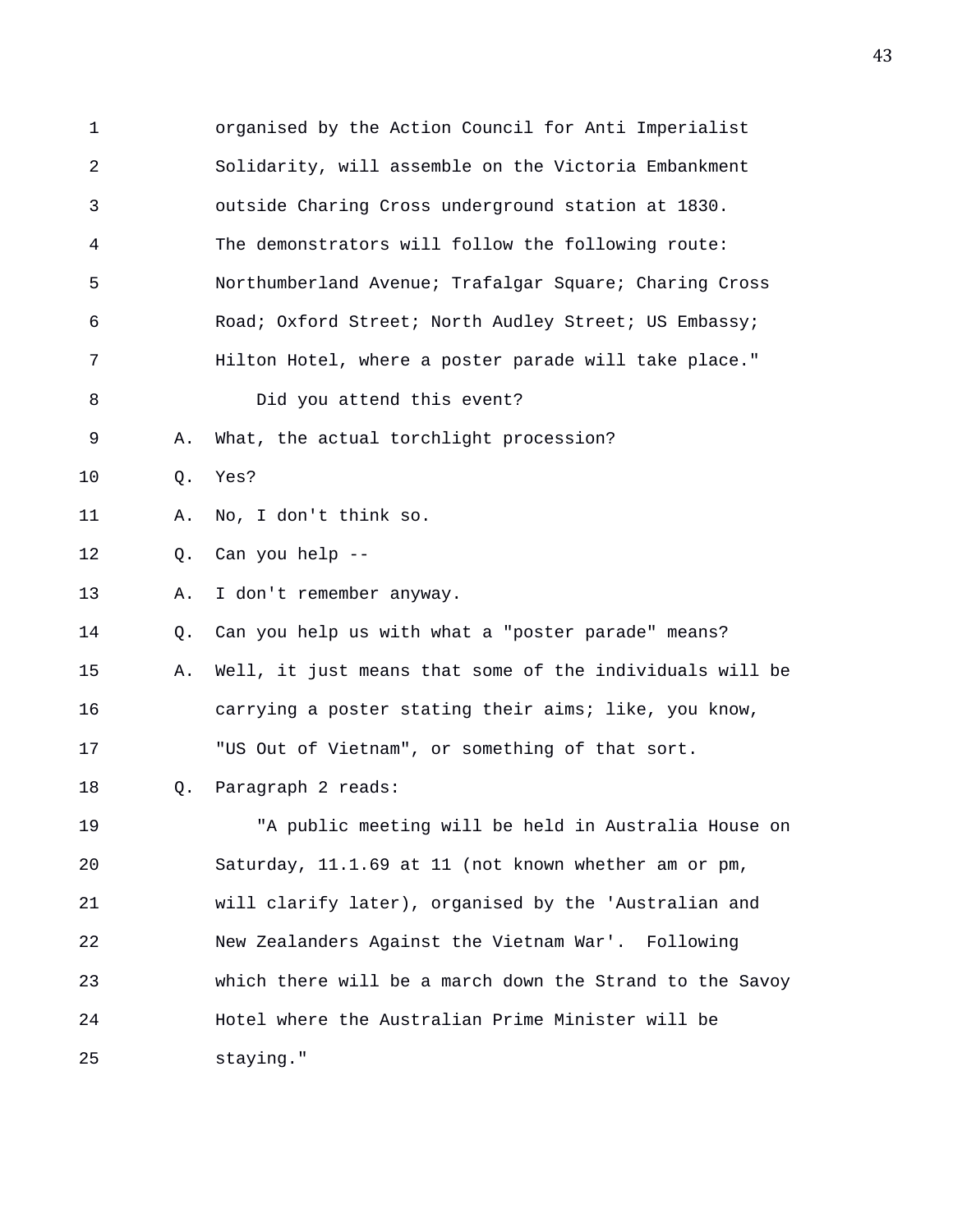organised by the Action Council for Anti Imperialist Solidarity, will assemble on the Victoria Embankment outside Charing Cross underground station at 1830. The demonstrators will follow the following route: Northumberland Avenue; Trafalgar Square; Charing Cross Road; Oxford Street; North Audley Street; US Embassy; Hilton Hotel, where a poster parade will take place."

Did you attend this event?

A. What, the actual torchlight procession?

Q. Yes?

A. No, I don't think so.

Q. Can you help --

A. I don't remember anyway.

Q. Can you help us with what a "poster parade" means?

A. Well, it just means that some of the individuals will be carrying a poster stating their aims; like, you know, "US Out of Vietnam", or something of that sort.

Q. Paragraph 2 reads:

"A public meeting will be held in Australia House on Saturday, 11.1.69 at 11 (not known whether am or pm, will clarify later), organised by the 'Australian and New Zealanders Against the Vietnam War'. Following which there will be a march down the Strand to the Savoy Hotel where the Australian Prime Minister will be staying."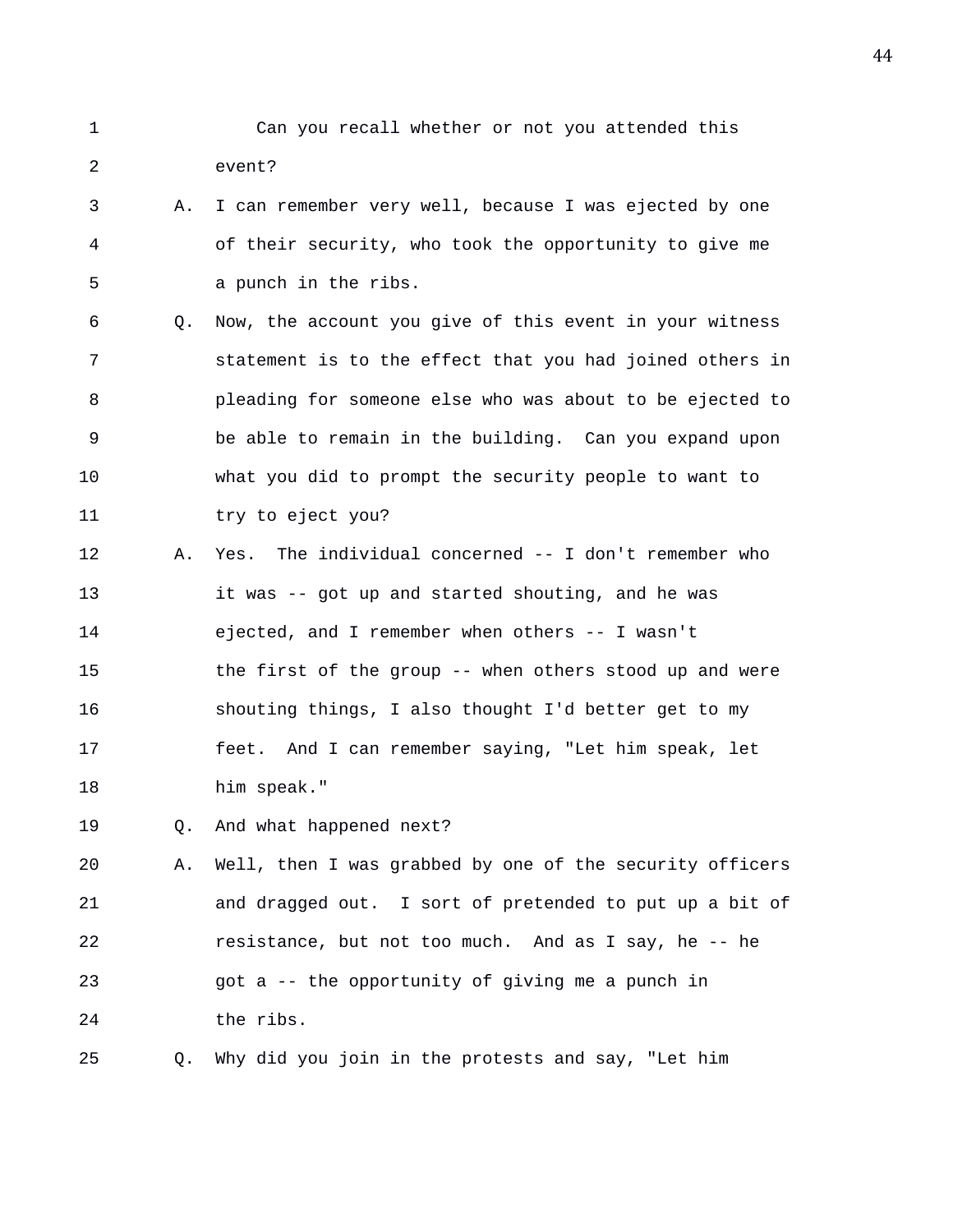Can you recall whether or not you attended this event?

A. I can remember very well, because I was ejected by one of their security, who took the opportunity to give me a punch in the ribs.

Q. Now, the account you give of this event in your witness statement is to the effect that you had joined others in pleading for someone else who was about to be ejected to be able to remain in the building. Can you expand upon what you did to prompt the security people to want to try to eject you?

A. Yes. The individual concerned -- I don't remember who it was -- got up and started shouting, and he was ejected, and I remember when others -- I wasn't the first of the group -- when others stood up and were shouting things, I also thought I'd better get to my feet. And I can remember saying, "Let him speak, let him speak."

Q. And what happened next?

A. Well, then I was grabbed by one of the security officers and dragged out. I sort of pretended to put up a bit of resistance, but not too much. And as I say, he -- he got a -- the opportunity of giving me a punch in the ribs.

Q. Why did you join in the protests and say, "Let him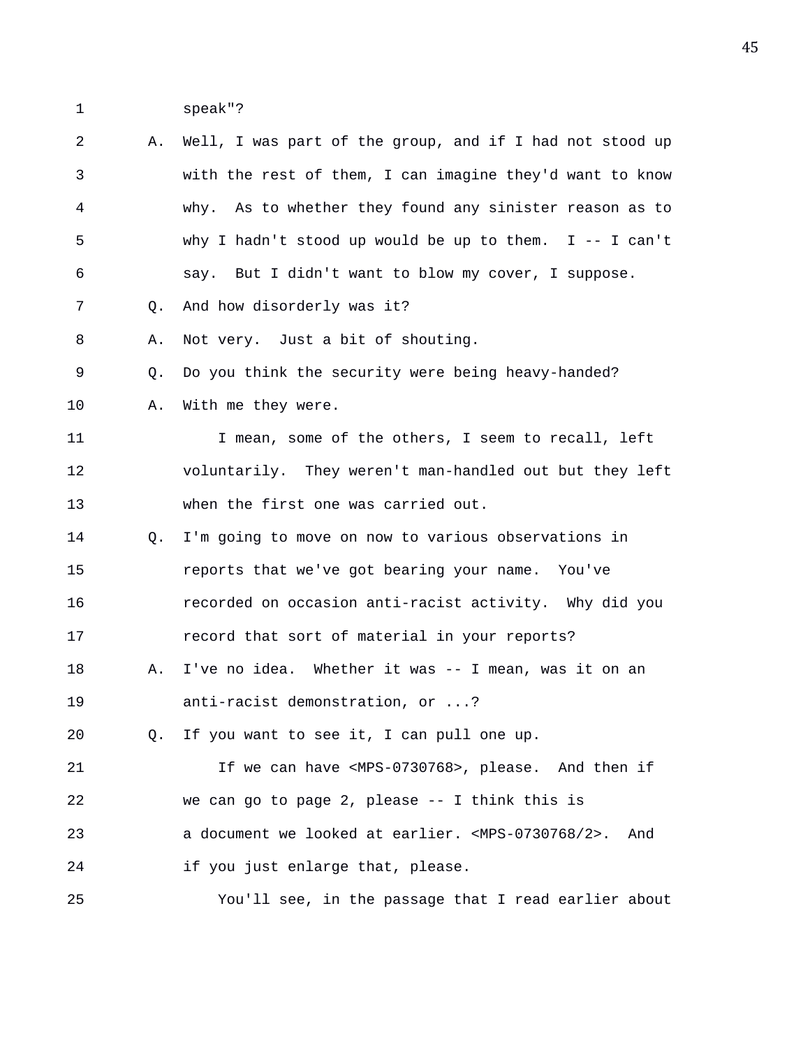speak"?

A. Well, I was part of the group, and if I had not stood up with the rest of them, I can imagine they'd want to know why. As to whether they found any sinister reason as to why I hadn't stood up would be up to them. I -- I can't say. But I didn't want to blow my cover, I suppose.

Q. And how disorderly was it?

A. Not very. Just a bit of shouting.

Q. Do you think the security were being heavy-handed?

A. With me they were.

I mean, some of the others, I seem to recall, left voluntarily. They weren't man-handled out but they left when the first one was carried out.

Q. I'm going to move on now to various observations in reports that we've got bearing your name. You've recorded on occasion anti-racist activity. Why did you record that sort of material in your reports?

A. I've no idea. Whether it was -- I mean, was it on an anti-racist demonstration, or ...?

Q. If you want to see it, I can pull one up.

If we can have <MPS-0730768>, please. And then if we can go to page 2, please -- I think this is a document we looked at earlier. <MPS-0730768/2>. And if you just enlarge that, please.

You'll see, in the passage that I read earlier about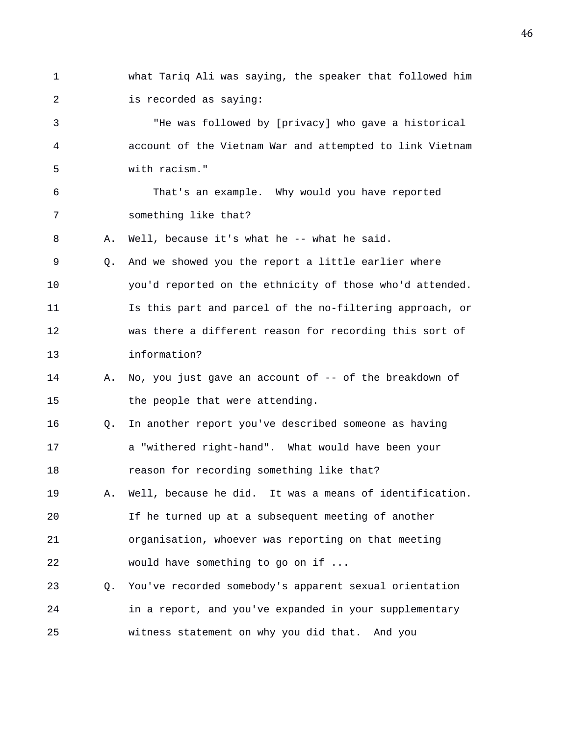1 what Tariq Ali was saying, the speaker that followed him
2 is recorded as saying:

3 "He was followed by [privacy] who gave a historical
4 account of the Vietnam War and attempted to link Vietnam
5 with racism."

6 That's an example. Why would you have reported
7 something like that?

8 A. Well, because it's what he -- what he said.

9 Q. And we showed you the report a little earlier where
10 you'd reported on the ethnicity of those who'd attended.
11 Is this part and parcel of the no-filtering approach, or
12 was there a different reason for recording this sort of
13 information?

14 A. No, you just gave an account of -- of the breakdown of
15 the people that were attending.

16 Q. In another report you've described someone as having
17 a "withered right-hand". What would have been your
18 reason for recording something like that?

19 A. Well, because he did. It was a means of identification.
20 If he turned up at a subsequent meeting of another
21 organisation, whoever was reporting on that meeting
22 would have something to go on if ...

23 Q. You've recorded somebody's apparent sexual orientation
24 in a report, and you've expanded in your supplementary
25 witness statement on why you did that. And you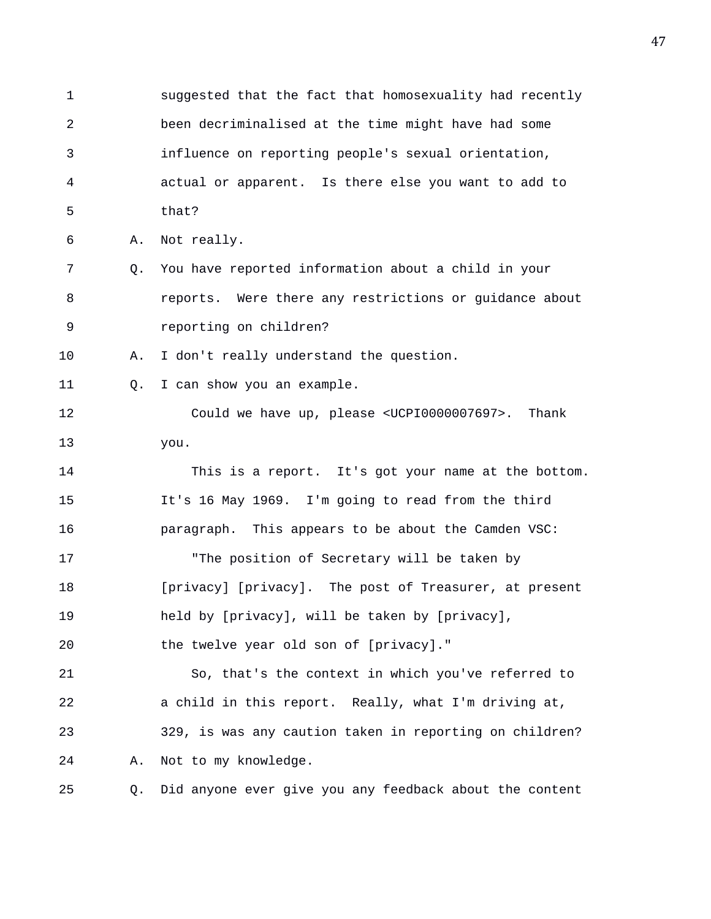suggested that the fact that homosexuality had recently been decriminalised at the time might have had some influence on reporting people's sexual orientation, actual or apparent. Is there else you want to add to that?

A. Not really.

Q. You have reported information about a child in your reports. Were there any restrictions or guidance about reporting on children?

A. I don't really understand the question.

Q. I can show you an example.

Could we have up, please <UCPI0000007697>. Thank you.

This is a report. It's got your name at the bottom. It's 16 May 1969. I'm going to read from the third paragraph. This appears to be about the Camden VSC:

"The position of Secretary will be taken by [privacy] [privacy]. The post of Treasurer, at present held by [privacy], will be taken by [privacy], the twelve year old son of [privacy]."

So, that's the context in which you've referred to a child in this report. Really, what I'm driving at, 329, is was any caution taken in reporting on children?

A. Not to my knowledge.

Q. Did anyone ever give you any feedback about the content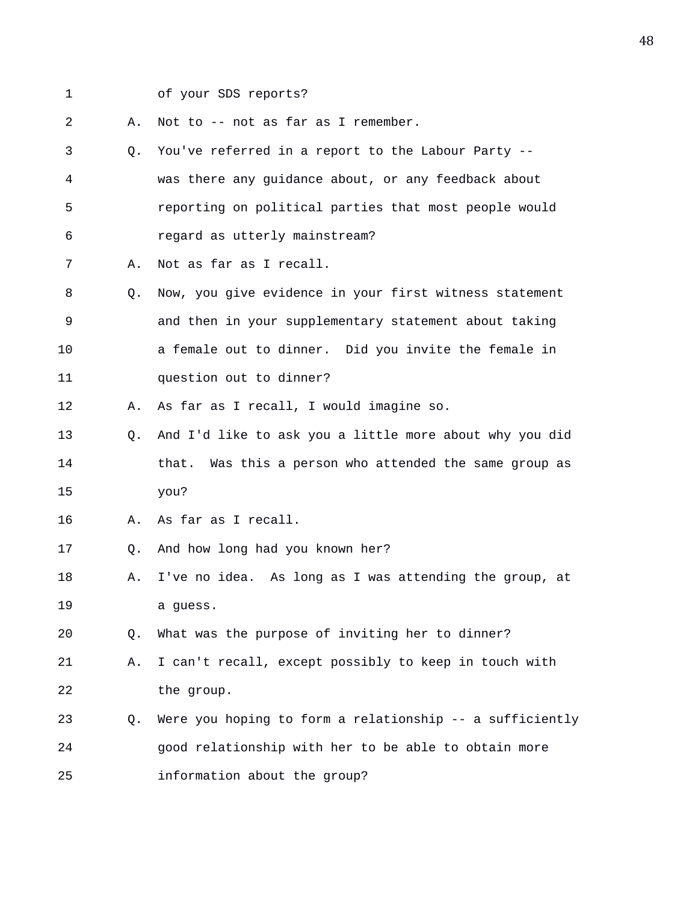1 of your SDS reports?

2 A. Not to -- not as far as I remember.

3 Q. You've referred in a report to the Labour Party --

4 was there any guidance about, or any feedback about

5 reporting on political parties that most people would

6 regard as utterly mainstream?

7 A. Not as far as I recall.

8 Q. Now, you give evidence in your first witness statement

9 and then in your supplementary statement about taking

10 a female out to dinner. Did you invite the female in

11 question out to dinner?

12 A. As far as I recall, I would imagine so.

13 Q. And I'd like to ask you a little more about why you did

14 that. Was this a person who attended the same group as

15 you?

16 A. As far as I recall.

17 Q. And how long had you known her?

18 A. I've no idea. As long as I was attending the group, at

19 a guess.

20 Q. What was the purpose of inviting her to dinner?

21 A. I can't recall, except possibly to keep in touch with

22 the group.

23 Q. Were you hoping to form a relationship -- a sufficiently

24 good relationship with her to be able to obtain more

25 information about the group?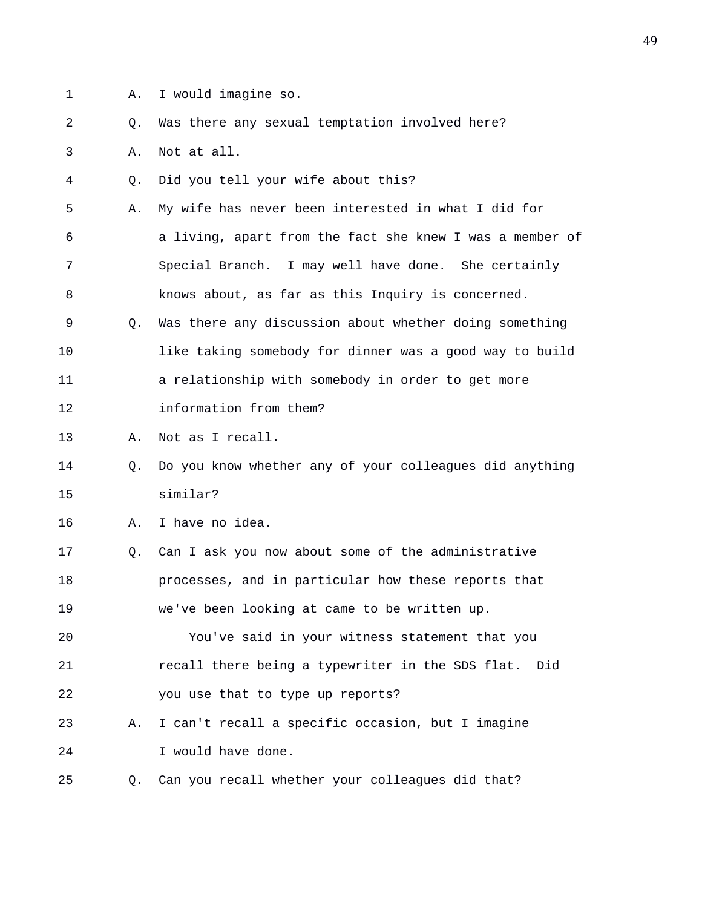1 A. I would imagine so.

2 Q. Was there any sexual temptation involved here?

3 A. Not at all.

4 Q. Did you tell your wife about this?

5 A. My wife has never been interested in what I did for

6 a living, apart from the fact she knew I was a member of

7 Special Branch. I may well have done. She certainly

8 knows about, as far as this Inquiry is concerned.

9 Q. Was there any discussion about whether doing something

10 like taking somebody for dinner was a good way to build

11 a relationship with somebody in order to get more

12 information from them?

13 A. Not as I recall.

14 Q. Do you know whether any of your colleagues did anything

15 similar?

16 A. I have no idea.

17 Q. Can I ask you now about some of the administrative

18 processes, and in particular how these reports that

19 we've been looking at came to be written up.

20 You've said in your witness statement that you

21 recall there being a typewriter in the SDS flat. Did

22 you use that to type up reports?

23 A. I can't recall a specific occasion, but I imagine

24 I would have done.

25 Q. Can you recall whether your colleagues did that?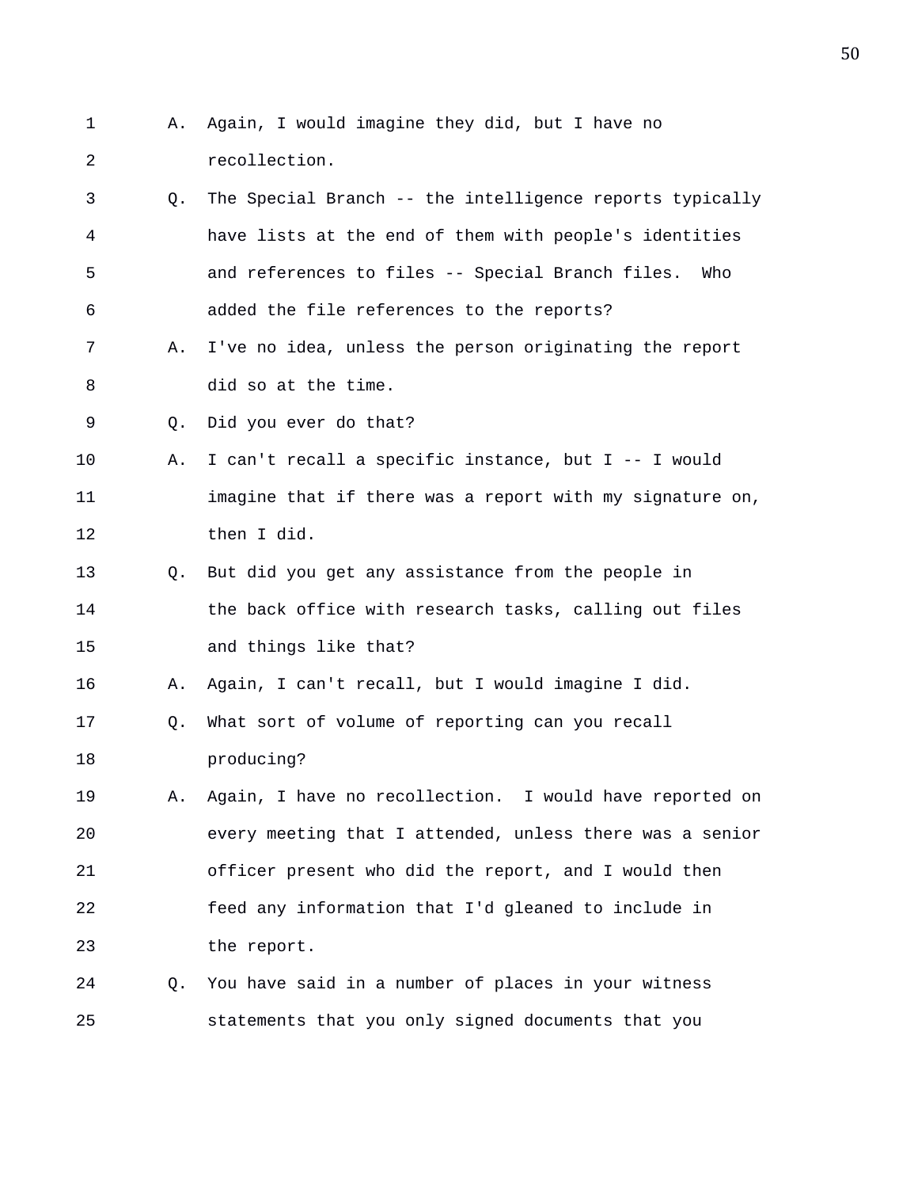1 A. Again, I would imagine they did, but I have no
2 recollection.
3 Q. The Special Branch -- the intelligence reports typically
4 have lists at the end of them with people's identities
5 and references to files -- Special Branch files. Who
6 added the file references to the reports?
7 A. I've no idea, unless the person originating the report
8 did so at the time.
9 Q. Did you ever do that?
10 A. I can't recall a specific instance, but I -- I would
11 imagine that if there was a report with my signature on,
12 then I did.
13 Q. But did you get any assistance from the people in
14 the back office with research tasks, calling out files
15 and things like that?
16 A. Again, I can't recall, but I would imagine I did.
17 Q. What sort of volume of reporting can you recall
18 producing?
19 A. Again, I have no recollection. I would have reported on
20 every meeting that I attended, unless there was a senior
21 officer present who did the report, and I would then
22 feed any information that I'd gleaned to include in
23 the report.
24 Q. You have said in a number of places in your witness
25 statements that you only signed documents that you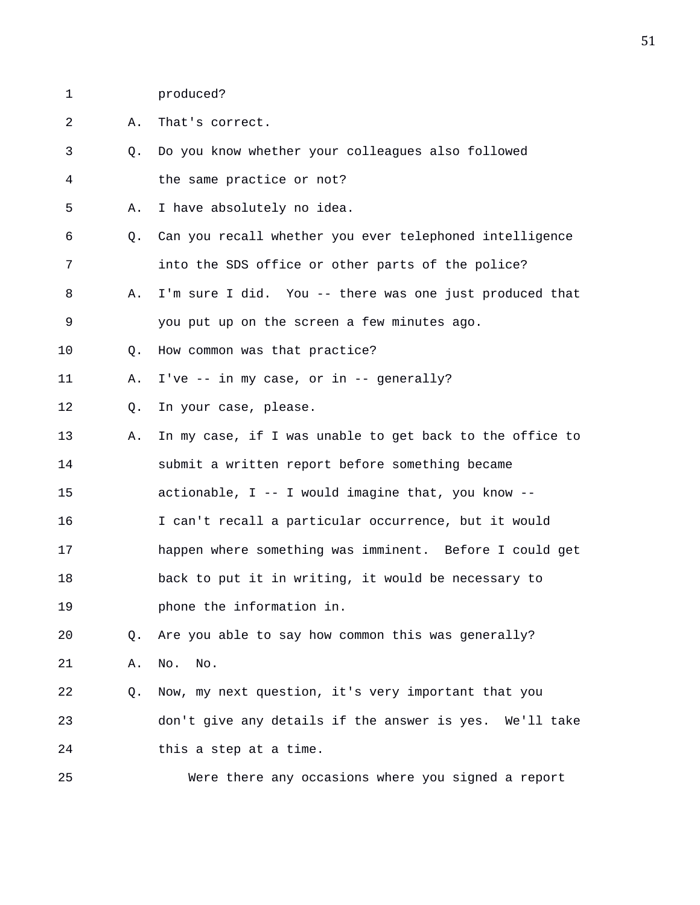1 produced?

2 A. That's correct.

3 Q. Do you know whether your colleagues also followed

4 the same practice or not?

5 A. I have absolutely no idea.

6 Q. Can you recall whether you ever telephoned intelligence

7 into the SDS office or other parts of the police?

8 A. I'm sure I did. You -- there was one just produced that

9 you put up on the screen a few minutes ago.

10 Q. How common was that practice?

11 A. I've -- in my case, or in -- generally?

12 Q. In your case, please.

13 A. In my case, if I was unable to get back to the office to

14 submit a written report before something became

15 actionable, I -- I would imagine that, you know --

16 I can't recall a particular occurrence, but it would

17 happen where something was imminent. Before I could get

18 back to put it in writing, it would be necessary to

19 phone the information in.

20 Q. Are you able to say how common this was generally?

21 A. No. No.

22 Q. Now, my next question, it's very important that you

23 don't give any details if the answer is yes. We'll take

24 this a step at a time.

25 Were there any occasions where you signed a report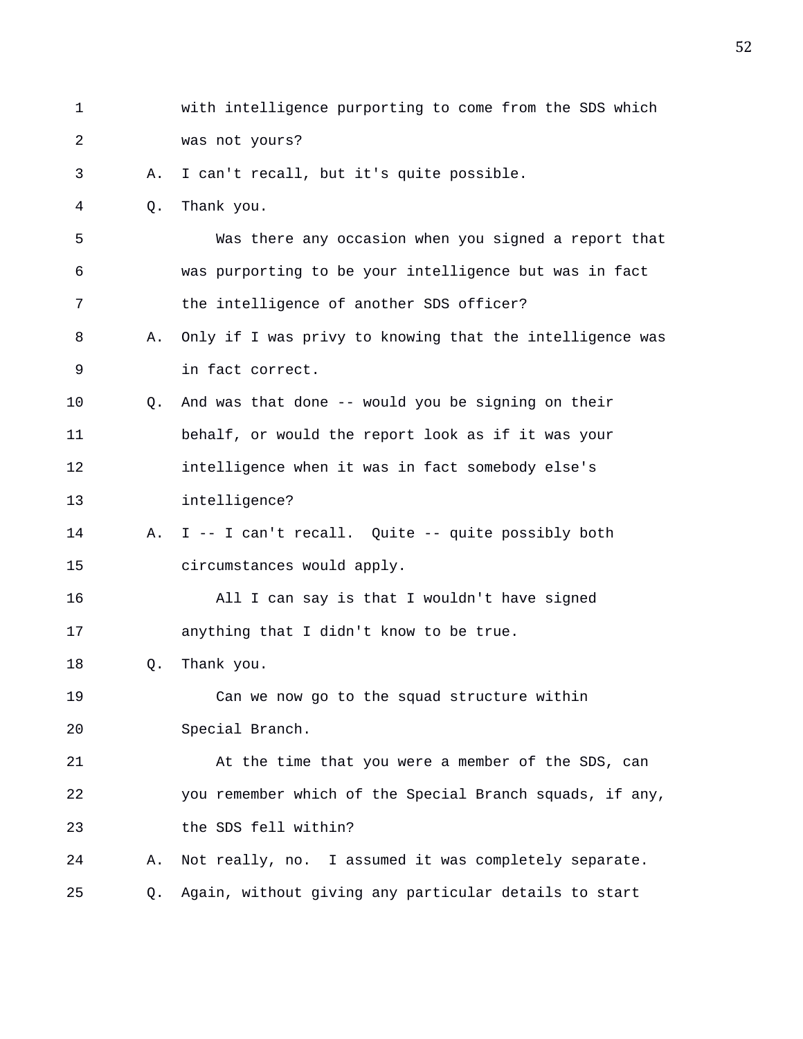with intelligence purporting to come from the SDS which was not yours?

A. I can't recall, but it's quite possible.

Q. Thank you.

Was there any occasion when you signed a report that was purporting to be your intelligence but was in fact the intelligence of another SDS officer?

A. Only if I was privy to knowing that the intelligence was in fact correct.

Q. And was that done -- would you be signing on their behalf, or would the report look as if it was your intelligence when it was in fact somebody else's intelligence?

A. I -- I can't recall. Quite -- quite possibly both circumstances would apply.

All I can say is that I wouldn't have signed anything that I didn't know to be true.

Q. Thank you.

Can we now go to the squad structure within Special Branch.

At the time that you were a member of the SDS, can you remember which of the Special Branch squads, if any, the SDS fell within?

A. Not really, no. I assumed it was completely separate.

Q. Again, without giving any particular details to start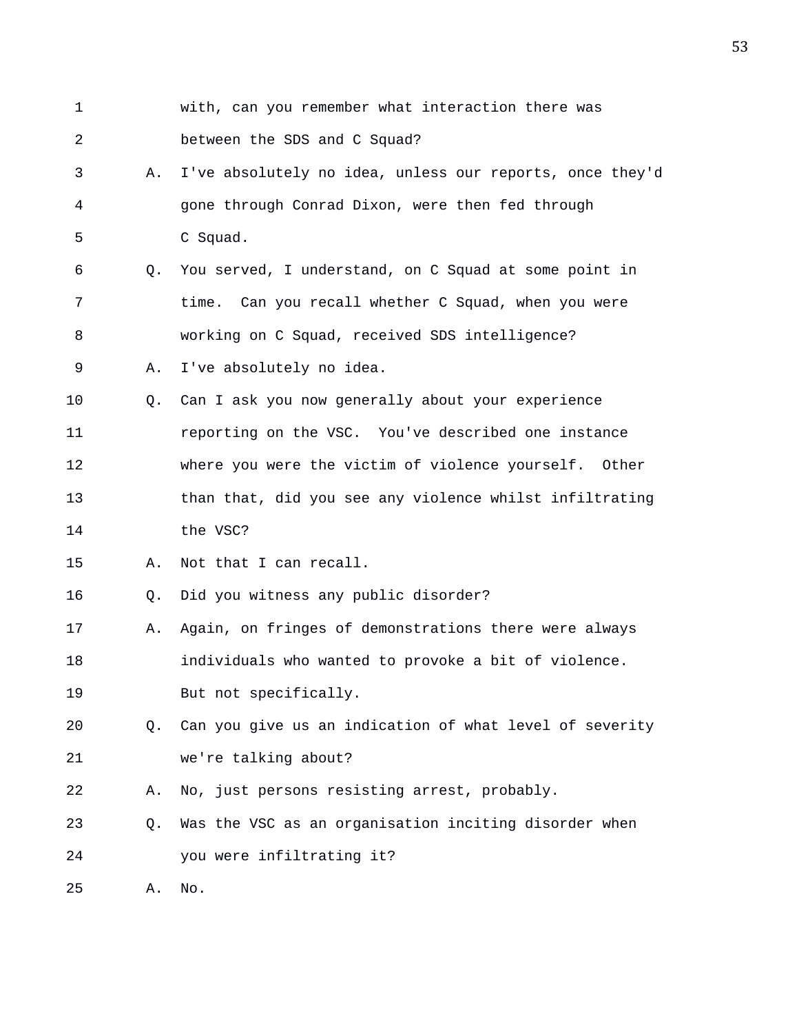with, can you remember what interaction there was between the SDS and C Squad?

A. I've absolutely no idea, unless our reports, once they'd gone through Conrad Dixon, were then fed through C Squad.

Q. You served, I understand, on C Squad at some point in time. Can you recall whether C Squad, when you were working on C Squad, received SDS intelligence?

A. I've absolutely no idea.

Q. Can I ask you now generally about your experience reporting on the VSC. You've described one instance where you were the victim of violence yourself. Other than that, did you see any violence whilst infiltrating the VSC?

A. Not that I can recall.

Q. Did you witness any public disorder?

A. Again, on fringes of demonstrations there were always individuals who wanted to provoke a bit of violence. But not specifically.

Q. Can you give us an indication of what level of severity we're talking about?

A. No, just persons resisting arrest, probably.

Q. Was the VSC as an organisation inciting disorder when you were infiltrating it?

A. No.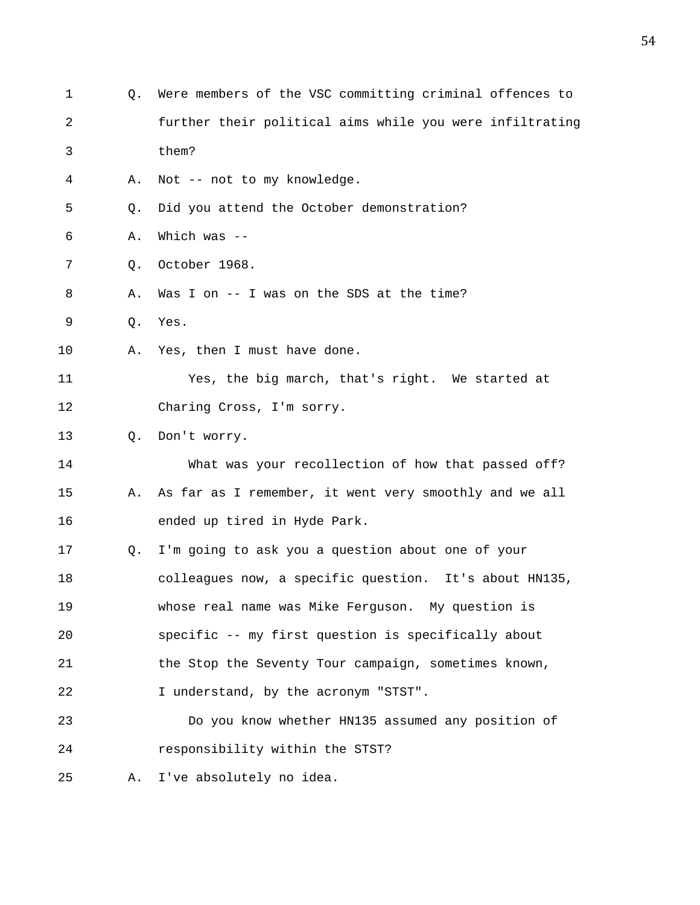1 Q. Were members of the VSC committing criminal offences to
2 further their political aims while you were infiltrating
3 them?
4 A. Not -- not to my knowledge.
5 Q. Did you attend the October demonstration?
6 A. Which was --
7 Q. October 1968.
8 A. Was I on -- I was on the SDS at the time?
9 Q. Yes.
10 A. Yes, then I must have done.
11 Yes, the big march, that's right. We started at
12 Charing Cross, I'm sorry.
13 Q. Don't worry.
14 What was your recollection of how that passed off?
15 A. As far as I remember, it went very smoothly and we all
16 ended up tired in Hyde Park.
17 Q. I'm going to ask you a question about one of your
18 colleagues now, a specific question. It's about HN135,
19 whose real name was Mike Ferguson. My question is
20 specific -- my first question is specifically about
21 the Stop the Seventy Tour campaign, sometimes known,
22 I understand, by the acronym "STST".
23 Do you know whether HN135 assumed any position of
24 responsibility within the STST?
25 A. I've absolutely no idea.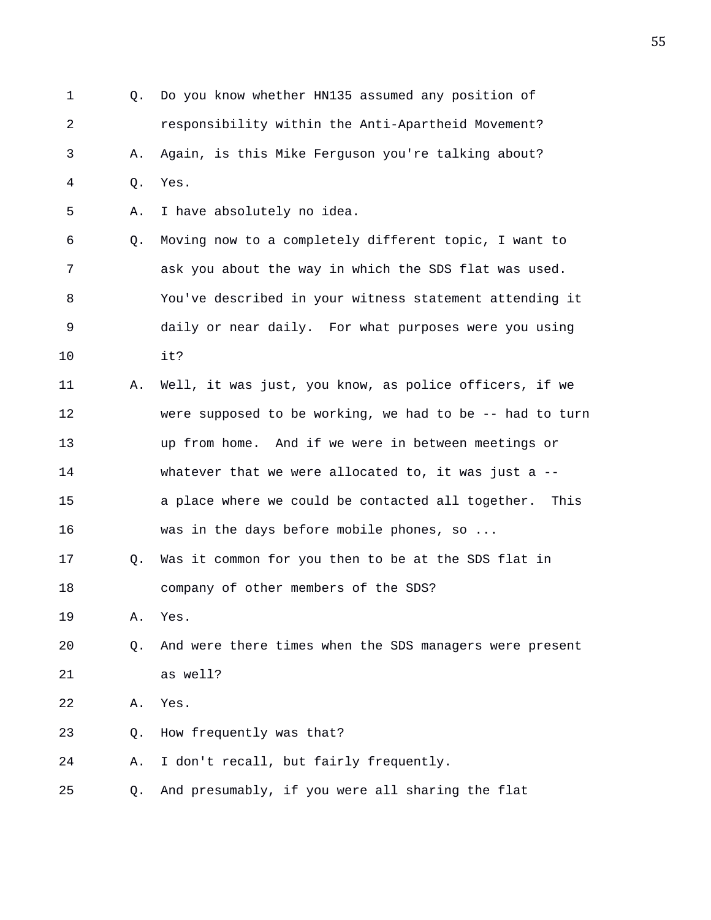1 Q. Do you know whether HN135 assumed any position of
2 responsibility within the Anti-Apartheid Movement?
3 A. Again, is this Mike Ferguson you're talking about?
4 Q. Yes.
5 A. I have absolutely no idea.
6 Q. Moving now to a completely different topic, I want to
7 ask you about the way in which the SDS flat was used.
8 You've described in your witness statement attending it
9 daily or near daily. For what purposes were you using
10 it?
11 A. Well, it was just, you know, as police officers, if we
12 were supposed to be working, we had to be -- had to turn
13 up from home. And if we were in between meetings or
14 whatever that we were allocated to, it was just a --
15 a place where we could be contacted all together. This
16 was in the days before mobile phones, so ...
17 Q. Was it common for you then to be at the SDS flat in
18 company of other members of the SDS?
19 A. Yes.
20 Q. And were there times when the SDS managers were present
21 as well?
22 A. Yes.
23 Q. How frequently was that?
24 A. I don't recall, but fairly frequently.
25 Q. And presumably, if you were all sharing the flat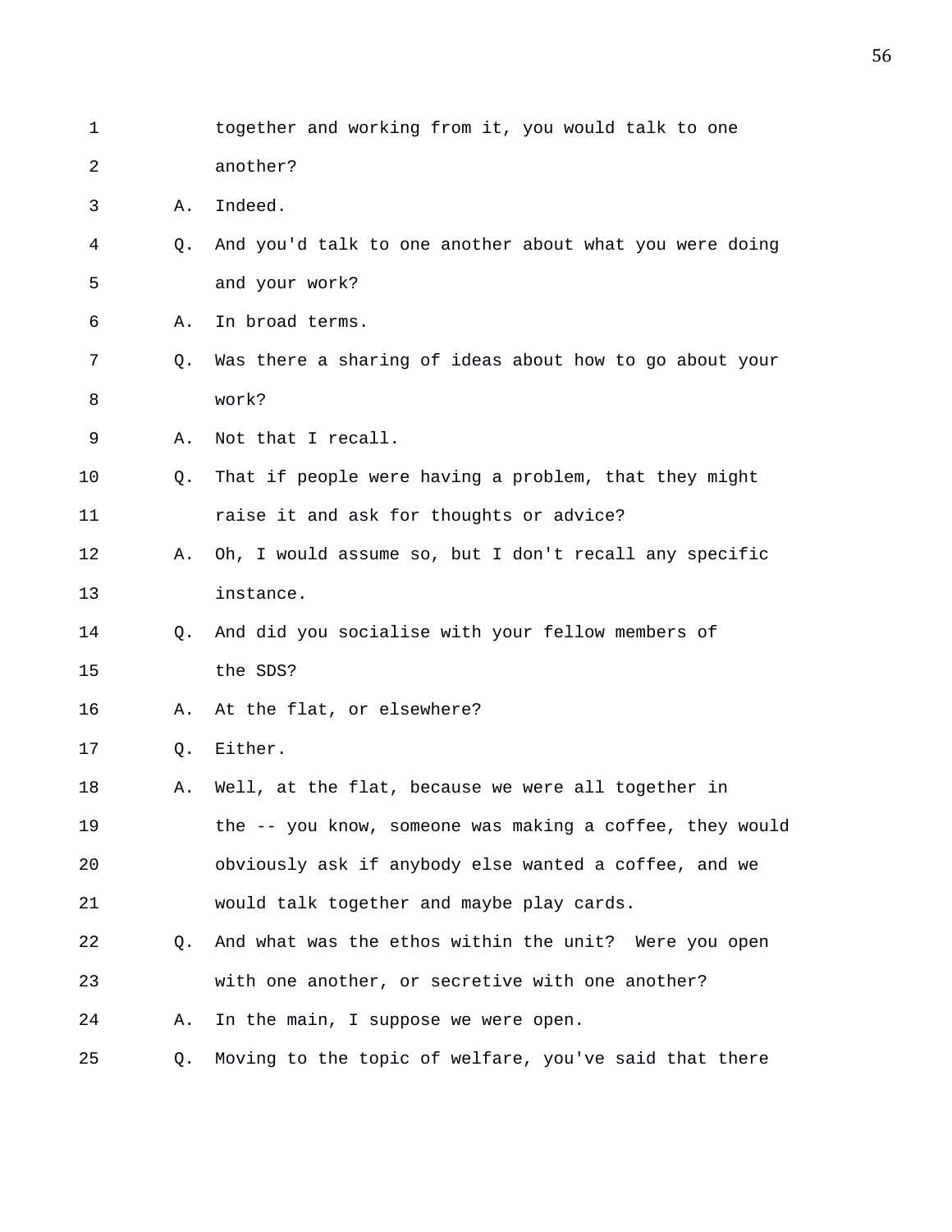1 together and working from it, you would talk to one
2 another?
3 A. Indeed.
4 Q. And you'd talk to one another about what you were doing
5 and your work?
6 A. In broad terms.
7 Q. Was there a sharing of ideas about how to go about your
8 work?
9 A. Not that I recall.
10 Q. That if people were having a problem, that they might
11 raise it and ask for thoughts or advice?
12 A. Oh, I would assume so, but I don't recall any specific
13 instance.
14 Q. And did you socialise with your fellow members of
15 the SDS?
16 A. At the flat, or elsewhere?
17 Q. Either.
18 A. Well, at the flat, because we were all together in
19 the -- you know, someone was making a coffee, they would
20 obviously ask if anybody else wanted a coffee, and we
21 would talk together and maybe play cards.
22 Q. And what was the ethos within the unit? Were you open
23 with one another, or secretive with one another?
24 A. In the main, I suppose we were open.
25 Q. Moving to the topic of welfare, you've said that there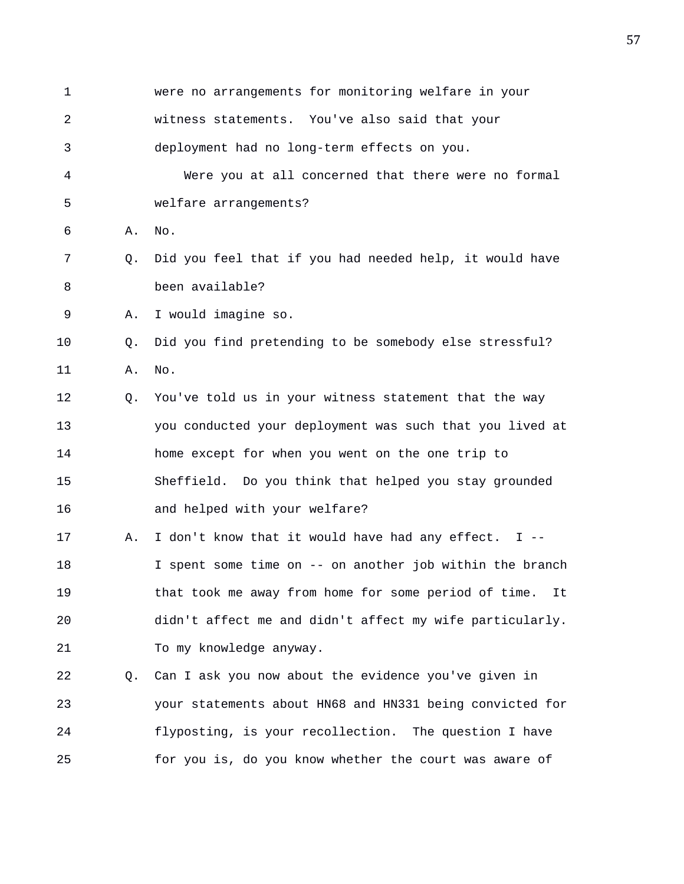1 were no arrangements for monitoring welfare in your
2 witness statements. You've also said that your
3 deployment had no long-term effects on you.
4 Were you at all concerned that there were no formal
5 welfare arrangements?
6 A. No.
7 Q. Did you feel that if you had needed help, it would have
8 been available?
9 A. I would imagine so.
10 Q. Did you find pretending to be somebody else stressful?
11 A. No.
12 Q. You've told us in your witness statement that the way
13 you conducted your deployment was such that you lived at
14 home except for when you went on the one trip to
15 Sheffield. Do you think that helped you stay grounded
16 and helped with your welfare?
17 A. I don't know that it would have had any effect. I --
18 I spent some time on -- on another job within the branch
19 that took me away from home for some period of time. It
20 didn't affect me and didn't affect my wife particularly.
21 To my knowledge anyway.
22 Q. Can I ask you now about the evidence you've given in
23 your statements about HN68 and HN331 being convicted for
24 flyposting, is your recollection. The question I have
25 for you is, do you know whether the court was aware of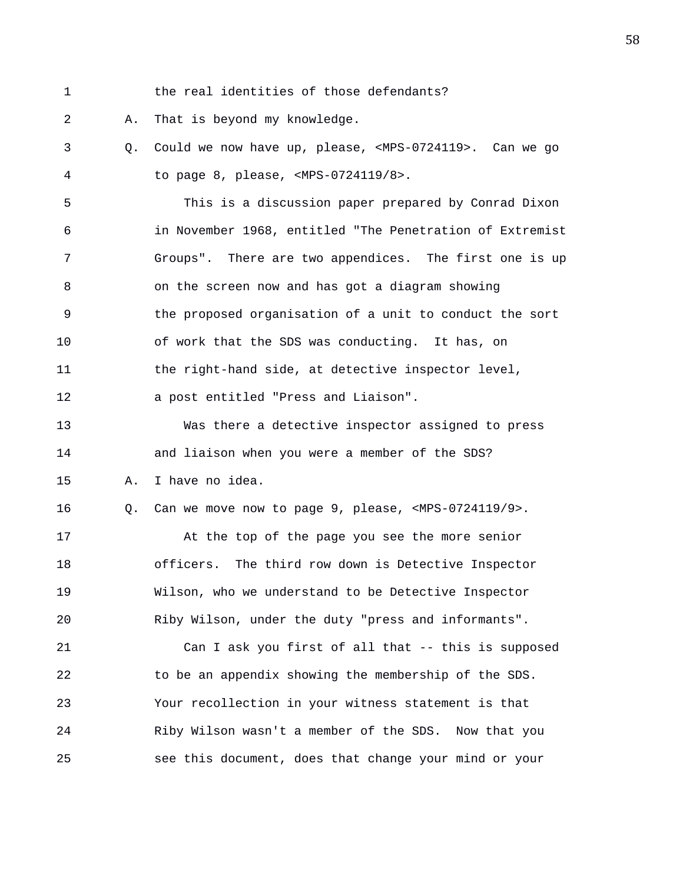1 the real identities of those defendants?

2 A. That is beyond my knowledge.

3 Q. Could we now have up, please, <MPS-0724119>. Can we go

4 to page 8, please, <MPS-0724119/8>.

5 This is a discussion paper prepared by Conrad Dixon

6 in November 1968, entitled "The Penetration of Extremist

7 Groups". There are two appendices. The first one is up

8 on the screen now and has got a diagram showing

9 the proposed organisation of a unit to conduct the sort

10 of work that the SDS was conducting. It has, on

11 the right-hand side, at detective inspector level,

12 a post entitled "Press and Liaison".

13 Was there a detective inspector assigned to press

14 and liaison when you were a member of the SDS?

15 A. I have no idea.

16 Q. Can we move now to page 9, please, <MPS-0724119/9>.

17 At the top of the page you see the more senior

18 officers. The third row down is Detective Inspector

19 Wilson, who we understand to be Detective Inspector

20 Riby Wilson, under the duty "press and informants".

21 Can I ask you first of all that -- this is supposed

22 to be an appendix showing the membership of the SDS.

23 Your recollection in your witness statement is that

24 Riby Wilson wasn't a member of the SDS. Now that you

25 see this document, does that change your mind or your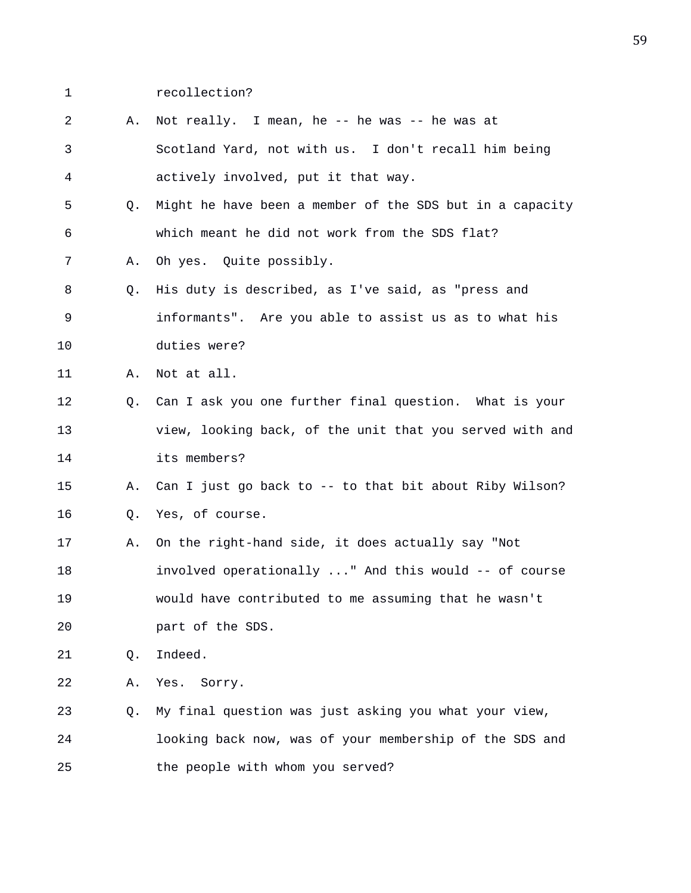1 recollection?

2 A. Not really. I mean, he -- he was -- he was at

3 Scotland Yard, not with us. I don't recall him being

4 actively involved, put it that way.

5 Q. Might he have been a member of the SDS but in a capacity

6 which meant he did not work from the SDS flat?

7 A. Oh yes. Quite possibly.

8 Q. His duty is described, as I've said, as "press and

9 informants". Are you able to assist us as to what his

10 duties were?

11 A. Not at all.

12 Q. Can I ask you one further final question. What is your

13 view, looking back, of the unit that you served with and

14 its members?

15 A. Can I just go back to -- to that bit about Riby Wilson?

16 Q. Yes, of course.

17 A. On the right-hand side, it does actually say "Not

18 involved operationally ..." And this would -- of course

19 would have contributed to me assuming that he wasn't

20 part of the SDS.

21 Q. Indeed.

22 A. Yes. Sorry.

23 Q. My final question was just asking you what your view,

24 looking back now, was of your membership of the SDS and

25 the people with whom you served?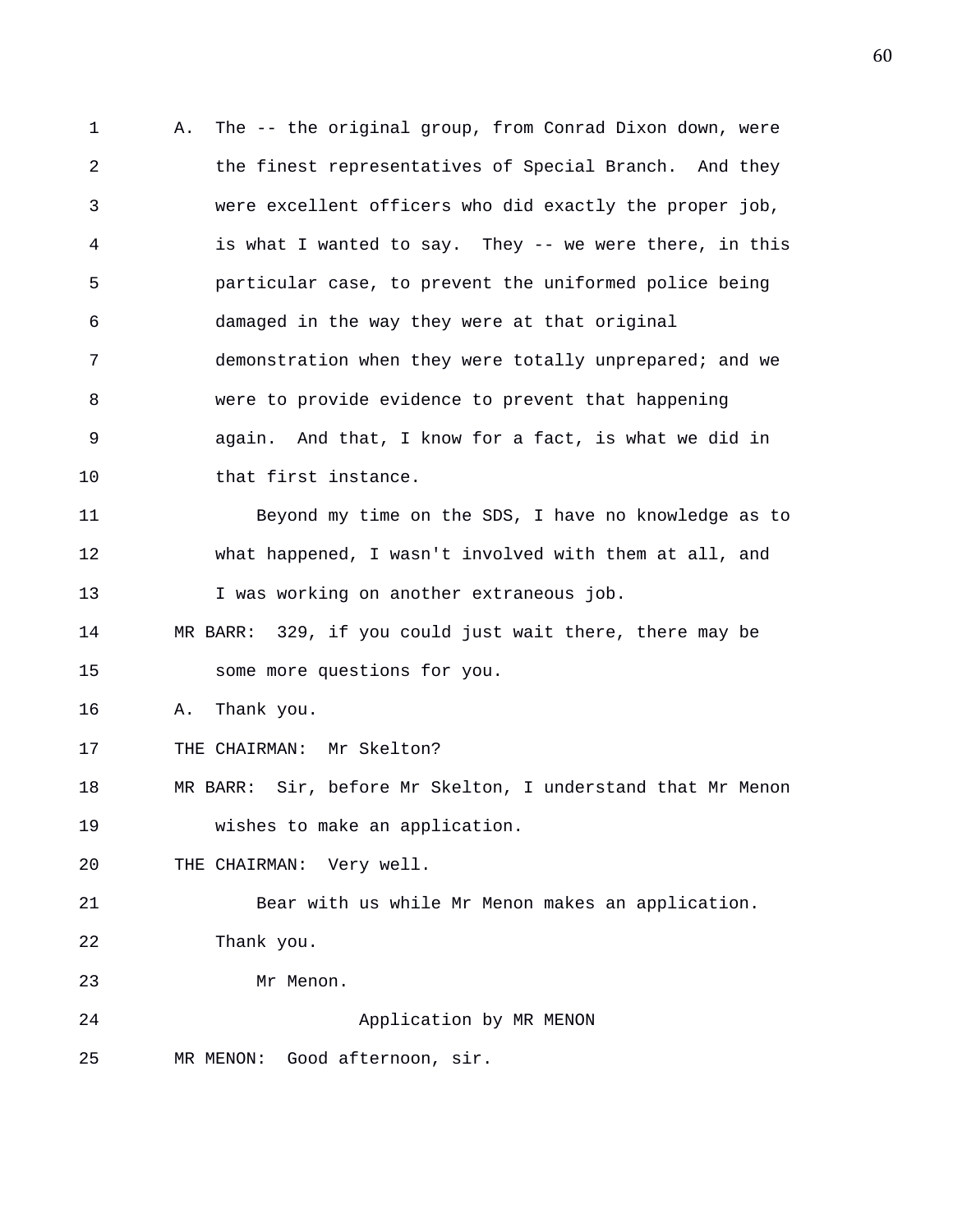A. The -- the original group, from Conrad Dixon down, were the finest representatives of Special Branch. And they were excellent officers who did exactly the proper job, is what I wanted to say. They -- we were there, in this particular case, to prevent the uniformed police being damaged in the way they were at that original demonstration when they were totally unprepared; and we were to provide evidence to prevent that happening again. And that, I know for a fact, is what we did in that first instance.

Beyond my time on the SDS, I have no knowledge as to what happened, I wasn't involved with them at all, and I was working on another extraneous job.

MR BARR: 329, if you could just wait there, there may be some more questions for you.

A. Thank you.

THE CHAIRMAN: Mr Skelton?

MR BARR: Sir, before Mr Skelton, I understand that Mr Menon wishes to make an application.

THE CHAIRMAN: Very well.

Bear with us while Mr Menon makes an application. Thank you.

Mr Menon.

Application by MR MENON

MR MENON: Good afternoon, sir.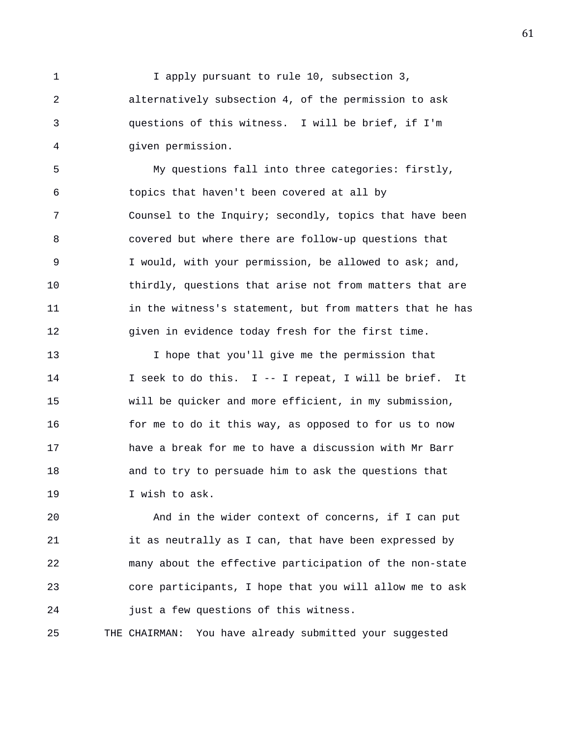I apply pursuant to rule 10, subsection 3, alternatively subsection 4, of the permission to ask questions of this witness. I will be brief, if I'm given permission.

My questions fall into three categories: firstly, topics that haven't been covered at all by Counsel to the Inquiry; secondly, topics that have been covered but where there are follow-up questions that I would, with your permission, be allowed to ask; and, thirdly, questions that arise not from matters that are in the witness's statement, but from matters that he has given in evidence today fresh for the first time.

I hope that you'll give me the permission that I seek to do this. I -- I repeat, I will be brief. It will be quicker and more efficient, in my submission, for me to do it this way, as opposed to for us to now have a break for me to have a discussion with Mr Barr and to try to persuade him to ask the questions that I wish to ask.

And in the wider context of concerns, if I can put it as neutrally as I can, that have been expressed by many about the effective participation of the non-state core participants, I hope that you will allow me to ask just a few questions of this witness.

THE CHAIRMAN: You have already submitted your suggested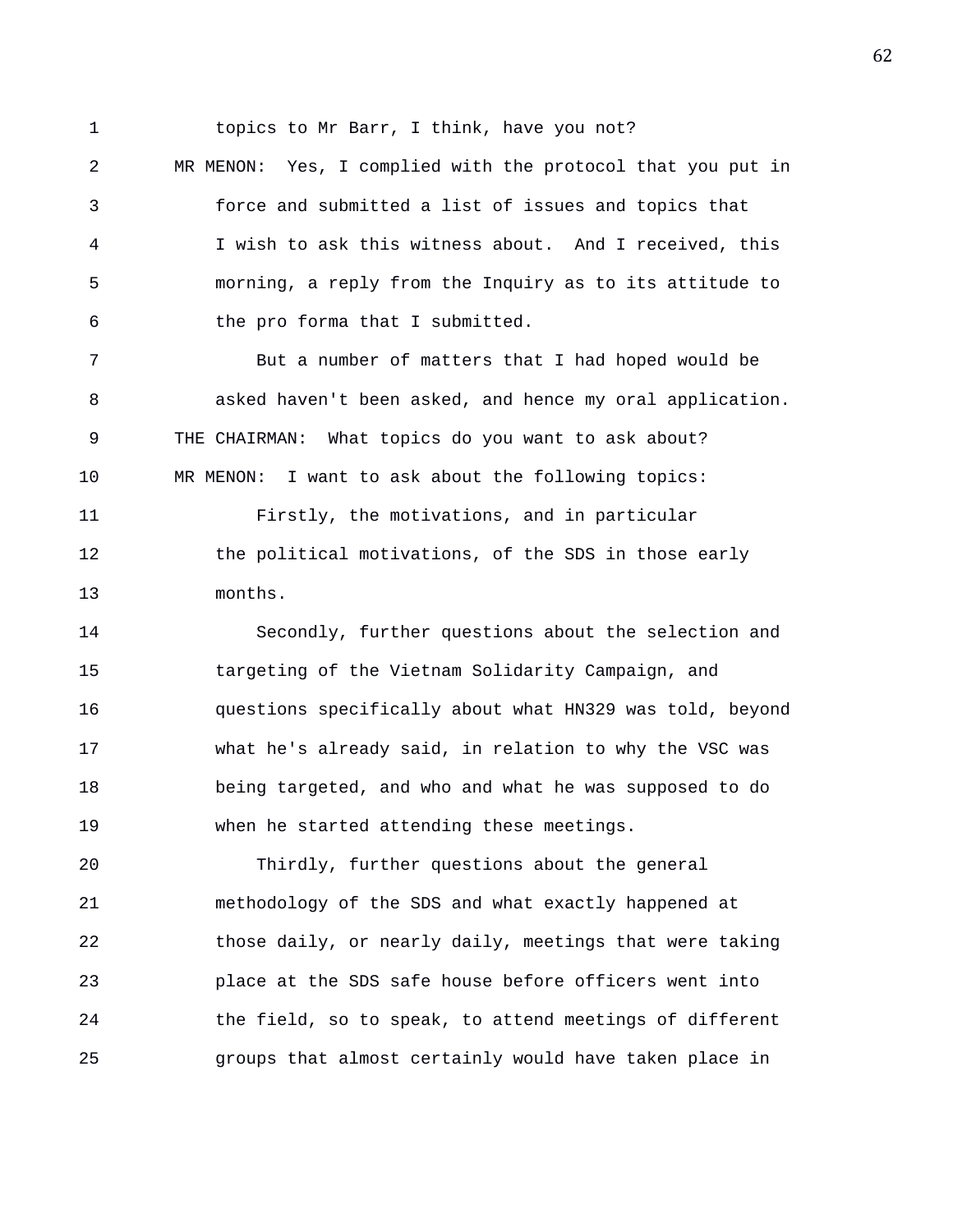topics to Mr Barr, I think, have you not?

MR MENON: Yes, I complied with the protocol that you put in force and submitted a list of issues and topics that I wish to ask this witness about. And I received, this morning, a reply from the Inquiry as to its attitude to the pro forma that I submitted.

But a number of matters that I had hoped would be asked haven't been asked, and hence my oral application.

THE CHAIRMAN: What topics do you want to ask about?

MR MENON: I want to ask about the following topics:

Firstly, the motivations, and in particular the political motivations, of the SDS in those early months.

Secondly, further questions about the selection and targeting of the Vietnam Solidarity Campaign, and questions specifically about what HN329 was told, beyond what he's already said, in relation to why the VSC was being targeted, and who and what he was supposed to do when he started attending these meetings.

Thirdly, further questions about the general methodology of the SDS and what exactly happened at those daily, or nearly daily, meetings that were taking place at the SDS safe house before officers went into the field, so to speak, to attend meetings of different groups that almost certainly would have taken place in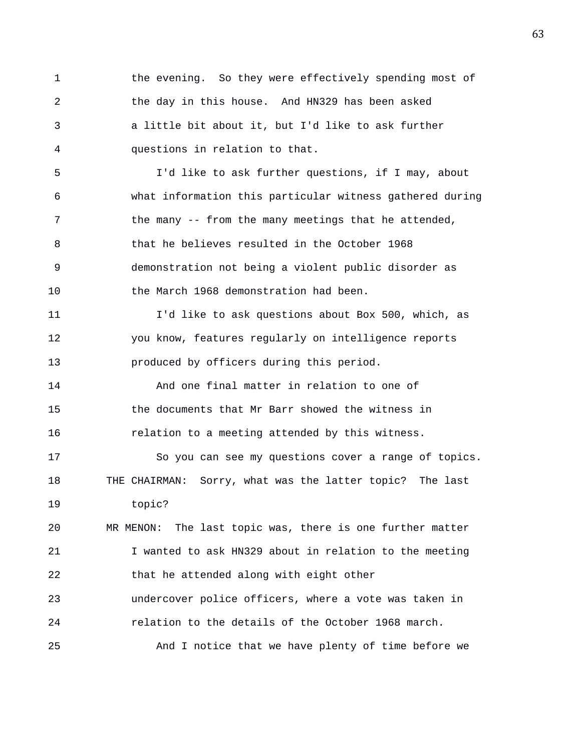the evening. So they were effectively spending most of the day in this house. And HN329 has been asked a little bit about it, but I'd like to ask further questions in relation to that.

I'd like to ask further questions, if I may, about what information this particular witness gathered during the many -- from the many meetings that he attended, that he believes resulted in the October 1968 demonstration not being a violent public disorder as the March 1968 demonstration had been.

I'd like to ask questions about Box 500, which, as you know, features regularly on intelligence reports produced by officers during this period.

And one final matter in relation to one of the documents that Mr Barr showed the witness in relation to a meeting attended by this witness.

So you can see my questions cover a range of topics.

THE CHAIRMAN: Sorry, what was the latter topic? The last topic?

MR MENON: The last topic was, there is one further matter I wanted to ask HN329 about in relation to the meeting that he attended along with eight other undercover police officers, where a vote was taken in relation to the details of the October 1968 march.

And I notice that we have plenty of time before we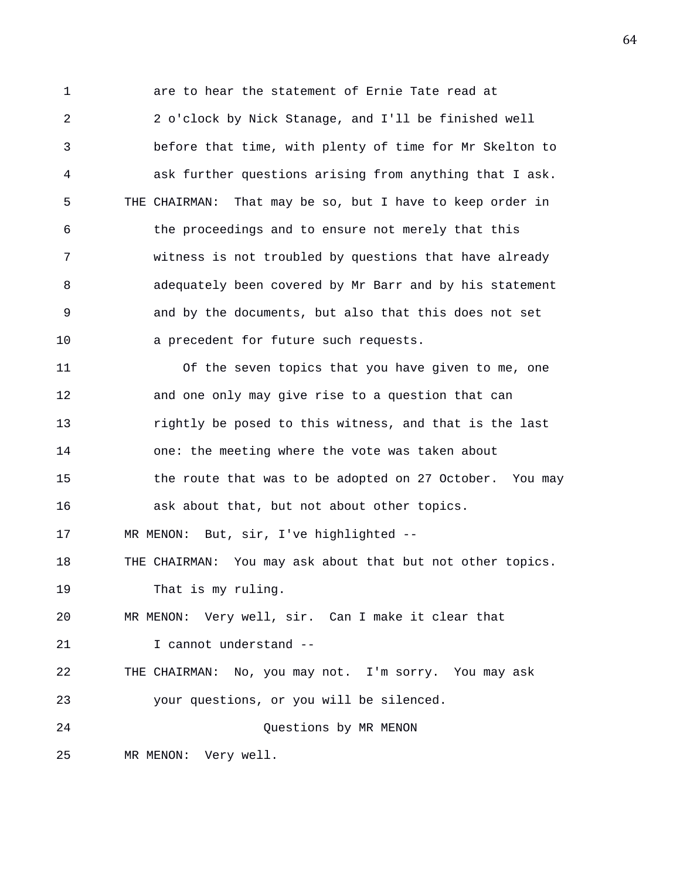are to hear the statement of Ernie Tate read at 2 o'clock by Nick Stanage, and I'll be finished well before that time, with plenty of time for Mr Skelton to ask further questions arising from anything that I ask.

THE CHAIRMAN: That may be so, but I have to keep order in the proceedings and to ensure not merely that this witness is not troubled by questions that have already adequately been covered by Mr Barr and by his statement and by the documents, but also that this does not set a precedent for future such requests.

Of the seven topics that you have given to me, one and one only may give rise to a question that can rightly be posed to this witness, and that is the last one: the meeting where the vote was taken about the route that was to be adopted on 27 October. You may ask about that, but not about other topics.

MR MENON: But, sir, I've highlighted --

THE CHAIRMAN: You may ask about that but not other topics. That is my ruling.

MR MENON: Very well, sir. Can I make it clear that I cannot understand --

THE CHAIRMAN: No, you may not. I'm sorry. You may ask your questions, or you will be silenced.

Questions by MR MENON

MR MENON: Very well.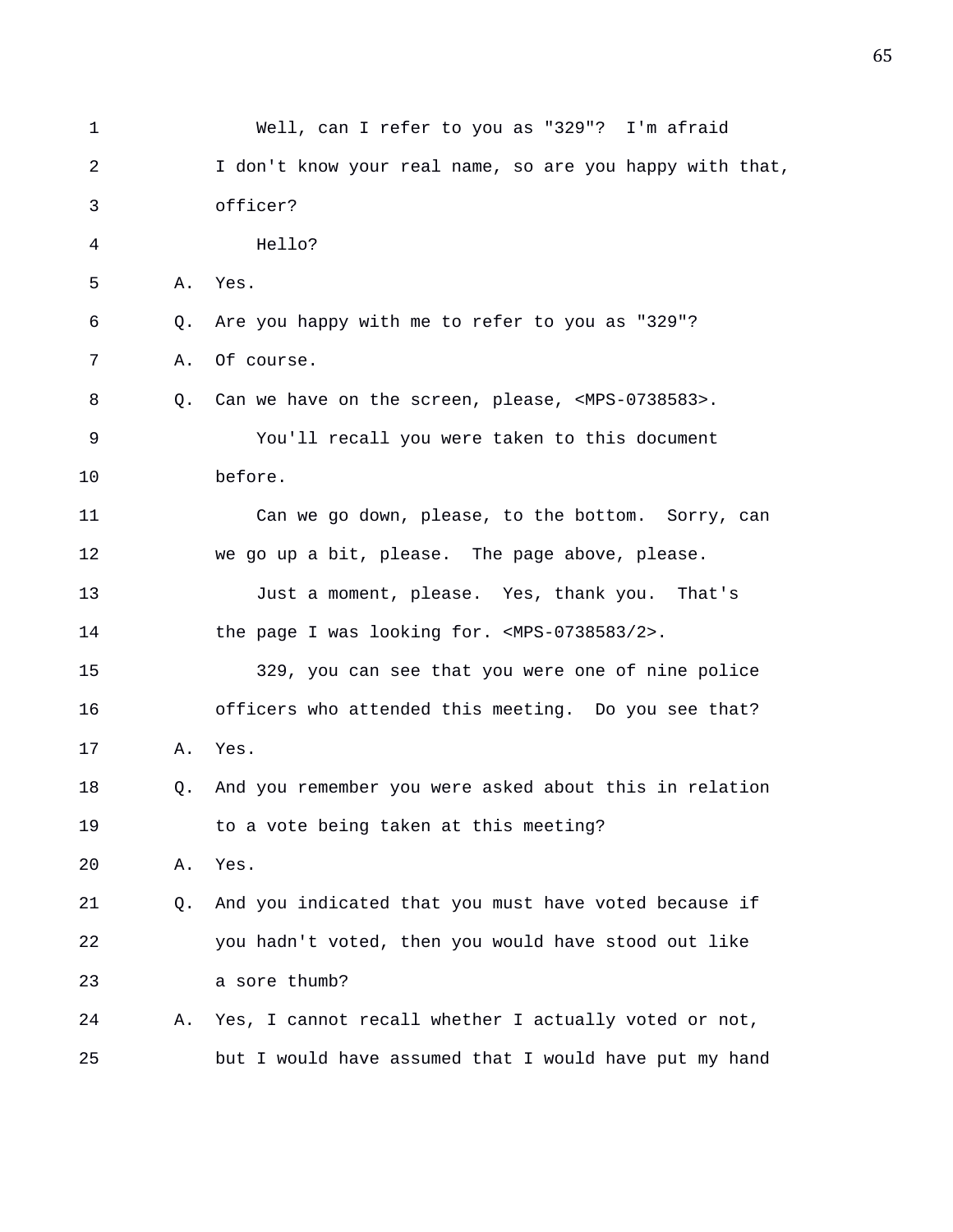1 Well, can I refer to you as "329"? I'm afraid
2 I don't know your real name, so are you happy with that,
3 officer?
4 Hello?
5 A. Yes.
6 Q. Are you happy with me to refer to you as "329"?
7 A. Of course.
8 Q. Can we have on the screen, please, <MPS-0738583>.
9 You'll recall you were taken to this document
10 before.
11 Can we go down, please, to the bottom. Sorry, can
12 we go up a bit, please. The page above, please.
13 Just a moment, please. Yes, thank you. That's
14 the page I was looking for. <MPS-0738583/2>.
15 329, you can see that you were one of nine police
16 officers who attended this meeting. Do you see that?
17 A. Yes.
18 Q. And you remember you were asked about this in relation
19 to a vote being taken at this meeting?
20 A. Yes.
21 Q. And you indicated that you must have voted because if
22 you hadn't voted, then you would have stood out like
23 a sore thumb?
24 A. Yes, I cannot recall whether I actually voted or not,
25 but I would have assumed that I would have put my hand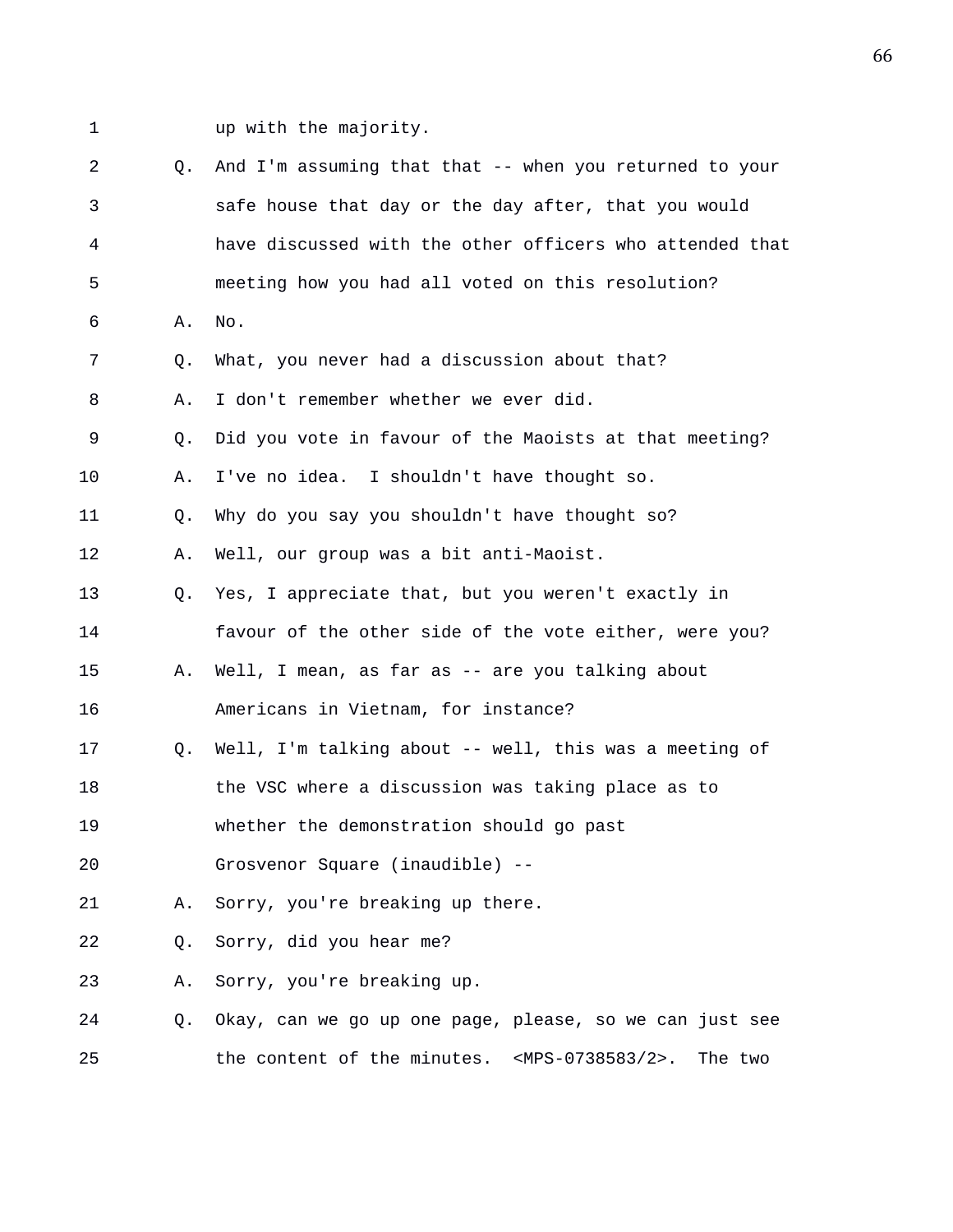1 up with the majority.

2 Q. And I'm assuming that that -- when you returned to your

3 safe house that day or the day after, that you would

4 have discussed with the other officers who attended that

5 meeting how you had all voted on this resolution?

6 A. No.

7 Q. What, you never had a discussion about that?

8 A. I don't remember whether we ever did.

9 Q. Did you vote in favour of the Maoists at that meeting?

10 A. I've no idea. I shouldn't have thought so.

11 Q. Why do you say you shouldn't have thought so?

12 A. Well, our group was a bit anti-Maoist.

13 Q. Yes, I appreciate that, but you weren't exactly in

14 favour of the other side of the vote either, were you?

15 A. Well, I mean, as far as -- are you talking about

16 Americans in Vietnam, for instance?

17 Q. Well, I'm talking about -- well, this was a meeting of

18 the VSC where a discussion was taking place as to

19 whether the demonstration should go past

20 Grosvenor Square (inaudible) --

21 A. Sorry, you're breaking up there.

22 Q. Sorry, did you hear me?

23 A. Sorry, you're breaking up.

24 Q. Okay, can we go up one page, please, so we can just see

25 the content of the minutes. <MPS-0738583/2>. The two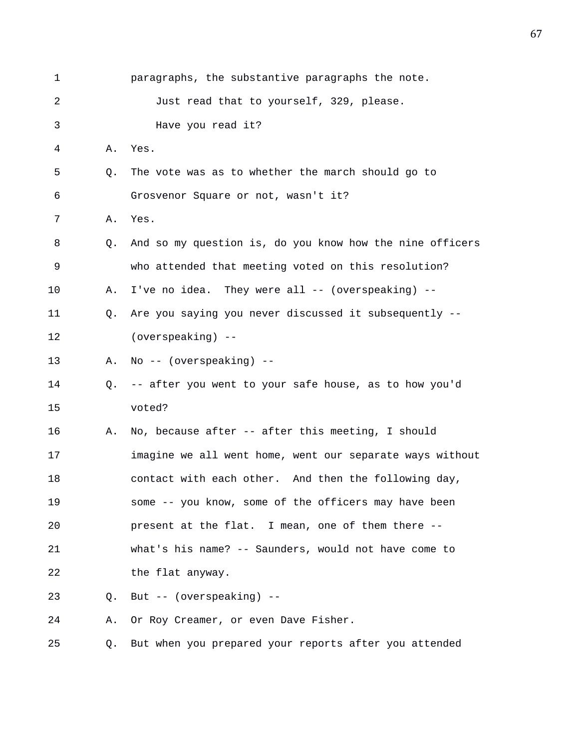paragraphs, the substantive paragraphs the note.

Just read that to yourself, 329, please.

Have you read it?

A. Yes.

Q. The vote was as to whether the march should go to Grosvenor Square or not, wasn't it?

A. Yes.

Q. And so my question is, do you know how the nine officers who attended that meeting voted on this resolution?

A. I've no idea. They were all -- (overspeaking) --

Q. Are you saying you never discussed it subsequently -- (overspeaking) --

A. No -- (overspeaking) --

Q. -- after you went to your safe house, as to how you'd voted?

A. No, because after -- after this meeting, I should imagine we all went home, went our separate ways without contact with each other. And then the following day, some -- you know, some of the officers may have been present at the flat. I mean, one of them there -- what's his name? -- Saunders, would not have come to the flat anyway.

Q. But -- (overspeaking) --

A. Or Roy Creamer, or even Dave Fisher.

Q. But when you prepared your reports after you attended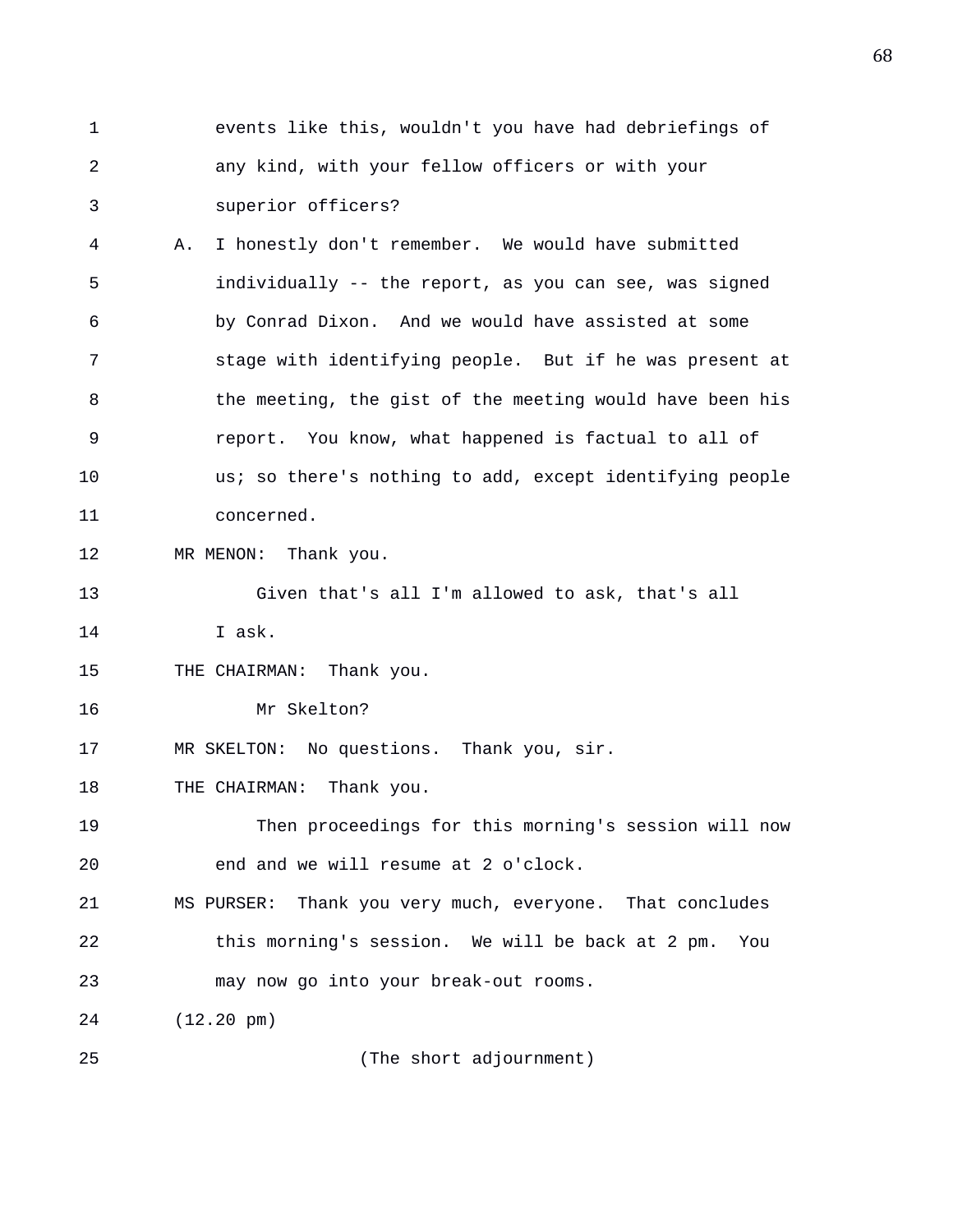events like this, wouldn't you have had debriefings of any kind, with your fellow officers or with your superior officers?

A. I honestly don't remember. We would have submitted individually -- the report, as you can see, was signed by Conrad Dixon. And we would have assisted at some stage with identifying people. But if he was present at the meeting, the gist of the meeting would have been his report. You know, what happened is factual to all of us; so there's nothing to add, except identifying people concerned.

MR MENON: Thank you.

Given that's all I'm allowed to ask, that's all I ask.

THE CHAIRMAN: Thank you.

Mr Skelton?

MR SKELTON: No questions. Thank you, sir.

THE CHAIRMAN: Thank you.

Then proceedings for this morning's session will now end and we will resume at 2 o'clock.

MS PURSER: Thank you very much, everyone. That concludes this morning's session. We will be back at 2 pm. You may now go into your break-out rooms.

(12.20 pm)

(The short adjournment)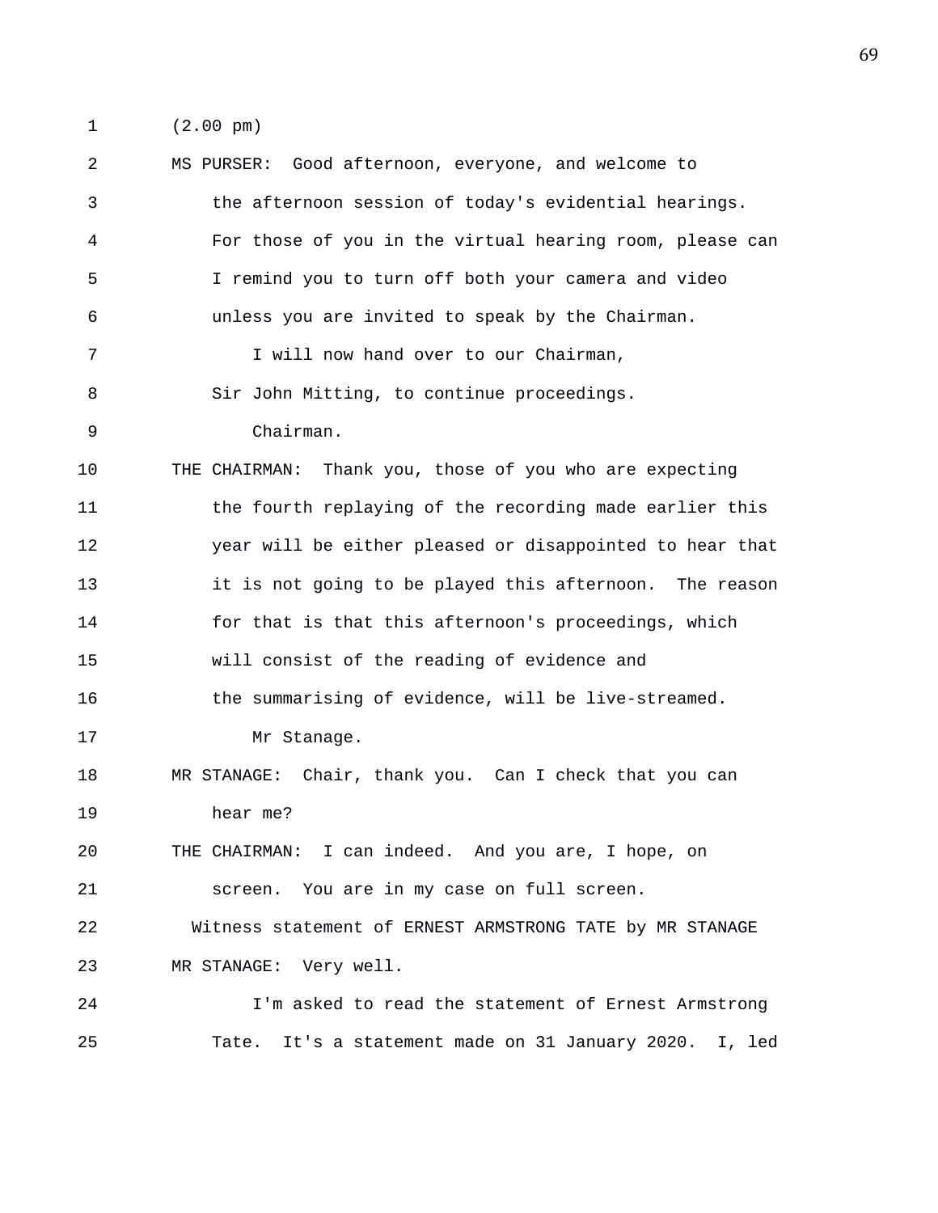(2.00 pm)

MS PURSER: Good afternoon, everyone, and welcome to the afternoon session of today's evidential hearings. For those of you in the virtual hearing room, please can I remind you to turn off both your camera and video unless you are invited to speak by the Chairman.

I will now hand over to our Chairman, Sir John Mitting, to continue proceedings.

Chairman.

THE CHAIRMAN: Thank you, those of you who are expecting the fourth replaying of the recording made earlier this year will be either pleased or disappointed to hear that it is not going to be played this afternoon. The reason for that is that this afternoon's proceedings, which will consist of the reading of evidence and the summarising of evidence, will be live-streamed.

Mr Stanage.

MR STANAGE: Chair, thank you. Can I check that you can hear me?

THE CHAIRMAN: I can indeed. And you are, I hope, on screen. You are in my case on full screen.

Witness statement of ERNEST ARMSTRONG TATE by MR STANAGE

MR STANAGE: Very well.

I'm asked to read the statement of Ernest Armstrong Tate. It's a statement made on 31 January 2020. I, led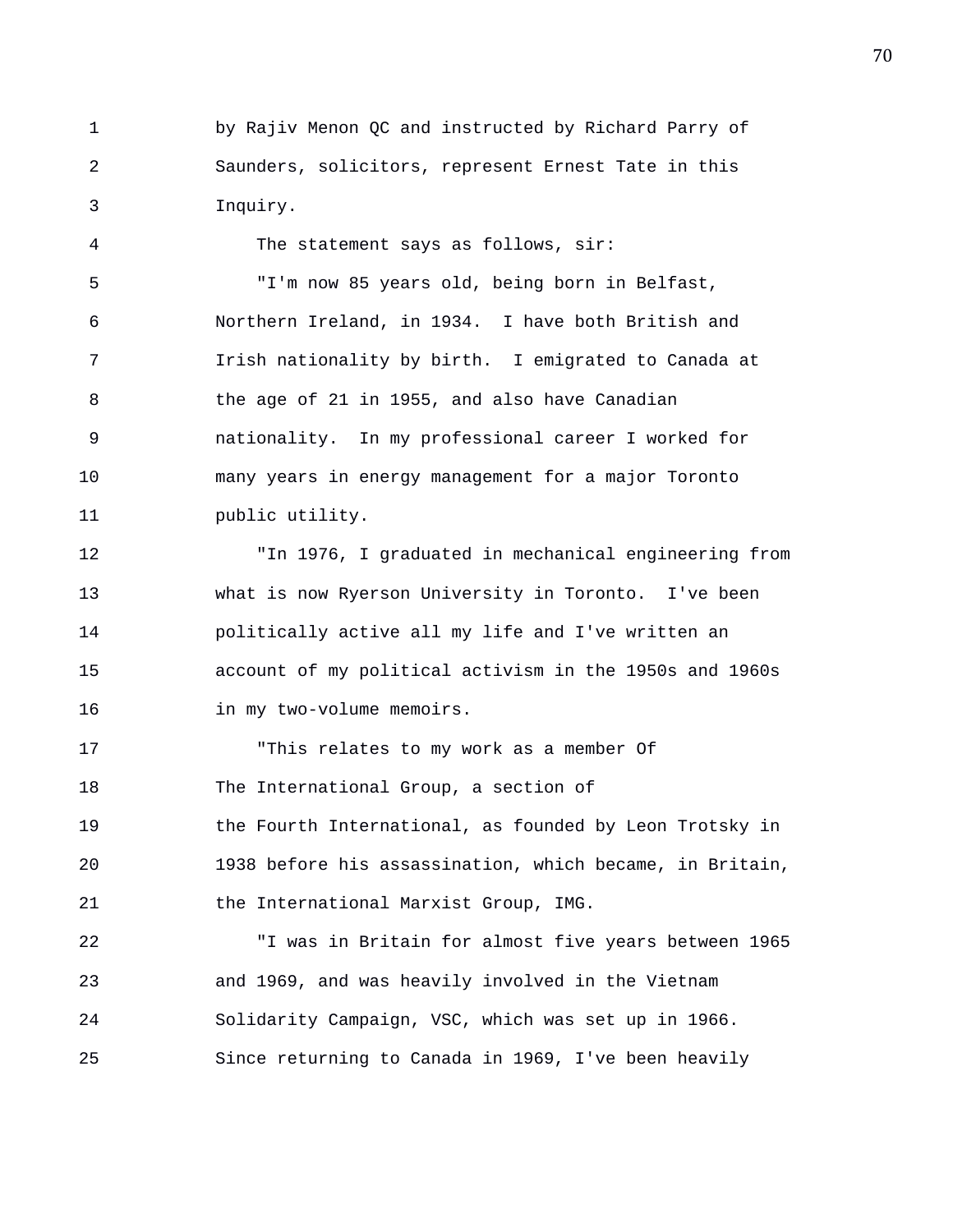by Rajiv Menon QC and instructed by Richard Parry of Saunders, solicitors, represent Ernest Tate in this Inquiry.

The statement says as follows, sir:

"I'm now 85 years old, being born in Belfast, Northern Ireland, in 1934. I have both British and Irish nationality by birth. I emigrated to Canada at the age of 21 in 1955, and also have Canadian nationality. In my professional career I worked for many years in energy management for a major Toronto public utility.

"In 1976, I graduated in mechanical engineering from what is now Ryerson University in Toronto. I've been politically active all my life and I've written an account of my political activism in the 1950s and 1960s in my two-volume memoirs.

"This relates to my work as a member Of The International Group, a section of the Fourth International, as founded by Leon Trotsky in 1938 before his assassination, which became, in Britain, the International Marxist Group, IMG.

"I was in Britain for almost five years between 1965 and 1969, and was heavily involved in the Vietnam Solidarity Campaign, VSC, which was set up in 1966. Since returning to Canada in 1969, I've been heavily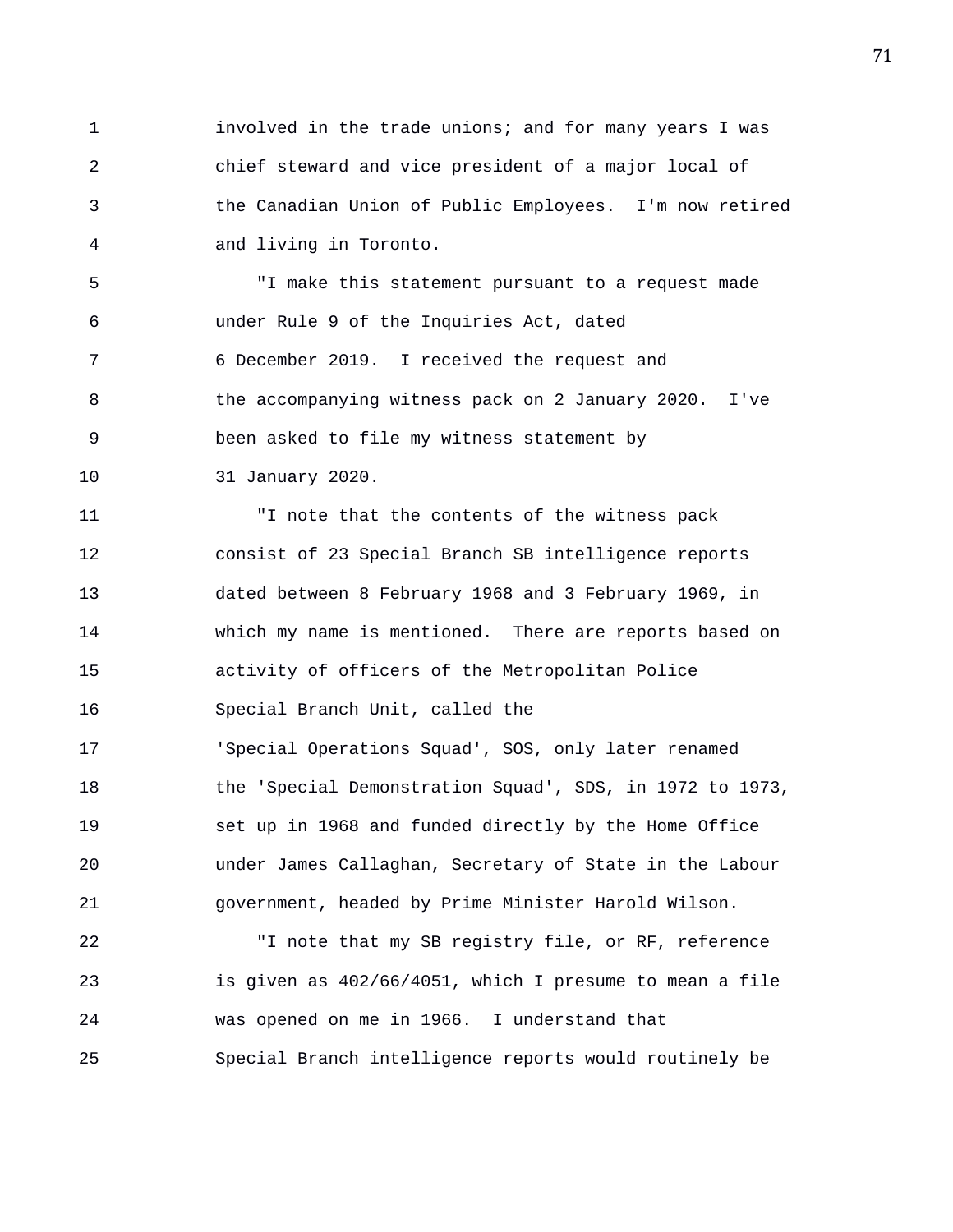involved in the trade unions; and for many years I was chief steward and vice president of a major local of the Canadian Union of Public Employees. I'm now retired and living in Toronto.

"I make this statement pursuant to a request made under Rule 9 of the Inquiries Act, dated 6 December 2019. I received the request and the accompanying witness pack on 2 January 2020. I've been asked to file my witness statement by 31 January 2020.

"I note that the contents of the witness pack consist of 23 Special Branch SB intelligence reports dated between 8 February 1968 and 3 February 1969, in which my name is mentioned. There are reports based on activity of officers of the Metropolitan Police Special Branch Unit, called the 'Special Operations Squad', SOS, only later renamed the 'Special Demonstration Squad', SDS, in 1972 to 1973, set up in 1968 and funded directly by the Home Office under James Callaghan, Secretary of State in the Labour government, headed by Prime Minister Harold Wilson.

"I note that my SB registry file, or RF, reference is given as 402/66/4051, which I presume to mean a file was opened on me in 1966. I understand that Special Branch intelligence reports would routinely be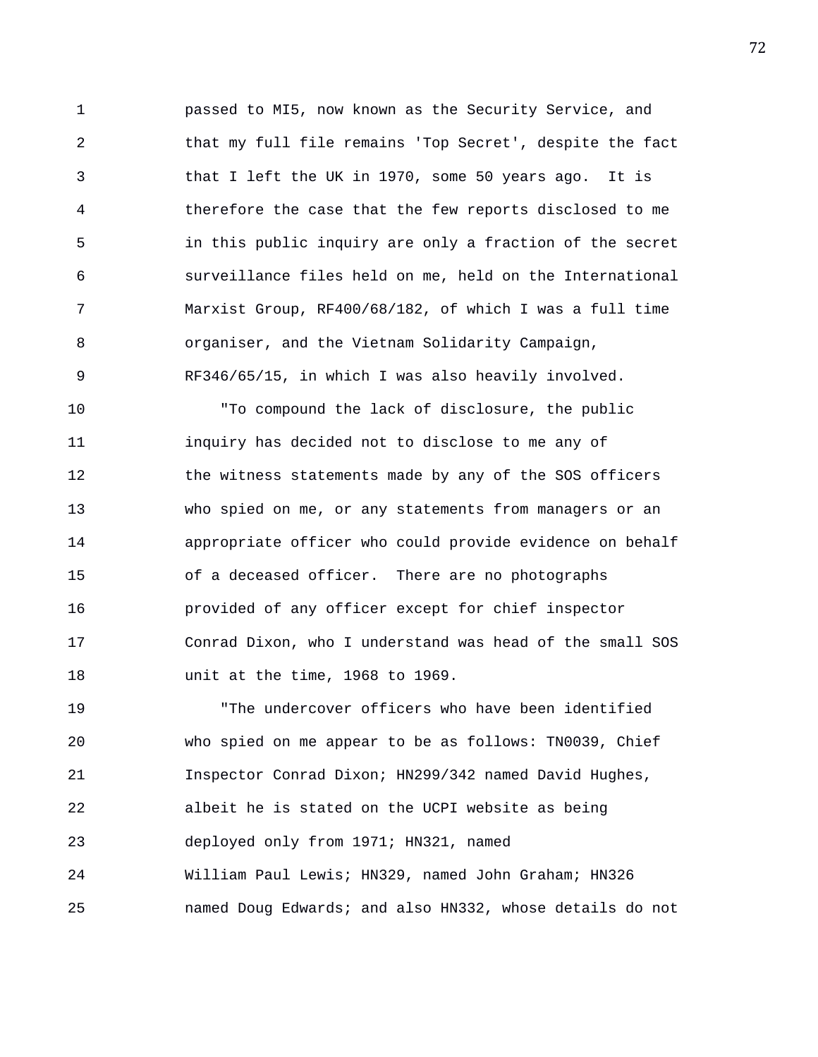passed to MI5, now known as the Security Service, and that my full file remains 'Top Secret', despite the fact that I left the UK in 1970, some 50 years ago. It is therefore the case that the few reports disclosed to me in this public inquiry are only a fraction of the secret surveillance files held on me, held on the International Marxist Group, RF400/68/182, of which I was a full time organiser, and the Vietnam Solidarity Campaign, RF346/65/15, in which I was also heavily involved.

"To compound the lack of disclosure, the public inquiry has decided not to disclose to me any of the witness statements made by any of the SOS officers who spied on me, or any statements from managers or an appropriate officer who could provide evidence on behalf of a deceased officer. There are no photographs provided of any officer except for chief inspector Conrad Dixon, who I understand was head of the small SOS unit at the time, 1968 to 1969.

"The undercover officers who have been identified who spied on me appear to be as follows: TN0039, Chief Inspector Conrad Dixon; HN299/342 named David Hughes, albeit he is stated on the UCPI website as being deployed only from 1971; HN321, named William Paul Lewis; HN329, named John Graham; HN326 named Doug Edwards; and also HN332, whose details do not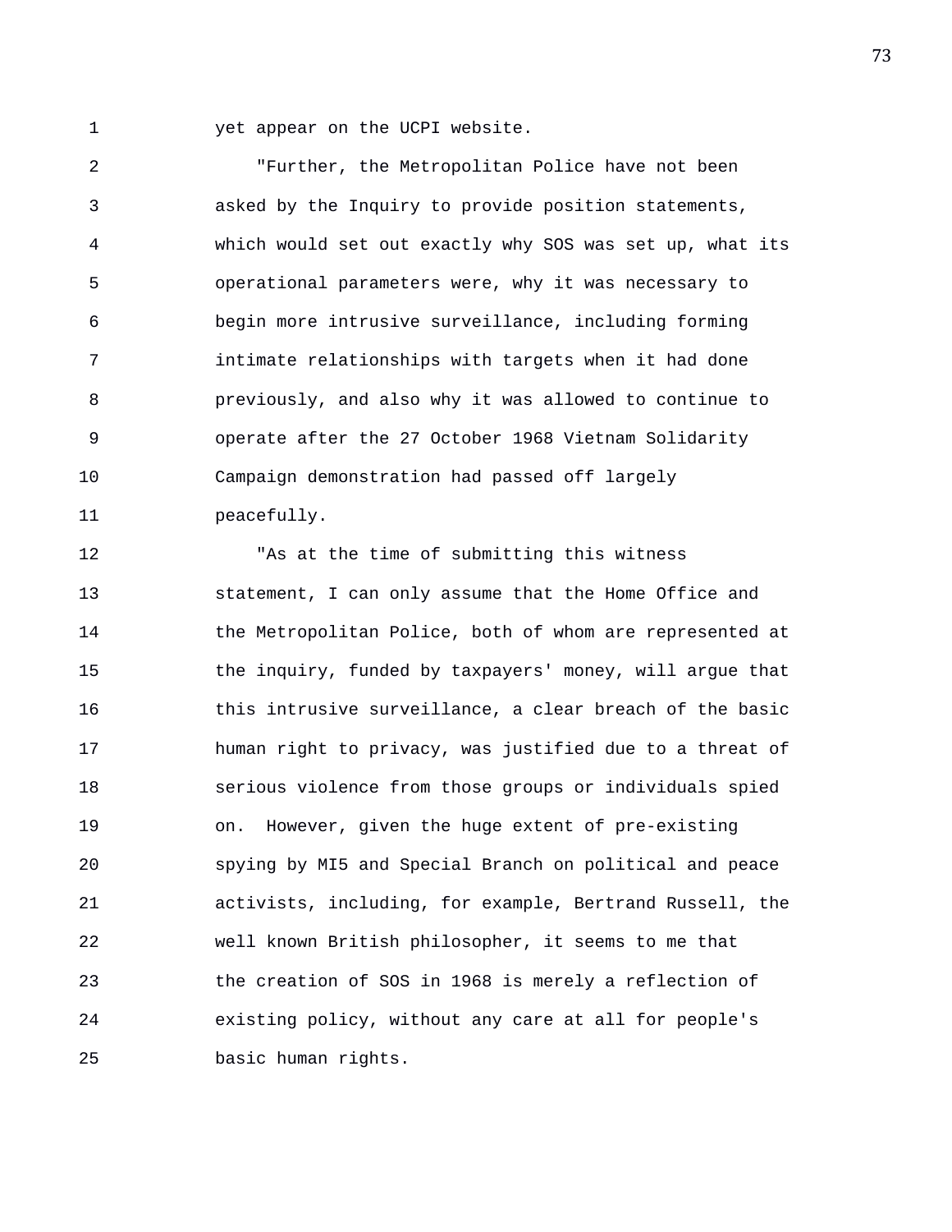yet appear on the UCPI website.

"Further, the Metropolitan Police have not been asked by the Inquiry to provide position statements, which would set out exactly why SOS was set up, what its operational parameters were, why it was necessary to begin more intrusive surveillance, including forming intimate relationships with targets when it had done previously, and also why it was allowed to continue to operate after the 27 October 1968 Vietnam Solidarity Campaign demonstration had passed off largely peacefully.

"As at the time of submitting this witness statement, I can only assume that the Home Office and the Metropolitan Police, both of whom are represented at the inquiry, funded by taxpayers' money, will argue that this intrusive surveillance, a clear breach of the basic human right to privacy, was justified due to a threat of serious violence from those groups or individuals spied on. However, given the huge extent of pre-existing spying by MI5 and Special Branch on political and peace activists, including, for example, Bertrand Russell, the well known British philosopher, it seems to me that the creation of SOS in 1968 is merely a reflection of existing policy, without any care at all for people's basic human rights.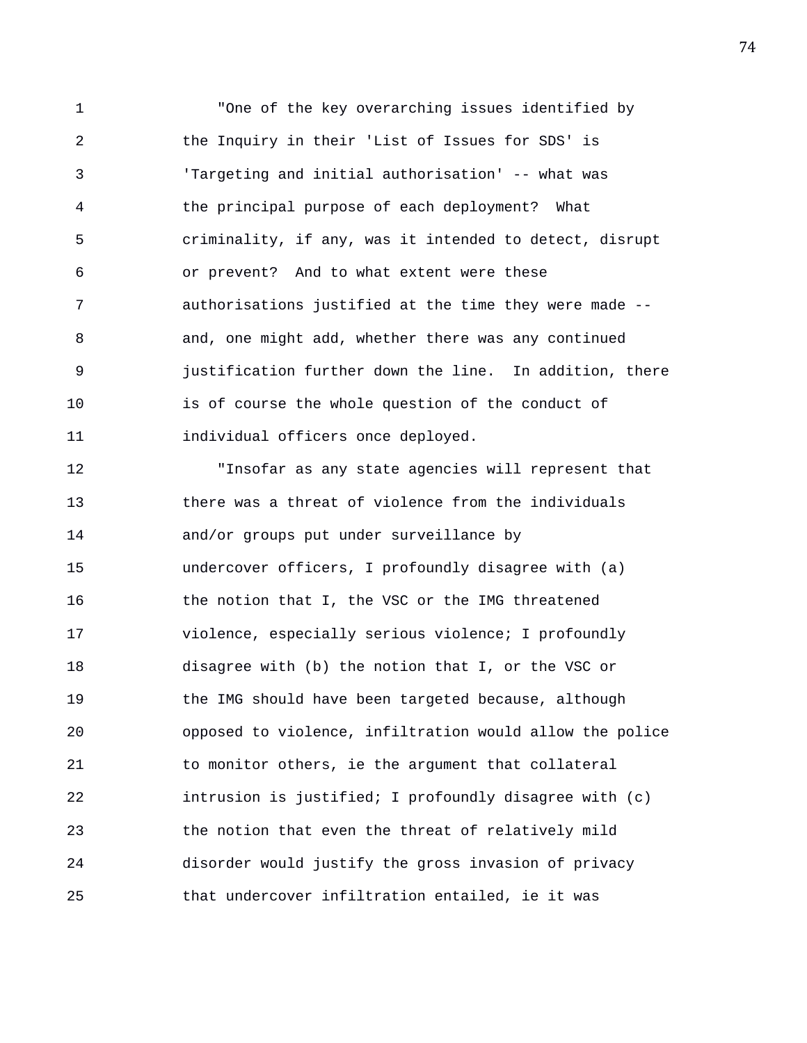"One of the key overarching issues identified by the Inquiry in their 'List of Issues for SDS' is 'Targeting and initial authorisation' -- what was the principal purpose of each deployment? What criminality, if any, was it intended to detect, disrupt or prevent? And to what extent were these authorisations justified at the time they were made -- and, one might add, whether there was any continued justification further down the line. In addition, there is of course the whole question of the conduct of individual officers once deployed.

"Insofar as any state agencies will represent that there was a threat of violence from the individuals and/or groups put under surveillance by undercover officers, I profoundly disagree with (a) the notion that I, the VSC or the IMG threatened violence, especially serious violence; I profoundly disagree with (b) the notion that I, or the VSC or the IMG should have been targeted because, although opposed to violence, infiltration would allow the police to monitor others, ie the argument that collateral intrusion is justified; I profoundly disagree with (c) the notion that even the threat of relatively mild disorder would justify the gross invasion of privacy that undercover infiltration entailed, ie it was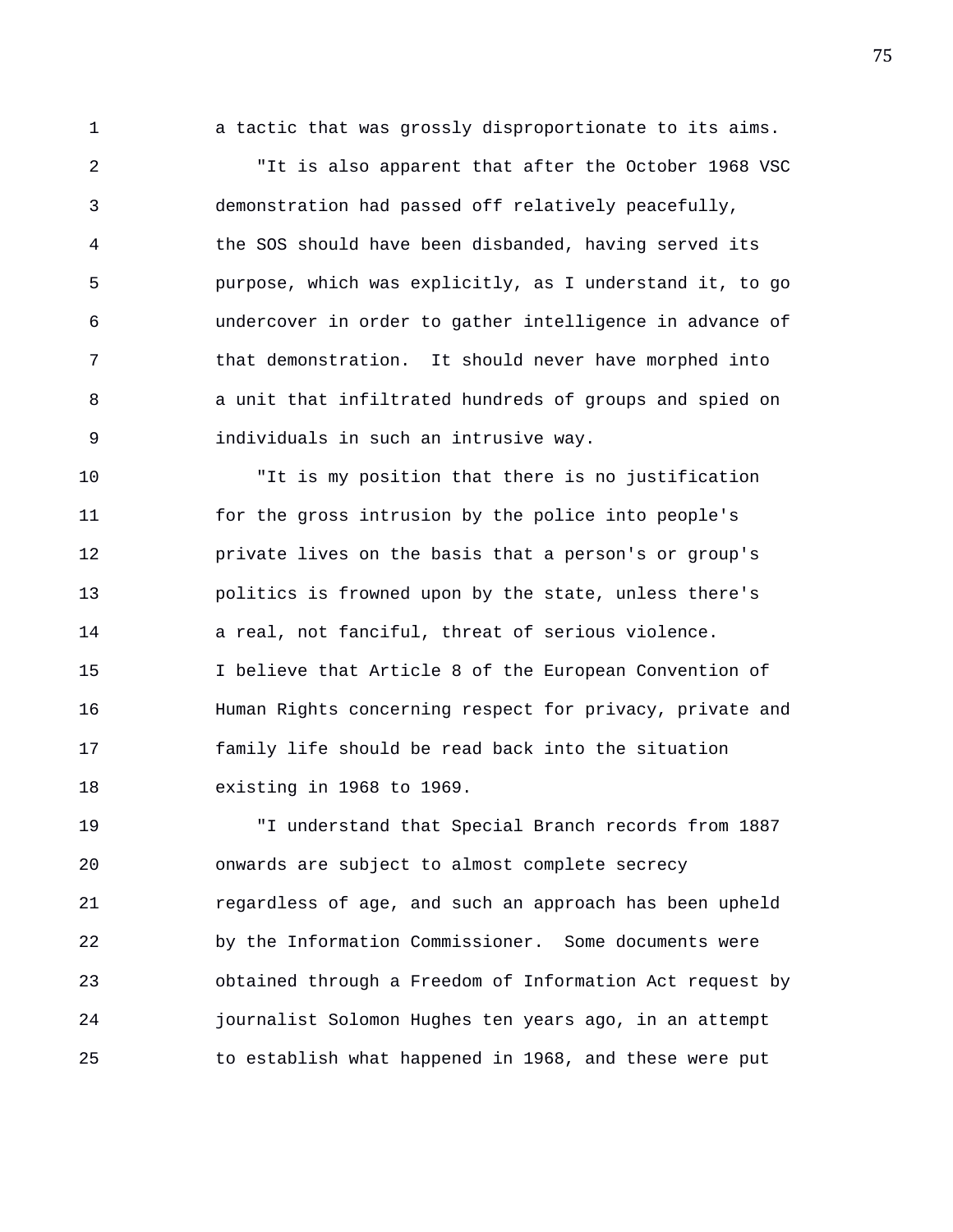a tactic that was grossly disproportionate to its aims.

"It is also apparent that after the October 1968 VSC demonstration had passed off relatively peacefully, the SOS should have been disbanded, having served its purpose, which was explicitly, as I understand it, to go undercover in order to gather intelligence in advance of that demonstration. It should never have morphed into a unit that infiltrated hundreds of groups and spied on individuals in such an intrusive way.

"It is my position that there is no justification for the gross intrusion by the police into people's private lives on the basis that a person's or group's politics is frowned upon by the state, unless there's a real, not fanciful, threat of serious violence. I believe that Article 8 of the European Convention of Human Rights concerning respect for privacy, private and family life should be read back into the situation existing in 1968 to 1969.

"I understand that Special Branch records from 1887 onwards are subject to almost complete secrecy regardless of age, and such an approach has been upheld by the Information Commissioner. Some documents were obtained through a Freedom of Information Act request by journalist Solomon Hughes ten years ago, in an attempt to establish what happened in 1968, and these were put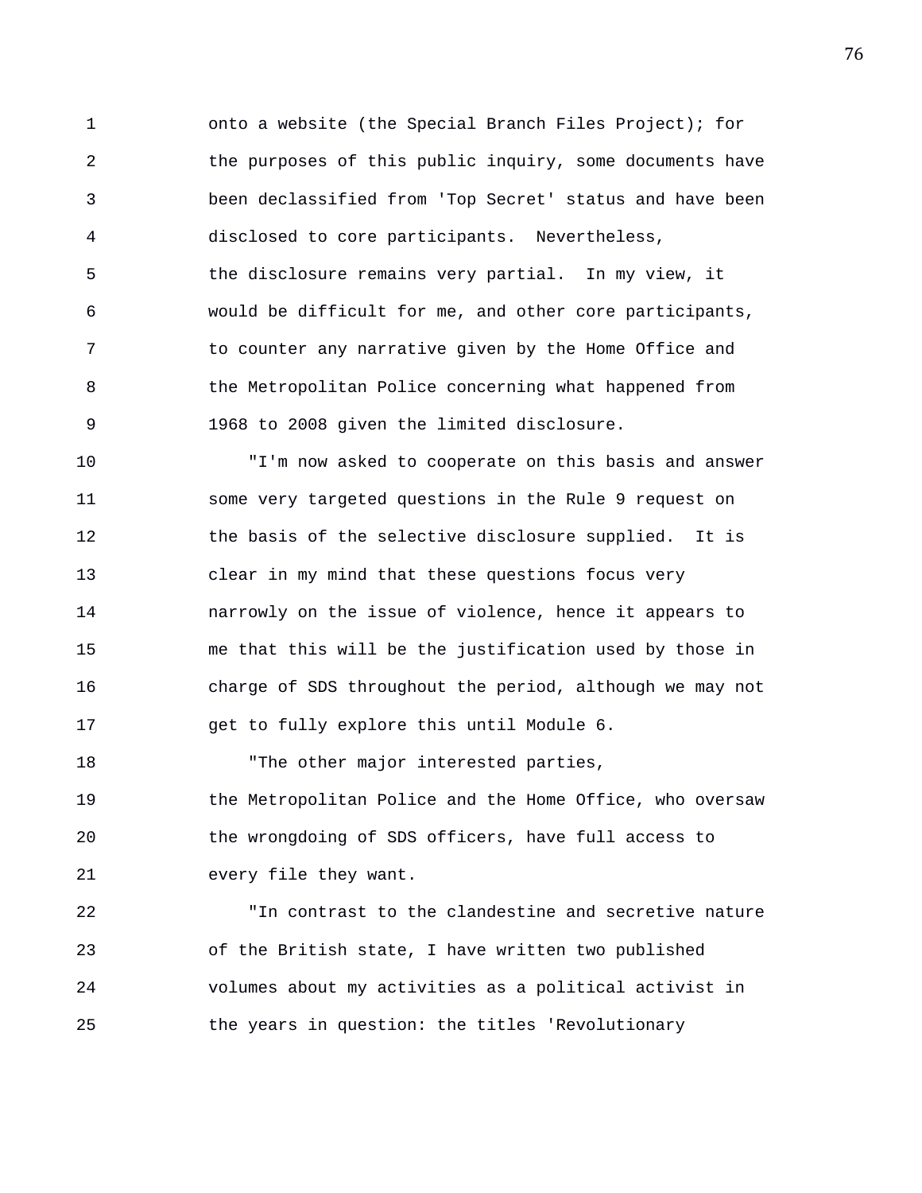onto a website (the Special Branch Files Project); for the purposes of this public inquiry, some documents have been declassified from 'Top Secret' status and have been disclosed to core participants. Nevertheless, the disclosure remains very partial. In my view, it would be difficult for me, and other core participants, to counter any narrative given by the Home Office and the Metropolitan Police concerning what happened from 1968 to 2008 given the limited disclosure.

"I'm now asked to cooperate on this basis and answer some very targeted questions in the Rule 9 request on the basis of the selective disclosure supplied. It is clear in my mind that these questions focus very narrowly on the issue of violence, hence it appears to me that this will be the justification used by those in charge of SDS throughout the period, although we may not get to fully explore this until Module 6.

"The other major interested parties, the Metropolitan Police and the Home Office, who oversaw the wrongdoing of SDS officers, have full access to every file they want.

"In contrast to the clandestine and secretive nature of the British state, I have written two published volumes about my activities as a political activist in the years in question: the titles 'Revolutionary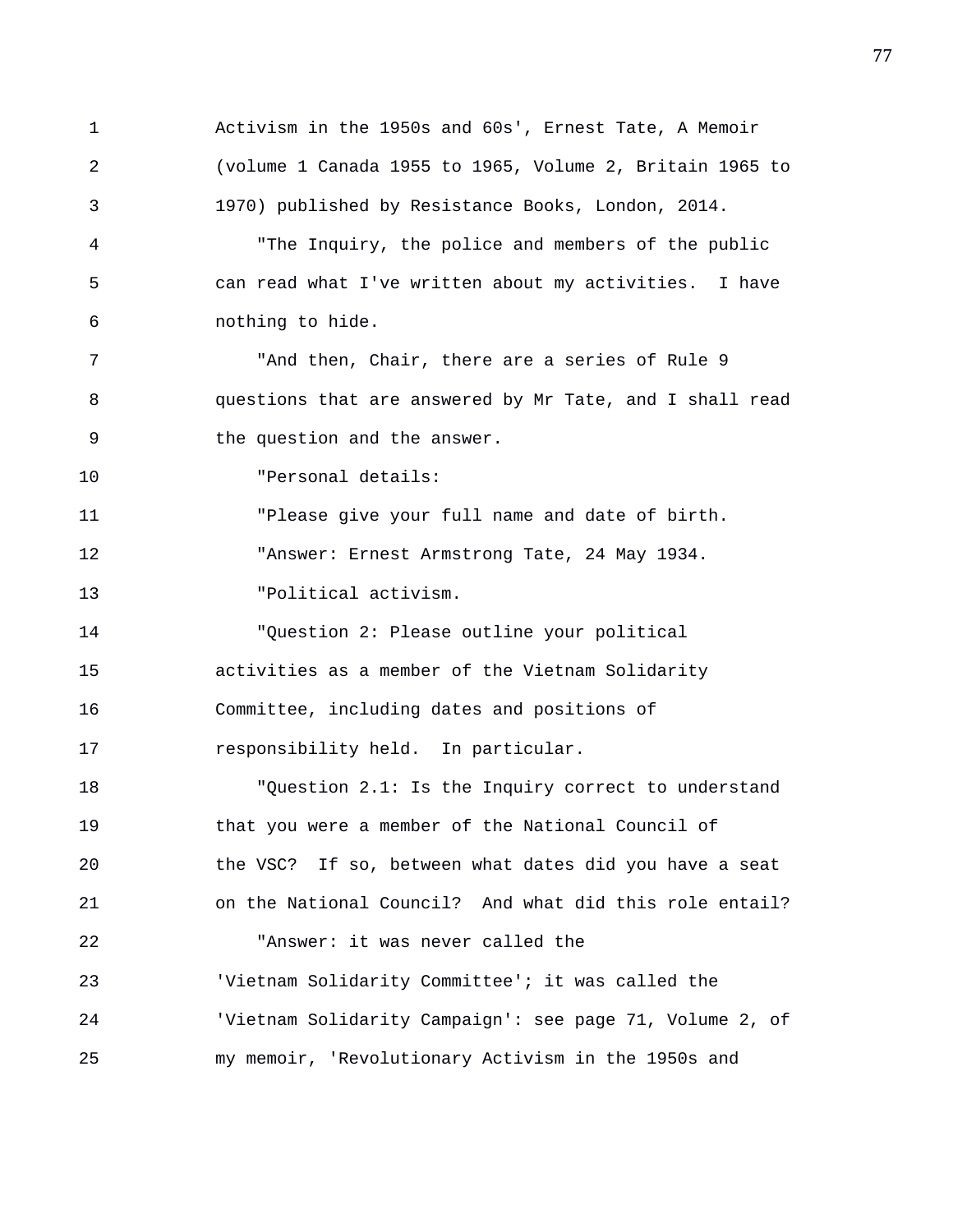Activism in the 1950s and 60s', Ernest Tate, A Memoir (volume 1 Canada 1955 to 1965, Volume 2, Britain 1965 to 1970) published by Resistance Books, London, 2014.

"The Inquiry, the police and members of the public can read what I've written about my activities. I have nothing to hide.

"And then, Chair, there are a series of Rule 9 questions that are answered by Mr Tate, and I shall read the question and the answer.

"Personal details:

"Please give your full name and date of birth.

"Answer: Ernest Armstrong Tate, 24 May 1934.

"Political activism.

"Question 2: Please outline your political activities as a member of the Vietnam Solidarity Committee, including dates and positions of responsibility held. In particular.

"Question 2.1: Is the Inquiry correct to understand that you were a member of the National Council of the VSC? If so, between what dates did you have a seat on the National Council? And what did this role entail?

"Answer: it was never called the 'Vietnam Solidarity Committee'; it was called the 'Vietnam Solidarity Campaign': see page 71, Volume 2, of my memoir, 'Revolutionary Activism in the 1950s and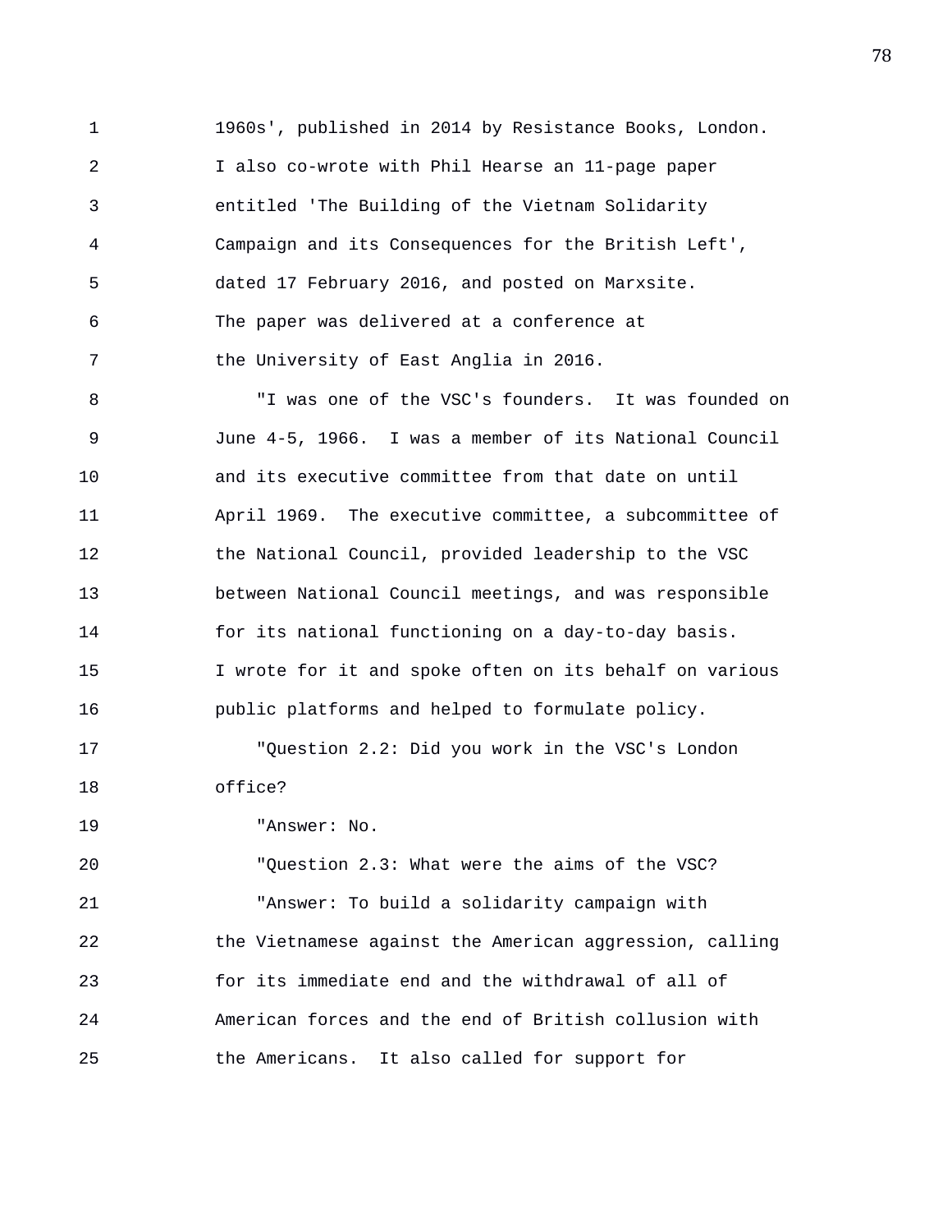1960s', published in 2014 by Resistance Books, London. I also co-wrote with Phil Hearse an 11-page paper entitled 'The Building of the Vietnam Solidarity Campaign and its Consequences for the British Left', dated 17 February 2016, and posted on Marxsite. The paper was delivered at a conference at the University of East Anglia in 2016.

"I was one of the VSC's founders. It was founded on June 4-5, 1966. I was a member of its National Council and its executive committee from that date on until April 1969. The executive committee, a subcommittee of the National Council, provided leadership to the VSC between National Council meetings, and was responsible for its national functioning on a day-to-day basis. I wrote for it and spoke often on its behalf on various public platforms and helped to formulate policy.

"Question 2.2: Did you work in the VSC's London office?

"Answer: No.

"Question 2.3: What were the aims of the VSC?

"Answer: To build a solidarity campaign with the Vietnamese against the American aggression, calling for its immediate end and the withdrawal of all of American forces and the end of British collusion with the Americans. It also called for support for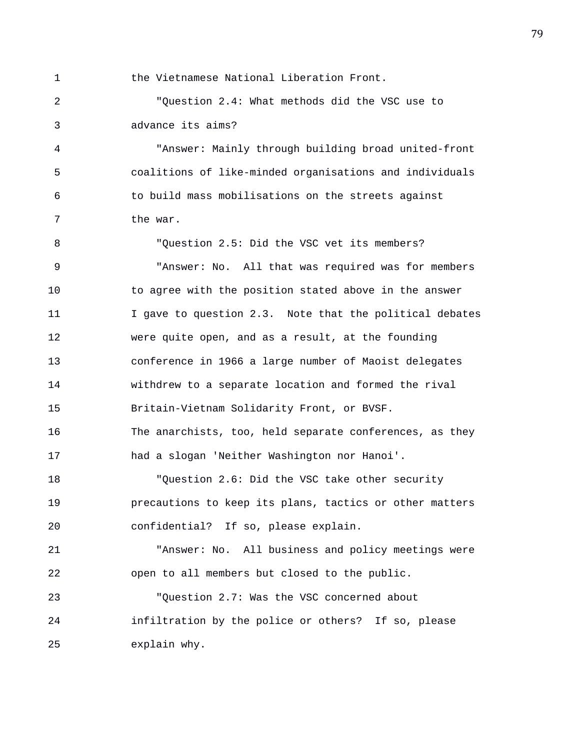the Vietnamese National Liberation Front.

"Question 2.4: What methods did the VSC use to advance its aims?

"Answer: Mainly through building broad united-front coalitions of like-minded organisations and individuals to build mass mobilisations on the streets against the war.

"Question 2.5: Did the VSC vet its members?

"Answer: No. All that was required was for members to agree with the position stated above in the answer I gave to question 2.3. Note that the political debates were quite open, and as a result, at the founding conference in 1966 a large number of Maoist delegates withdrew to a separate location and formed the rival Britain-Vietnam Solidarity Front, or BVSF. The anarchists, too, held separate conferences, as they had a slogan 'Neither Washington nor Hanoi'.

"Question 2.6: Did the VSC take other security precautions to keep its plans, tactics or other matters confidential? If so, please explain.

"Answer: No. All business and policy meetings were open to all members but closed to the public.

"Question 2.7: Was the VSC concerned about infiltration by the police or others? If so, please explain why.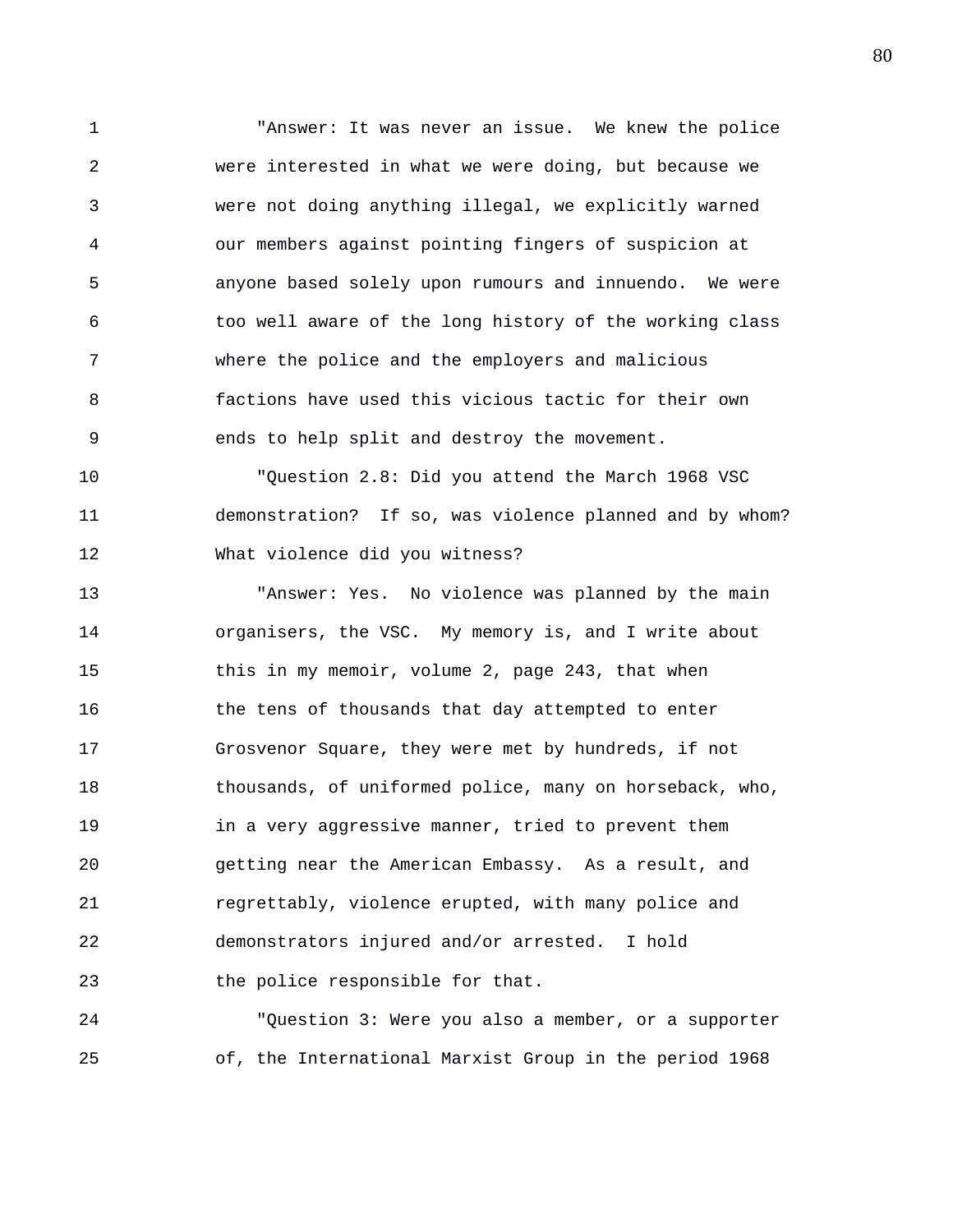"Answer: It was never an issue. We knew the police were interested in what we were doing, but because we were not doing anything illegal, we explicitly warned our members against pointing fingers of suspicion at anyone based solely upon rumours and innuendo. We were too well aware of the long history of the working class where the police and the employers and malicious factions have used this vicious tactic for their own ends to help split and destroy the movement.

"Question 2.8: Did you attend the March 1968 VSC demonstration? If so, was violence planned and by whom? What violence did you witness?

"Answer: Yes. No violence was planned by the main organisers, the VSC. My memory is, and I write about this in my memoir, volume 2, page 243, that when the tens of thousands that day attempted to enter Grosvenor Square, they were met by hundreds, if not thousands, of uniformed police, many on horseback, who, in a very aggressive manner, tried to prevent them getting near the American Embassy. As a result, and regrettably, violence erupted, with many police and demonstrators injured and/or arrested. I hold the police responsible for that.

"Question 3: Were you also a member, or a supporter of, the International Marxist Group in the period 1968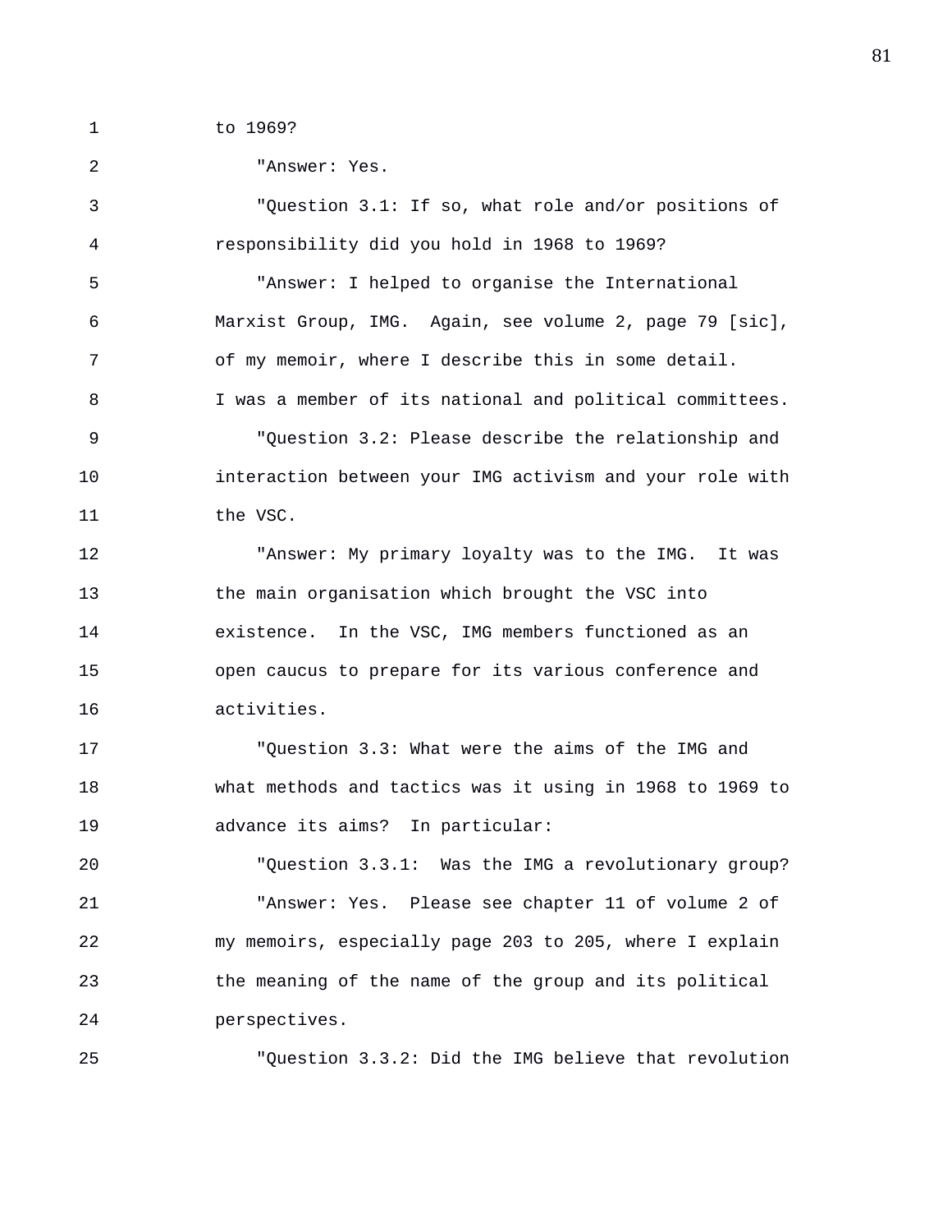to 1969?

"Answer: Yes.

"Question 3.1: If so, what role and/or positions of responsibility did you hold in 1968 to 1969?

"Answer: I helped to organise the International Marxist Group, IMG. Again, see volume 2, page 79 [sic], of my memoir, where I describe this in some detail. I was a member of its national and political committees.

"Question 3.2: Please describe the relationship and interaction between your IMG activism and your role with the VSC.

"Answer: My primary loyalty was to the IMG. It was the main organisation which brought the VSC into existence. In the VSC, IMG members functioned as an open caucus to prepare for its various conference and activities.

"Question 3.3: What were the aims of the IMG and what methods and tactics was it using in 1968 to 1969 to advance its aims? In particular:

"Question 3.3.1: Was the IMG a revolutionary group?

"Answer: Yes. Please see chapter 11 of volume 2 of my memoirs, especially page 203 to 205, where I explain the meaning of the name of the group and its political perspectives.

"Question 3.3.2: Did the IMG believe that revolution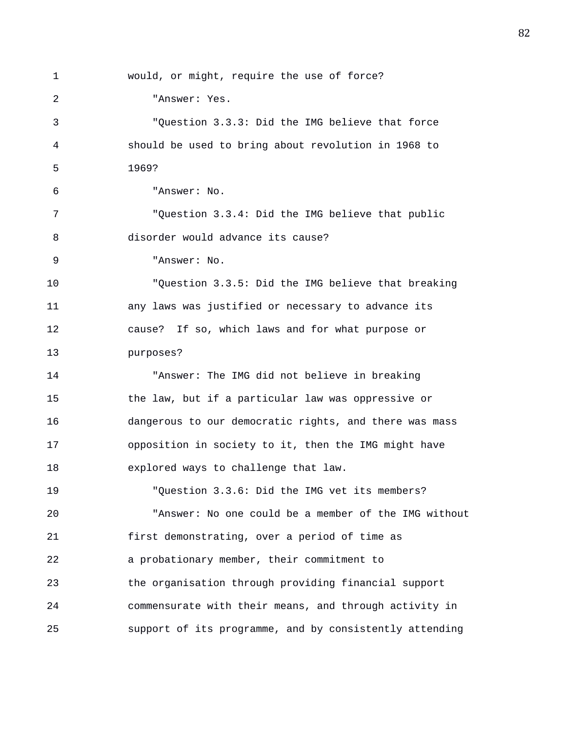would, or might, require the use of force?

"Answer: Yes.

"Question 3.3.3: Did the IMG believe that force should be used to bring about revolution in 1968 to 1969?

"Answer: No.

"Question 3.3.4: Did the IMG believe that public disorder would advance its cause?

"Answer: No.

"Question 3.3.5: Did the IMG believe that breaking any laws was justified or necessary to advance its cause? If so, which laws and for what purpose or purposes?

"Answer: The IMG did not believe in breaking the law, but if a particular law was oppressive or dangerous to our democratic rights, and there was mass opposition in society to it, then the IMG might have explored ways to challenge that law.

"Question 3.3.6: Did the IMG vet its members?

"Answer: No one could be a member of the IMG without first demonstrating, over a period of time as a probationary member, their commitment to the organisation through providing financial support commensurate with their means, and through activity in support of its programme, and by consistently attending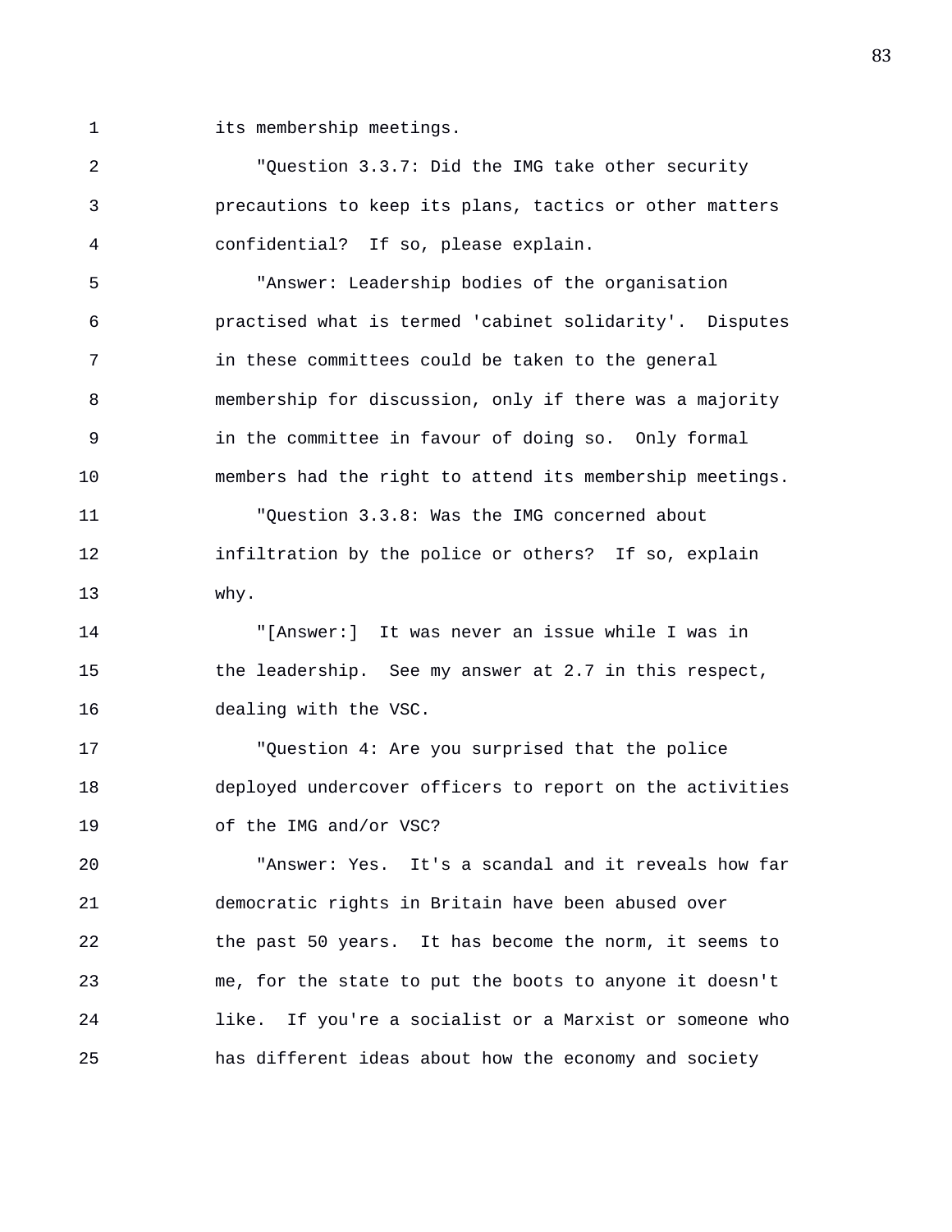its membership meetings.

"Question 3.3.7: Did the IMG take other security precautions to keep its plans, tactics or other matters confidential? If so, please explain.

"Answer: Leadership bodies of the organisation practised what is termed 'cabinet solidarity'. Disputes in these committees could be taken to the general membership for discussion, only if there was a majority in the committee in favour of doing so. Only formal members had the right to attend its membership meetings.

"Question 3.3.8: Was the IMG concerned about infiltration by the police or others? If so, explain why.

"[Answer:] It was never an issue while I was in the leadership. See my answer at 2.7 in this respect, dealing with the VSC.

"Question 4: Are you surprised that the police deployed undercover officers to report on the activities of the IMG and/or VSC?

"Answer: Yes. It's a scandal and it reveals how far democratic rights in Britain have been abused over the past 50 years. It has become the norm, it seems to me, for the state to put the boots to anyone it doesn't like. If you're a socialist or a Marxist or someone who has different ideas about how the economy and society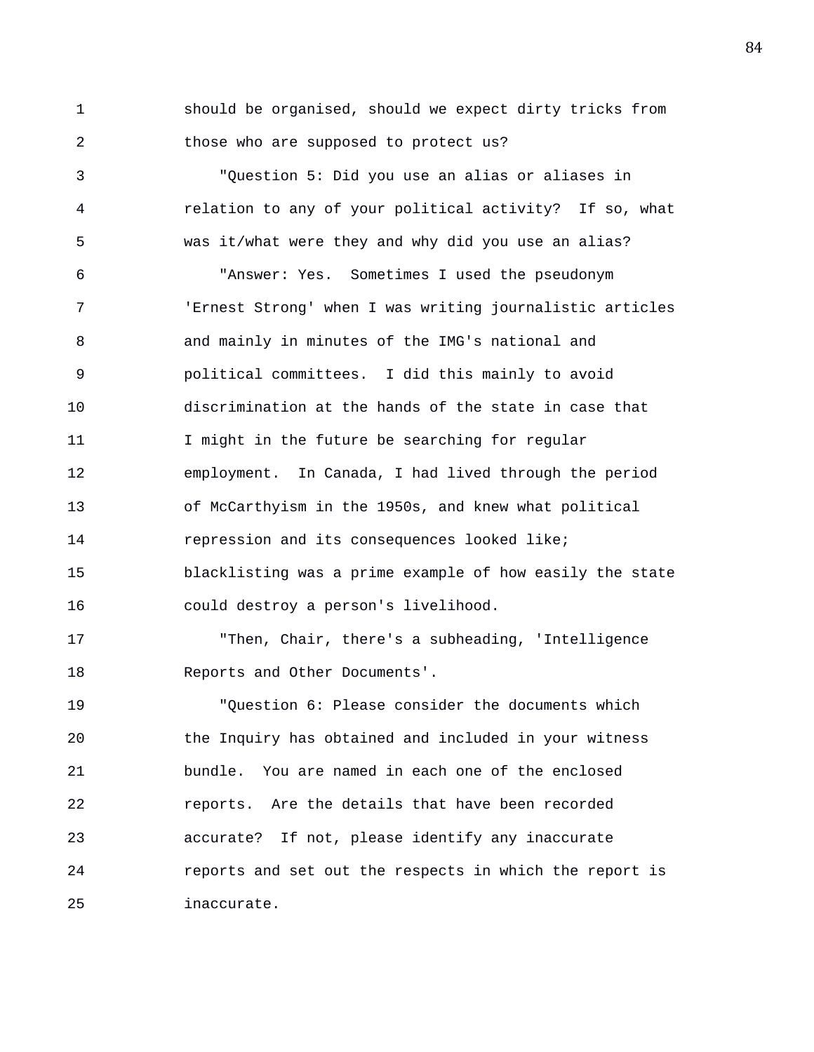should be organised, should we expect dirty tricks from those who are supposed to protect us?

"Question 5: Did you use an alias or aliases in relation to any of your political activity? If so, what was it/what were they and why did you use an alias?

"Answer: Yes. Sometimes I used the pseudonym 'Ernest Strong' when I was writing journalistic articles and mainly in minutes of the IMG's national and political committees. I did this mainly to avoid discrimination at the hands of the state in case that I might in the future be searching for regular employment. In Canada, I had lived through the period of McCarthyism in the 1950s, and knew what political repression and its consequences looked like; blacklisting was a prime example of how easily the state could destroy a person's livelihood.

"Then, Chair, there's a subheading, 'Intelligence Reports and Other Documents'.

"Question 6: Please consider the documents which the Inquiry has obtained and included in your witness bundle. You are named in each one of the enclosed reports. Are the details that have been recorded accurate? If not, please identify any inaccurate reports and set out the respects in which the report is inaccurate.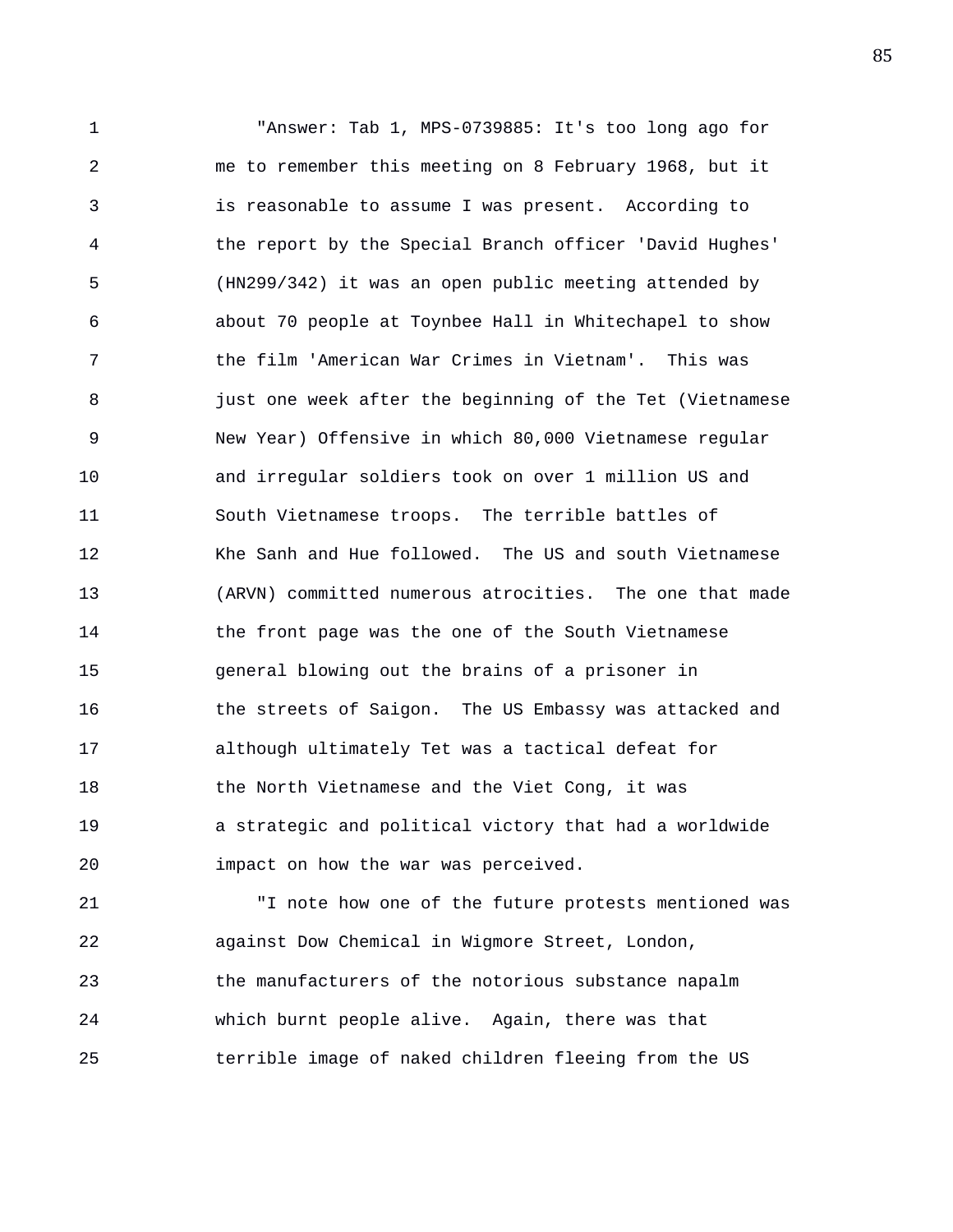"Answer: Tab 1, MPS-0739885: It's too long ago for me to remember this meeting on 8 February 1968, but it is reasonable to assume I was present. According to the report by the Special Branch officer 'David Hughes' (HN299/342) it was an open public meeting attended by about 70 people at Toynbee Hall in Whitechapel to show the film 'American War Crimes in Vietnam'. This was just one week after the beginning of the Tet (Vietnamese New Year) Offensive in which 80,000 Vietnamese regular and irregular soldiers took on over 1 million US and South Vietnamese troops. The terrible battles of Khe Sanh and Hue followed. The US and south Vietnamese (ARVN) committed numerous atrocities. The one that made the front page was the one of the South Vietnamese general blowing out the brains of a prisoner in the streets of Saigon. The US Embassy was attacked and although ultimately Tet was a tactical defeat for the North Vietnamese and the Viet Cong, it was a strategic and political victory that had a worldwide impact on how the war was perceived.

"I note how one of the future protests mentioned was against Dow Chemical in Wigmore Street, London, the manufacturers of the notorious substance napalm which burnt people alive. Again, there was that terrible image of naked children fleeing from the US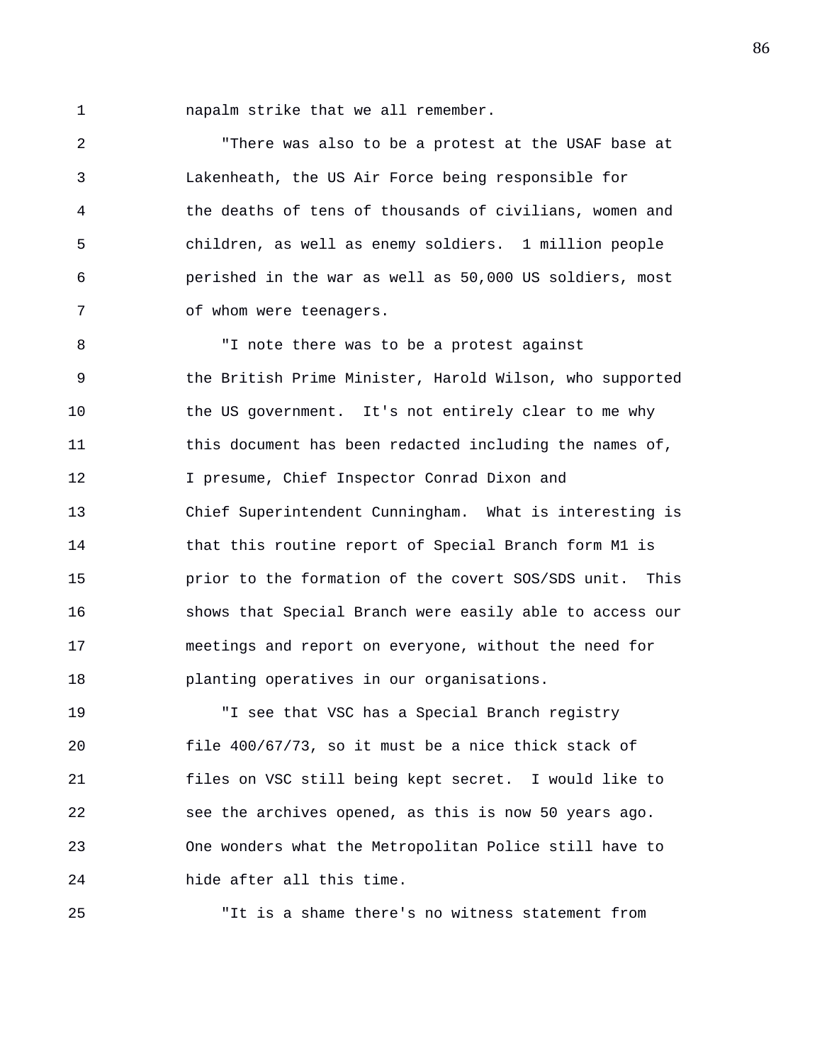napalm strike that we all remember.

"There was also to be a protest at the USAF base at Lakenheath, the US Air Force being responsible for the deaths of tens of thousands of civilians, women and children, as well as enemy soldiers. 1 million people perished in the war as well as 50,000 US soldiers, most of whom were teenagers.

"I note there was to be a protest against the British Prime Minister, Harold Wilson, who supported the US government. It's not entirely clear to me why this document has been redacted including the names of, I presume, Chief Inspector Conrad Dixon and Chief Superintendent Cunningham. What is interesting is that this routine report of Special Branch form M1 is prior to the formation of the covert SOS/SDS unit. This shows that Special Branch were easily able to access our meetings and report on everyone, without the need for planting operatives in our organisations.

"I see that VSC has a Special Branch registry file 400/67/73, so it must be a nice thick stack of files on VSC still being kept secret. I would like to see the archives opened, as this is now 50 years ago. One wonders what the Metropolitan Police still have to hide after all this time.

"It is a shame there's no witness statement from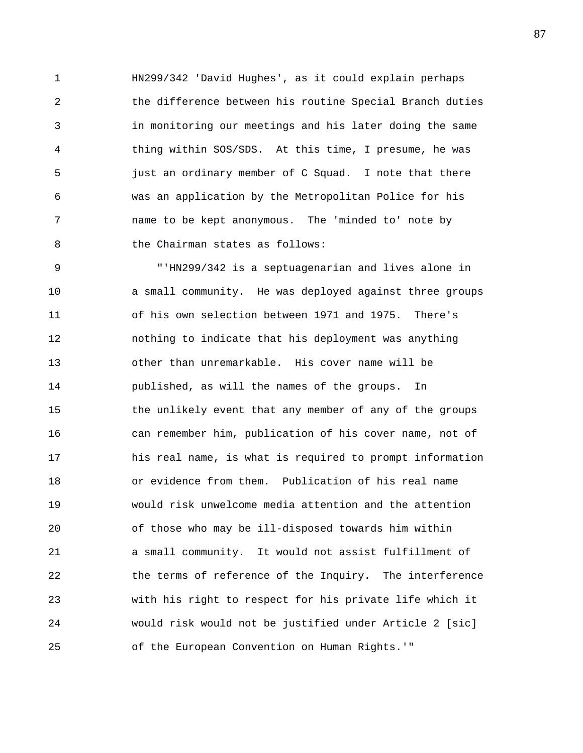HN299/342 'David Hughes', as it could explain perhaps the difference between his routine Special Branch duties in monitoring our meetings and his later doing the same thing within SOS/SDS. At this time, I presume, he was just an ordinary member of C Squad. I note that there was an application by the Metropolitan Police for his name to be kept anonymous. The 'minded to' note by the Chairman states as follows:

"'HN299/342 is a septuagenarian and lives alone in a small community. He was deployed against three groups of his own selection between 1971 and 1975. There's nothing to indicate that his deployment was anything other than unremarkable. His cover name will be published, as will the names of the groups. In the unlikely event that any member of any of the groups can remember him, publication of his cover name, not of his real name, is what is required to prompt information or evidence from them. Publication of his real name would risk unwelcome media attention and the attention of those who may be ill-disposed towards him within a small community. It would not assist fulfillment of the terms of reference of the Inquiry. The interference with his right to respect for his private life which it would risk would not be justified under Article 2 [sic] of the European Convention on Human Rights.'"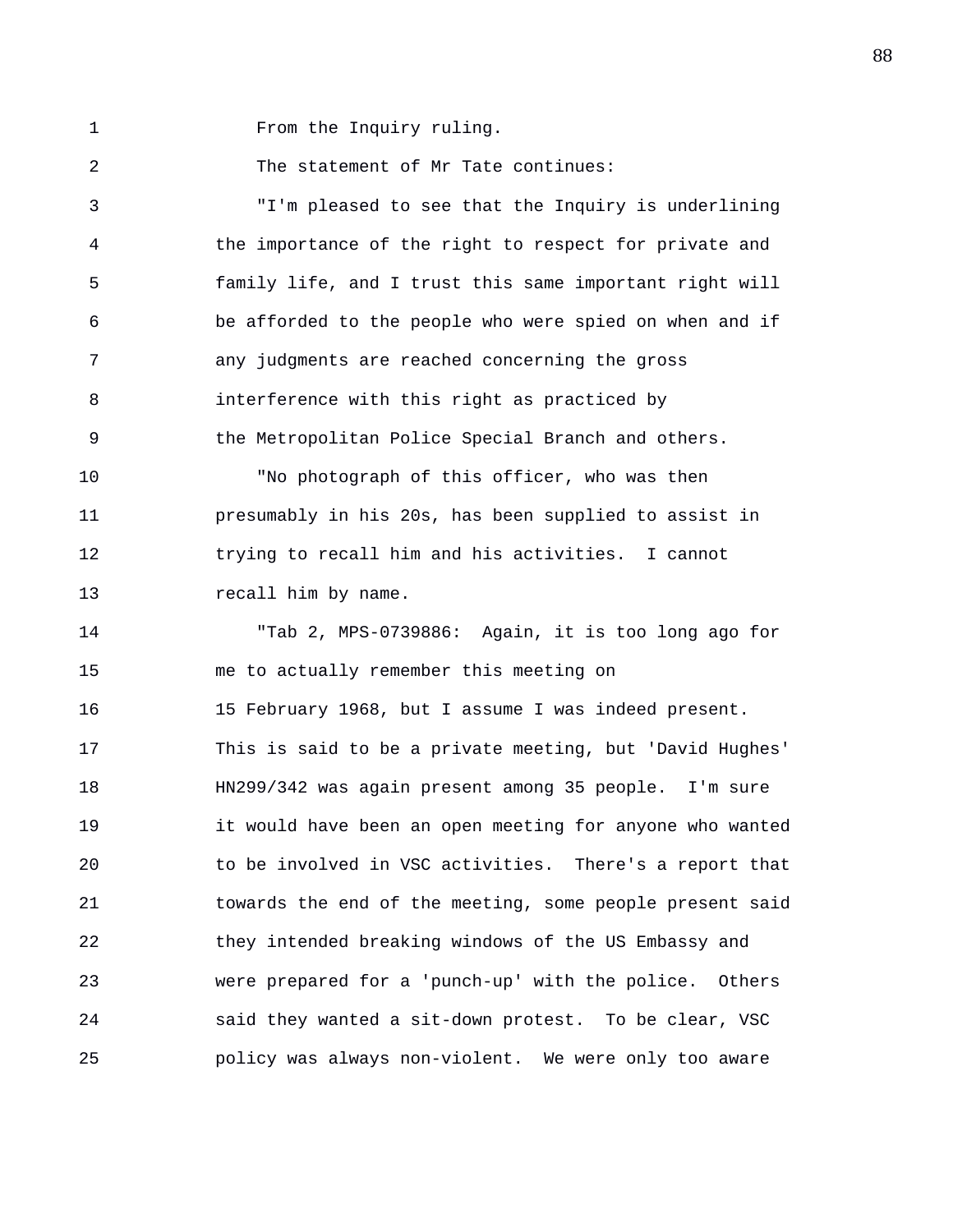From the Inquiry ruling.

The statement of Mr Tate continues:

"I'm pleased to see that the Inquiry is underlining the importance of the right to respect for private and family life, and I trust this same important right will be afforded to the people who were spied on when and if any judgments are reached concerning the gross interference with this right as practiced by the Metropolitan Police Special Branch and others.

"No photograph of this officer, who was then presumably in his 20s, has been supplied to assist in trying to recall him and his activities. I cannot recall him by name.

"Tab 2, MPS-0739886: Again, it is too long ago for me to actually remember this meeting on 15 February 1968, but I assume I was indeed present. This is said to be a private meeting, but 'David Hughes' HN299/342 was again present among 35 people. I'm sure it would have been an open meeting for anyone who wanted to be involved in VSC activities. There's a report that towards the end of the meeting, some people present said they intended breaking windows of the US Embassy and were prepared for a 'punch-up' with the police. Others said they wanted a sit-down protest. To be clear, VSC policy was always non-violent. We were only too aware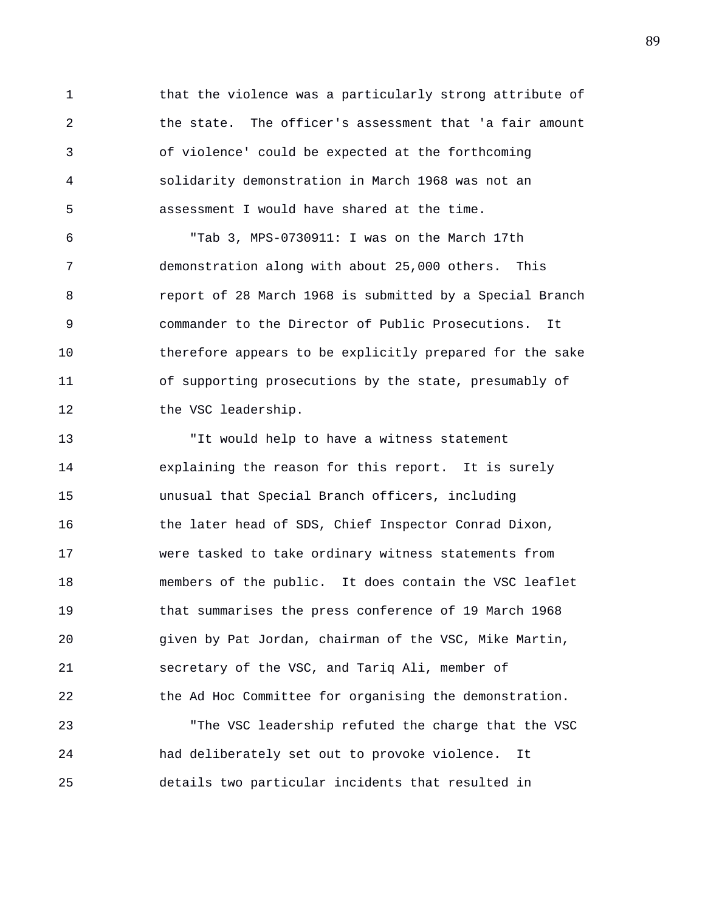that the violence was a particularly strong attribute of the state. The officer's assessment that 'a fair amount of violence' could be expected at the forthcoming solidarity demonstration in March 1968 was not an assessment I would have shared at the time.

"Tab 3, MPS-0730911: I was on the March 17th demonstration along with about 25,000 others. This report of 28 March 1968 is submitted by a Special Branch commander to the Director of Public Prosecutions. It therefore appears to be explicitly prepared for the sake of supporting prosecutions by the state, presumably of the VSC leadership.

"It would help to have a witness statement explaining the reason for this report. It is surely unusual that Special Branch officers, including the later head of SDS, Chief Inspector Conrad Dixon, were tasked to take ordinary witness statements from members of the public. It does contain the VSC leaflet that summarises the press conference of 19 March 1968 given by Pat Jordan, chairman of the VSC, Mike Martin, secretary of the VSC, and Tariq Ali, member of the Ad Hoc Committee for organising the demonstration.

"The VSC leadership refuted the charge that the VSC had deliberately set out to provoke violence. It details two particular incidents that resulted in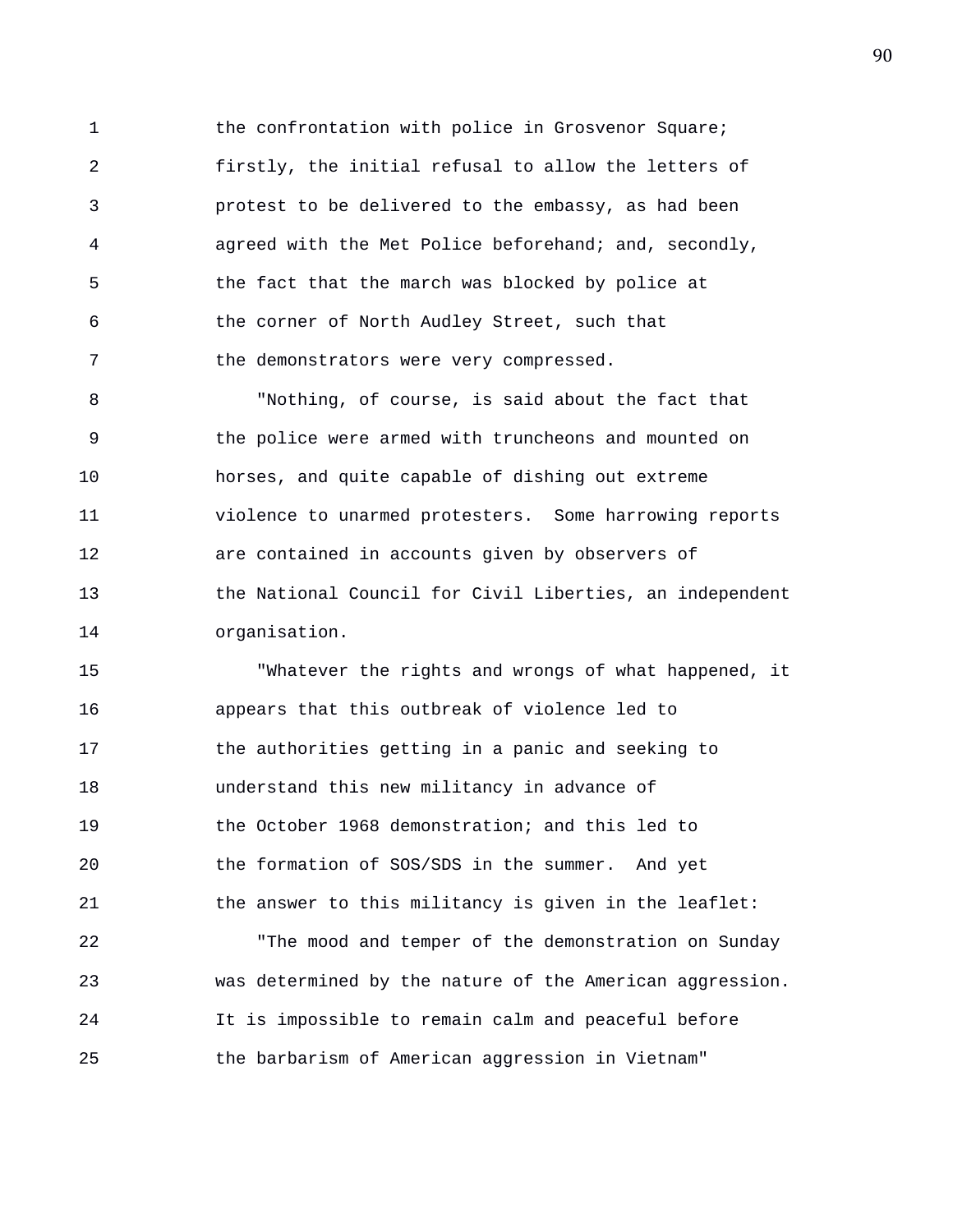the confrontation with police in Grosvenor Square; firstly, the initial refusal to allow the letters of protest to be delivered to the embassy, as had been agreed with the Met Police beforehand; and, secondly, the fact that the march was blocked by police at the corner of North Audley Street, such that the demonstrators were very compressed.

"Nothing, of course, is said about the fact that the police were armed with truncheons and mounted on horses, and quite capable of dishing out extreme violence to unarmed protesters. Some harrowing reports are contained in accounts given by observers of the National Council for Civil Liberties, an independent organisation.

"Whatever the rights and wrongs of what happened, it appears that this outbreak of violence led to the authorities getting in a panic and seeking to understand this new militancy in advance of the October 1968 demonstration; and this led to the formation of SOS/SDS in the summer. And yet the answer to this militancy is given in the leaflet:

"The mood and temper of the demonstration on Sunday was determined by the nature of the American aggression. It is impossible to remain calm and peaceful before the barbarism of American aggression in Vietnam"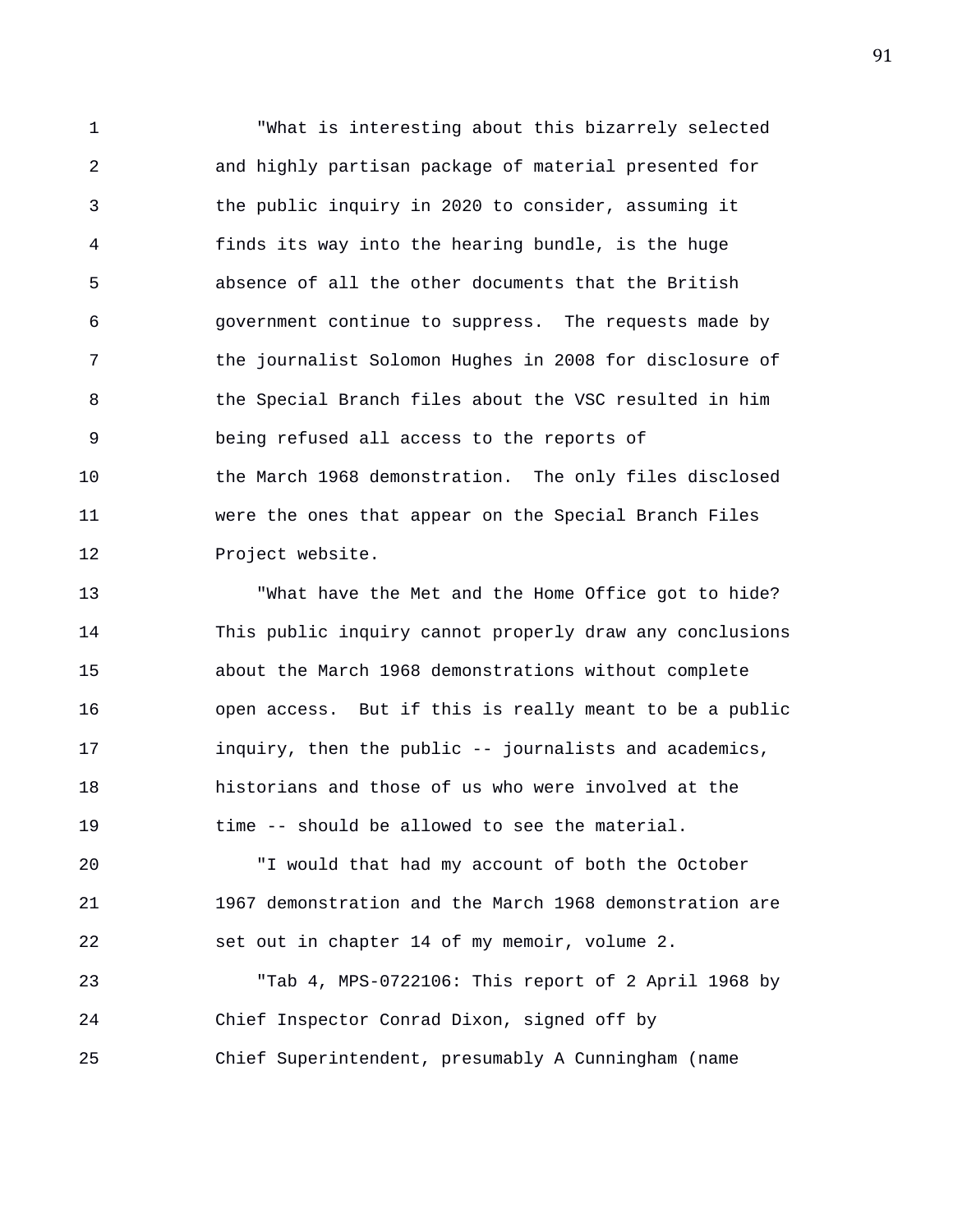"What is interesting about this bizarrely selected and highly partisan package of material presented for the public inquiry in 2020 to consider, assuming it finds its way into the hearing bundle, is the huge absence of all the other documents that the British government continue to suppress. The requests made by the journalist Solomon Hughes in 2008 for disclosure of the Special Branch files about the VSC resulted in him being refused all access to the reports of the March 1968 demonstration. The only files disclosed were the ones that appear on the Special Branch Files Project website.

"What have the Met and the Home Office got to hide? This public inquiry cannot properly draw any conclusions about the March 1968 demonstrations without complete open access. But if this is really meant to be a public inquiry, then the public -- journalists and academics, historians and those of us who were involved at the time -- should be allowed to see the material.

"I would that had my account of both the October 1967 demonstration and the March 1968 demonstration are set out in chapter 14 of my memoir, volume 2.

"Tab 4, MPS-0722106: This report of 2 April 1968 by Chief Inspector Conrad Dixon, signed off by Chief Superintendent, presumably A Cunningham (name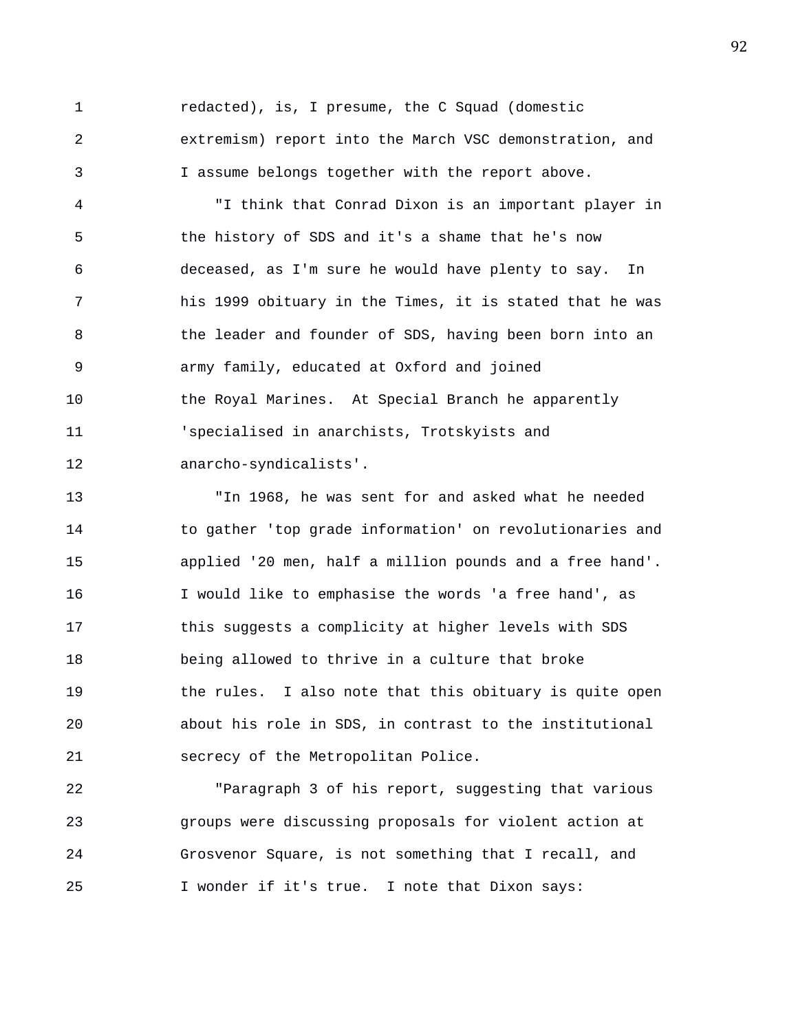redacted), is, I presume, the C Squad (domestic extremism) report into the March VSC demonstration, and I assume belongs together with the report above.

"I think that Conrad Dixon is an important player in the history of SDS and it's a shame that he's now deceased, as I'm sure he would have plenty to say. In his 1999 obituary in the Times, it is stated that he was the leader and founder of SDS, having been born into an army family, educated at Oxford and joined the Royal Marines. At Special Branch he apparently 'specialised in anarchists, Trotskyists and anarcho-syndicalists'.

"In 1968, he was sent for and asked what he needed to gather 'top grade information' on revolutionaries and applied '20 men, half a million pounds and a free hand'. I would like to emphasise the words 'a free hand', as this suggests a complicity at higher levels with SDS being allowed to thrive in a culture that broke the rules. I also note that this obituary is quite open about his role in SDS, in contrast to the institutional secrecy of the Metropolitan Police.

"Paragraph 3 of his report, suggesting that various groups were discussing proposals for violent action at Grosvenor Square, is not something that I recall, and I wonder if it's true. I note that Dixon says: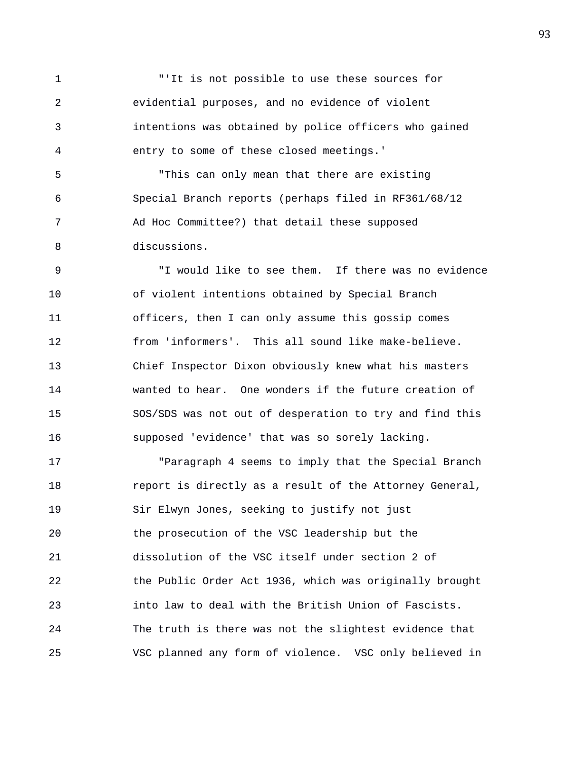"'It is not possible to use these sources for evidential purposes, and no evidence of violent intentions was obtained by police officers who gained entry to some of these closed meetings.'

"This can only mean that there are existing Special Branch reports (perhaps filed in RF361/68/12 Ad Hoc Committee?) that detail these supposed discussions.

"I would like to see them. If there was no evidence of violent intentions obtained by Special Branch officers, then I can only assume this gossip comes from 'informers'. This all sound like make-believe. Chief Inspector Dixon obviously knew what his masters wanted to hear. One wonders if the future creation of SOS/SDS was not out of desperation to try and find this supposed 'evidence' that was so sorely lacking.

"Paragraph 4 seems to imply that the Special Branch report is directly as a result of the Attorney General, Sir Elwyn Jones, seeking to justify not just the prosecution of the VSC leadership but the dissolution of the VSC itself under section 2 of the Public Order Act 1936, which was originally brought into law to deal with the British Union of Fascists. The truth is there was not the slightest evidence that VSC planned any form of violence. VSC only believed in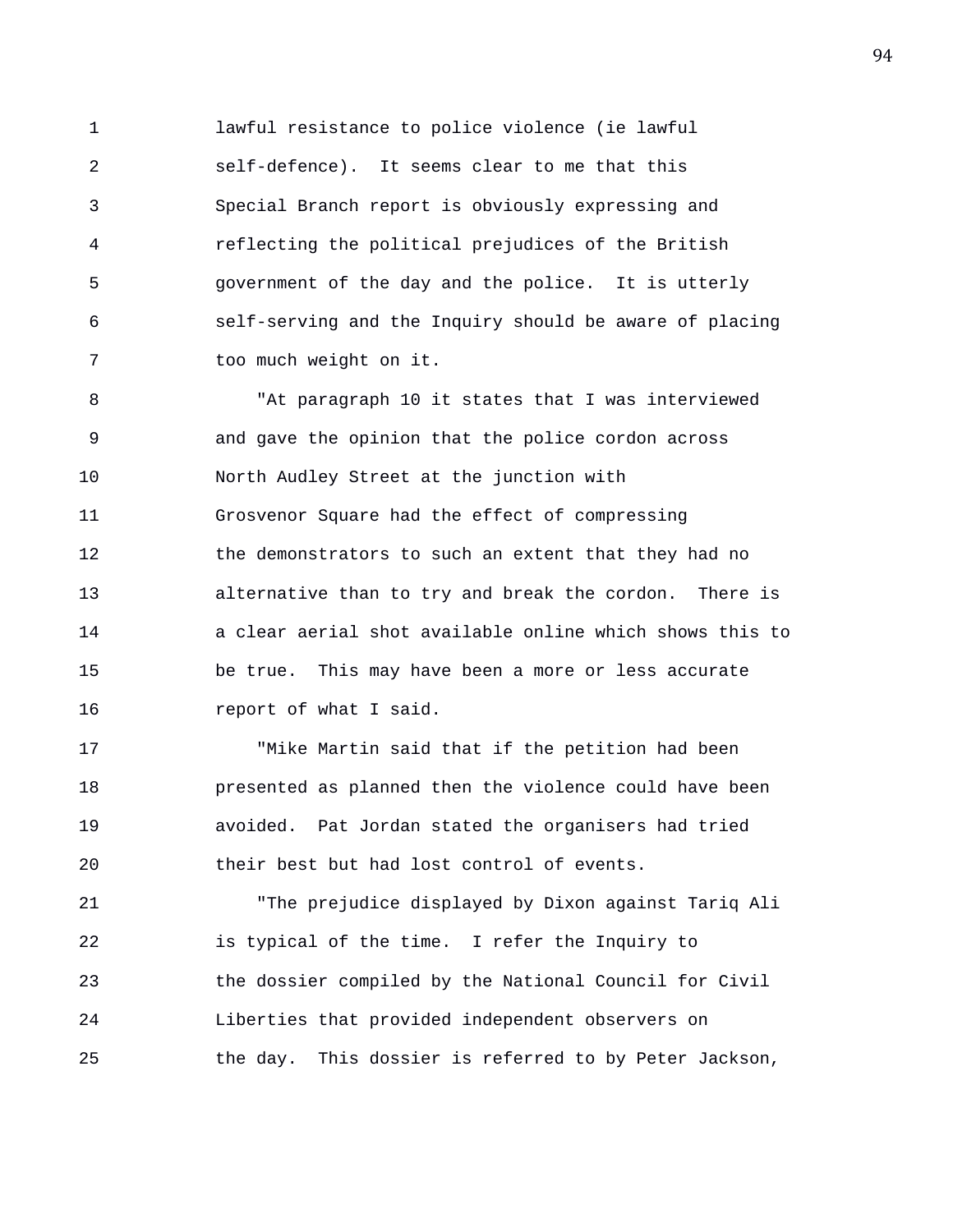lawful resistance to police violence (ie lawful self-defence). It seems clear to me that this Special Branch report is obviously expressing and reflecting the political prejudices of the British government of the day and the police. It is utterly self-serving and the Inquiry should be aware of placing too much weight on it.

"At paragraph 10 it states that I was interviewed and gave the opinion that the police cordon across North Audley Street at the junction with Grosvenor Square had the effect of compressing the demonstrators to such an extent that they had no alternative than to try and break the cordon. There is a clear aerial shot available online which shows this to be true. This may have been a more or less accurate report of what I said.

"Mike Martin said that if the petition had been presented as planned then the violence could have been avoided. Pat Jordan stated the organisers had tried their best but had lost control of events.

"The prejudice displayed by Dixon against Tariq Ali is typical of the time. I refer the Inquiry to the dossier compiled by the National Council for Civil Liberties that provided independent observers on the day. This dossier is referred to by Peter Jackson,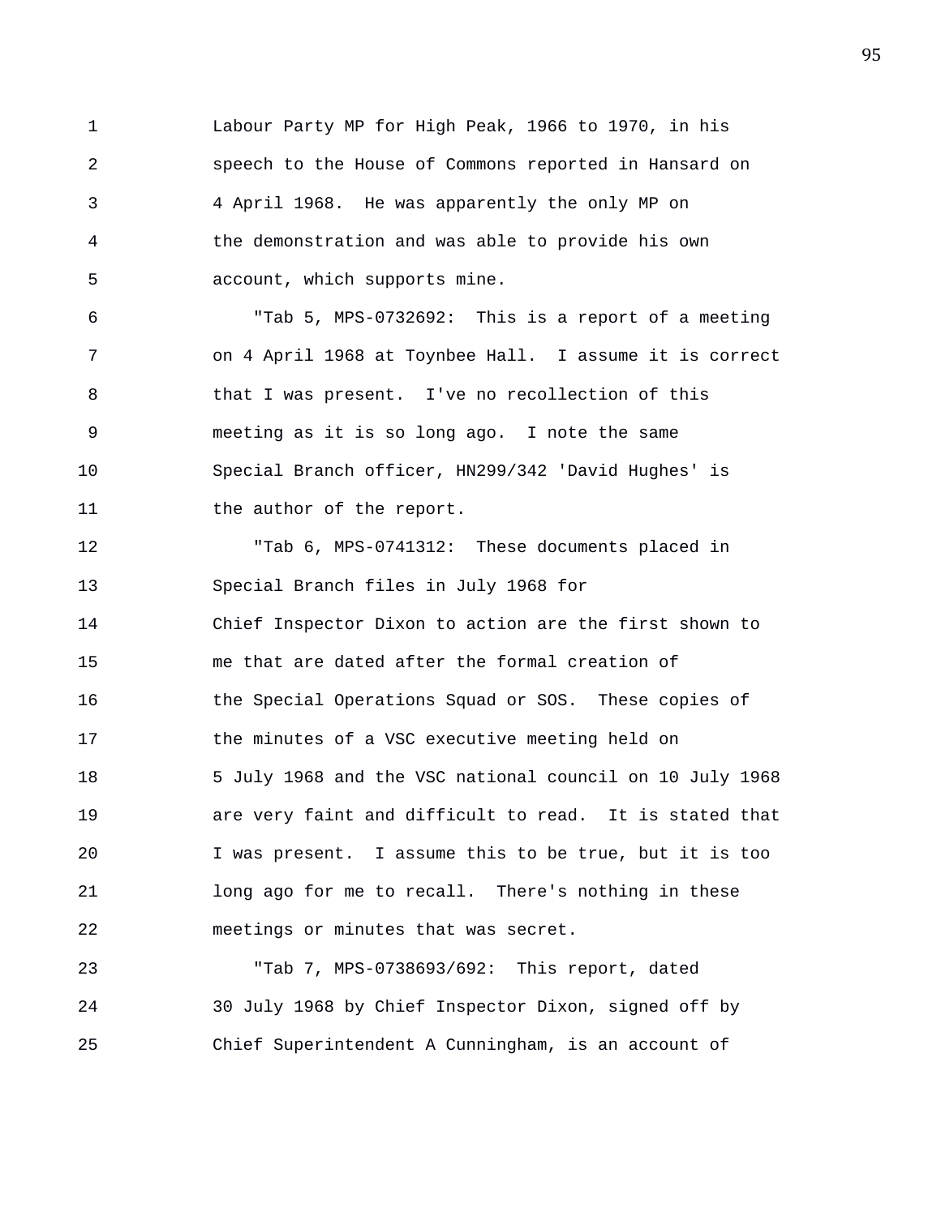Labour Party MP for High Peak, 1966 to 1970, in his speech to the House of Commons reported in Hansard on 4 April 1968. He was apparently the only MP on the demonstration and was able to provide his own account, which supports mine.

"Tab 5, MPS-0732692: This is a report of a meeting on 4 April 1968 at Toynbee Hall. I assume it is correct that I was present. I've no recollection of this meeting as it is so long ago. I note the same Special Branch officer, HN299/342 'David Hughes' is the author of the report.

"Tab 6, MPS-0741312: These documents placed in Special Branch files in July 1968 for Chief Inspector Dixon to action are the first shown to me that are dated after the formal creation of the Special Operations Squad or SOS. These copies of the minutes of a VSC executive meeting held on 5 July 1968 and the VSC national council on 10 July 1968 are very faint and difficult to read. It is stated that I was present. I assume this to be true, but it is too long ago for me to recall. There's nothing in these meetings or minutes that was secret.

"Tab 7, MPS-0738693/692: This report, dated 30 July 1968 by Chief Inspector Dixon, signed off by Chief Superintendent A Cunningham, is an account of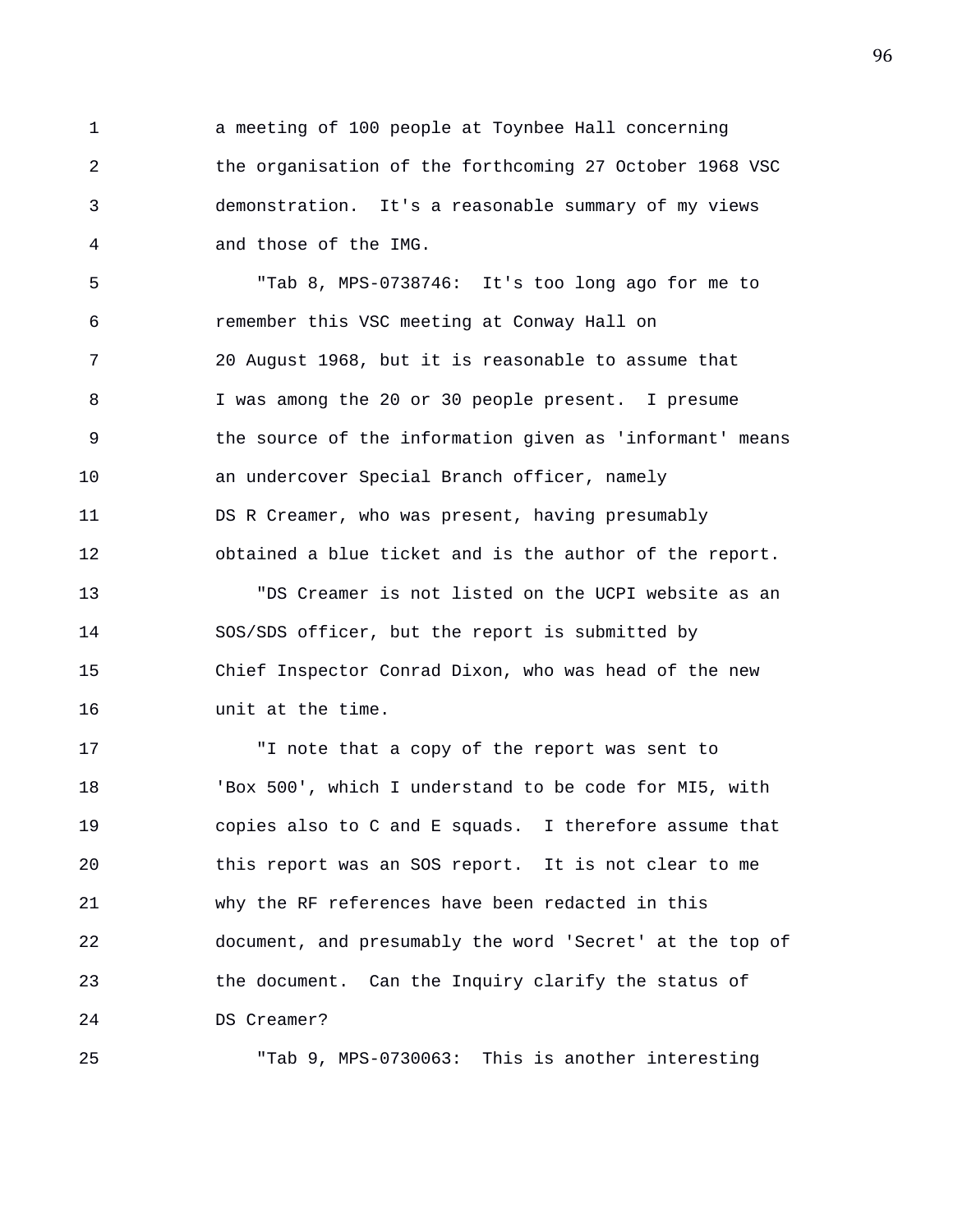a meeting of 100 people at Toynbee Hall concerning the organisation of the forthcoming 27 October 1968 VSC demonstration. It's a reasonable summary of my views and those of the IMG.

"Tab 8, MPS-0738746: It's too long ago for me to remember this VSC meeting at Conway Hall on 20 August 1968, but it is reasonable to assume that I was among the 20 or 30 people present. I presume the source of the information given as 'informant' means an undercover Special Branch officer, namely DS R Creamer, who was present, having presumably obtained a blue ticket and is the author of the report.

"DS Creamer is not listed on the UCPI website as an SOS/SDS officer, but the report is submitted by Chief Inspector Conrad Dixon, who was head of the new unit at the time.

"I note that a copy of the report was sent to 'Box 500', which I understand to be code for MI5, with copies also to C and E squads. I therefore assume that this report was an SOS report. It is not clear to me why the RF references have been redacted in this document, and presumably the word 'Secret' at the top of the document. Can the Inquiry clarify the status of DS Creamer?

"Tab 9, MPS-0730063: This is another interesting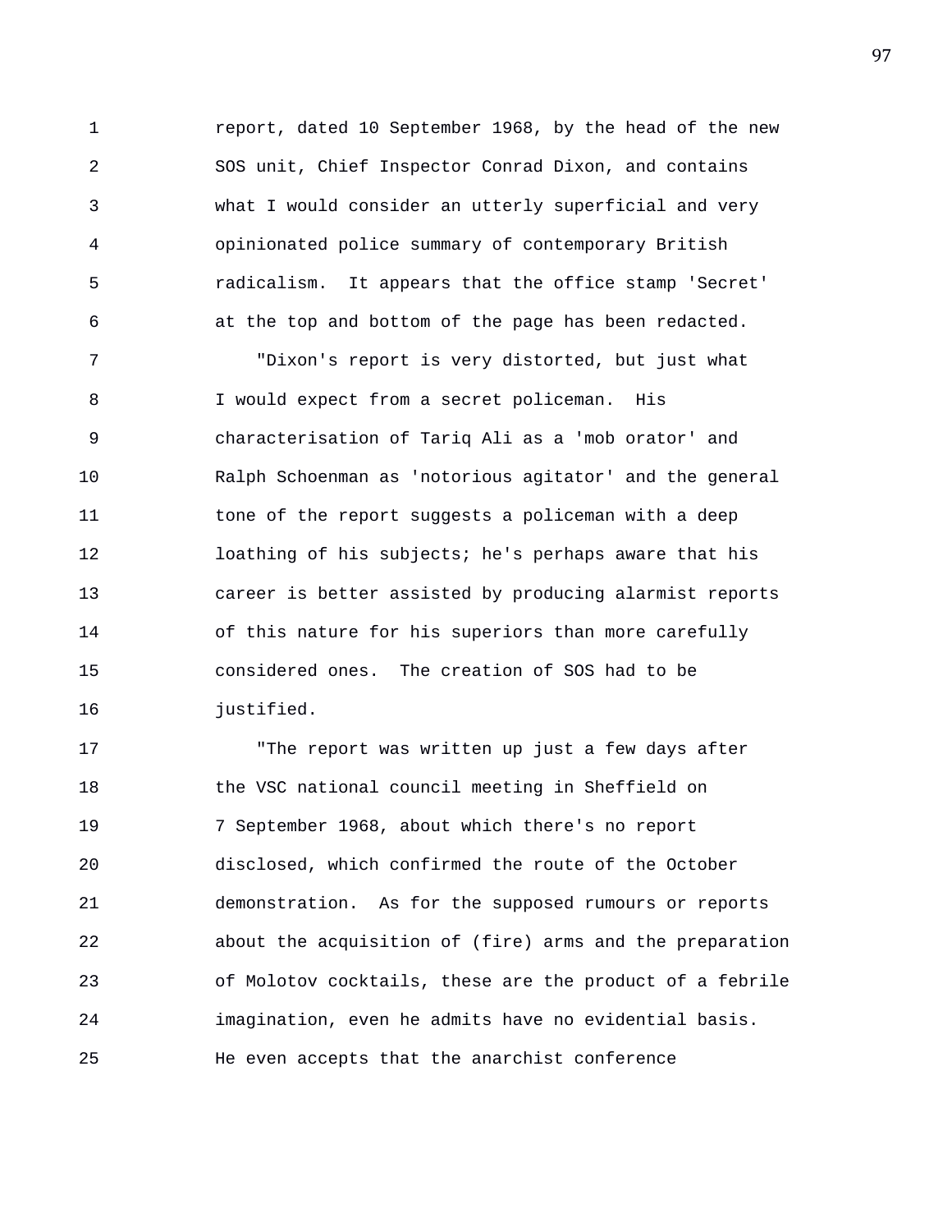report, dated 10 September 1968, by the head of the new SOS unit, Chief Inspector Conrad Dixon, and contains what I would consider an utterly superficial and very opinionated police summary of contemporary British radicalism. It appears that the office stamp 'Secret' at the top and bottom of the page has been redacted.

"Dixon's report is very distorted, but just what I would expect from a secret policeman. His characterisation of Tariq Ali as a 'mob orator' and Ralph Schoenman as 'notorious agitator' and the general tone of the report suggests a policeman with a deep loathing of his subjects; he's perhaps aware that his career is better assisted by producing alarmist reports of this nature for his superiors than more carefully considered ones. The creation of SOS had to be justified.

"The report was written up just a few days after the VSC national council meeting in Sheffield on 7 September 1968, about which there's no report disclosed, which confirmed the route of the October demonstration. As for the supposed rumours or reports about the acquisition of (fire) arms and the preparation of Molotov cocktails, these are the product of a febrile imagination, even he admits have no evidential basis. He even accepts that the anarchist conference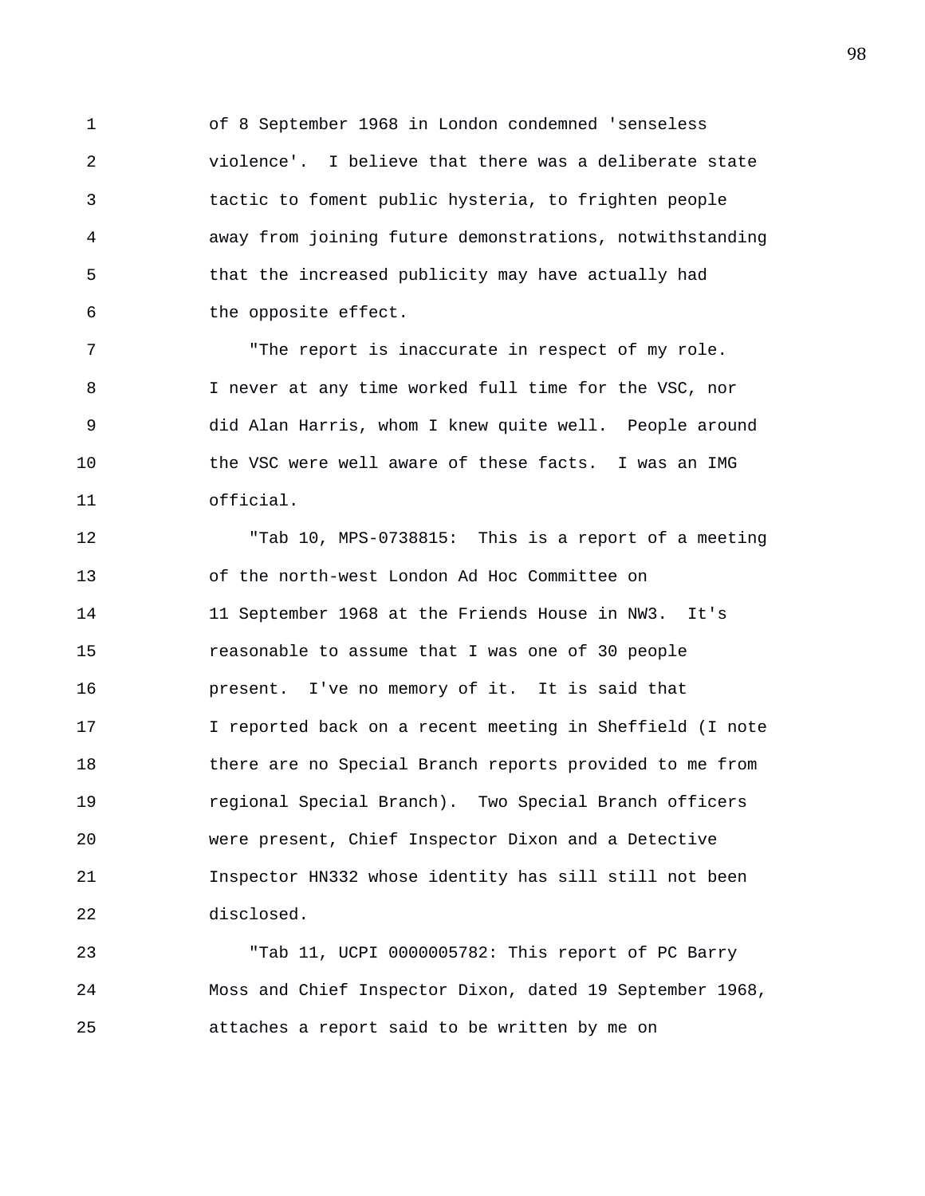of 8 September 1968 in London condemned 'senseless violence'. I believe that there was a deliberate state tactic to foment public hysteria, to frighten people away from joining future demonstrations, notwithstanding that the increased publicity may have actually had the opposite effect.

"The report is inaccurate in respect of my role. I never at any time worked full time for the VSC, nor did Alan Harris, whom I knew quite well. People around the VSC were well aware of these facts. I was an IMG official.

"Tab 10, MPS-0738815: This is a report of a meeting of the north-west London Ad Hoc Committee on 11 September 1968 at the Friends House in NW3. It's reasonable to assume that I was one of 30 people present. I've no memory of it. It is said that I reported back on a recent meeting in Sheffield (I note there are no Special Branch reports provided to me from regional Special Branch). Two Special Branch officers were present, Chief Inspector Dixon and a Detective Inspector HN332 whose identity has sill still not been disclosed.

"Tab 11, UCPI 0000005782: This report of PC Barry Moss and Chief Inspector Dixon, dated 19 September 1968, attaches a report said to be written by me on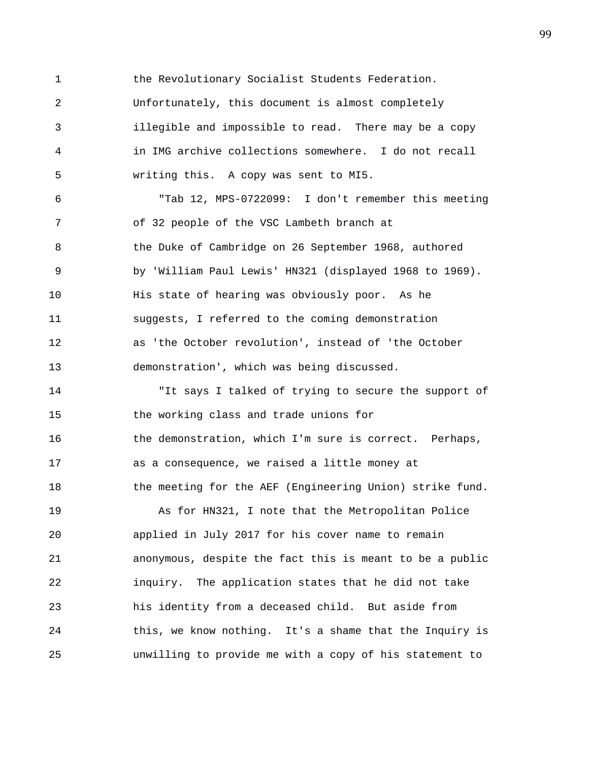the Revolutionary Socialist Students Federation. Unfortunately, this document is almost completely illegible and impossible to read. There may be a copy in IMG archive collections somewhere. I do not recall writing this. A copy was sent to MI5.

"Tab 12, MPS-0722099: I don't remember this meeting of 32 people of the VSC Lambeth branch at the Duke of Cambridge on 26 September 1968, authored by 'William Paul Lewis' HN321 (displayed 1968 to 1969). His state of hearing was obviously poor. As he suggests, I referred to the coming demonstration as 'the October revolution', instead of 'the October demonstration', which was being discussed.

"It says I talked of trying to secure the support of the working class and trade unions for the demonstration, which I'm sure is correct. Perhaps, as a consequence, we raised a little money at the meeting for the AEF (Engineering Union) strike fund.

As for HN321, I note that the Metropolitan Police applied in July 2017 for his cover name to remain anonymous, despite the fact this is meant to be a public inquiry. The application states that he did not take his identity from a deceased child. But aside from this, we know nothing. It's a shame that the Inquiry is unwilling to provide me with a copy of his statement to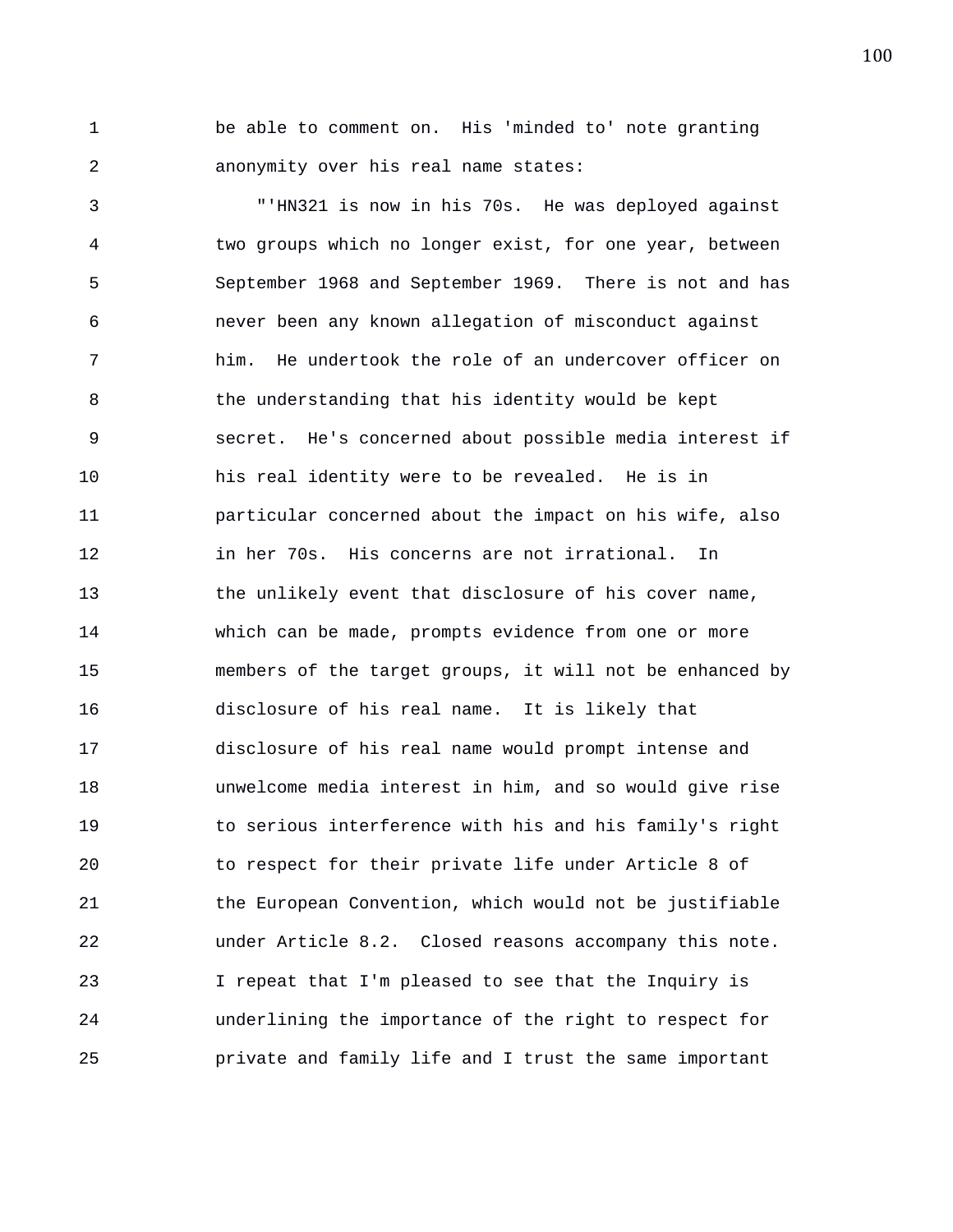be able to comment on. His 'minded to' note granting anonymity over his real name states:

"'HN321 is now in his 70s. He was deployed against two groups which no longer exist, for one year, between September 1968 and September 1969. There is not and has never been any known allegation of misconduct against him. He undertook the role of an undercover officer on the understanding that his identity would be kept secret. He's concerned about possible media interest if his real identity were to be revealed. He is in particular concerned about the impact on his wife, also in her 70s. His concerns are not irrational. In the unlikely event that disclosure of his cover name, which can be made, prompts evidence from one or more members of the target groups, it will not be enhanced by disclosure of his real name. It is likely that disclosure of his real name would prompt intense and unwelcome media interest in him, and so would give rise to serious interference with his and his family's right to respect for their private life under Article 8 of the European Convention, which would not be justifiable under Article 8.2. Closed reasons accompany this note. I repeat that I'm pleased to see that the Inquiry is underlining the importance of the right to respect for private and family life and I trust the same important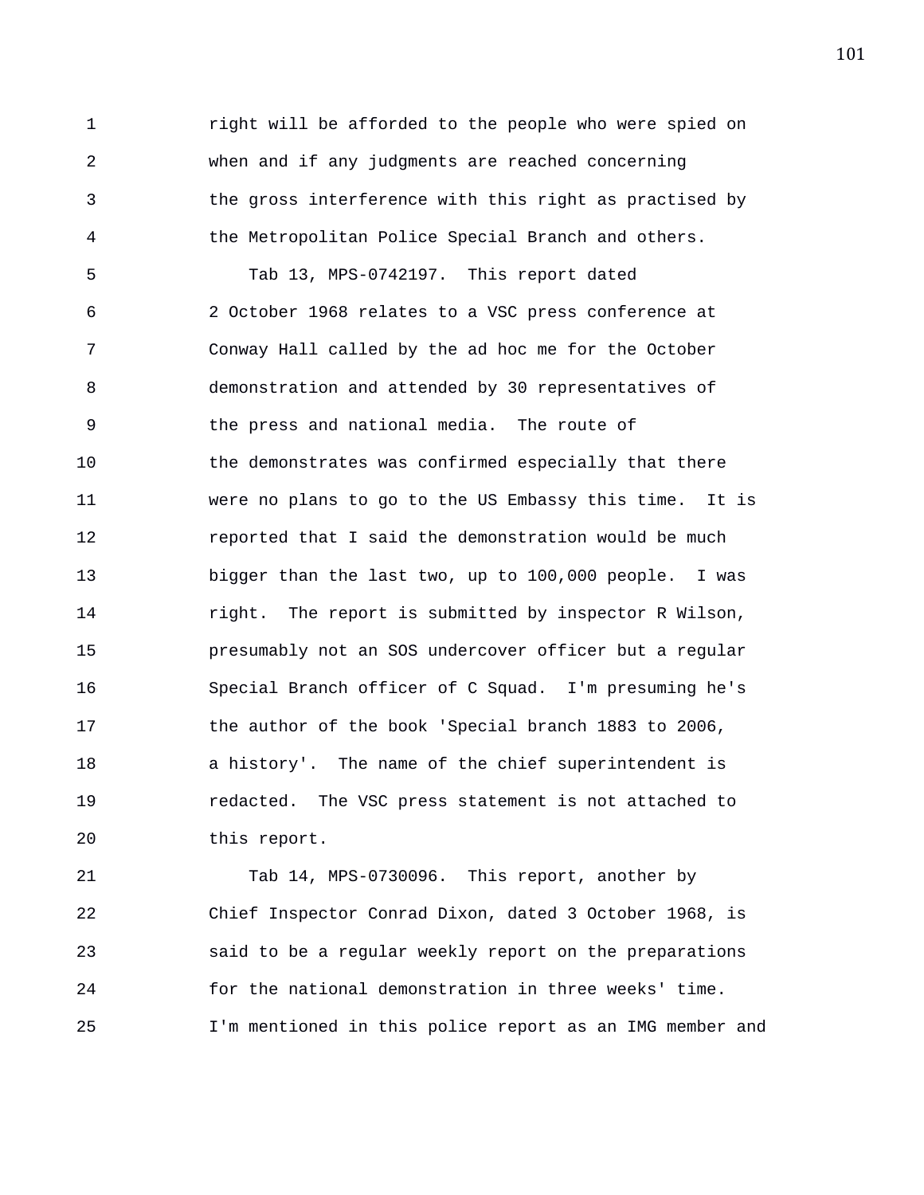right will be afforded to the people who were spied on when and if any judgments are reached concerning the gross interference with this right as practised by the Metropolitan Police Special Branch and others.

Tab 13, MPS-0742197. This report dated 2 October 1968 relates to a VSC press conference at Conway Hall called by the ad hoc me for the October demonstration and attended by 30 representatives of the press and national media. The route of the demonstrates was confirmed especially that there were no plans to go to the US Embassy this time. It is reported that I said the demonstration would be much bigger than the last two, up to 100,000 people. I was right. The report is submitted by inspector R Wilson, presumably not an SOS undercover officer but a regular Special Branch officer of C Squad. I'm presuming he's the author of the book 'Special branch 1883 to 2006, a history'. The name of the chief superintendent is redacted. The VSC press statement is not attached to this report.

Tab 14, MPS-0730096. This report, another by Chief Inspector Conrad Dixon, dated 3 October 1968, is said to be a regular weekly report on the preparations for the national demonstration in three weeks' time. I'm mentioned in this police report as an IMG member and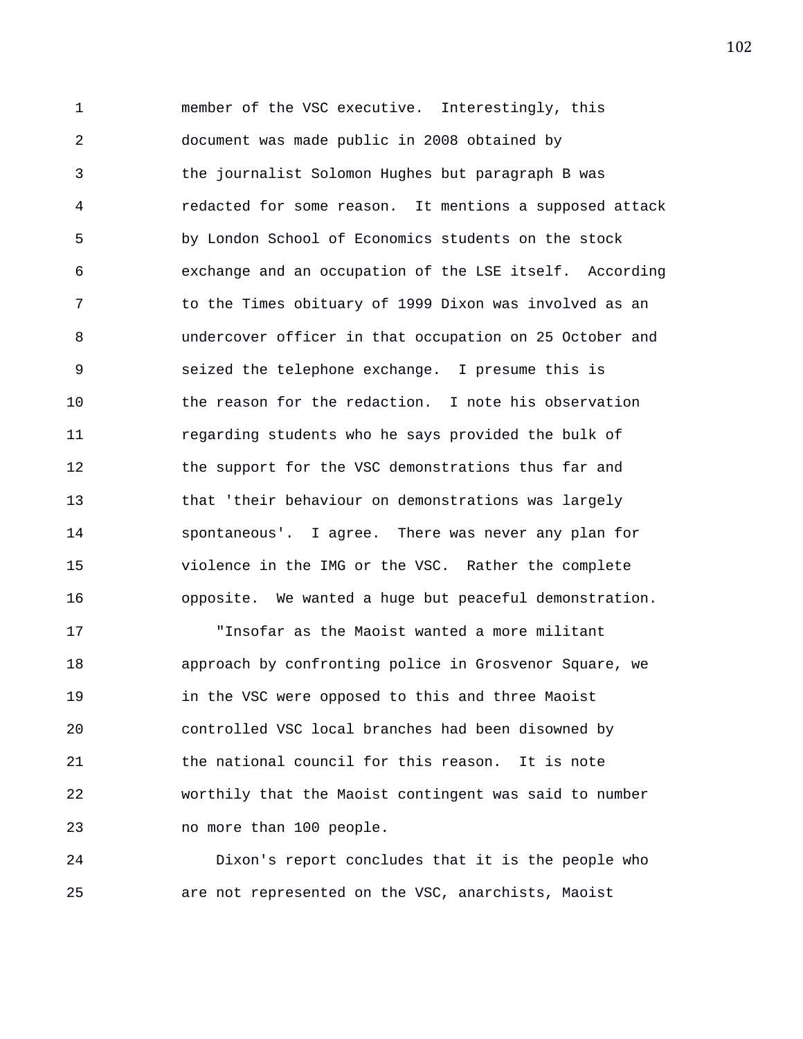member of the VSC executive. Interestingly, this document was made public in 2008 obtained by the journalist Solomon Hughes but paragraph B was redacted for some reason. It mentions a supposed attack by London School of Economics students on the stock exchange and an occupation of the LSE itself. According to the Times obituary of 1999 Dixon was involved as an undercover officer in that occupation on 25 October and seized the telephone exchange. I presume this is the reason for the redaction. I note his observation regarding students who he says provided the bulk of the support for the VSC demonstrations thus far and that 'their behaviour on demonstrations was largely spontaneous'. I agree. There was never any plan for violence in the IMG or the VSC. Rather the complete opposite. We wanted a huge but peaceful demonstration.

"Insofar as the Maoist wanted a more militant approach by confronting police in Grosvenor Square, we in the VSC were opposed to this and three Maoist controlled VSC local branches had been disowned by the national council for this reason. It is note worthily that the Maoist contingent was said to number no more than 100 people.

Dixon's report concludes that it is the people who are not represented on the VSC, anarchists, Maoist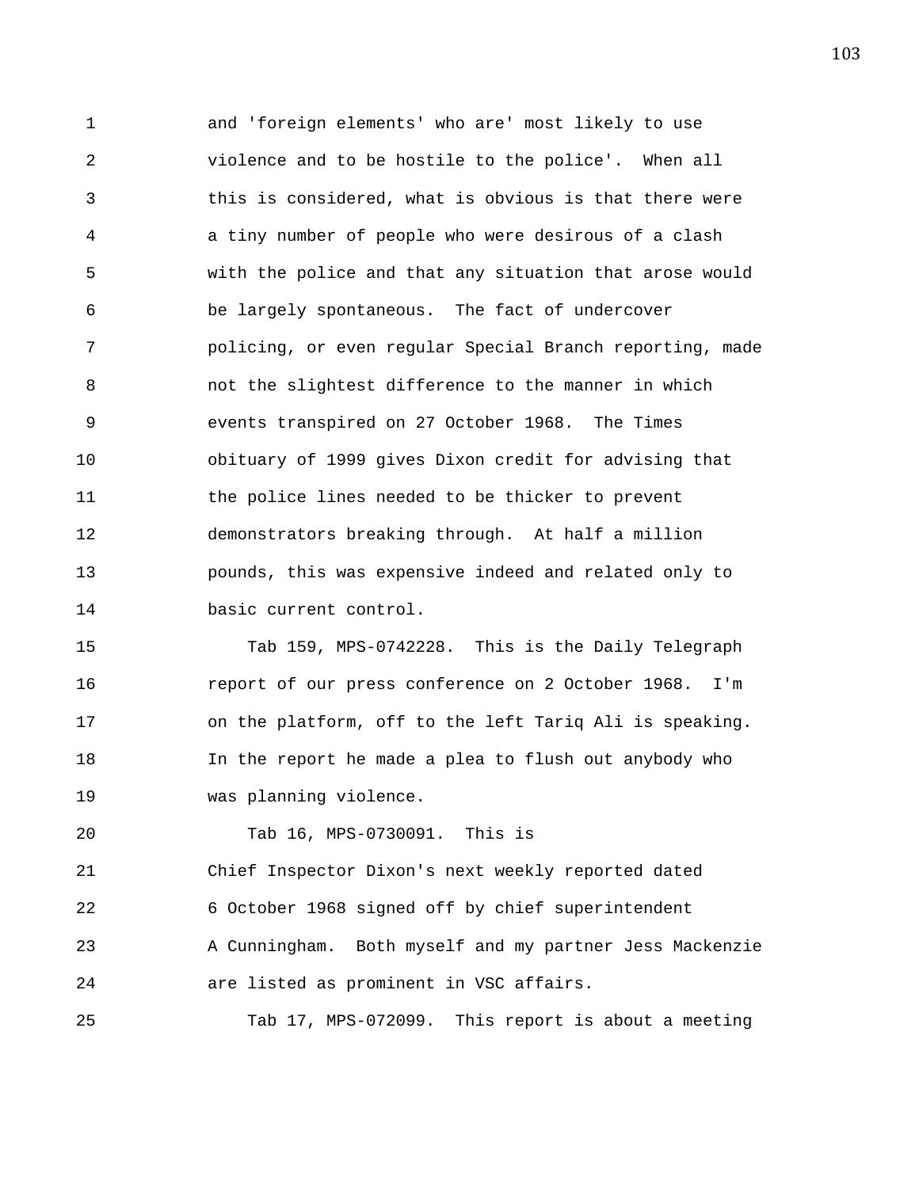and 'foreign elements' who are' most likely to use violence and to be hostile to the police'. When all this is considered, what is obvious is that there were a tiny number of people who were desirous of a clash with the police and that any situation that arose would be largely spontaneous. The fact of undercover policing, or even regular Special Branch reporting, made not the slightest difference to the manner in which events transpired on 27 October 1968. The Times obituary of 1999 gives Dixon credit for advising that the police lines needed to be thicker to prevent demonstrators breaking through. At half a million pounds, this was expensive indeed and related only to basic current control.

Tab 159, MPS-0742228. This is the Daily Telegraph report of our press conference on 2 October 1968. I'm on the platform, off to the left Tariq Ali is speaking. In the report he made a plea to flush out anybody who was planning violence.

Tab 16, MPS-0730091. This is Chief Inspector Dixon's next weekly reported dated 6 October 1968 signed off by chief superintendent A Cunningham. Both myself and my partner Jess Mackenzie are listed as prominent in VSC affairs.

Tab 17, MPS-072099. This report is about a meeting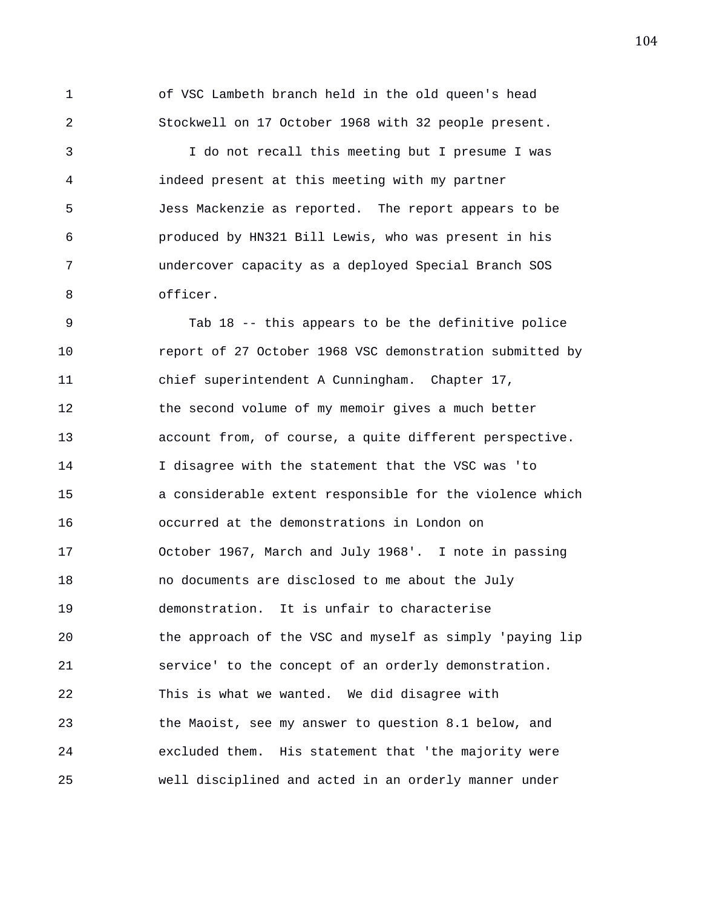of VSC Lambeth branch held in the old queen's head Stockwell on 17 October 1968 with 32 people present.

I do not recall this meeting but I presume I was indeed present at this meeting with my partner Jess Mackenzie as reported. The report appears to be produced by HN321 Bill Lewis, who was present in his undercover capacity as a deployed Special Branch SOS officer.

Tab 18 -- this appears to be the definitive police report of 27 October 1968 VSC demonstration submitted by chief superintendent A Cunningham. Chapter 17, the second volume of my memoir gives a much better account from, of course, a quite different perspective. I disagree with the statement that the VSC was 'to a considerable extent responsible for the violence which occurred at the demonstrations in London on October 1967, March and July 1968'. I note in passing no documents are disclosed to me about the July demonstration. It is unfair to characterise the approach of the VSC and myself as simply 'paying lip service' to the concept of an orderly demonstration. This is what we wanted. We did disagree with the Maoist, see my answer to question 8.1 below, and excluded them. His statement that 'the majority were well disciplined and acted in an orderly manner under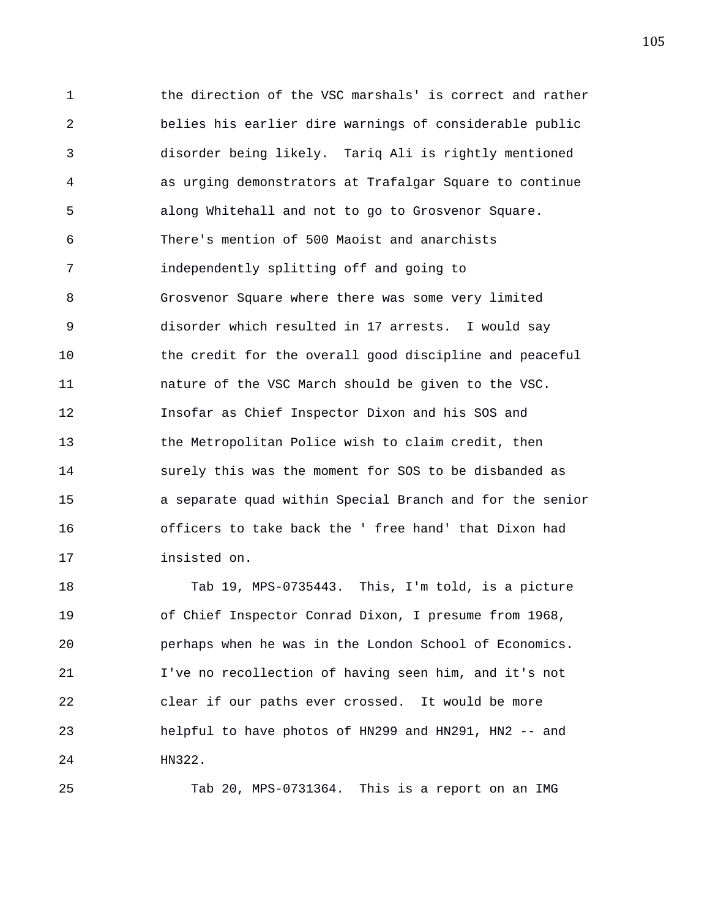the direction of the VSC marshals' is correct and rather belies his earlier dire warnings of considerable public disorder being likely. Tariq Ali is rightly mentioned as urging demonstrators at Trafalgar Square to continue along Whitehall and not to go to Grosvenor Square. There's mention of 500 Maoist and anarchists independently splitting off and going to Grosvenor Square where there was some very limited disorder which resulted in 17 arrests. I would say the credit for the overall good discipline and peaceful nature of the VSC March should be given to the VSC. Insofar as Chief Inspector Dixon and his SOS and the Metropolitan Police wish to claim credit, then surely this was the moment for SOS to be disbanded as a separate quad within Special Branch and for the senior officers to take back the ' free hand' that Dixon had insisted on.

Tab 19, MPS-0735443. This, I'm told, is a picture of Chief Inspector Conrad Dixon, I presume from 1968, perhaps when he was in the London School of Economics. I've no recollection of having seen him, and it's not clear if our paths ever crossed. It would be more helpful to have photos of HN299 and HN291, HN2 -- and HN322.

Tab 20, MPS-0731364. This is a report on an IMG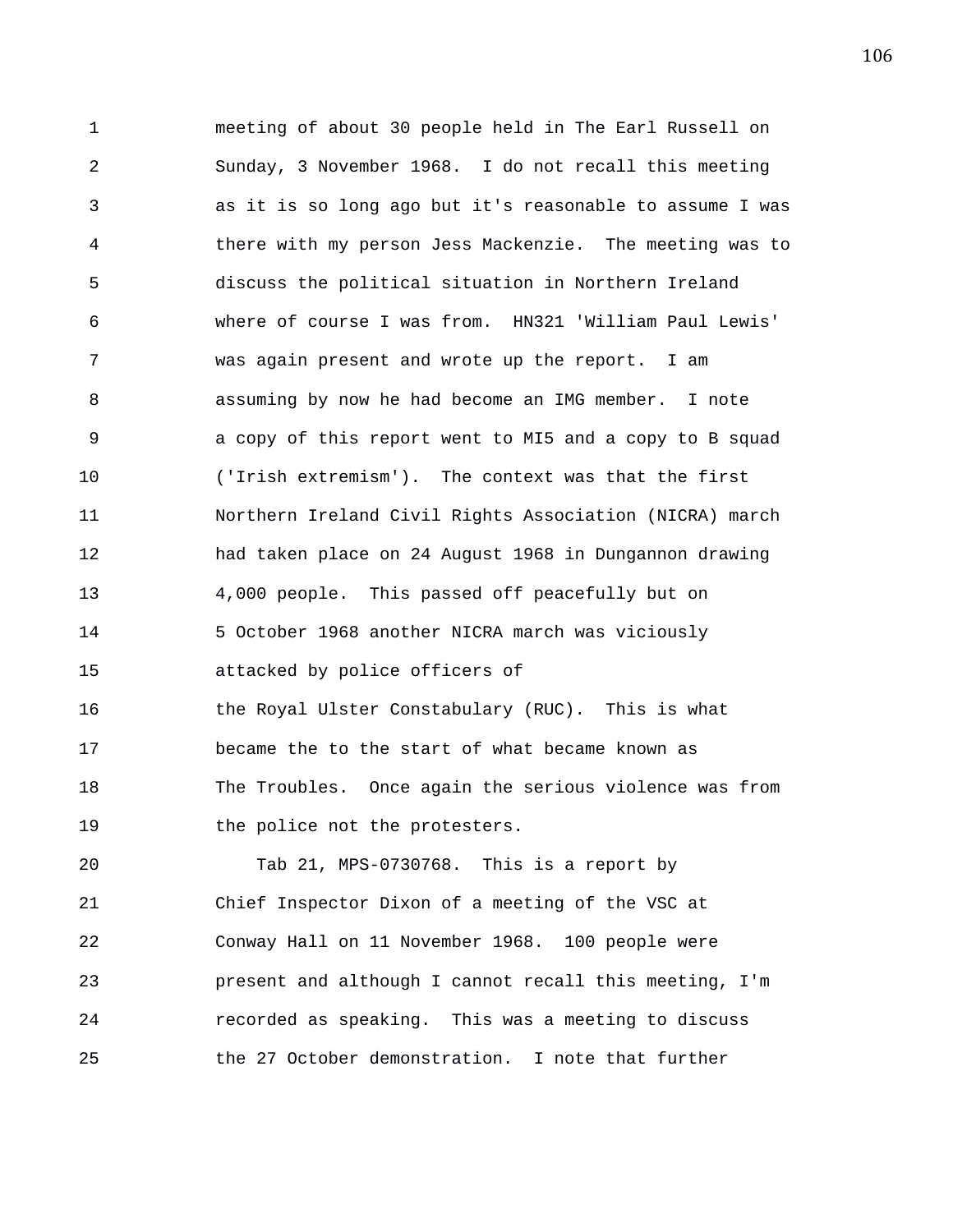meeting of about 30 people held in The Earl Russell on Sunday, 3 November 1968. I do not recall this meeting as it is so long ago but it's reasonable to assume I was there with my person Jess Mackenzie. The meeting was to discuss the political situation in Northern Ireland where of course I was from. HN321 'William Paul Lewis' was again present and wrote up the report. I am assuming by now he had become an IMG member. I note a copy of this report went to MI5 and a copy to B squad ('Irish extremism'). The context was that the first Northern Ireland Civil Rights Association (NICRA) march had taken place on 24 August 1968 in Dungannon drawing 4,000 people. This passed off peacefully but on 5 October 1968 another NICRA march was viciously attacked by police officers of the Royal Ulster Constabulary (RUC). This is what became the to the start of what became known as The Troubles. Once again the serious violence was from the police not the protesters.

Tab 21, MPS-0730768. This is a report by Chief Inspector Dixon of a meeting of the VSC at Conway Hall on 11 November 1968. 100 people were present and although I cannot recall this meeting, I'm recorded as speaking. This was a meeting to discuss the 27 October demonstration. I note that further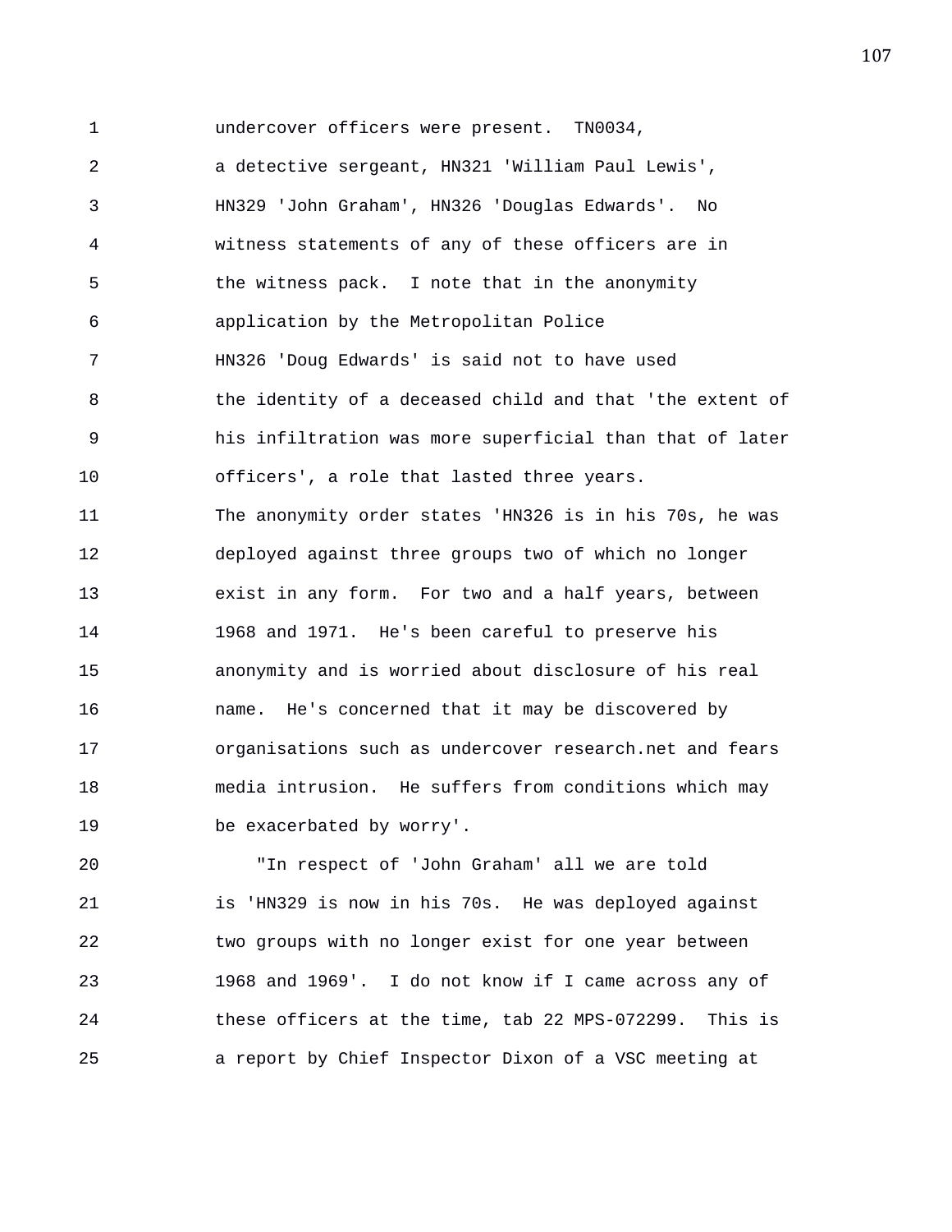undercover officers were present. TN0034, a detective sergeant, HN321 'William Paul Lewis', HN329 'John Graham', HN326 'Douglas Edwards'. No witness statements of any of these officers are in the witness pack. I note that in the anonymity application by the Metropolitan Police HN326 'Doug Edwards' is said not to have used the identity of a deceased child and that 'the extent of his infiltration was more superficial than that of later officers', a role that lasted three years. The anonymity order states 'HN326 is in his 70s, he was deployed against three groups two of which no longer exist in any form. For two and a half years, between 1968 and 1971. He's been careful to preserve his anonymity and is worried about disclosure of his real name. He's concerned that it may be discovered by organisations such as undercover research.net and fears media intrusion. He suffers from conditions which may be exacerbated by worry'.

"In respect of 'John Graham' all we are told is 'HN329 is now in his 70s. He was deployed against two groups with no longer exist for one year between 1968 and 1969'. I do not know if I came across any of these officers at the time, tab 22 MPS-072299. This is a report by Chief Inspector Dixon of a VSC meeting at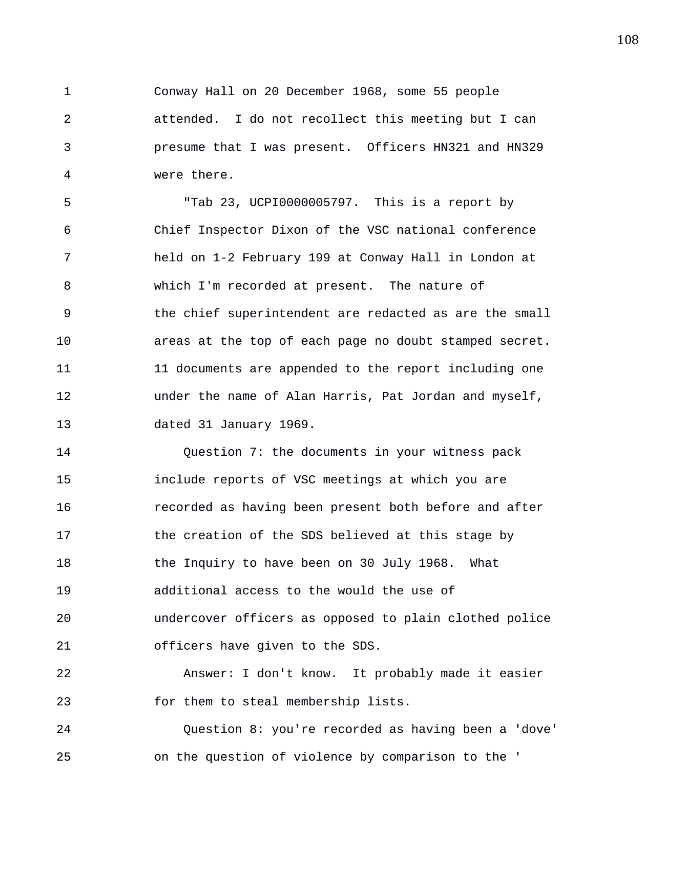Conway Hall on 20 December 1968, some 55 people attended. I do not recollect this meeting but I can presume that I was present. Officers HN321 and HN329 were there.

"Tab 23, UCPI0000005797. This is a report by Chief Inspector Dixon of the VSC national conference held on 1-2 February 199 at Conway Hall in London at which I'm recorded at present. The nature of the chief superintendent are redacted as are the small areas at the top of each page no doubt stamped secret. 11 documents are appended to the report including one under the name of Alan Harris, Pat Jordan and myself, dated 31 January 1969.

Question 7: the documents in your witness pack include reports of VSC meetings at which you are recorded as having been present both before and after the creation of the SDS believed at this stage by the Inquiry to have been on 30 July 1968. What additional access to the would the use of undercover officers as opposed to plain clothed police officers have given to the SDS.

Answer: I don't know. It probably made it easier for them to steal membership lists.

Question 8: you're recorded as having been a 'dove' on the question of violence by comparison to the '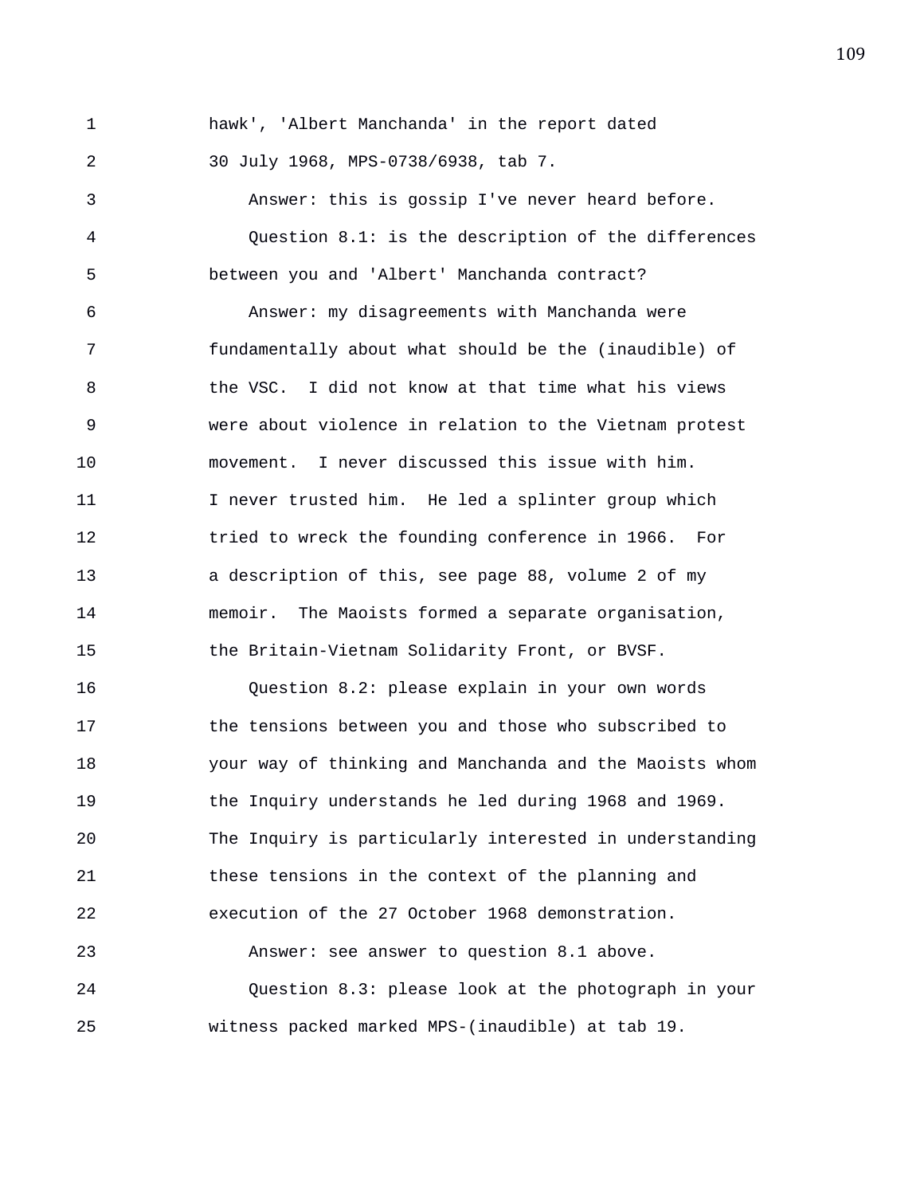hawk', 'Albert Manchanda' in the report dated 30 July 1968, MPS-0738/6938, tab 7.

Answer: this is gossip I've never heard before.

Question 8.1: is the description of the differences between you and 'Albert' Manchanda contract?

Answer: my disagreements with Manchanda were fundamentally about what should be the (inaudible) of the VSC. I did not know at that time what his views were about violence in relation to the Vietnam protest movement. I never discussed this issue with him. I never trusted him. He led a splinter group which tried to wreck the founding conference in 1966. For a description of this, see page 88, volume 2 of my memoir. The Maoists formed a separate organisation, the Britain-Vietnam Solidarity Front, or BVSF.

Question 8.2: please explain in your own words the tensions between you and those who subscribed to your way of thinking and Manchanda and the Maoists whom the Inquiry understands he led during 1968 and 1969. The Inquiry is particularly interested in understanding these tensions in the context of the planning and execution of the 27 October 1968 demonstration.

Answer: see answer to question 8.1 above.

Question 8.3: please look at the photograph in your witness packed marked MPS-(inaudible) at tab 19.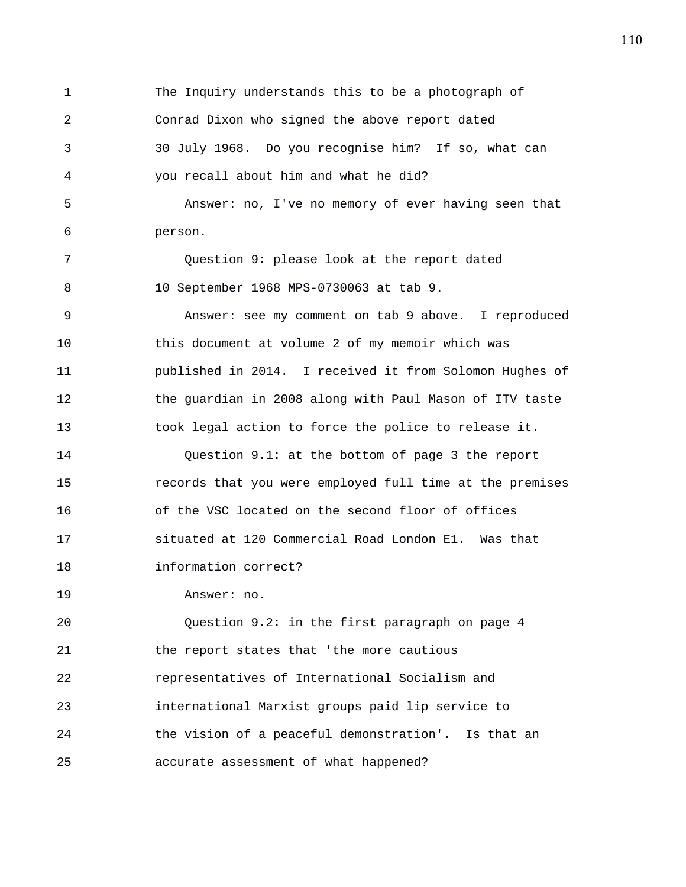The Inquiry understands this to be a photograph of Conrad Dixon who signed the above report dated 30 July 1968. Do you recognise him? If so, what can you recall about him and what he did?

Answer: no, I've no memory of ever having seen that person.

Question 9: please look at the report dated 10 September 1968 MPS-0730063 at tab 9.

Answer: see my comment on tab 9 above. I reproduced this document at volume 2 of my memoir which was published in 2014. I received it from Solomon Hughes of the guardian in 2008 along with Paul Mason of ITV taste took legal action to force the police to release it.

Question 9.1: at the bottom of page 3 the report records that you were employed full time at the premises of the VSC located on the second floor of offices situated at 120 Commercial Road London E1. Was that information correct?

Answer: no.

Question 9.2: in the first paragraph on page 4 the report states that 'the more cautious representatives of International Socialism and international Marxist groups paid lip service to the vision of a peaceful demonstration'. Is that an accurate assessment of what happened?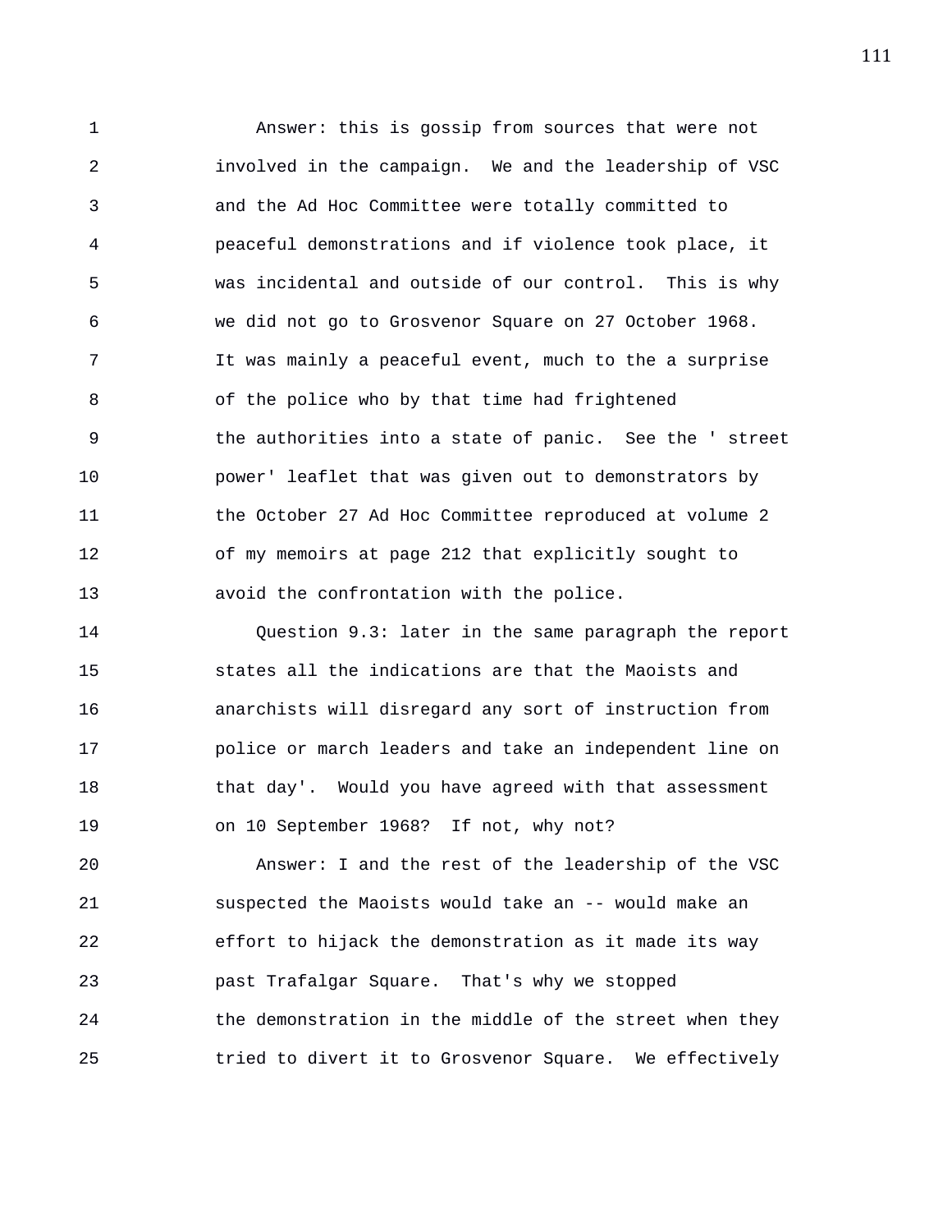Answer: this is gossip from sources that were not involved in the campaign. We and the leadership of VSC and the Ad Hoc Committee were totally committed to peaceful demonstrations and if violence took place, it was incidental and outside of our control. This is why we did not go to Grosvenor Square on 27 October 1968. It was mainly a peaceful event, much to the a surprise of the police who by that time had frightened the authorities into a state of panic. See the ' street power' leaflet that was given out to demonstrators by the October 27 Ad Hoc Committee reproduced at volume 2 of my memoirs at page 212 that explicitly sought to avoid the confrontation with the police.

Question 9.3: later in the same paragraph the report states all the indications are that the Maoists and anarchists will disregard any sort of instruction from police or march leaders and take an independent line on that day'. Would you have agreed with that assessment on 10 September 1968? If not, why not?

Answer: I and the rest of the leadership of the VSC suspected the Maoists would take an -- would make an effort to hijack the demonstration as it made its way past Trafalgar Square. That's why we stopped the demonstration in the middle of the street when they tried to divert it to Grosvenor Square. We effectively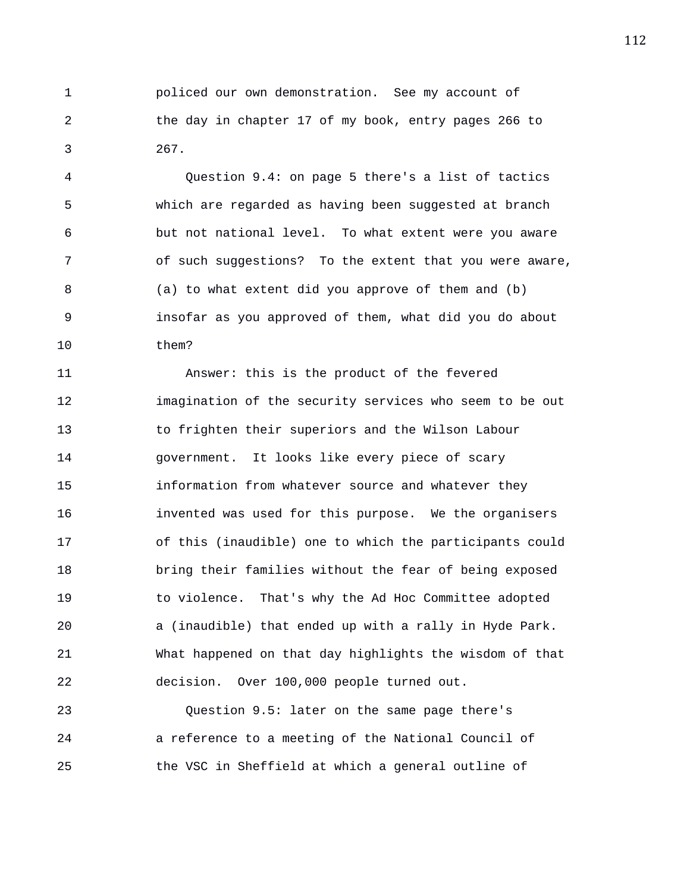policed our own demonstration. See my account of the day in chapter 17 of my book, entry pages 266 to 267.

Question 9.4: on page 5 there's a list of tactics which are regarded as having been suggested at branch but not national level. To what extent were you aware of such suggestions? To the extent that you were aware, (a) to what extent did you approve of them and (b) insofar as you approved of them, what did you do about them?

Answer: this is the product of the fevered imagination of the security services who seem to be out to frighten their superiors and the Wilson Labour government. It looks like every piece of scary information from whatever source and whatever they invented was used for this purpose. We the organisers of this (inaudible) one to which the participants could bring their families without the fear of being exposed to violence. That's why the Ad Hoc Committee adopted a (inaudible) that ended up with a rally in Hyde Park. What happened on that day highlights the wisdom of that decision. Over 100,000 people turned out.

Question 9.5: later on the same page there's a reference to a meeting of the National Council of the VSC in Sheffield at which a general outline of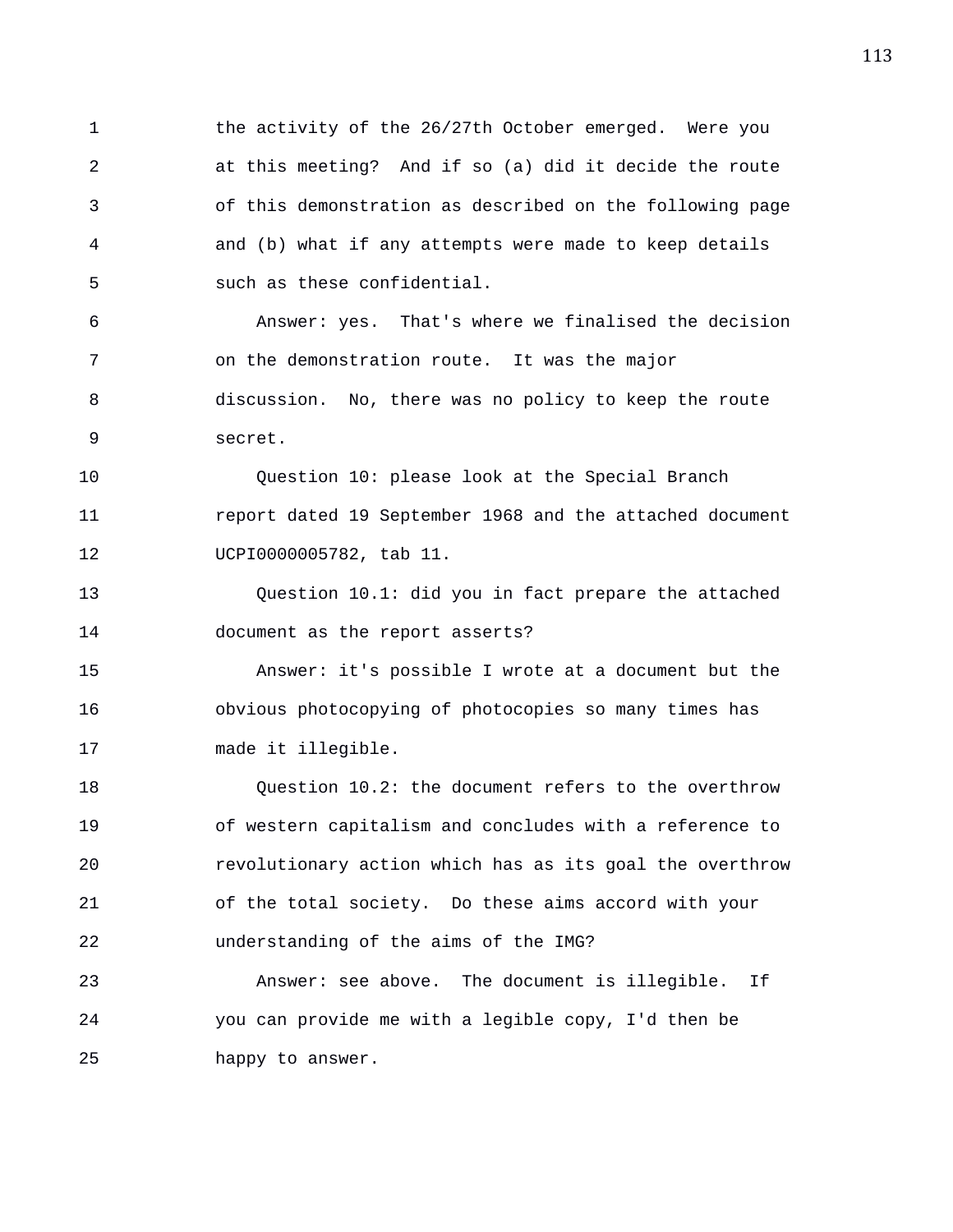the activity of the 26/27th October emerged. Were you at this meeting? And if so (a) did it decide the route of this demonstration as described on the following page and (b) what if any attempts were made to keep details such as these confidential.

Answer: yes. That's where we finalised the decision on the demonstration route. It was the major discussion. No, there was no policy to keep the route secret.

Question 10: please look at the Special Branch report dated 19 September 1968 and the attached document UCPI0000005782, tab 11.

Question 10.1: did you in fact prepare the attached document as the report asserts?

Answer: it's possible I wrote at a document but the obvious photocopying of photocopies so many times has made it illegible.

Question 10.2: the document refers to the overthrow of western capitalism and concludes with a reference to revolutionary action which has as its goal the overthrow of the total society. Do these aims accord with your understanding of the aims of the IMG?

Answer: see above. The document is illegible. If you can provide me with a legible copy, I'd then be happy to answer.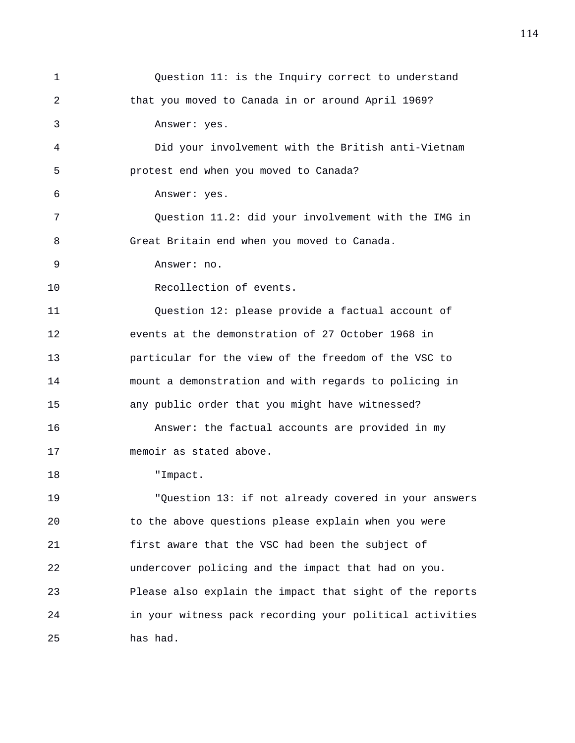Question 11: is the Inquiry correct to understand that you moved to Canada in or around April 1969?

Answer: yes.

Did your involvement with the British anti-Vietnam protest end when you moved to Canada?

Answer: yes.

Question 11.2: did your involvement with the IMG in Great Britain end when you moved to Canada.

Answer: no.

Recollection of events.

Question 12: please provide a factual account of events at the demonstration of 27 October 1968 in particular for the view of the freedom of the VSC to mount a demonstration and with regards to policing in any public order that you might have witnessed?

Answer: the factual accounts are provided in my memoir as stated above.

"Impact.

"Question 13: if not already covered in your answers to the above questions please explain when you were first aware that the VSC had been the subject of undercover policing and the impact that had on you. Please also explain the impact that sight of the reports in your witness pack recording your political activities has had.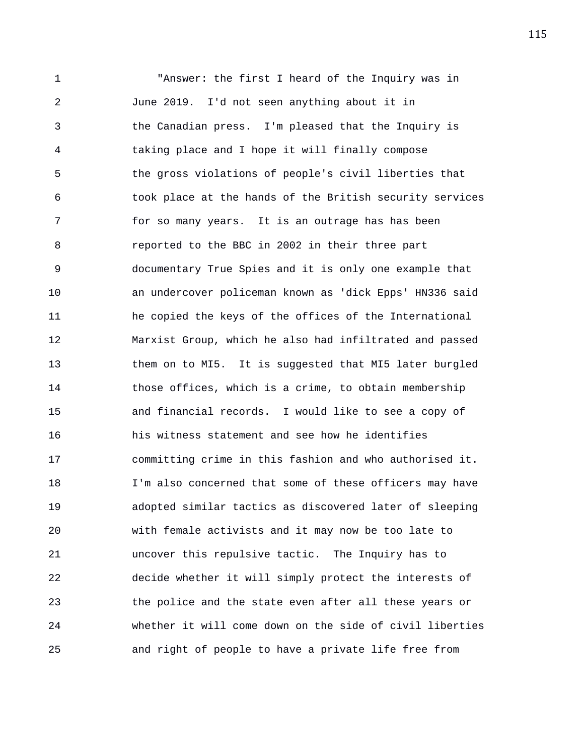"Answer: the first I heard of the Inquiry was in June 2019. I'd not seen anything about it in the Canadian press. I'm pleased that the Inquiry is taking place and I hope it will finally compose the gross violations of people's civil liberties that took place at the hands of the British security services for so many years. It is an outrage has has been reported to the BBC in 2002 in their three part documentary True Spies and it is only one example that an undercover policeman known as 'dick Epps' HN336 said he copied the keys of the offices of the International Marxist Group, which he also had infiltrated and passed them on to MI5. It is suggested that MI5 later burgled those offices, which is a crime, to obtain membership and financial records. I would like to see a copy of his witness statement and see how he identifies committing crime in this fashion and who authorised it. I'm also concerned that some of these officers may have adopted similar tactics as discovered later of sleeping with female activists and it may now be too late to uncover this repulsive tactic. The Inquiry has to decide whether it will simply protect the interests of the police and the state even after all these years or whether it will come down on the side of civil liberties and right of people to have a private life free from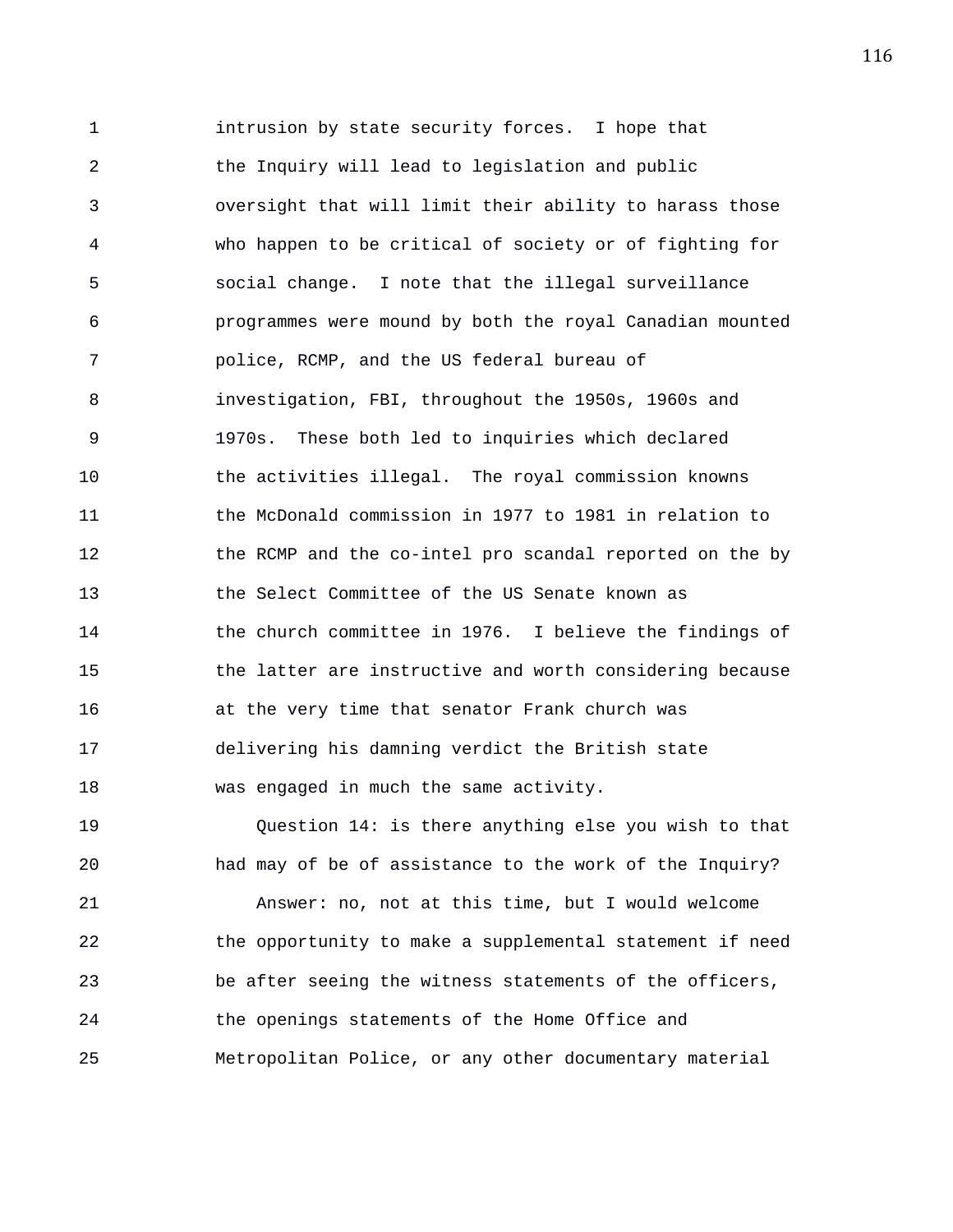intrusion by state security forces. I hope that the Inquiry will lead to legislation and public oversight that will limit their ability to harass those who happen to be critical of society or of fighting for social change. I note that the illegal surveillance programmes were mound by both the royal Canadian mounted police, RCMP, and the US federal bureau of investigation, FBI, throughout the 1950s, 1960s and 1970s. These both led to inquiries which declared the activities illegal. The royal commission knowns the McDonald commission in 1977 to 1981 in relation to the RCMP and the co-intel pro scandal reported on the by the Select Committee of the US Senate known as the church committee in 1976. I believe the findings of the latter are instructive and worth considering because at the very time that senator Frank church was delivering his damning verdict the British state was engaged in much the same activity.

Question 14: is there anything else you wish to that had may of be of assistance to the work of the Inquiry?

Answer: no, not at this time, but I would welcome the opportunity to make a supplemental statement if need be after seeing the witness statements of the officers, the openings statements of the Home Office and Metropolitan Police, or any other documentary material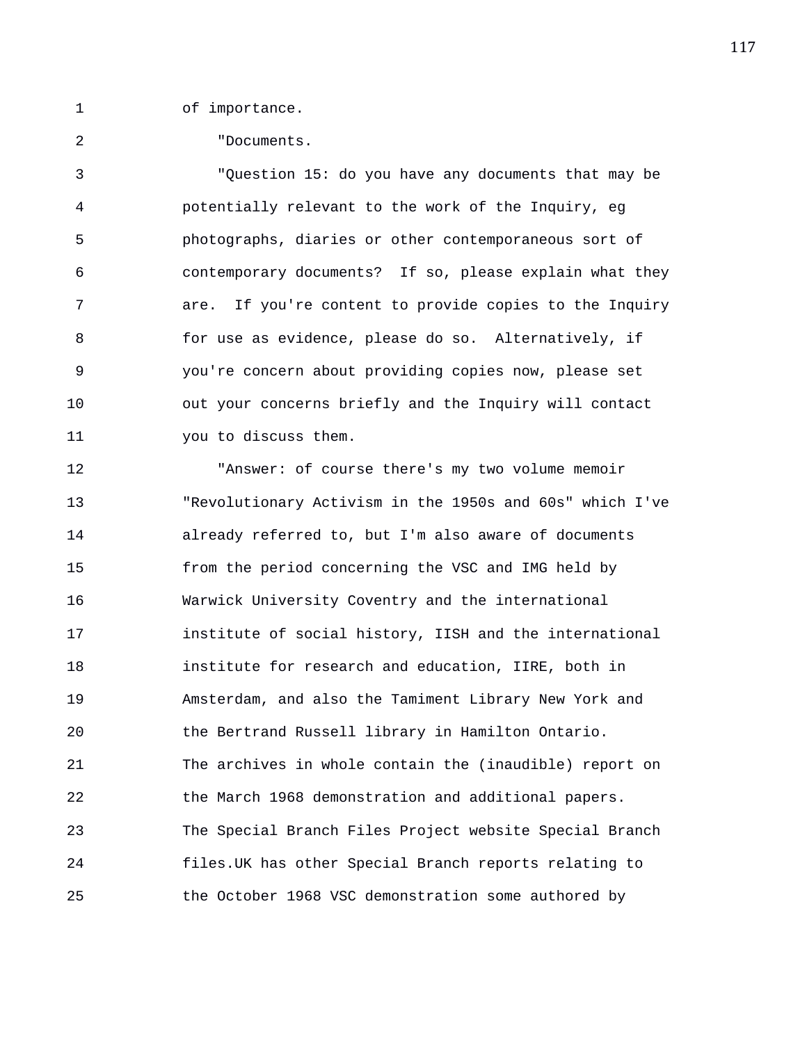of importance.

"Documents.

"Question 15: do you have any documents that may be potentially relevant to the work of the Inquiry, eg photographs, diaries or other contemporaneous sort of contemporary documents? If so, please explain what they are. If you're content to provide copies to the Inquiry for use as evidence, please do so. Alternatively, if you're concern about providing copies now, please set out your concerns briefly and the Inquiry will contact you to discuss them.

"Answer: of course there's my two volume memoir "Revolutionary Activism in the 1950s and 60s" which I've already referred to, but I'm also aware of documents from the period concerning the VSC and IMG held by Warwick University Coventry and the international institute of social history, IISH and the international institute for research and education, IIRE, both in Amsterdam, and also the Tamiment Library New York and the Bertrand Russell library in Hamilton Ontario. The archives in whole contain the (inaudible) report on the March 1968 demonstration and additional papers. The Special Branch Files Project website Special Branch files.UK has other Special Branch reports relating to the October 1968 VSC demonstration some authored by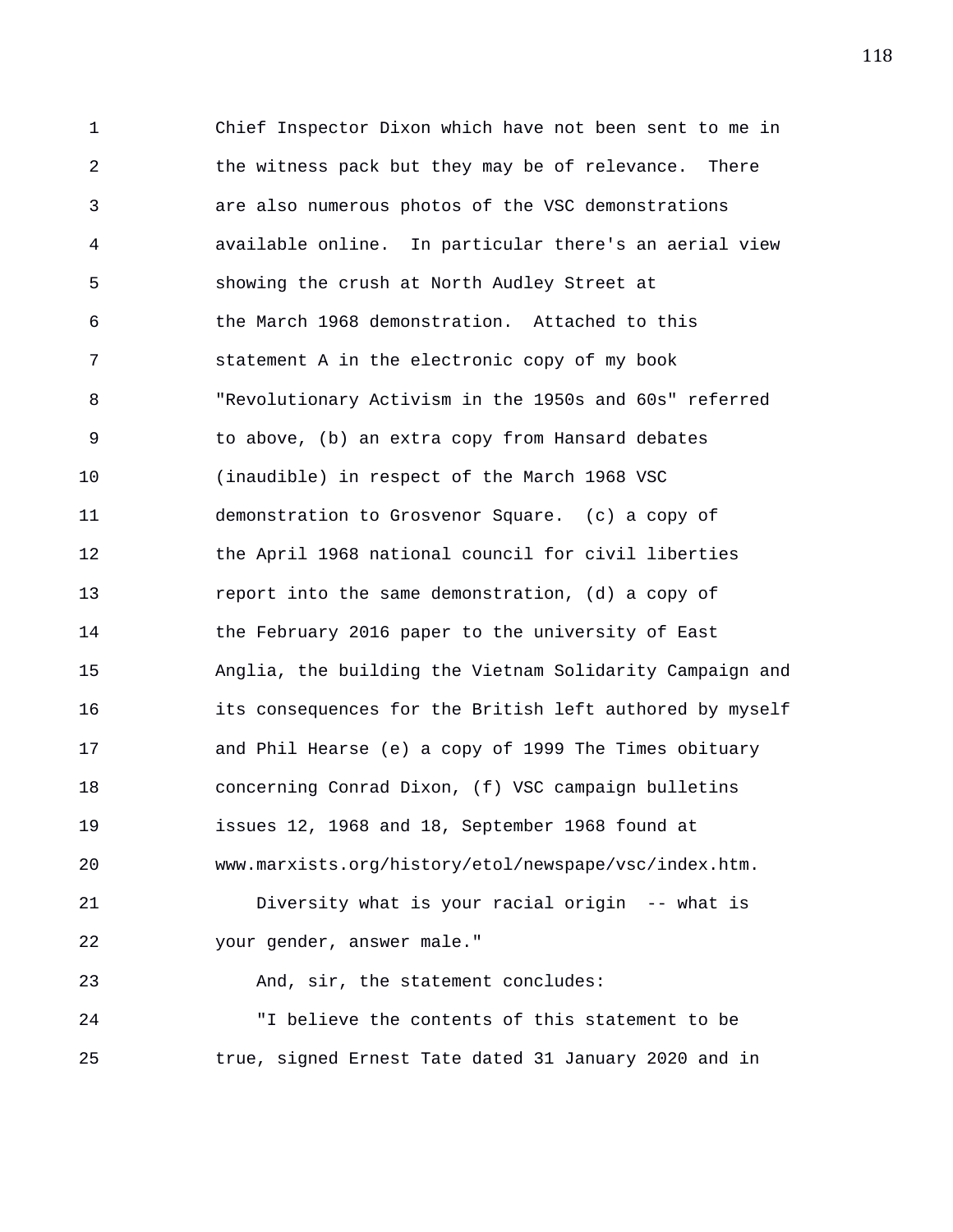Chief Inspector Dixon which have not been sent to me in the witness pack but they may be of relevance. There are also numerous photos of the VSC demonstrations available online. In particular there's an aerial view showing the crush at North Audley Street at the March 1968 demonstration. Attached to this statement A in the electronic copy of my book "Revolutionary Activism in the 1950s and 60s" referred to above, (b) an extra copy from Hansard debates (inaudible) in respect of the March 1968 VSC demonstration to Grosvenor Square. (c) a copy of the April 1968 national council for civil liberties report into the same demonstration, (d) a copy of the February 2016 paper to the university of East Anglia, the building the Vietnam Solidarity Campaign and its consequences for the British left authored by myself and Phil Hearse (e) a copy of 1999 The Times obituary concerning Conrad Dixon, (f) VSC campaign bulletins issues 12, 1968 and 18, September 1968 found at www.marxists.org/history/etol/newspape/vsc/index.htm.

Diversity what is your racial origin -- what is your gender, answer male."

And, sir, the statement concludes:

"I believe the contents of this statement to be true, signed Ernest Tate dated 31 January 2020 and in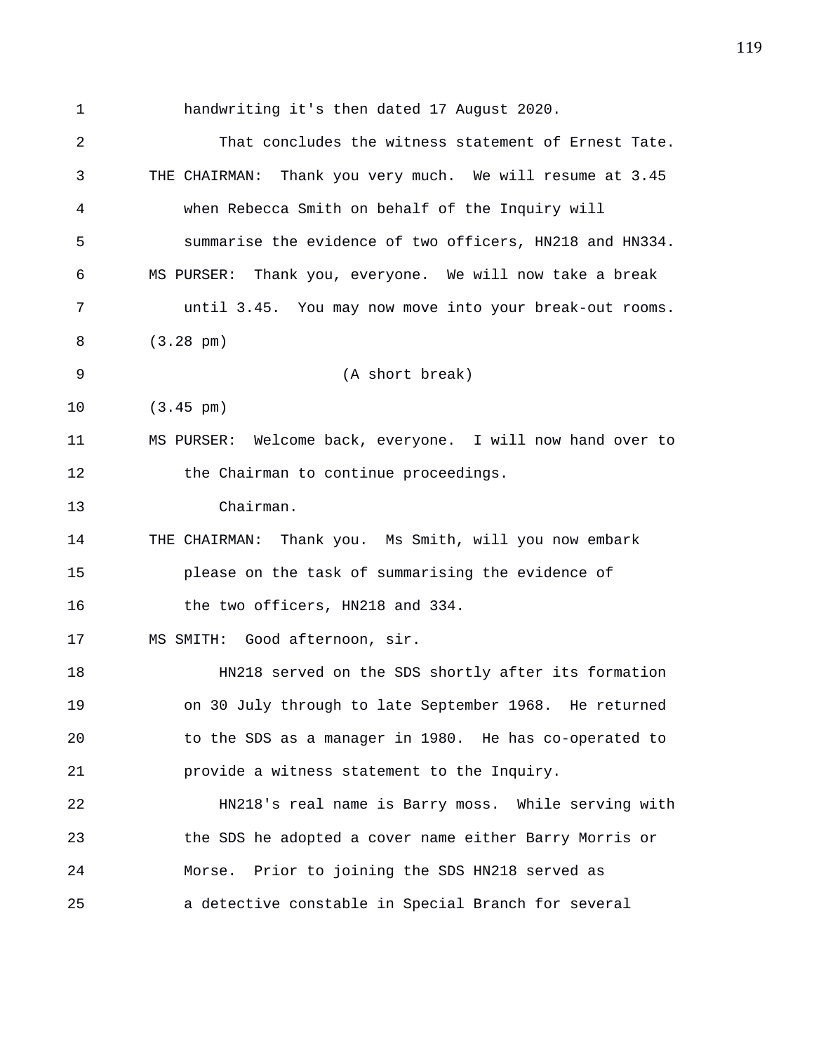handwriting it's then dated 17 August 2020.

That concludes the witness statement of Ernest Tate.

THE CHAIRMAN: Thank you very much. We will resume at 3.45 when Rebecca Smith on behalf of the Inquiry will summarise the evidence of two officers, HN218 and HN334.

MS PURSER: Thank you, everyone. We will now take a break until 3.45. You may now move into your break-out rooms.

(3.28 pm)

(A short break)

(3.45 pm)

MS PURSER: Welcome back, everyone. I will now hand over to the Chairman to continue proceedings.

Chairman.

THE CHAIRMAN: Thank you. Ms Smith, will you now embark please on the task of summarising the evidence of the two officers, HN218 and 334.

MS SMITH: Good afternoon, sir.

HN218 served on the SDS shortly after its formation on 30 July through to late September 1968. He returned to the SDS as a manager in 1980. He has co-operated to provide a witness statement to the Inquiry.

HN218's real name is Barry moss. While serving with the SDS he adopted a cover name either Barry Morris or Morse. Prior to joining the SDS HN218 served as a detective constable in Special Branch for several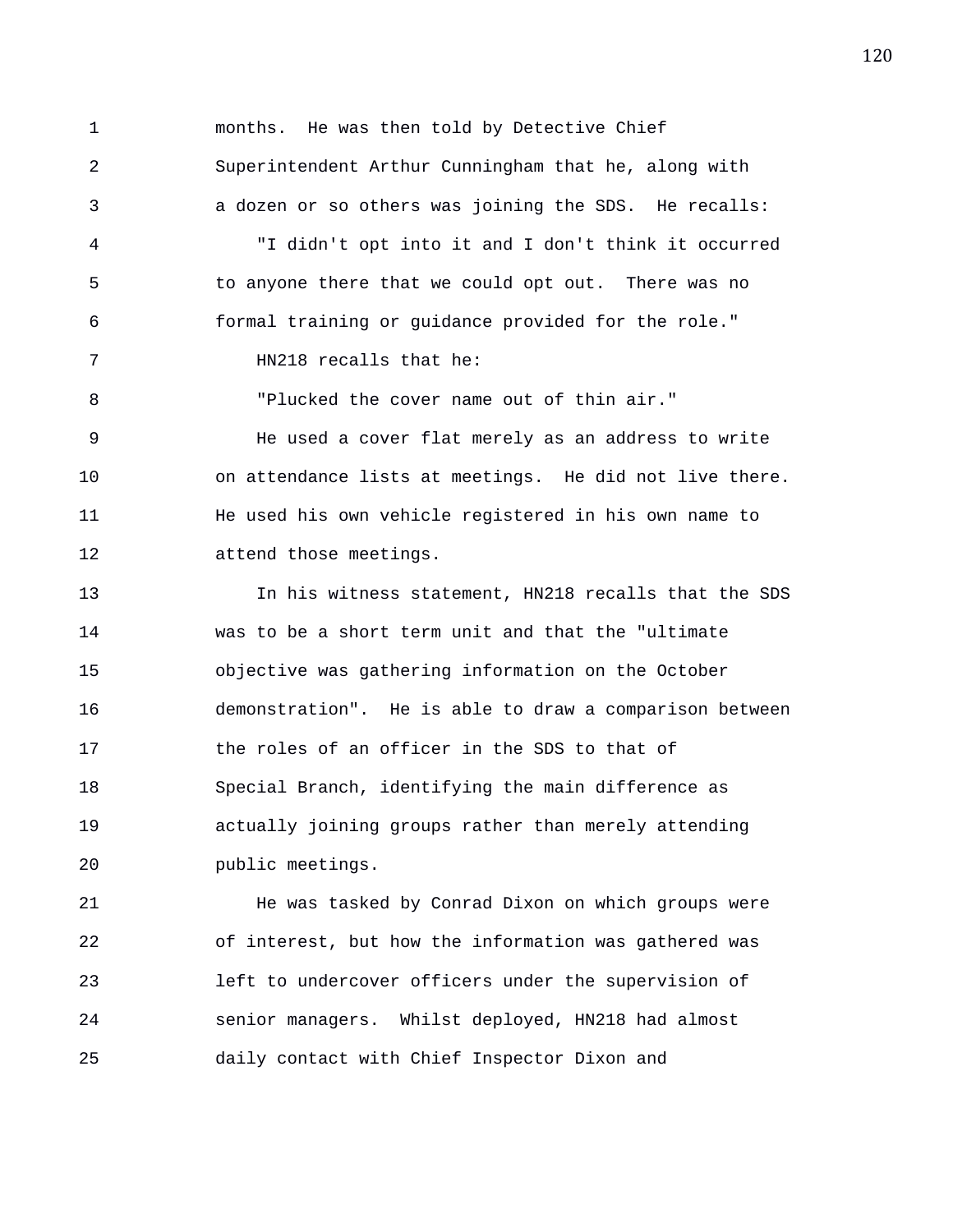months. He was then told by Detective Chief Superintendent Arthur Cunningham that he, along with a dozen or so others was joining the SDS. He recalls:

"I didn't opt into it and I don't think it occurred to anyone there that we could opt out. There was no formal training or guidance provided for the role."

HN218 recalls that he:

"Plucked the cover name out of thin air."

He used a cover flat merely as an address to write on attendance lists at meetings. He did not live there. He used his own vehicle registered in his own name to attend those meetings.

In his witness statement, HN218 recalls that the SDS was to be a short term unit and that the "ultimate objective was gathering information on the October demonstration". He is able to draw a comparison between the roles of an officer in the SDS to that of Special Branch, identifying the main difference as actually joining groups rather than merely attending public meetings.

He was tasked by Conrad Dixon on which groups were of interest, but how the information was gathered was left to undercover officers under the supervision of senior managers. Whilst deployed, HN218 had almost daily contact with Chief Inspector Dixon and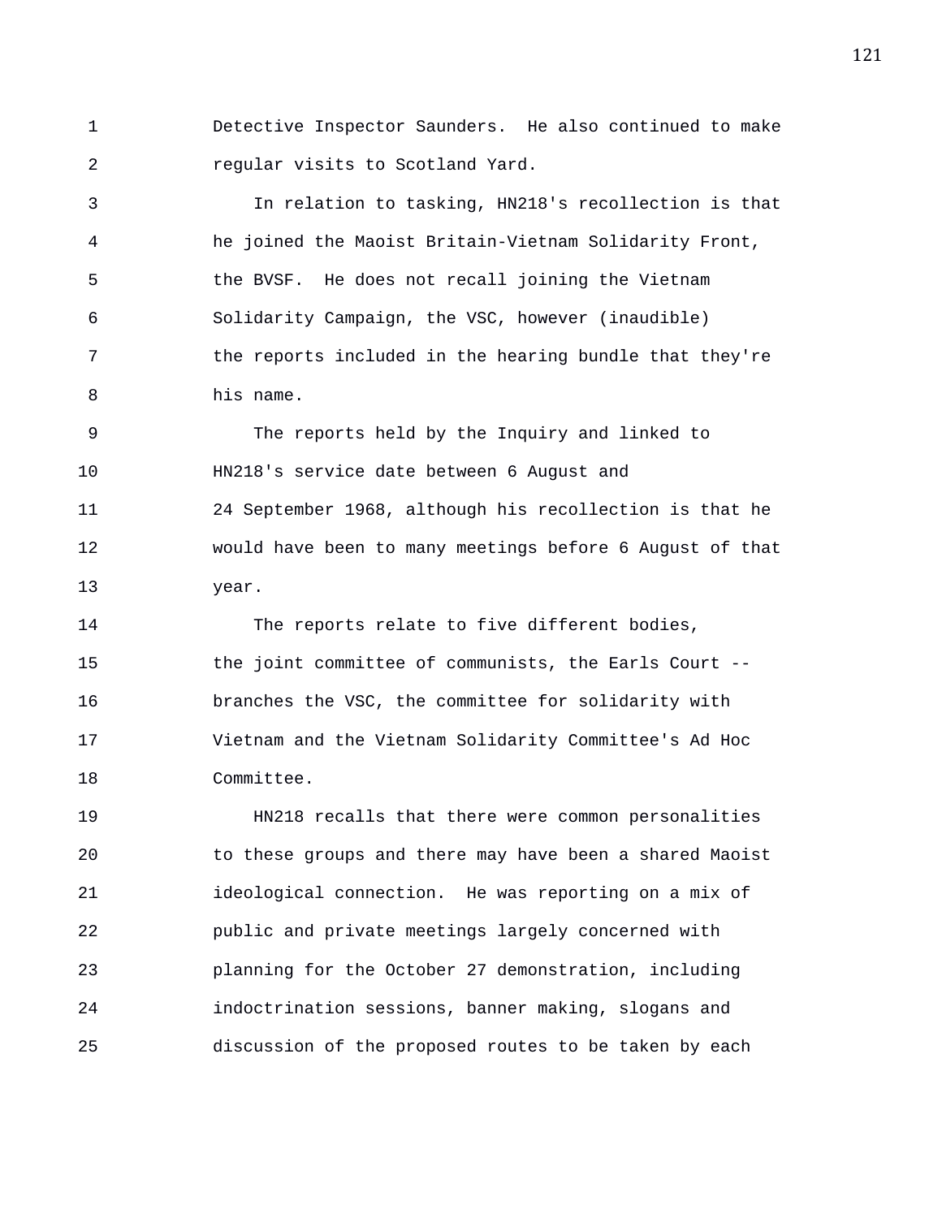Detective Inspector Saunders. He also continued to make regular visits to Scotland Yard.

In relation to tasking, HN218's recollection is that he joined the Maoist Britain-Vietnam Solidarity Front, the BVSF. He does not recall joining the Vietnam Solidarity Campaign, the VSC, however (inaudible) the reports included in the hearing bundle that they're his name.

The reports held by the Inquiry and linked to HN218's service date between 6 August and 24 September 1968, although his recollection is that he would have been to many meetings before 6 August of that year.

The reports relate to five different bodies, the joint committee of communists, the Earls Court -- branches the VSC, the committee for solidarity with Vietnam and the Vietnam Solidarity Committee's Ad Hoc Committee.

HN218 recalls that there were common personalities to these groups and there may have been a shared Maoist ideological connection. He was reporting on a mix of public and private meetings largely concerned with planning for the October 27 demonstration, including indoctrination sessions, banner making, slogans and discussion of the proposed routes to be taken by each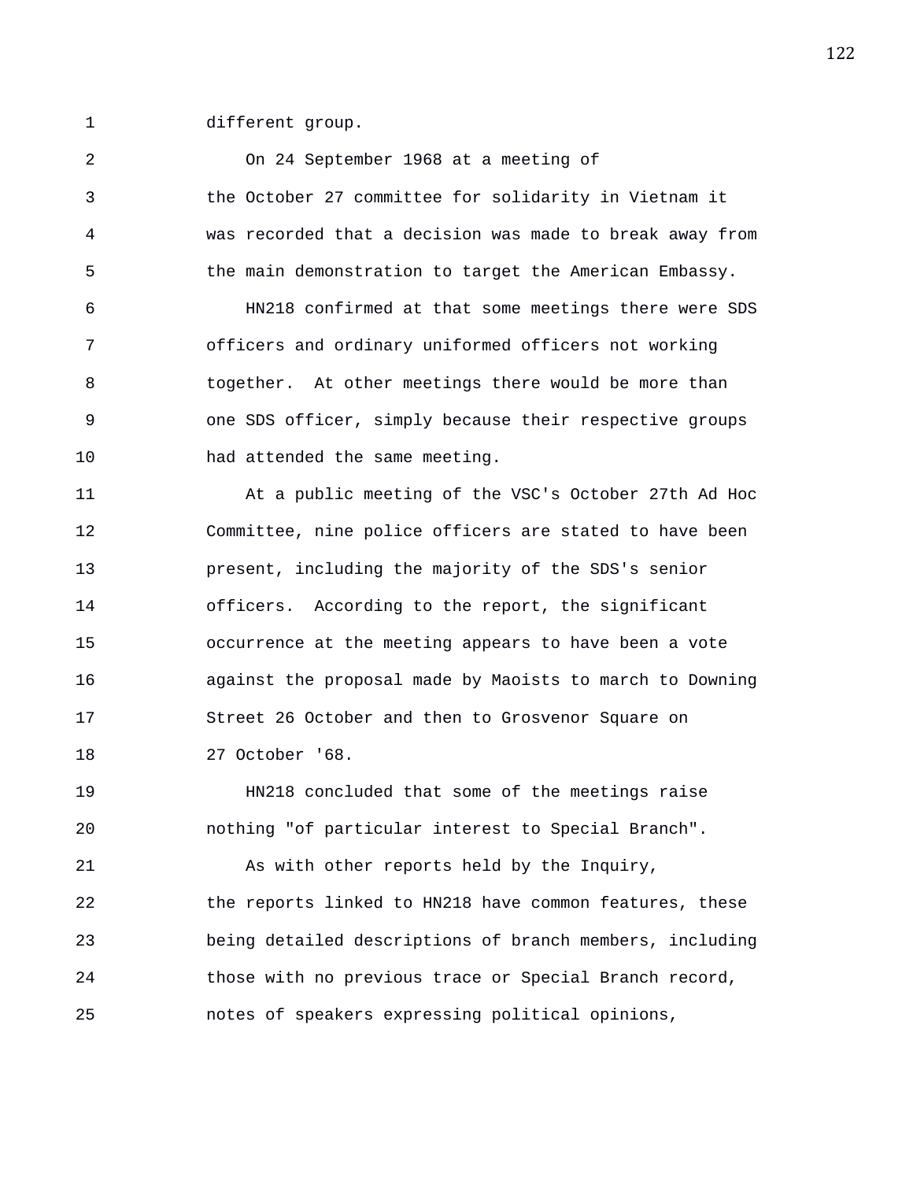different group.

On 24 September 1968 at a meeting of the October 27 committee for solidarity in Vietnam it was recorded that a decision was made to break away from the main demonstration to target the American Embassy.

HN218 confirmed at that some meetings there were SDS officers and ordinary uniformed officers not working together. At other meetings there would be more than one SDS officer, simply because their respective groups had attended the same meeting.

At a public meeting of the VSC's October 27th Ad Hoc Committee, nine police officers are stated to have been present, including the majority of the SDS's senior officers. According to the report, the significant occurrence at the meeting appears to have been a vote against the proposal made by Maoists to march to Downing Street 26 October and then to Grosvenor Square on 27 October '68.

HN218 concluded that some of the meetings raise nothing "of particular interest to Special Branch".

As with other reports held by the Inquiry, the reports linked to HN218 have common features, these being detailed descriptions of branch members, including those with no previous trace or Special Branch record, notes of speakers expressing political opinions,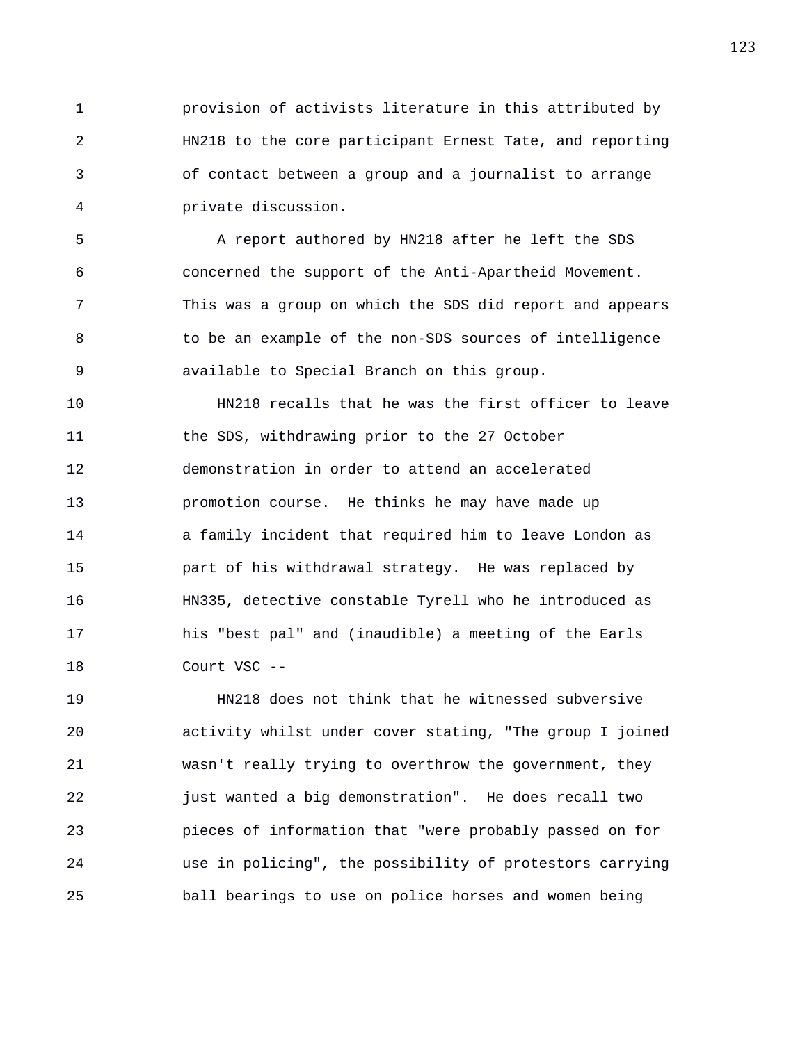provision of activists literature in this attributed by HN218 to the core participant Ernest Tate, and reporting of contact between a group and a journalist to arrange private discussion.

A report authored by HN218 after he left the SDS concerned the support of the Anti-Apartheid Movement. This was a group on which the SDS did report and appears to be an example of the non-SDS sources of intelligence available to Special Branch on this group.

HN218 recalls that he was the first officer to leave the SDS, withdrawing prior to the 27 October demonstration in order to attend an accelerated promotion course. He thinks he may have made up a family incident that required him to leave London as part of his withdrawal strategy. He was replaced by HN335, detective constable Tyrell who he introduced as his "best pal" and (inaudible) a meeting of the Earls Court VSC --

HN218 does not think that he witnessed subversive activity whilst under cover stating, "The group I joined wasn't really trying to overthrow the government, they just wanted a big demonstration". He does recall two pieces of information that "were probably passed on for use in policing", the possibility of protestors carrying ball bearings to use on police horses and women being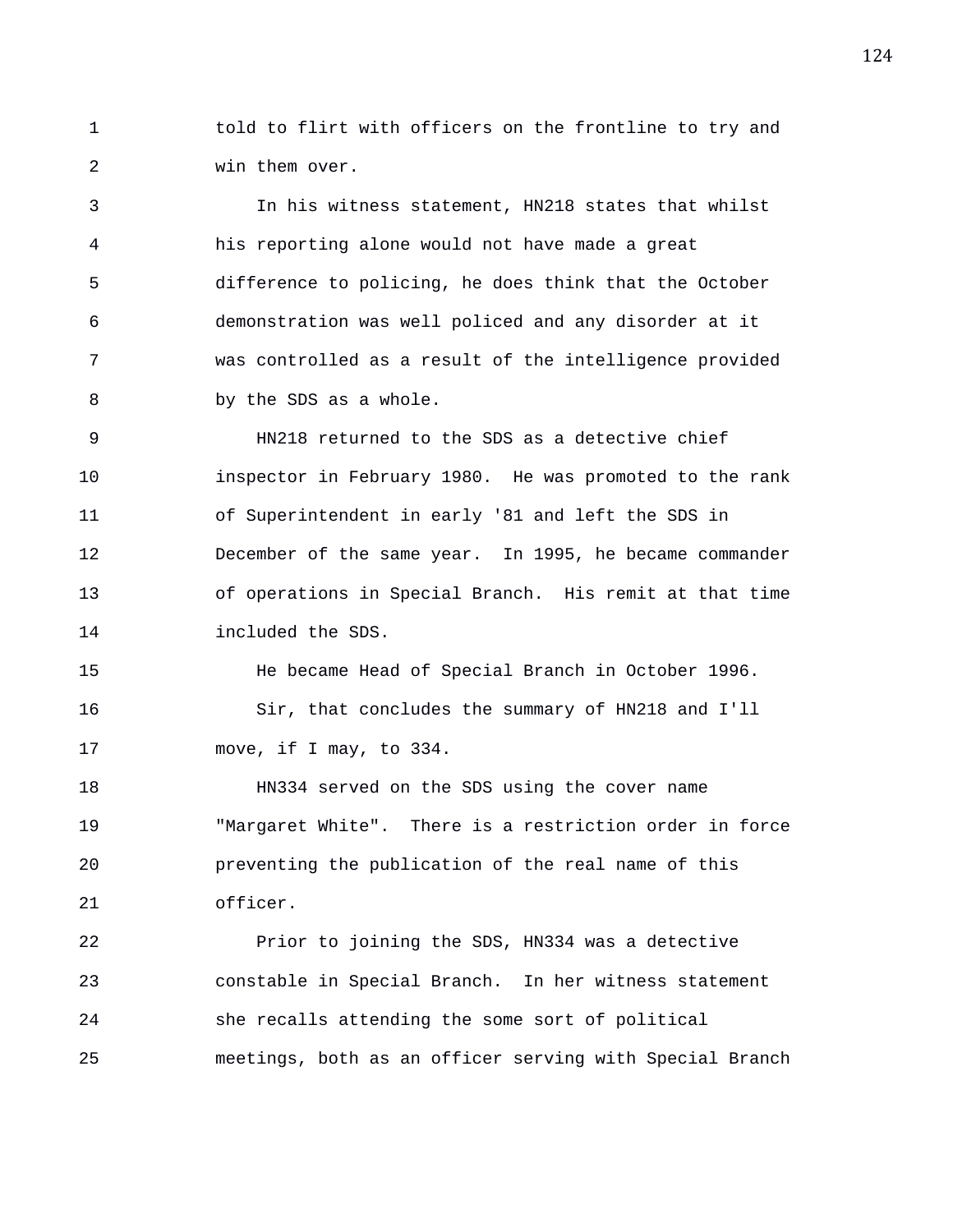told to flirt with officers on the frontline to try and win them over.

In his witness statement, HN218 states that whilst his reporting alone would not have made a great difference to policing, he does think that the October demonstration was well policed and any disorder at it was controlled as a result of the intelligence provided by the SDS as a whole.

HN218 returned to the SDS as a detective chief inspector in February 1980. He was promoted to the rank of Superintendent in early '81 and left the SDS in December of the same year. In 1995, he became commander of operations in Special Branch. His remit at that time included the SDS.

He became Head of Special Branch in October 1996.

Sir, that concludes the summary of HN218 and I'll move, if I may, to 334.

HN334 served on the SDS using the cover name "Margaret White". There is a restriction order in force preventing the publication of the real name of this officer.

Prior to joining the SDS, HN334 was a detective constable in Special Branch. In her witness statement she recalls attending the some sort of political meetings, both as an officer serving with Special Branch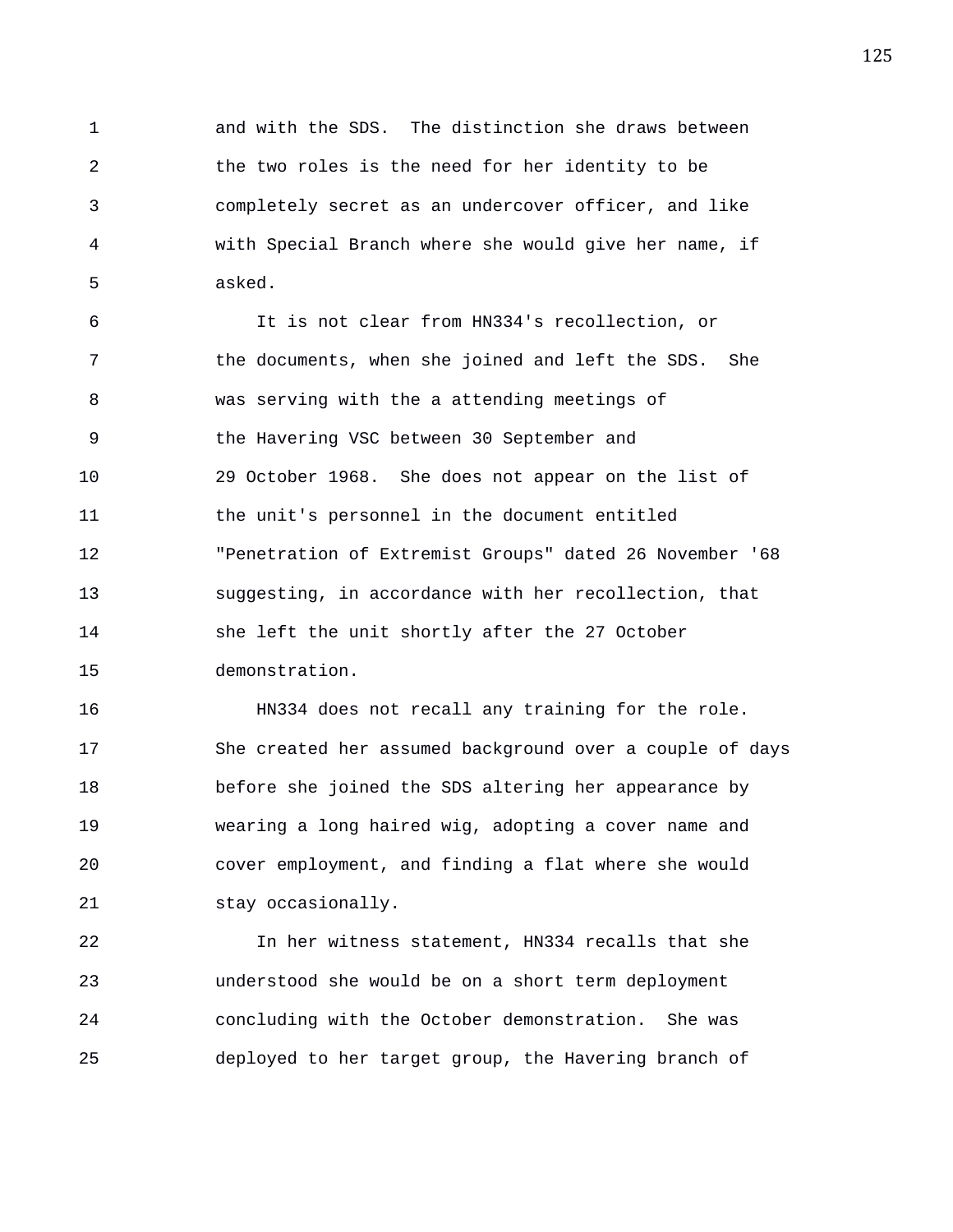and with the SDS. The distinction she draws between the two roles is the need for her identity to be completely secret as an undercover officer, and like with Special Branch where she would give her name, if asked.

It is not clear from HN334's recollection, or the documents, when she joined and left the SDS. She was serving with the a attending meetings of the Havering VSC between 30 September and 29 October 1968. She does not appear on the list of the unit's personnel in the document entitled "Penetration of Extremist Groups" dated 26 November '68 suggesting, in accordance with her recollection, that she left the unit shortly after the 27 October demonstration.

HN334 does not recall any training for the role. She created her assumed background over a couple of days before she joined the SDS altering her appearance by wearing a long haired wig, adopting a cover name and cover employment, and finding a flat where she would stay occasionally.

In her witness statement, HN334 recalls that she understood she would be on a short term deployment concluding with the October demonstration. She was deployed to her target group, the Havering branch of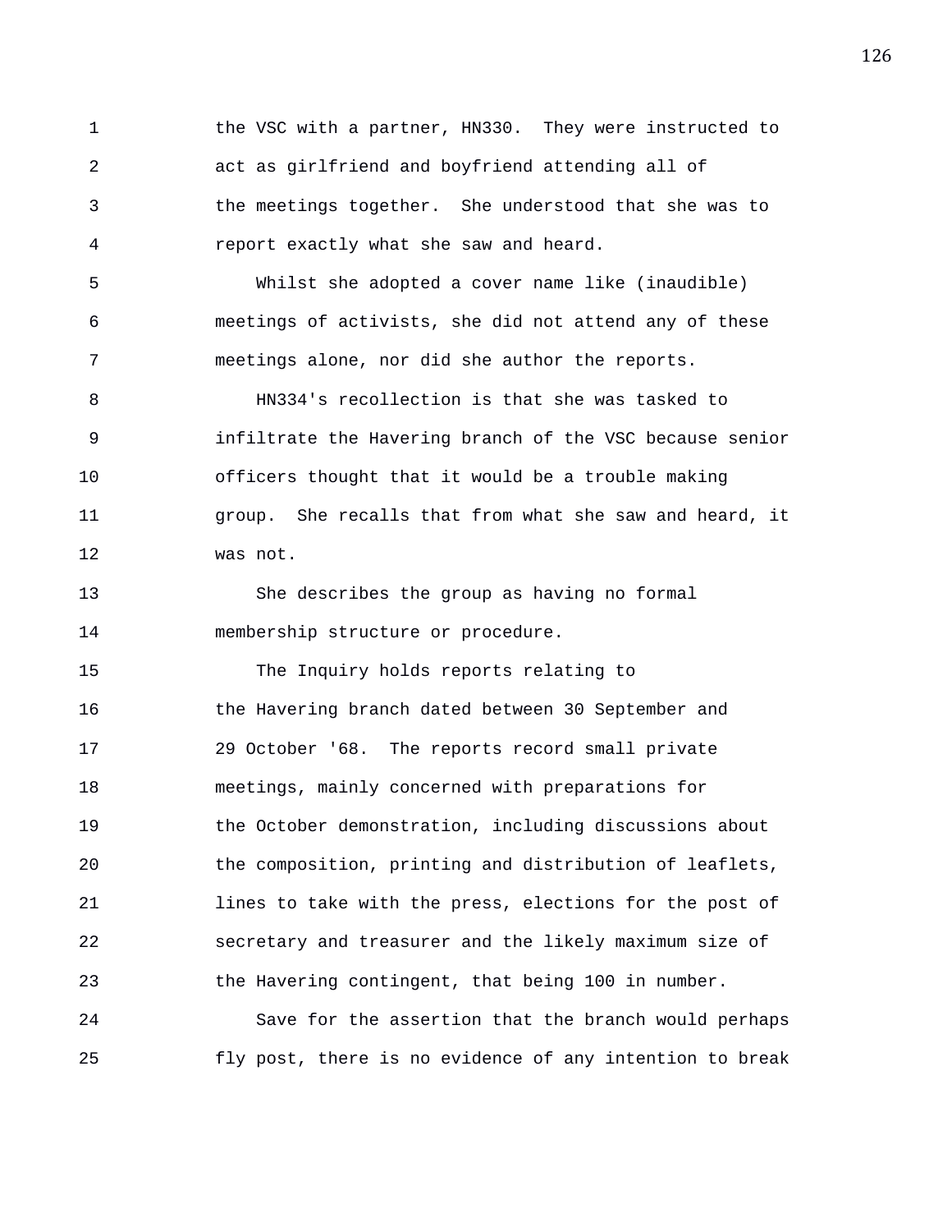the VSC with a partner, HN330. They were instructed to act as girlfriend and boyfriend attending all of the meetings together. She understood that she was to report exactly what she saw and heard.

Whilst she adopted a cover name like (inaudible) meetings of activists, she did not attend any of these meetings alone, nor did she author the reports.

HN334's recollection is that she was tasked to infiltrate the Havering branch of the VSC because senior officers thought that it would be a trouble making group. She recalls that from what she saw and heard, it was not.

She describes the group as having no formal membership structure or procedure.

The Inquiry holds reports relating to the Havering branch dated between 30 September and 29 October '68. The reports record small private meetings, mainly concerned with preparations for the October demonstration, including discussions about the composition, printing and distribution of leaflets, lines to take with the press, elections for the post of secretary and treasurer and the likely maximum size of the Havering contingent, that being 100 in number.

Save for the assertion that the branch would perhaps fly post, there is no evidence of any intention to break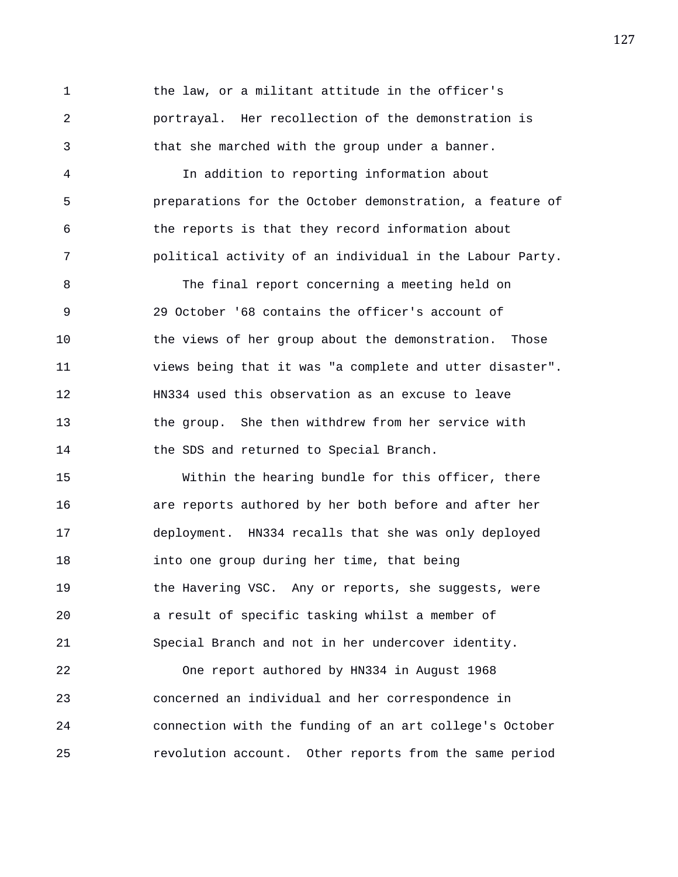the law, or a militant attitude in the officer's portrayal. Her recollection of the demonstration is that she marched with the group under a banner.

In addition to reporting information about preparations for the October demonstration, a feature of the reports is that they record information about political activity of an individual in the Labour Party.

The final report concerning a meeting held on 29 October '68 contains the officer's account of the views of her group about the demonstration. Those views being that it was "a complete and utter disaster". HN334 used this observation as an excuse to leave the group. She then withdrew from her service with the SDS and returned to Special Branch.

Within the hearing bundle for this officer, there are reports authored by her both before and after her deployment. HN334 recalls that she was only deployed into one group during her time, that being the Havering VSC. Any or reports, she suggests, were a result of specific tasking whilst a member of Special Branch and not in her undercover identity.

One report authored by HN334 in August 1968 concerned an individual and her correspondence in connection with the funding of an art college's October revolution account. Other reports from the same period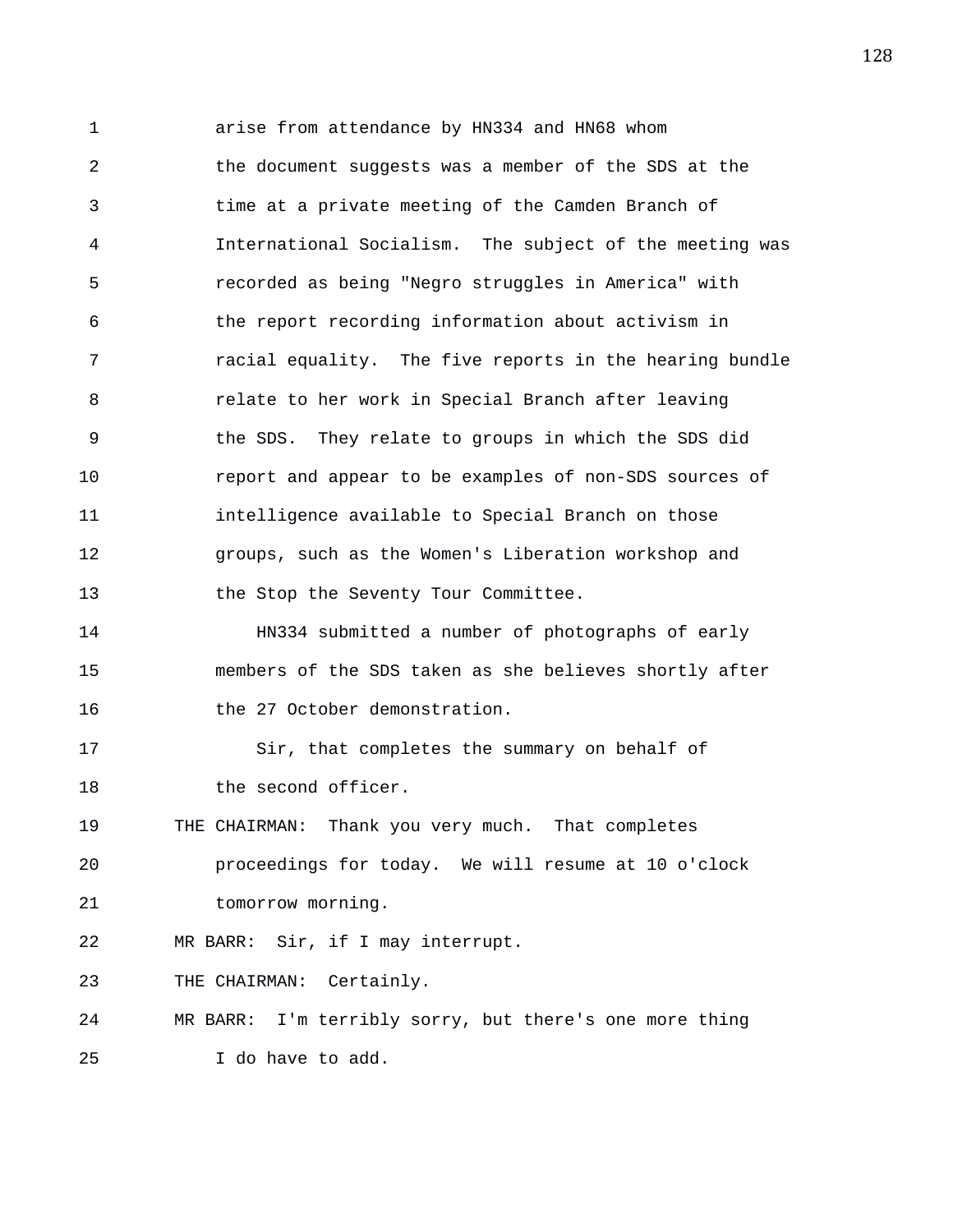arise from attendance by HN334 and HN68 whom the document suggests was a member of the SDS at the time at a private meeting of the Camden Branch of International Socialism. The subject of the meeting was recorded as being "Negro struggles in America" with the report recording information about activism in racial equality. The five reports in the hearing bundle relate to her work in Special Branch after leaving the SDS. They relate to groups in which the SDS did report and appear to be examples of non-SDS sources of intelligence available to Special Branch on those groups, such as the Women's Liberation workshop and the Stop the Seventy Tour Committee.

HN334 submitted a number of photographs of early members of the SDS taken as she believes shortly after the 27 October demonstration.

Sir, that completes the summary on behalf of the second officer.

THE CHAIRMAN: Thank you very much. That completes proceedings for today. We will resume at 10 o'clock tomorrow morning.

MR BARR: Sir, if I may interrupt.

THE CHAIRMAN: Certainly.

MR BARR: I'm terribly sorry, but there's one more thing I do have to add.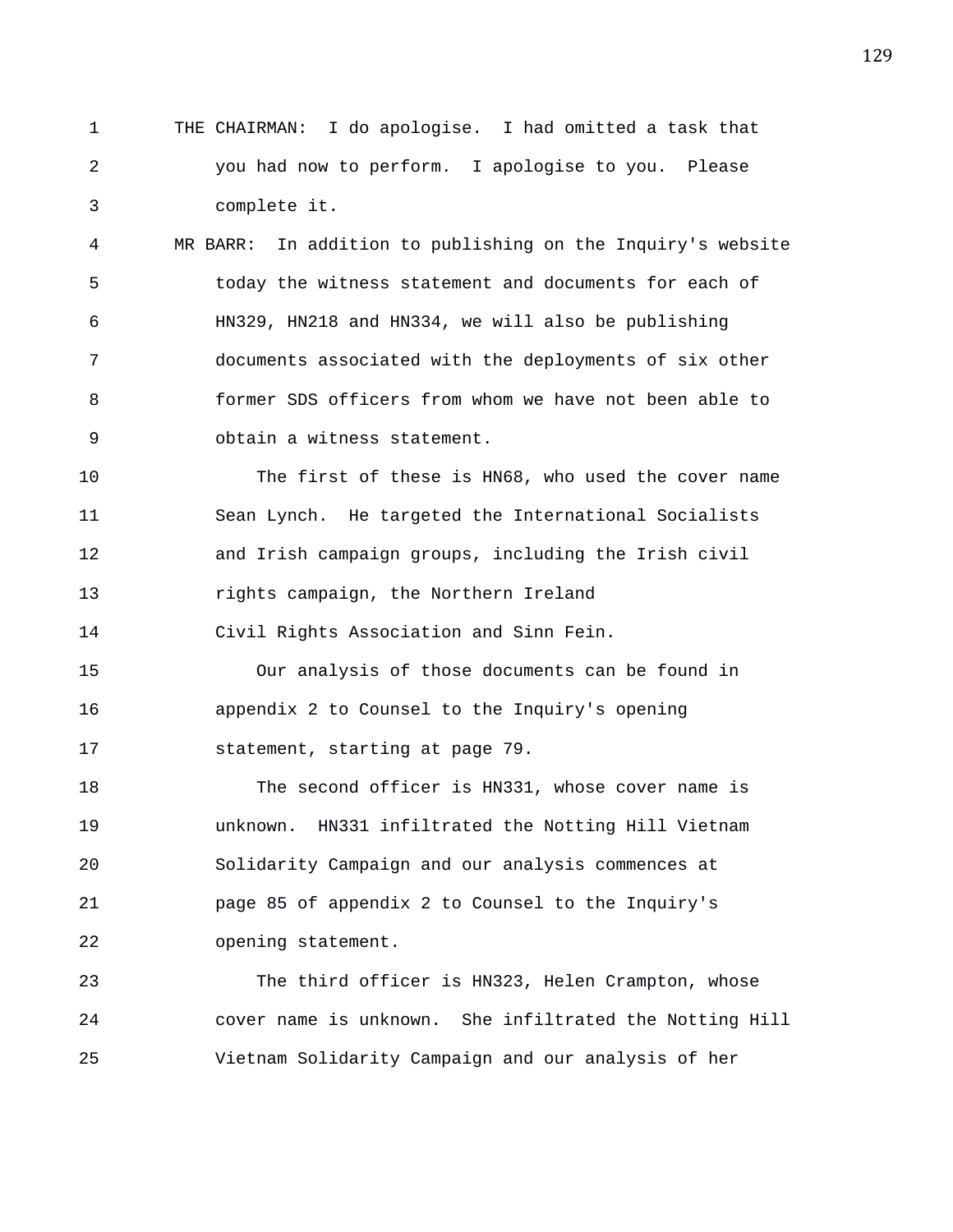THE CHAIRMAN: I do apologise. I had omitted a task that you had now to perform. I apologise to you. Please complete it.

MR BARR: In addition to publishing on the Inquiry's website today the witness statement and documents for each of HN329, HN218 and HN334, we will also be publishing documents associated with the deployments of six other former SDS officers from whom we have not been able to obtain a witness statement.

The first of these is HN68, who used the cover name Sean Lynch. He targeted the International Socialists and Irish campaign groups, including the Irish civil rights campaign, the Northern Ireland Civil Rights Association and Sinn Fein.

Our analysis of those documents can be found in appendix 2 to Counsel to the Inquiry's opening statement, starting at page 79.

The second officer is HN331, whose cover name is unknown. HN331 infiltrated the Notting Hill Vietnam Solidarity Campaign and our analysis commences at page 85 of appendix 2 to Counsel to the Inquiry's opening statement.

The third officer is HN323, Helen Crampton, whose cover name is unknown. She infiltrated the Notting Hill Vietnam Solidarity Campaign and our analysis of her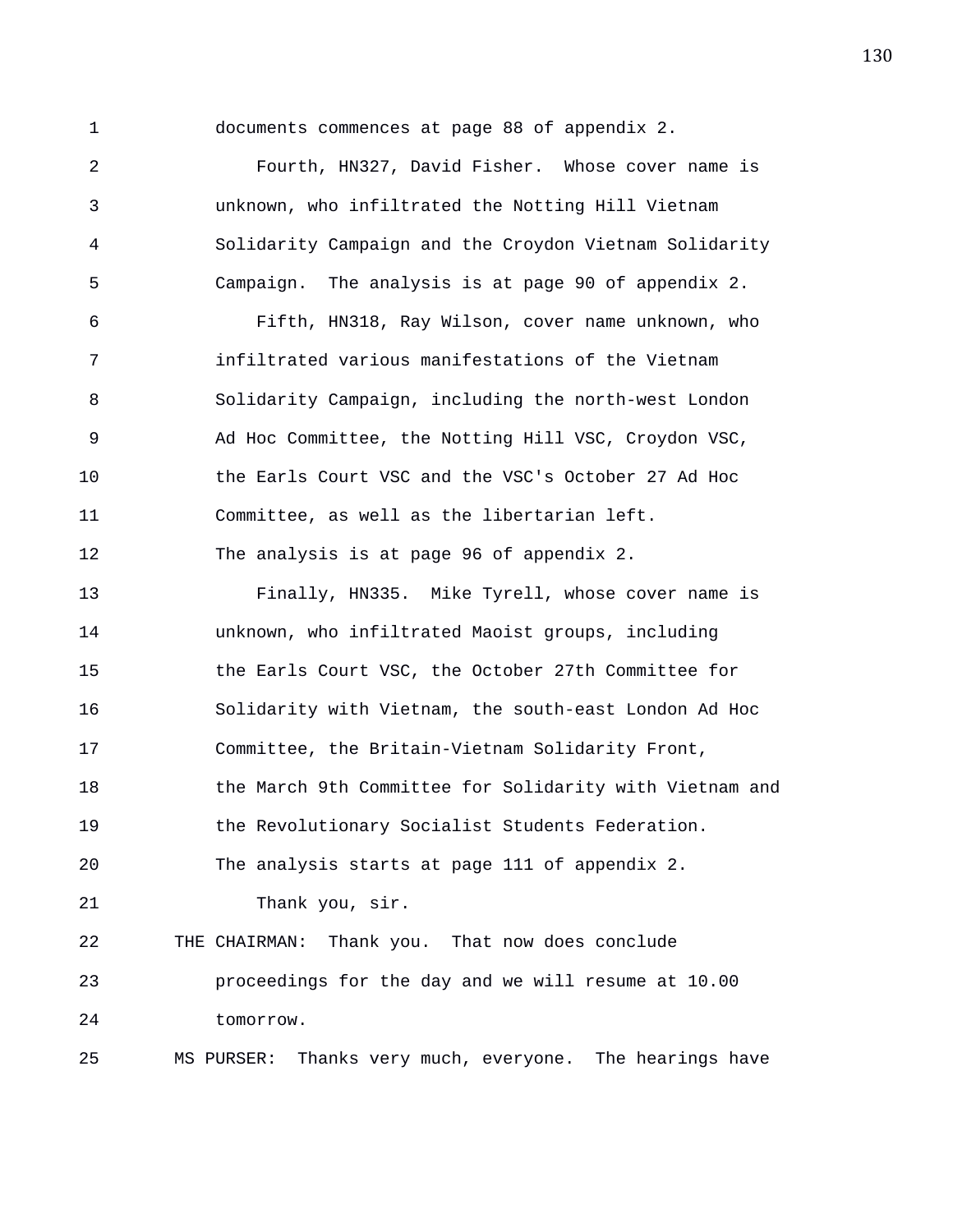1 documents commences at page 88 of appendix 2.

2 Fourth, HN327, David Fisher. Whose cover name is

3 unknown, who infiltrated the Notting Hill Vietnam

4 Solidarity Campaign and the Croydon Vietnam Solidarity

5 Campaign. The analysis is at page 90 of appendix 2.

6 Fifth, HN318, Ray Wilson, cover name unknown, who

7 infiltrated various manifestations of the Vietnam

8 Solidarity Campaign, including the north-west London

9 Ad Hoc Committee, the Notting Hill VSC, Croydon VSC,

10 the Earls Court VSC and the VSC's October 27 Ad Hoc

11 Committee, as well as the libertarian left.

12 The analysis is at page 96 of appendix 2.

13 Finally, HN335. Mike Tyrell, whose cover name is

14 unknown, who infiltrated Maoist groups, including

15 the Earls Court VSC, the October 27th Committee for

16 Solidarity with Vietnam, the south-east London Ad Hoc

17 Committee, the Britain-Vietnam Solidarity Front,

18 the March 9th Committee for Solidarity with Vietnam and

19 the Revolutionary Socialist Students Federation.

20 The analysis starts at page 111 of appendix 2.

21 Thank you, sir.

22 THE CHAIRMAN: Thank you. That now does conclude

23 proceedings for the day and we will resume at 10.00

24 tomorrow.

25 MS PURSER: Thanks very much, everyone. The hearings have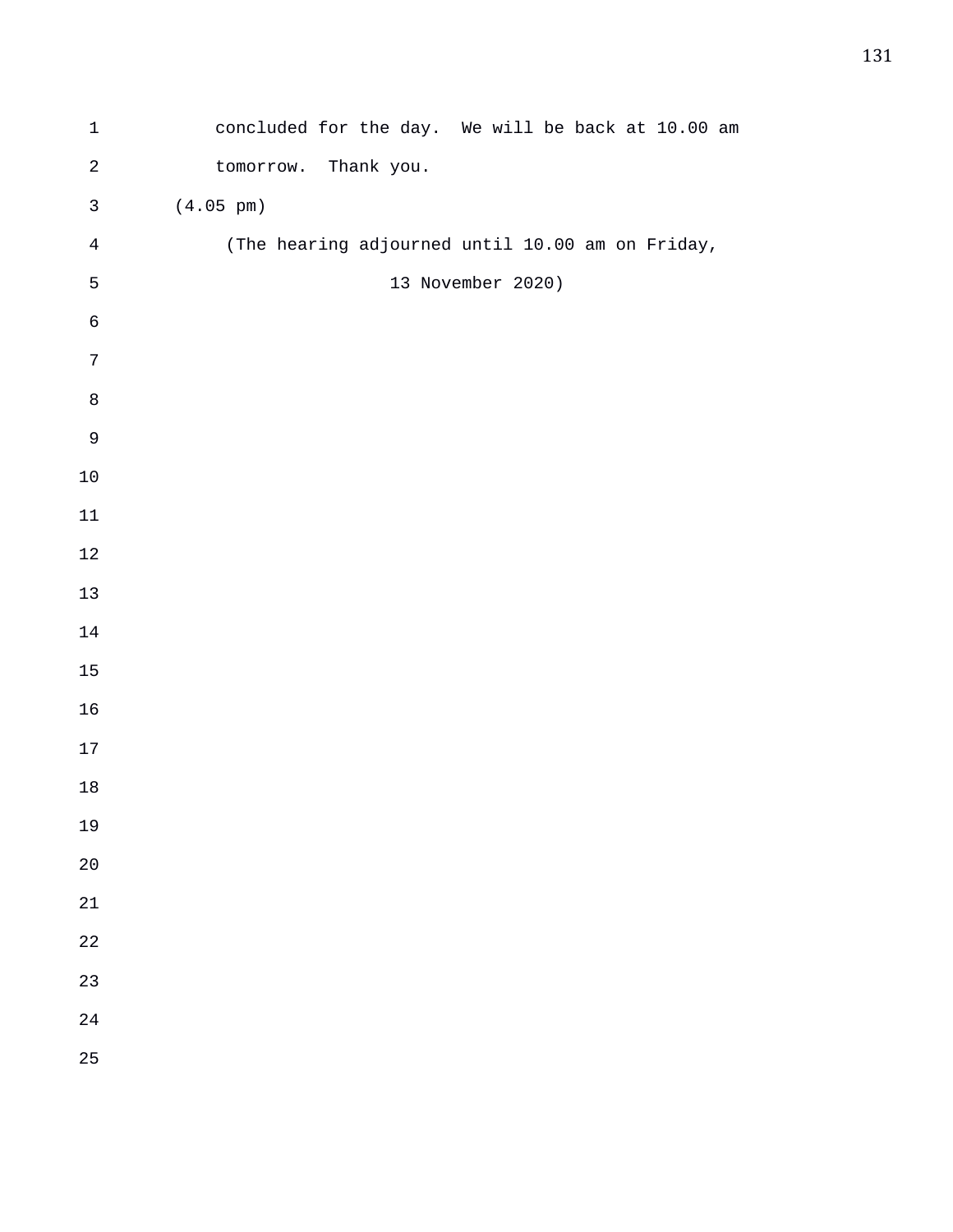concluded for the day. We will be back at 10.00 am tomorrow. Thank you.

(4.05 pm)

(The hearing adjourned until 10.00 am on Friday, 13 November 2020)